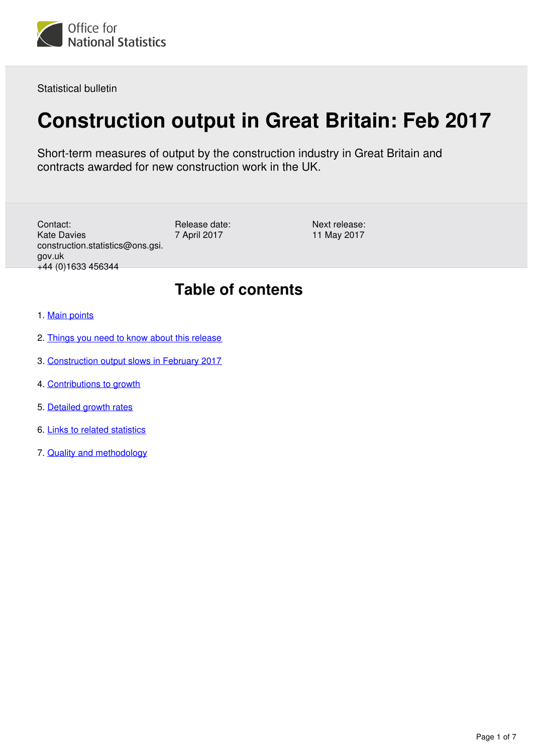Office for National Statistics

Statistical bulletin

# Construction output in Great Britain: Feb 2017

Short-term measures of output by the construction industry in Great Britain and contracts awarded for new construction work in the UK.

Contact:
Kate Davies
construction.statistics@ons.gsi.gov.uk
+44 (0)1633 456344

Release date:
7 April 2017

Next release:
11 May 2017

## Table of contents

1. Main points
2. Things you need to know about this release
3. Construction output slows in February 2017
4. Contributions to growth
5. Detailed growth rates
6. Links to related statistics
7. Quality and methodology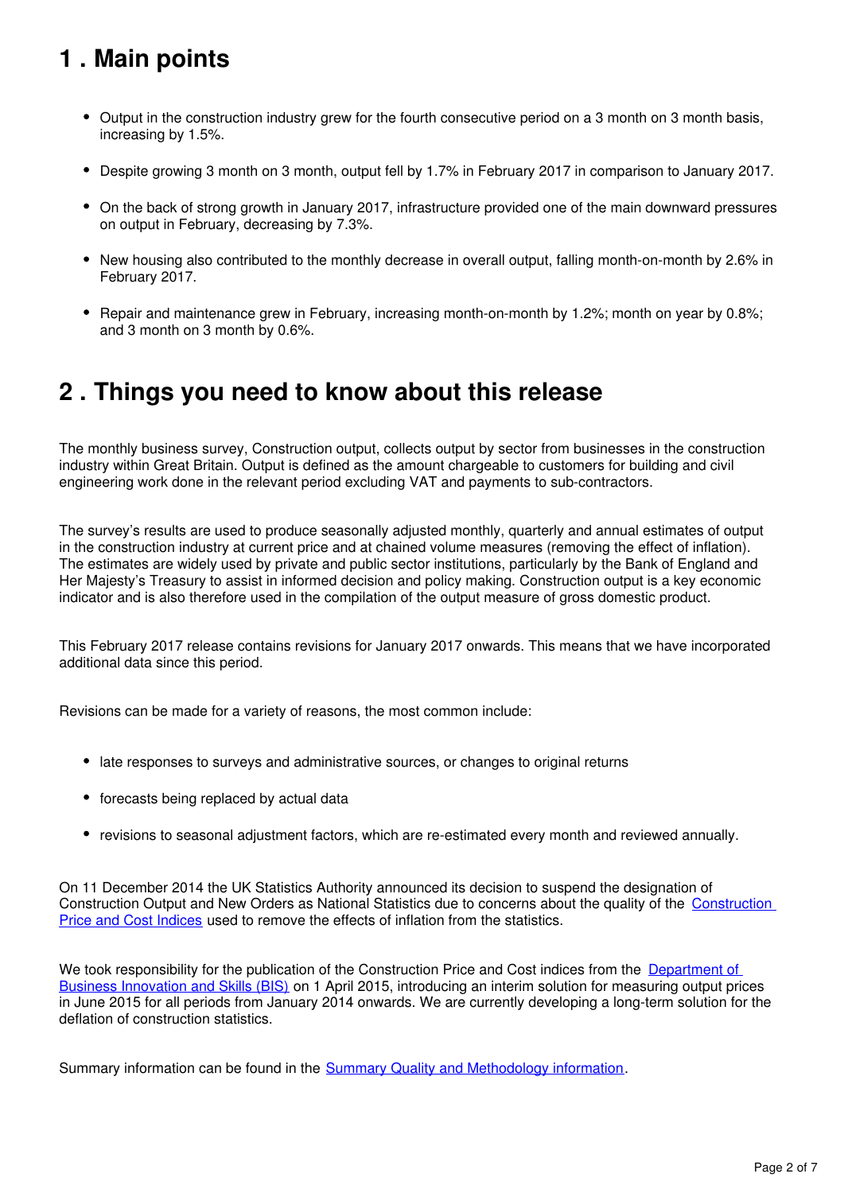## 1 . Main points

- Output in the construction industry grew for the fourth consecutive period on a 3 month on 3 month basis, increasing by 1.5%.
- Despite growing 3 month on 3 month, output fell by 1.7% in February 2017 in comparison to January 2017.
- On the back of strong growth in January 2017, infrastructure provided one of the main downward pressures on output in February, decreasing by 7.3%.
- New housing also contributed to the monthly decrease in overall output, falling month-on-month by 2.6% in February 2017.
- Repair and maintenance grew in February, increasing month-on-month by 1.2%; month on year by 0.8%; and 3 month on 3 month by 0.6%.

## 2 . Things you need to know about this release

The monthly business survey, Construction output, collects output by sector from businesses in the construction industry within Great Britain. Output is defined as the amount chargeable to customers for building and civil engineering work done in the relevant period excluding VAT and payments to sub-contractors.

The survey's results are used to produce seasonally adjusted monthly, quarterly and annual estimates of output in the construction industry at current price and at chained volume measures (removing the effect of inflation). The estimates are widely used by private and public sector institutions, particularly by the Bank of England and Her Majesty's Treasury to assist in informed decision and policy making. Construction output is a key economic indicator and is also therefore used in the compilation of the output measure of gross domestic product.

This February 2017 release contains revisions for January 2017 onwards. This means that we have incorporated additional data since this period.

Revisions can be made for a variety of reasons, the most common include:

- late responses to surveys and administrative sources, or changes to original returns
- forecasts being replaced by actual data
- revisions to seasonal adjustment factors, which are re-estimated every month and reviewed annually.

On 11 December 2014 the UK Statistics Authority announced its decision to suspend the designation of Construction Output and New Orders as National Statistics due to concerns about the quality of the Construction Price and Cost Indices used to remove the effects of inflation from the statistics.

We took responsibility for the publication of the Construction Price and Cost indices from the Department of Business Innovation and Skills (BIS) on 1 April 2015, introducing an interim solution for measuring output prices in June 2015 for all periods from January 2014 onwards. We are currently developing a long-term solution for the deflation of construction statistics.

Summary information can be found in the Summary Quality and Methodology information.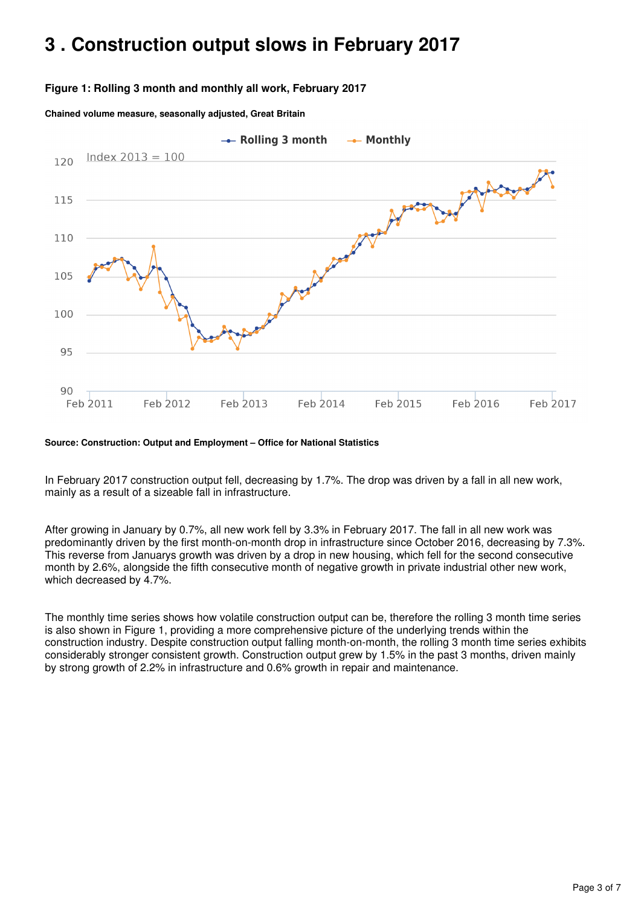# 3 . Construction output slows in February 2017

**Figure 1: Rolling 3 month and monthly all work, February 2017**

**Chained volume measure, seasonally adjusted, Great Britain**

**Source: Construction: Output and Employment – Office for National Statistics**

In February 2017 construction output fell, decreasing by 1.7%. The drop was driven by a fall in all new work, mainly as a result of a sizeable fall in infrastructure.

After growing in January by 0.7%, all new work fell by 3.3% in February 2017. The fall in all new work was predominantly driven by the first month-on-month drop in infrastructure since October 2016, decreasing by 7.3%. This reverse from Januarys growth was driven by a drop in new housing, which fell for the second consecutive month by 2.6%, alongside the fifth consecutive month of negative growth in private industrial other new work, which decreased by 4.7%.

The monthly time series shows how volatile construction output can be, therefore the rolling 3 month time series is also shown in Figure 1, providing a more comprehensive picture of the underlying trends within the construction industry. Despite construction output falling month-on-month, the rolling 3 month time series exhibits considerably stronger consistent growth. Construction output grew by 1.5% in the past 3 months, driven mainly by strong growth of 2.2% in infrastructure and 0.6% growth in repair and maintenance.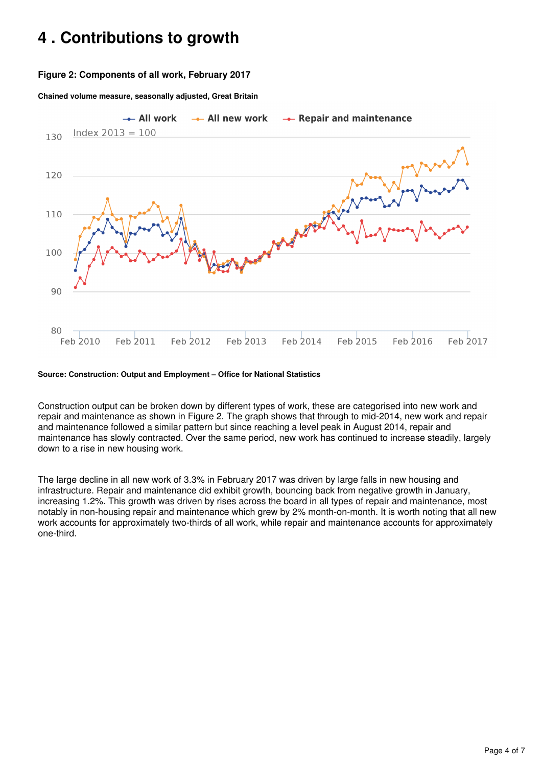# 4 . Contributions to growth

**Figure 2: Components of all work, February 2017**

**Chained volume measure, seasonally adjusted, Great Britain**

**Source: Construction: Output and Employment – Office for National Statistics**

Construction output can be broken down by different types of work, these are categorised into new work and repair and maintenance as shown in Figure 2. The graph shows that through to mid-2014, new work and repair and maintenance followed a similar pattern but since reaching a level peak in August 2014, repair and maintenance has slowly contracted. Over the same period, new work has continued to increase steadily, largely down to a rise in new housing work.

The large decline in all new work of 3.3% in February 2017 was driven by large falls in new housing and infrastructure. Repair and maintenance did exhibit growth, bouncing back from negative growth in January, increasing 1.2%. This growth was driven by rises across the board in all types of repair and maintenance, most notably in non-housing repair and maintenance which grew by 2% month-on-month. It is worth noting that all new work accounts for approximately two-thirds of all work, while repair and maintenance accounts for approximately one-third.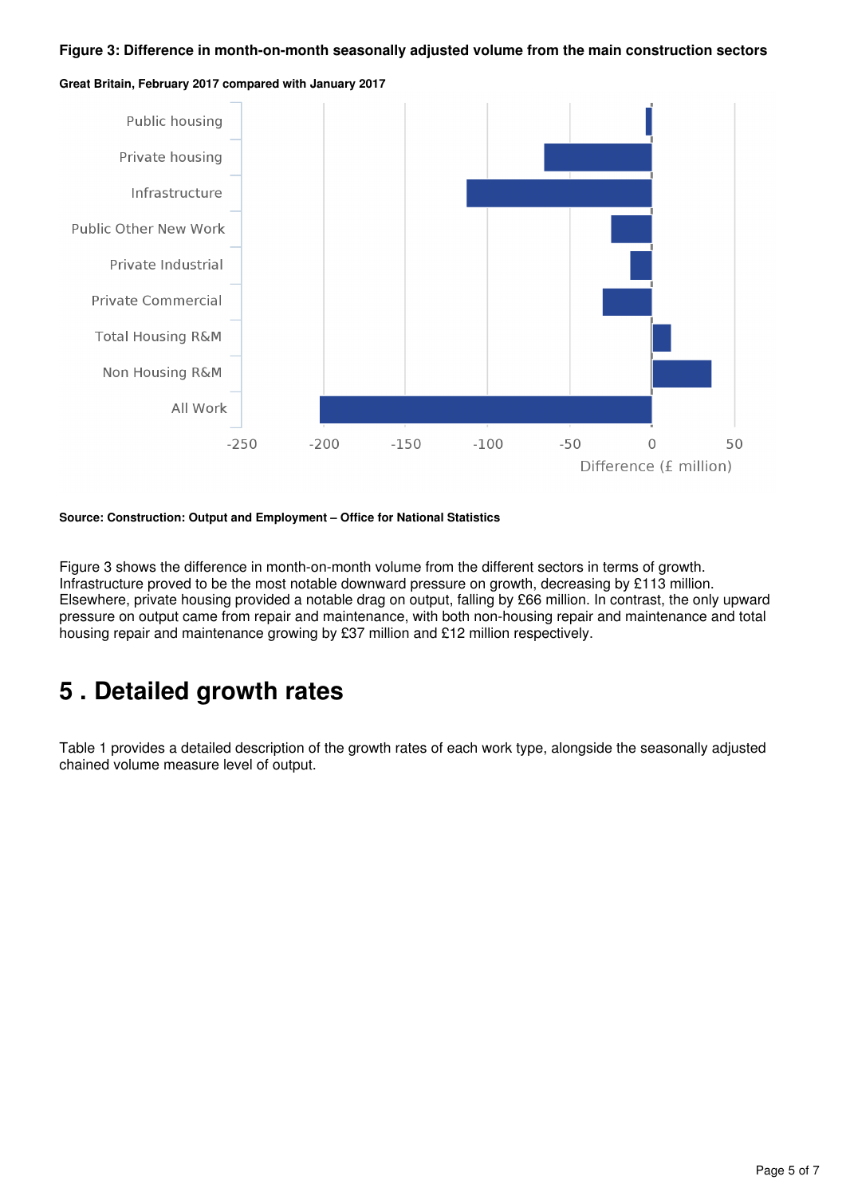**Figure 3: Difference in month-on-month seasonally adjusted volume from the main construction sectors**

**Great Britain, February 2017 compared with January 2017**

**Source: Construction: Output and Employment – Office for National Statistics**

Figure 3 shows the difference in month-on-month volume from the different sectors in terms of growth. Infrastructure proved to be the most notable downward pressure on growth, decreasing by £113 million. Elsewhere, private housing provided a notable drag on output, falling by £66 million. In contrast, the only upward pressure on output came from repair and maintenance, with both non-housing repair and maintenance and total housing repair and maintenance growing by £37 million and £12 million respectively.

# 5 . Detailed growth rates

Table 1 provides a detailed description of the growth rates of each work type, alongside the seasonally adjusted chained volume measure level of output.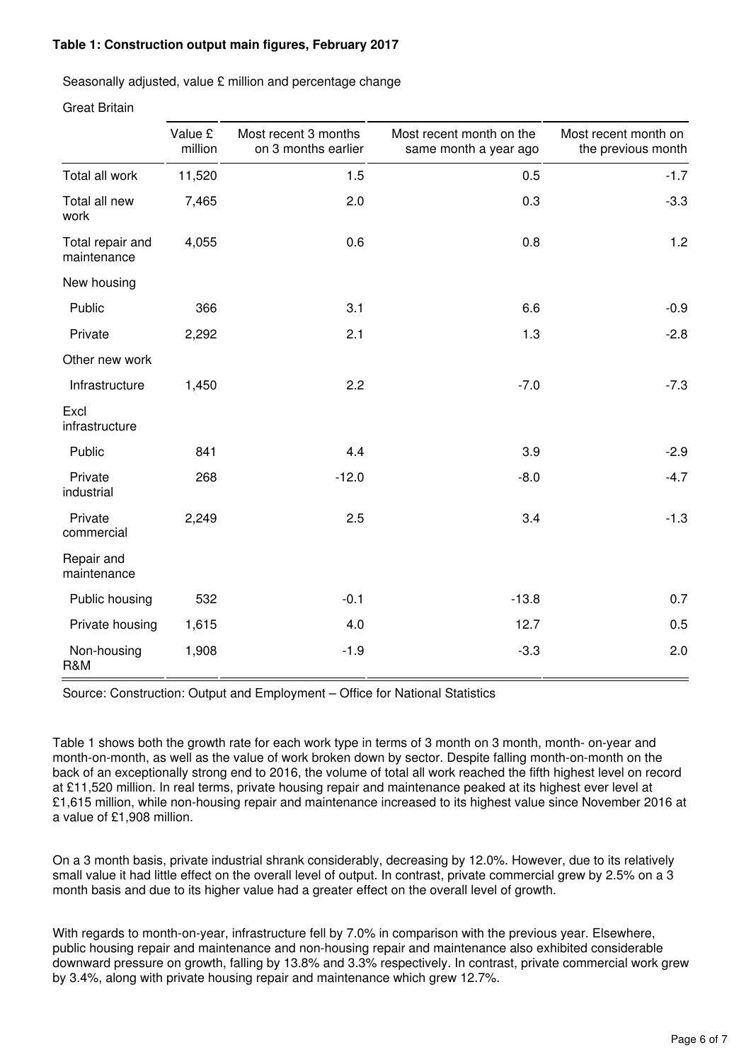**Table 1: Construction output main figures, February 2017**

Seasonally adjusted, value £ million and percentage change

Great Britain

| | Value £ million | Most recent 3 months on 3 months earlier | Most recent month on the same month a year ago | Most recent month on the previous month |
|---|---|---|---|---|
| Total all work | 11,520 | 1.5 | 0.5 | -1.7 |
| Total all new work | 7,465 | 2.0 | 0.3 | -3.3 |
| Total repair and maintenance | 4,055 | 0.6 | 0.8 | 1.2 |
| New housing | | | | |
| Public | 366 | 3.1 | 6.6 | -0.9 |
| Private | 2,292 | 2.1 | 1.3 | -2.8 |
| Other new work | | | | |
| Infrastructure | 1,450 | 2.2 | -7.0 | -7.3 |
| Excl infrastructure | | | | |
| Public | 841 | 4.4 | 3.9 | -2.9 |
| Private industrial | 268 | -12.0 | -8.0 | -4.7 |
| Private commercial | 2,249 | 2.5 | 3.4 | -1.3 |
| Repair and maintenance | | | | |
| Public housing | 532 | -0.1 | -13.8 | 0.7 |
| Private housing | 1,615 | 4.0 | 12.7 | 0.5 |
| Non-housing R&M | 1,908 | -1.9 | -3.3 | 2.0 |

Source: Construction: Output and Employment – Office for National Statistics

Table 1 shows both the growth rate for each work type in terms of 3 month on 3 month, month- on-year and month-on-month, as well as the value of work broken down by sector. Despite falling month-on-month on the back of an exceptionally strong end to 2016, the volume of total all work reached the fifth highest level on record at £11,520 million. In real terms, private housing repair and maintenance peaked at its highest ever level at £1,615 million, while non-housing repair and maintenance increased to its highest value since November 2016 at a value of £1,908 million.

On a 3 month basis, private industrial shrank considerably, decreasing by 12.0%. However, due to its relatively small value it had little effect on the overall level of output. In contrast, private commercial grew by 2.5% on a 3 month basis and due to its higher value had a greater effect on the overall level of growth.

With regards to month-on-year, infrastructure fell by 7.0% in comparison with the previous year. Elsewhere, public housing repair and maintenance and non-housing repair and maintenance also exhibited considerable downward pressure on growth, falling by 13.8% and 3.3% respectively. In contrast, private commercial work grew by 3.4%, along with private housing repair and maintenance which grew 12.7%.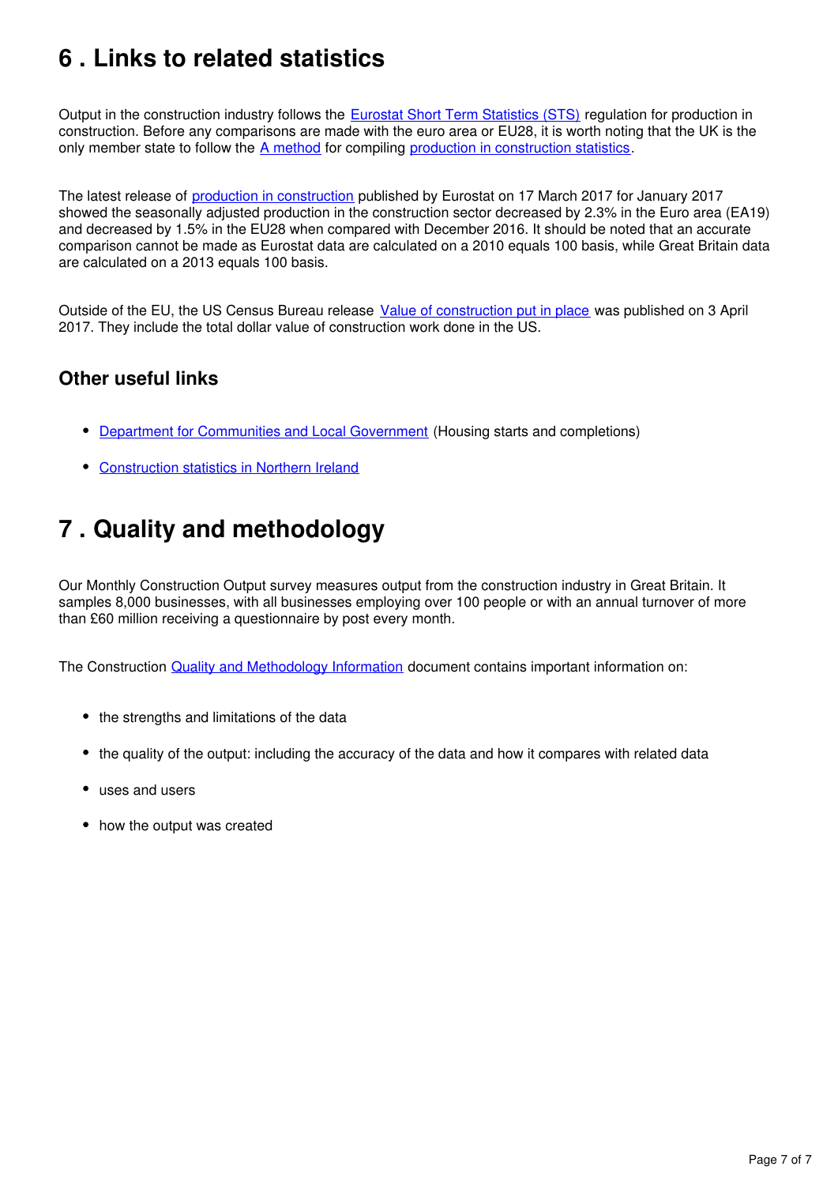# 6 . Links to related statistics

Output in the construction industry follows the [Eurostat Short Term Statistics (STS)] regulation for production in construction. Before any comparisons are made with the euro area or EU28, it is worth noting that the UK is the only member state to follow the [A method] for compiling [production in construction statistics].

The latest release of [production in construction] published by Eurostat on 17 March 2017 for January 2017 showed the seasonally adjusted production in the construction sector decreased by 2.3% in the Euro area (EA19) and decreased by 1.5% in the EU28 when compared with December 2016. It should be noted that an accurate comparison cannot be made as Eurostat data are calculated on a 2010 equals 100 basis, while Great Britain data are calculated on a 2013 equals 100 basis.

Outside of the EU, the US Census Bureau release [Value of construction put in place] was published on 3 April 2017. They include the total dollar value of construction work done in the US.

## Other useful links

- [Department for Communities and Local Government] (Housing starts and completions)
- [Construction statistics in Northern Ireland]

# 7 . Quality and methodology

Our Monthly Construction Output survey measures output from the construction industry in Great Britain. It samples 8,000 businesses, with all businesses employing over 100 people or with an annual turnover of more than £60 million receiving a questionnaire by post every month.

The Construction [Quality and Methodology Information] document contains important information on:

- the strengths and limitations of the data
- the quality of the output: including the accuracy of the data and how it compares with related data
- uses and users
- how the output was created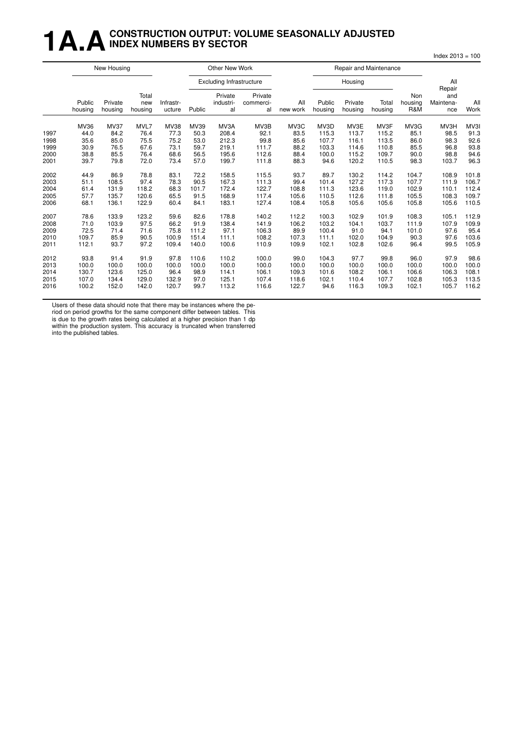# 1A.A CONSTRUCTION OUTPUT: VOLUME SEASONALLY ADJUSTED INDEX NUMBERS BY SECTOR

Index 2013 = 100

| | New Housing | | | Other New Work | | | | | Repair and Maintenance | | | | | |
|---|---|---|---|---|---|---|---|---|---|---|---|---|---|---|
| | | | | | Excluding Infrastructure | | | | Housing | | | | | |
| | Public housing | Private housing | Total new housing | Infrastr-ucture | Public | Private industri-al | Private commerci-al | All new work | Public housing | Private housing | Total housing | Non housing R&M | All Repair and Maintena-nce | All Work |
| | MV36 | MV37 | MVL7 | MV38 | MV39 | MV3A | MV3B | MV3C | MV3D | MV3E | MV3F | MV3G | MV3H | MV3I |
| 1997 | 44.0 | 84.2 | 76.4 | 77.3 | 50.3 | 208.4 | 92.1 | 83.5 | 115.3 | 113.7 | 115.2 | 85.1 | 98.5 | 91.3 |
| 1998 | 35.6 | 85.0 | 75.5 | 75.2 | 53.0 | 212.3 | 99.8 | 85.6 | 107.7 | 116.1 | 113.5 | 86.0 | 98.3 | 92.6 |
| 1999 | 30.9 | 76.5 | 67.6 | 73.1 | 59.7 | 219.1 | 111.7 | 88.2 | 103.3 | 114.6 | 110.8 | 85.5 | 96.8 | 93.8 |
| 2000 | 38.8 | 85.5 | 76.4 | 68.6 | 56.5 | 195.6 | 112.6 | 88.4 | 100.0 | 115.2 | 109.7 | 90.0 | 98.8 | 94.6 |
| 2001 | 39.7 | 79.8 | 72.0 | 73.4 | 57.0 | 199.7 | 111.8 | 88.3 | 94.6 | 120.2 | 110.5 | 98.3 | 103.7 | 96.3 |
| 2002 | 44.9 | 86.9 | 78.8 | 83.1 | 72.2 | 158.5 | 115.5 | 93.7 | 89.7 | 130.2 | 114.2 | 104.7 | 108.9 | 101.8 |
| 2003 | 51.1 | 108.5 | 97.4 | 78.3 | 90.5 | 167.3 | 111.3 | 99.4 | 101.4 | 127.2 | 117.3 | 107.7 | 111.9 | 106.7 |
| 2004 | 61.4 | 131.9 | 118.2 | 68.3 | 101.7 | 172.4 | 122.7 | 108.8 | 111.3 | 123.6 | 119.0 | 102.9 | 110.1 | 112.4 |
| 2005 | 57.7 | 135.7 | 120.6 | 65.5 | 91.5 | 168.9 | 117.4 | 105.6 | 110.5 | 112.6 | 111.8 | 105.5 | 108.3 | 109.7 |
| 2006 | 68.1 | 136.1 | 122.9 | 60.4 | 84.1 | 183.1 | 127.4 | 108.4 | 105.8 | 105.6 | 105.6 | 105.8 | 105.6 | 110.5 |
| 2007 | 78.6 | 133.9 | 123.2 | 59.6 | 82.6 | 178.8 | 140.2 | 112.2 | 100.3 | 102.9 | 101.9 | 108.3 | 105.1 | 112.9 |
| 2008 | 71.0 | 103.9 | 97.5 | 66.2 | 91.9 | 138.4 | 141.9 | 106.2 | 103.2 | 104.1 | 103.7 | 111.9 | 107.9 | 109.9 |
| 2009 | 72.5 | 71.4 | 71.6 | 75.8 | 111.2 | 97.1 | 106.3 | 89.9 | 100.4 | 91.0 | 94.1 | 101.0 | 97.6 | 95.4 |
| 2010 | 109.7 | 85.9 | 90.5 | 100.9 | 151.4 | 111.1 | 108.2 | 107.3 | 111.1 | 102.0 | 104.9 | 90.3 | 97.6 | 103.6 |
| 2011 | 112.1 | 93.7 | 97.2 | 109.4 | 140.0 | 100.6 | 110.9 | 109.9 | 102.1 | 102.8 | 102.6 | 96.4 | 99.5 | 105.9 |
| 2012 | 93.8 | 91.4 | 91.9 | 97.8 | 110.6 | 110.2 | 100.0 | 99.0 | 104.3 | 97.7 | 99.8 | 96.0 | 97.9 | 98.6 |
| 2013 | 100.0 | 100.0 | 100.0 | 100.0 | 100.0 | 100.0 | 100.0 | 100.0 | 100.0 | 100.0 | 100.0 | 100.0 | 100.0 | 100.0 |
| 2014 | 130.7 | 123.6 | 125.0 | 96.4 | 98.9 | 114.1 | 106.1 | 109.3 | 101.6 | 108.2 | 106.1 | 106.6 | 106.3 | 108.1 |
| 2015 | 107.0 | 134.4 | 129.0 | 132.9 | 97.0 | 125.1 | 107.4 | 118.6 | 102.1 | 110.4 | 107.7 | 102.8 | 105.3 | 113.5 |
| 2016 | 100.2 | 152.0 | 142.0 | 120.7 | 99.7 | 113.2 | 116.6 | 122.7 | 94.6 | 116.3 | 109.3 | 102.1 | 105.7 | 116.2 |

Users of these data should note that there may be instances where the period on period growths for the same component differ between tables. This is due to the growth rates being calculated at a higher precision than 1 dp within the production system. This accuracy is truncated when transferred into the published tables.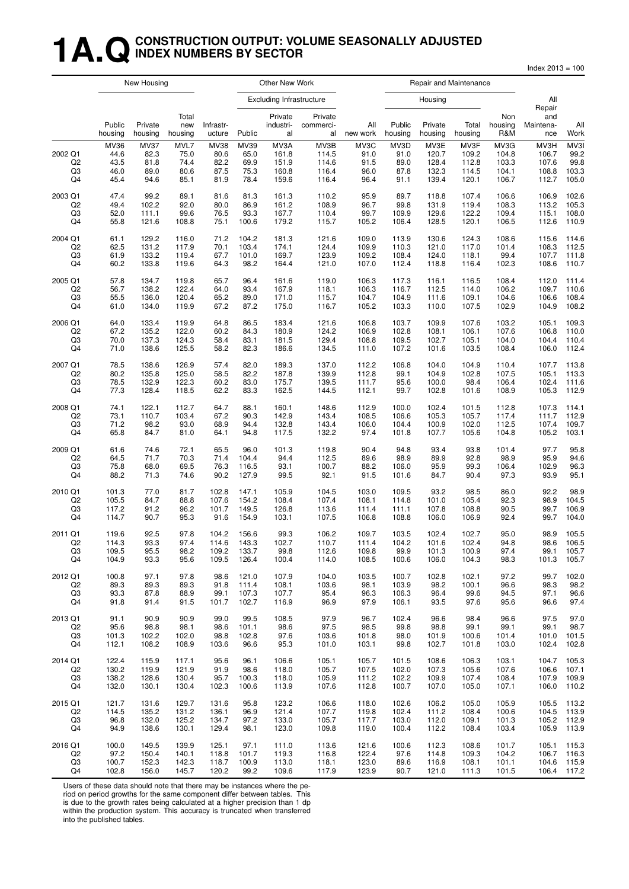# 1A.Q CONSTRUCTION OUTPUT: VOLUME SEASONALLY ADJUSTED INDEX NUMBERS BY SECTOR

Index 2013 = 100

| | New Housing | | | Other New Work | | | | | Repair and Maintenance | | | | | |
|---|---|---|---|---|---|---|---|---|---|---|---|---|---|---|
| | | | | | Excluding Infrastructure | | | | Housing | | | | | |
| | Public housing | Private housing | Total new housing | Infrastr-ucture | Public | Private industri-al | Private commerci-al | All new work | Public housing | Private housing | Total housing | Non housing R&M | All Repair and Maintena-nce | All Work |
| | MV36 | MV37 | MVL7 | MV38 | MV39 | MV3A | MV3B | MV3C | MV3D | MV3E | MV3F | MV3G | MV3H | MV3I |
| 2002 Q1 | 44.6 | 82.3 | 75.0 | 80.6 | 65.0 | 161.8 | 114.5 | 91.0 | 91.0 | 120.7 | 109.2 | 104.8 | 106.7 | 99.2 |
| Q2 | 43.5 | 81.8 | 74.4 | 82.2 | 69.9 | 151.9 | 114.6 | 91.5 | 89.0 | 128.4 | 112.8 | 103.3 | 107.6 | 99.8 |
| Q3 | 46.0 | 89.0 | 80.6 | 87.5 | 75.3 | 160.8 | 116.4 | 96.0 | 87.8 | 132.3 | 114.5 | 104.1 | 108.8 | 103.3 |
| Q4 | 45.4 | 94.6 | 85.1 | 81.9 | 78.4 | 159.6 | 116.4 | 96.4 | 91.1 | 139.4 | 120.1 | 106.7 | 112.7 | 105.0 |
| 2003 Q1 | 47.4 | 99.2 | 89.1 | 81.6 | 81.3 | 161.3 | 110.2 | 95.9 | 89.7 | 118.8 | 107.4 | 106.6 | 106.9 | 102.6 |
| Q2 | 49.4 | 102.2 | 92.0 | 80.0 | 86.9 | 161.2 | 108.9 | 96.7 | 99.8 | 131.9 | 119.4 | 108.3 | 113.2 | 105.3 |
| Q3 | 52.0 | 111.1 | 99.6 | 76.5 | 93.3 | 167.7 | 110.4 | 99.7 | 109.9 | 129.6 | 122.2 | 109.4 | 115.1 | 108.0 |
| Q4 | 55.8 | 121.6 | 108.8 | 75.1 | 100.6 | 179.2 | 115.7 | 105.2 | 106.4 | 128.5 | 120.1 | 106.5 | 112.6 | 110.9 |
| 2004 Q1 | 61.1 | 129.2 | 116.0 | 71.2 | 104.2 | 181.3 | 121.6 | 109.0 | 113.9 | 130.6 | 124.3 | 108.6 | 115.6 | 114.6 |
| Q2 | 62.5 | 131.2 | 117.9 | 70.1 | 103.4 | 174.1 | 124.4 | 109.9 | 110.3 | 121.0 | 117.0 | 101.4 | 108.3 | 112.5 |
| Q3 | 61.9 | 133.2 | 119.4 | 67.7 | 101.0 | 169.7 | 123.9 | 109.2 | 108.4 | 124.0 | 118.1 | 99.4 | 107.7 | 111.8 |
| Q4 | 60.2 | 133.8 | 119.6 | 64.3 | 98.2 | 164.4 | 121.0 | 107.0 | 112.4 | 118.8 | 116.4 | 102.3 | 108.6 | 110.7 |
| 2005 Q1 | 57.8 | 134.7 | 119.8 | 65.7 | 96.4 | 161.6 | 119.0 | 106.3 | 117.3 | 116.1 | 116.5 | 108.4 | 112.0 | 111.4 |
| Q2 | 56.7 | 138.2 | 122.4 | 64.0 | 93.4 | 167.9 | 118.1 | 106.3 | 116.7 | 112.5 | 114.0 | 106.2 | 109.7 | 110.6 |
| Q3 | 55.5 | 136.0 | 120.4 | 65.2 | 89.0 | 171.0 | 115.7 | 104.7 | 104.9 | 111.6 | 109.1 | 104.6 | 106.6 | 108.4 |
| Q4 | 61.0 | 134.0 | 119.9 | 67.2 | 87.2 | 175.0 | 116.7 | 105.2 | 103.3 | 110.0 | 107.5 | 102.9 | 104.9 | 108.2 |
| 2006 Q1 | 64.0 | 133.4 | 119.9 | 64.8 | 86.5 | 183.4 | 121.6 | 106.8 | 103.7 | 109.9 | 107.6 | 103.2 | 105.1 | 109.3 |
| Q2 | 67.2 | 135.2 | 122.0 | 60.2 | 84.3 | 180.9 | 124.2 | 106.9 | 102.8 | 108.1 | 106.1 | 107.6 | 106.8 | 110.0 |
| Q3 | 70.0 | 137.3 | 124.3 | 58.4 | 83.1 | 181.5 | 129.4 | 108.8 | 109.5 | 102.7 | 105.1 | 104.0 | 104.4 | 110.4 |
| Q4 | 71.0 | 138.6 | 125.5 | 58.2 | 82.3 | 186.6 | 134.5 | 111.0 | 107.2 | 101.6 | 103.5 | 108.4 | 106.0 | 112.4 |
| 2007 Q1 | 78.5 | 138.6 | 126.9 | 57.4 | 82.0 | 189.3 | 137.0 | 112.2 | 106.8 | 104.0 | 104.9 | 110.4 | 107.7 | 113.8 |
| Q2 | 80.2 | 135.8 | 125.0 | 58.5 | 82.2 | 187.8 | 139.9 | 112.8 | 99.1 | 104.9 | 102.8 | 107.5 | 105.1 | 113.3 |
| Q3 | 78.5 | 132.9 | 122.3 | 60.2 | 83.0 | 175.7 | 139.5 | 111.7 | 95.6 | 100.0 | 98.4 | 106.4 | 102.4 | 111.6 |
| Q4 | 77.3 | 128.4 | 118.5 | 62.2 | 83.3 | 162.5 | 144.5 | 112.1 | 99.7 | 102.8 | 101.6 | 108.9 | 105.3 | 112.9 |
| 2008 Q1 | 74.1 | 122.1 | 112.7 | 64.7 | 88.1 | 160.1 | 148.6 | 112.9 | 100.0 | 102.4 | 101.5 | 112.8 | 107.3 | 114.1 |
| Q2 | 73.1 | 110.7 | 103.4 | 67.2 | 90.3 | 142.9 | 143.4 | 108.5 | 106.6 | 105.3 | 105.7 | 117.4 | 111.7 | 112.9 |
| Q3 | 71.2 | 98.2 | 93.0 | 68.9 | 94.4 | 132.8 | 143.4 | 106.0 | 104.4 | 100.9 | 102.0 | 112.5 | 107.4 | 109.7 |
| Q4 | 65.8 | 84.7 | 81.0 | 64.1 | 94.8 | 117.5 | 132.2 | 97.4 | 101.8 | 107.7 | 105.6 | 104.8 | 105.2 | 103.1 |
| 2009 Q1 | 61.6 | 74.6 | 72.1 | 65.5 | 96.0 | 101.3 | 119.8 | 90.4 | 94.8 | 93.4 | 93.8 | 101.4 | 97.7 | 95.8 |
| Q2 | 64.5 | 71.7 | 70.3 | 71.4 | 104.4 | 94.4 | 112.5 | 89.6 | 98.9 | 89.9 | 92.8 | 98.9 | 95.9 | 94.6 |
| Q3 | 75.8 | 68.0 | 69.5 | 76.3 | 116.5 | 93.1 | 100.7 | 88.2 | 106.0 | 95.9 | 99.3 | 106.4 | 102.9 | 96.3 |
| Q4 | 88.2 | 71.3 | 74.6 | 90.2 | 127.9 | 99.5 | 92.1 | 91.5 | 101.6 | 84.7 | 90.4 | 97.3 | 93.9 | 95.1 |
| 2010 Q1 | 101.3 | 77.0 | 81.7 | 102.8 | 147.1 | 105.9 | 104.5 | 103.0 | 109.5 | 93.2 | 98.5 | 86.0 | 92.2 | 98.9 |
| Q2 | 105.5 | 84.7 | 88.8 | 107.6 | 154.2 | 108.4 | 107.4 | 108.1 | 114.8 | 101.0 | 105.4 | 92.3 | 98.9 | 104.5 |
| Q3 | 117.2 | 91.2 | 96.2 | 101.7 | 149.5 | 126.8 | 113.6 | 111.4 | 111.1 | 107.8 | 108.8 | 90.5 | 99.7 | 106.9 |
| Q4 | 114.7 | 90.7 | 95.3 | 91.6 | 154.9 | 103.1 | 107.5 | 106.8 | 108.8 | 106.0 | 106.9 | 92.4 | 99.7 | 104.0 |
| 2011 Q1 | 119.6 | 92.5 | 97.8 | 104.2 | 156.6 | 99.3 | 106.2 | 109.7 | 103.5 | 102.4 | 102.7 | 95.0 | 98.9 | 105.5 |
| Q2 | 114.3 | 93.3 | 97.4 | 114.6 | 143.3 | 102.7 | 110.7 | 111.4 | 104.2 | 101.6 | 102.4 | 94.8 | 98.6 | 106.5 |
| Q3 | 109.5 | 95.5 | 98.2 | 109.2 | 133.7 | 99.8 | 112.6 | 109.8 | 99.9 | 101.3 | 100.9 | 97.4 | 99.1 | 105.7 |
| Q4 | 104.9 | 93.3 | 95.6 | 109.5 | 126.4 | 100.4 | 114.0 | 108.5 | 100.6 | 106.0 | 104.3 | 98.3 | 101.3 | 105.7 |
| 2012 Q1 | 100.8 | 97.1 | 97.8 | 98.6 | 121.0 | 107.9 | 104.0 | 103.5 | 100.7 | 102.8 | 102.1 | 97.2 | 99.7 | 102.0 |
| Q2 | 89.3 | 89.3 | 89.3 | 91.8 | 111.4 | 108.1 | 103.6 | 98.1 | 103.9 | 98.2 | 100.1 | 96.6 | 98.3 | 98.2 |
| Q3 | 93.3 | 87.8 | 88.9 | 99.1 | 107.3 | 107.7 | 95.4 | 96.3 | 106.3 | 96.4 | 99.6 | 94.5 | 97.1 | 96.6 |
| Q4 | 91.8 | 91.4 | 91.5 | 101.7 | 102.7 | 116.9 | 96.9 | 97.9 | 106.1 | 93.5 | 97.6 | 95.6 | 96.6 | 97.4 |
| 2013 Q1 | 91.1 | 90.9 | 90.9 | 99.0 | 99.5 | 108.5 | 97.9 | 96.7 | 102.4 | 96.6 | 98.4 | 96.6 | 97.5 | 97.0 |
| Q2 | 95.6 | 98.8 | 98.1 | 98.6 | 101.1 | 98.6 | 97.5 | 98.5 | 99.8 | 98.8 | 99.1 | 99.1 | 99.1 | 98.7 |
| Q3 | 101.3 | 102.2 | 102.0 | 98.8 | 102.8 | 97.6 | 103.6 | 101.8 | 98.0 | 101.9 | 100.6 | 101.4 | 101.0 | 101.5 |
| Q4 | 112.1 | 108.2 | 108.9 | 103.6 | 96.6 | 95.3 | 101.0 | 103.1 | 99.8 | 102.7 | 101.8 | 103.0 | 102.4 | 102.8 |
| 2014 Q1 | 122.4 | 115.9 | 117.1 | 95.6 | 96.1 | 106.6 | 105.1 | 105.7 | 101.5 | 108.6 | 106.3 | 103.1 | 104.7 | 105.3 |
| Q2 | 130.2 | 119.9 | 121.9 | 91.9 | 98.6 | 118.0 | 105.7 | 107.5 | 102.0 | 107.3 | 105.6 | 107.6 | 106.6 | 107.1 |
| Q3 | 138.2 | 128.6 | 130.4 | 95.7 | 100.3 | 118.0 | 105.9 | 111.2 | 102.2 | 109.9 | 107.4 | 108.4 | 107.9 | 109.9 |
| Q4 | 132.0 | 130.1 | 130.4 | 102.3 | 100.6 | 113.9 | 107.6 | 112.8 | 100.7 | 107.0 | 105.0 | 107.1 | 106.0 | 110.2 |
| 2015 Q1 | 121.7 | 131.6 | 129.7 | 131.6 | 95.8 | 123.2 | 106.6 | 118.0 | 102.6 | 106.2 | 105.0 | 105.9 | 105.5 | 113.2 |
| Q2 | 114.5 | 135.2 | 131.2 | 136.1 | 96.9 | 121.4 | 107.7 | 119.8 | 102.4 | 111.2 | 108.4 | 100.6 | 104.5 | 113.9 |
| Q3 | 96.8 | 132.0 | 125.2 | 134.7 | 97.2 | 133.0 | 105.7 | 117.7 | 103.0 | 112.0 | 109.1 | 101.3 | 105.2 | 112.9 |
| Q4 | 94.9 | 138.6 | 130.1 | 129.4 | 98.1 | 123.0 | 109.8 | 119.0 | 100.4 | 112.2 | 108.4 | 103.4 | 105.9 | 113.9 |
| 2016 Q1 | 100.0 | 149.5 | 139.9 | 125.1 | 97.1 | 111.0 | 113.6 | 121.6 | 100.6 | 112.3 | 108.6 | 101.7 | 105.1 | 115.3 |
| Q2 | 97.2 | 150.4 | 140.1 | 118.8 | 101.7 | 119.3 | 116.8 | 122.4 | 97.6 | 114.8 | 109.3 | 104.2 | 106.7 | 116.3 |
| Q3 | 100.7 | 152.3 | 142.3 | 118.7 | 100.9 | 113.0 | 118.1 | 123.0 | 89.6 | 116.9 | 108.1 | 101.1 | 104.6 | 115.9 |
| Q4 | 102.8 | 156.0 | 145.7 | 120.2 | 99.2 | 109.6 | 117.9 | 123.9 | 90.7 | 121.0 | 111.3 | 101.5 | 106.4 | 117.2 |

Users of these data should note that there may be instances where the period on period growths for the same component differ between tables. This is due to the growth rates being calculated at a higher precision than 1 dp within the production system. This accuracy is truncated when transferred into the published tables.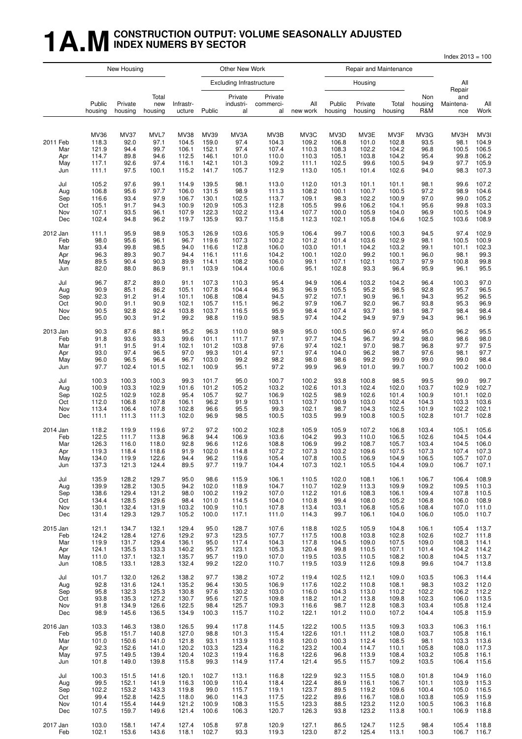# 1A.M CONSTRUCTION OUTPUT: VOLUME SEASONALLY ADJUSTED INDEX NUMERS BY SECTOR

Index 2013 = 100

| | New Housing | | | Other New Work | | | | | Repair and Maintenance | | | | | |
|---|---|---|---|---|---|---|---|---|---|---|---|---|---|---|
| | | | | | Excluding Infrastructure | | | | Housing | | | | All Repair | |
| | Public housing | Private housing | Total new housing | Infrastr-ucture | Public | Private industri-al | Private commerci-al | All new work | Public housing | Private housing | Total housing | Non housing R&M | and Maintena-nce | All Work |
| | MV36 | MV37 | MVL7 | MV38 | MV39 | MV3A | MV3B | MV3C | MV3D | MV3E | MV3F | MV3G | MV3H | MV3I |
| 2011 Feb | 118.3 | 92.0 | 97.1 | 104.5 | 159.0 | 97.4 | 104.3 | 109.2 | 106.8 | 101.0 | 102.8 | 93.5 | 98.1 | 104.9 |
| Mar | 121.9 | 94.4 | 99.7 | 106.1 | 152.1 | 97.4 | 107.4 | 110.3 | 108.3 | 102.2 | 104.2 | 96.8 | 100.5 | 106.5 |
| Apr | 114.7 | 89.8 | 94.6 | 112.5 | 146.1 | 101.0 | 110.0 | 110.3 | 105.1 | 103.8 | 104.2 | 95.4 | 99.8 | 106.2 |
| May | 117.1 | 92.6 | 97.4 | 116.1 | 142.1 | 101.3 | 109.2 | 111.1 | 102.5 | 99.6 | 100.5 | 94.9 | 97.7 | 105.9 |
| Jun | 111.1 | 97.5 | 100.1 | 115.2 | 141.7 | 105.7 | 112.9 | 113.0 | 105.1 | 101.4 | 102.6 | 94.0 | 98.3 | 107.3 |
| Jul | 105.2 | 97.6 | 99.1 | 114.9 | 139.5 | 98.1 | 113.0 | 112.0 | 101.3 | 101.1 | 101.1 | 98.1 | 99.6 | 107.2 |
| Aug | 106.8 | 95.6 | 97.7 | 106.0 | 131.5 | 98.9 | 111.3 | 108.2 | 100.1 | 100.7 | 100.5 | 97.2 | 98.9 | 104.6 |
| Sep | 116.6 | 93.4 | 97.9 | 106.7 | 130.1 | 102.5 | 113.7 | 109.1 | 98.3 | 102.2 | 100.9 | 97.0 | 99.0 | 105.2 |
| Oct | 105.1 | 91.7 | 94.3 | 100.9 | 120.9 | 105.3 | 112.8 | 105.5 | 99.6 | 106.2 | 104.1 | 95.6 | 99.8 | 103.3 |
| Nov | 107.1 | 93.5 | 96.1 | 107.9 | 122.3 | 102.2 | 113.4 | 107.7 | 100.0 | 105.9 | 104.0 | 96.9 | 100.5 | 104.9 |
| Dec | 102.4 | 94.8 | 96.2 | 119.7 | 135.9 | 93.7 | 115.8 | 112.3 | 102.1 | 105.8 | 104.6 | 102.5 | 103.6 | 108.9 |
| 2012 Jan | 111.1 | 95.9 | 98.9 | 105.3 | 126.9 | 103.6 | 105.9 | 106.4 | 99.7 | 100.6 | 100.3 | 94.5 | 97.4 | 102.9 |
| Feb | 98.0 | 95.6 | 96.1 | 96.7 | 119.6 | 107.3 | 100.2 | 101.2 | 101.4 | 103.6 | 102.9 | 98.1 | 100.5 | 100.9 |
| Mar | 93.4 | 99.8 | 98.5 | 94.0 | 116.6 | 112.8 | 106.0 | 103.0 | 101.1 | 104.2 | 103.2 | 99.1 | 101.1 | 102.3 |
| Apr | 96.3 | 89.3 | 90.7 | 94.4 | 116.1 | 111.6 | 104.2 | 100.1 | 102.0 | 99.2 | 100.1 | 96.0 | 98.1 | 99.3 |
| May | 89.5 | 90.4 | 90.3 | 89.9 | 114.1 | 108.2 | 106.0 | 99.1 | 107.1 | 102.1 | 103.7 | 97.9 | 100.8 | 99.8 |
| Jun | 82.0 | 88.0 | 86.9 | 91.1 | 103.9 | 104.4 | 100.6 | 95.1 | 102.8 | 93.3 | 96.4 | 95.9 | 96.1 | 95.5 |
| Jul | 96.7 | 87.2 | 89.0 | 91.1 | 107.3 | 110.3 | 95.4 | 94.9 | 106.4 | 103.2 | 104.2 | 96.4 | 100.3 | 97.0 |
| Aug | 90.9 | 85.1 | 86.2 | 105.1 | 107.8 | 104.4 | 96.3 | 96.9 | 105.5 | 95.2 | 98.5 | 92.8 | 95.7 | 96.5 |
| Sep | 92.3 | 91.2 | 91.4 | 101.1 | 106.8 | 108.4 | 94.5 | 97.2 | 107.1 | 90.9 | 96.1 | 94.3 | 95.2 | 96.5 |
| Oct | 90.0 | 91.1 | 90.9 | 102.1 | 105.7 | 115.1 | 96.2 | 97.9 | 106.7 | 92.0 | 96.7 | 93.8 | 95.3 | 96.9 |
| Nov | 90.5 | 92.8 | 92.4 | 103.8 | 103.7 | 116.5 | 95.9 | 98.4 | 107.4 | 93.7 | 98.1 | 98.7 | 98.4 | 98.4 |
| Dec | 95.0 | 90.3 | 91.2 | 99.2 | 98.8 | 119.0 | 98.5 | 97.4 | 104.2 | 94.9 | 97.9 | 94.3 | 96.1 | 96.9 |
| 2013 Jan | 90.3 | 87.6 | 88.1 | 95.2 | 96.3 | 110.0 | 98.9 | 95.0 | 100.5 | 96.0 | 97.4 | 95.0 | 96.2 | 95.5 |
| Feb | 91.8 | 93.6 | 93.3 | 99.6 | 101.1 | 111.7 | 97.1 | 97.7 | 104.5 | 96.7 | 99.2 | 98.0 | 98.6 | 98.0 |
| Mar | 91.1 | 91.5 | 91.4 | 102.1 | 101.2 | 103.8 | 97.6 | 97.4 | 102.1 | 97.0 | 98.7 | 96.8 | 97.7 | 97.5 |
| Apr | 93.0 | 97.4 | 96.5 | 97.0 | 99.3 | 101.4 | 97.1 | 97.4 | 104.0 | 96.2 | 98.7 | 97.6 | 98.1 | 97.7 |
| May | 96.0 | 96.5 | 96.4 | 96.7 | 103.0 | 99.2 | 98.2 | 98.0 | 98.6 | 99.2 | 99.0 | 99.0 | 99.0 | 98.4 |
| Jun | 97.7 | 102.4 | 101.5 | 102.1 | 100.9 | 95.1 | 97.2 | 99.9 | 96.9 | 101.0 | 99.7 | 100.7 | 100.2 | 100.0 |
| Jul | 100.3 | 100.3 | 100.3 | 99.3 | 101.7 | 95.0 | 100.7 | 100.2 | 93.8 | 100.8 | 98.5 | 99.5 | 99.0 | 99.7 |
| Aug | 100.9 | 103.3 | 102.9 | 101.6 | 101.2 | 105.2 | 103.2 | 102.6 | 101.3 | 102.4 | 102.0 | 103.7 | 102.9 | 102.7 |
| Sep | 102.5 | 102.9 | 102.8 | 95.4 | 105.7 | 92.7 | 106.9 | 102.5 | 98.9 | 102.6 | 101.4 | 100.9 | 101.1 | 102.0 |
| Oct | 112.0 | 106.8 | 107.8 | 106.1 | 96.2 | 91.9 | 103.1 | 103.7 | 100.9 | 103.0 | 102.4 | 104.3 | 103.3 | 103.6 |
| Nov | 113.4 | 106.4 | 107.8 | 102.8 | 96.6 | 95.5 | 99.3 | 102.1 | 98.7 | 104.3 | 102.5 | 101.9 | 102.2 | 102.1 |
| Dec | 111.1 | 111.3 | 111.3 | 102.0 | 96.9 | 98.5 | 100.5 | 103.5 | 99.9 | 100.8 | 100.5 | 102.8 | 101.7 | 102.8 |
| 2014 Jan | 118.2 | 119.9 | 119.6 | 97.2 | 97.2 | 100.2 | 102.8 | 105.9 | 105.9 | 107.2 | 106.8 | 103.4 | 105.1 | 105.6 |
| Feb | 122.5 | 111.7 | 113.8 | 96.8 | 94.4 | 106.9 | 103.6 | 104.2 | 99.3 | 110.0 | 106.5 | 102.6 | 104.5 | 104.4 |
| Mar | 126.3 | 116.0 | 118.0 | 92.8 | 96.6 | 112.6 | 108.8 | 106.9 | 99.2 | 108.7 | 105.7 | 103.4 | 104.5 | 106.0 |
| Apr | 119.3 | 118.4 | 118.6 | 91.9 | 102.0 | 114.8 | 107.2 | 107.3 | 103.2 | 109.6 | 107.5 | 107.3 | 107.4 | 107.3 |
| May | 134.0 | 119.9 | 122.6 | 94.4 | 96.2 | 119.6 | 105.4 | 107.8 | 100.5 | 106.9 | 104.9 | 106.5 | 105.7 | 107.0 |
| Jun | 137.3 | 121.3 | 124.4 | 89.5 | 97.7 | 119.7 | 104.4 | 107.3 | 102.1 | 105.5 | 104.4 | 109.0 | 106.7 | 107.1 |
| Jul | 135.9 | 128.2 | 129.7 | 95.0 | 98.6 | 115.9 | 106.1 | 110.5 | 102.0 | 108.1 | 106.1 | 106.7 | 106.4 | 108.9 |
| Aug | 139.9 | 128.2 | 130.5 | 94.2 | 102.0 | 118.9 | 104.7 | 110.7 | 102.9 | 113.3 | 109.9 | 109.2 | 109.5 | 110.3 |
| Sep | 138.6 | 129.4 | 131.2 | 98.0 | 100.2 | 119.2 | 107.0 | 112.2 | 101.6 | 108.3 | 106.1 | 109.4 | 107.8 | 110.5 |
| Oct | 134.4 | 128.5 | 129.6 | 98.4 | 101.0 | 114.5 | 104.0 | 110.8 | 99.4 | 108.0 | 105.2 | 106.8 | 106.0 | 108.9 |
| Nov | 130.1 | 132.4 | 131.9 | 103.2 | 100.9 | 110.1 | 107.8 | 113.4 | 103.1 | 106.8 | 105.6 | 108.4 | 107.0 | 111.0 |
| Dec | 131.4 | 129.3 | 129.7 | 105.2 | 100.0 | 117.1 | 111.0 | 114.3 | 99.7 | 106.1 | 104.0 | 106.0 | 105.0 | 110.7 |
| 2015 Jan | 121.1 | 134.7 | 132.1 | 129.4 | 95.0 | 128.7 | 107.6 | 118.8 | 102.5 | 105.9 | 104.8 | 106.1 | 105.4 | 113.7 |
| Feb | 124.2 | 128.4 | 127.6 | 129.2 | 97.3 | 123.5 | 107.7 | 117.5 | 100.8 | 103.8 | 102.8 | 102.6 | 102.7 | 111.8 |
| Mar | 119.9 | 131.7 | 129.4 | 136.1 | 95.0 | 117.4 | 104.3 | 117.8 | 104.5 | 109.0 | 107.5 | 109.0 | 108.3 | 114.1 |
| Apr | 124.1 | 135.5 | 133.3 | 140.2 | 95.7 | 123.1 | 105.3 | 120.4 | 99.8 | 110.5 | 107.1 | 101.4 | 104.2 | 114.2 |
| May | 111.0 | 137.1 | 132.1 | 135.7 | 95.7 | 119.0 | 107.0 | 119.5 | 103.5 | 110.5 | 108.2 | 100.8 | 104.5 | 113.7 |
| Jun | 108.5 | 133.1 | 128.3 | 132.4 | 99.2 | 122.0 | 110.7 | 119.5 | 103.9 | 112.6 | 109.8 | 99.6 | 104.7 | 113.8 |
| Jul | 101.7 | 132.0 | 126.2 | 138.2 | 97.7 | 138.2 | 107.2 | 119.4 | 102.5 | 112.1 | 109.0 | 103.5 | 106.3 | 114.4 |
| Aug | 92.8 | 131.6 | 124.1 | 135.2 | 96.4 | 130.5 | 106.9 | 117.6 | 102.2 | 110.8 | 108.1 | 98.3 | 103.2 | 112.0 |
| Sep | 95.8 | 132.3 | 125.3 | 130.8 | 97.6 | 130.2 | 103.0 | 116.0 | 104.3 | 113.0 | 110.2 | 102.2 | 106.2 | 112.2 |
| Oct | 93.8 | 135.3 | 127.2 | 130.7 | 95.6 | 127.5 | 109.8 | 118.2 | 101.2 | 113.8 | 109.8 | 102.3 | 106.0 | 113.5 |
| Nov | 91.8 | 134.9 | 126.6 | 122.5 | 98.4 | 125.7 | 109.3 | 116.6 | 98.7 | 112.8 | 108.3 | 103.4 | 105.8 | 112.4 |
| Dec | 98.9 | 145.6 | 136.5 | 134.9 | 100.3 | 115.7 | 110.2 | 122.1 | 101.2 | 110.0 | 107.2 | 104.4 | 105.8 | 115.9 |
| 2016 Jan | 103.3 | 146.3 | 138.0 | 126.5 | 99.4 | 117.8 | 114.5 | 122.2 | 100.5 | 113.5 | 109.3 | 103.3 | 106.3 | 116.1 |
| Feb | 95.8 | 151.7 | 140.8 | 127.0 | 98.8 | 101.3 | 115.4 | 122.6 | 101.1 | 111.2 | 108.0 | 103.7 | 105.8 | 116.1 |
| Mar | 101.0 | 150.6 | 141.0 | 121.8 | 93.1 | 113.9 | 110.8 | 120.0 | 100.3 | 112.4 | 108.5 | 98.1 | 103.3 | 113.6 |
| Apr | 92.3 | 152.6 | 141.0 | 120.2 | 103.3 | 123.4 | 116.2 | 123.2 | 100.4 | 114.7 | 110.1 | 105.8 | 108.0 | 117.3 |
| May | 97.5 | 149.5 | 139.4 | 120.4 | 102.3 | 119.4 | 116.8 | 122.6 | 96.8 | 113.9 | 108.4 | 103.2 | 105.8 | 116.1 |
| Jun | 101.8 | 149.0 | 139.8 | 115.8 | 99.3 | 114.9 | 117.4 | 121.4 | 95.5 | 115.7 | 109.2 | 103.5 | 106.4 | 115.6 |
| Jul | 100.3 | 151.5 | 141.6 | 120.1 | 102.7 | 113.1 | 116.8 | 122.9 | 92.3 | 115.5 | 108.0 | 101.8 | 104.9 | 116.0 |
| Aug | 99.5 | 152.1 | 141.9 | 116.3 | 100.9 | 110.4 | 118.4 | 122.4 | 86.9 | 116.1 | 106.7 | 101.1 | 103.9 | 115.3 |
| Sep | 102.2 | 153.2 | 143.3 | 119.8 | 99.0 | 115.7 | 119.1 | 123.7 | 89.5 | 119.2 | 109.6 | 100.4 | 105.0 | 116.5 |
| Oct | 99.4 | 152.8 | 142.5 | 118.0 | 96.0 | 114.3 | 117.5 | 122.2 | 89.6 | 116.7 | 108.0 | 103.8 | 105.9 | 115.9 |
| Nov | 101.4 | 155.4 | 144.9 | 121.2 | 100.9 | 108.3 | 115.5 | 123.3 | 88.5 | 123.2 | 112.0 | 100.5 | 106.3 | 116.8 |
| Dec | 107.5 | 159.7 | 149.6 | 121.4 | 100.6 | 106.3 | 120.7 | 126.3 | 93.8 | 123.2 | 113.8 | 100.1 | 106.9 | 118.8 |
| 2017 Jan | 103.0 | 158.1 | 147.4 | 127.4 | 105.8 | 97.8 | 120.9 | 127.1 | 86.5 | 124.7 | 112.5 | 98.4 | 105.4 | 118.8 |
| Feb | 102.1 | 153.6 | 143.6 | 118.1 | 102.7 | 93.3 | 119.3 | 123.0 | 87.2 | 125.4 | 113.1 | 100.3 | 106.7 | 116.7 |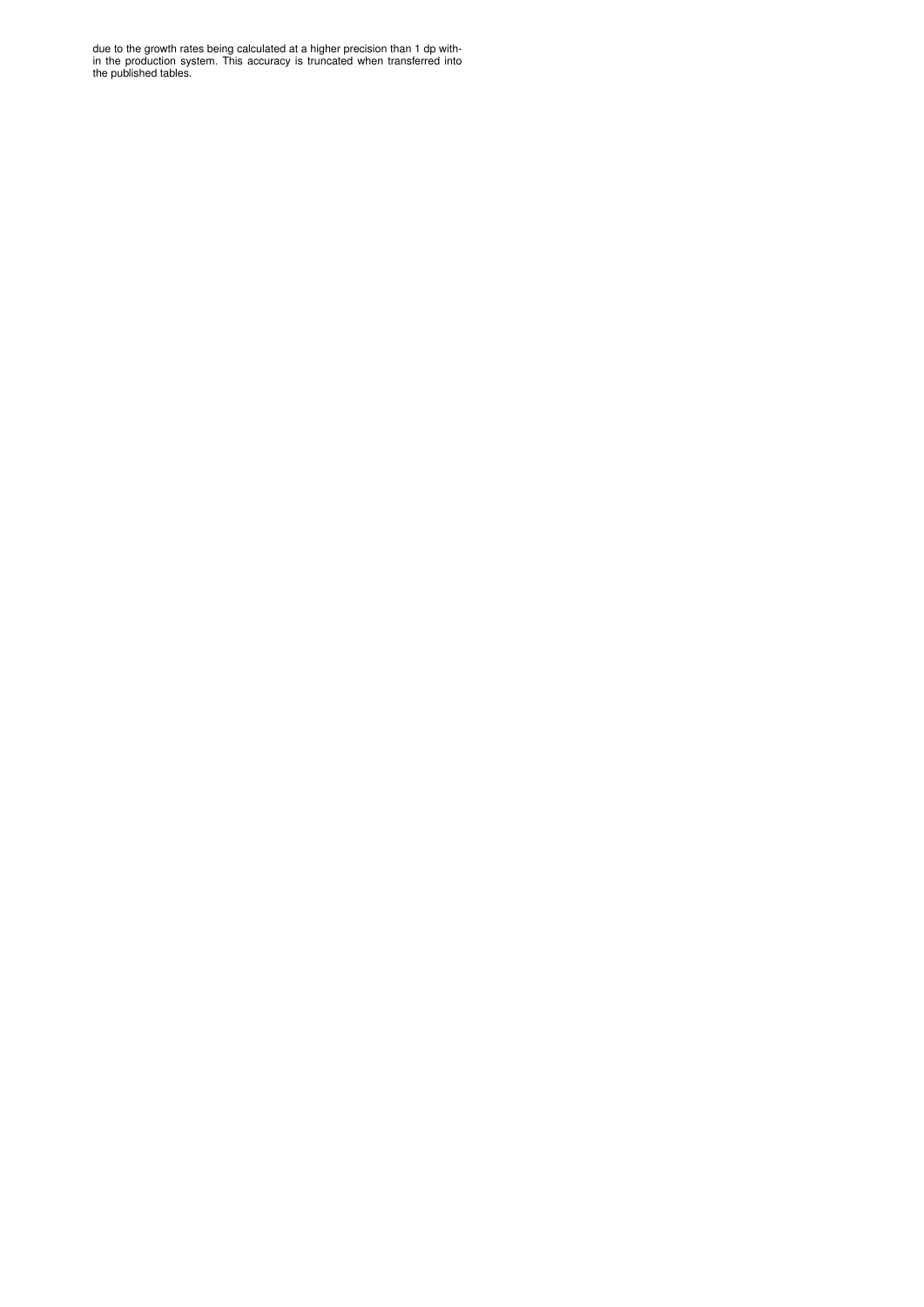due to the growth rates being calculated at a higher precision than 1 dp within the production system. This accuracy is truncated when transferred into the published tables.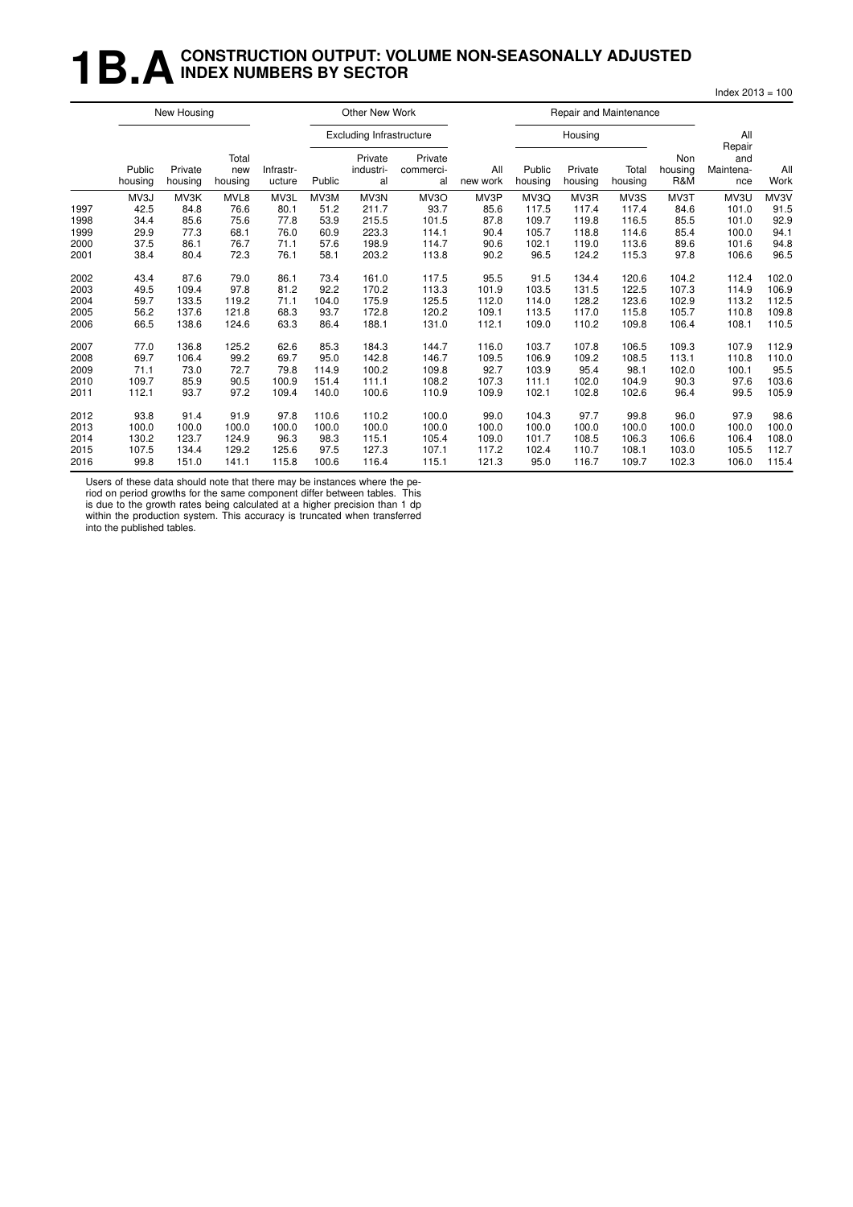# 1B.A CONSTRUCTION OUTPUT: VOLUME NON-SEASONALLY ADJUSTED INDEX NUMBERS BY SECTOR

Index 2013 = 100

| | New Housing | | | | Other New Work | | | | Repair and Maintenance | | | | | |
|---|---|---|---|---|---|---|---|---|---|---|---|---|---|---|
| | | | | | Excluding Infrastructure | | | | Housing | | | | All Repair and Maintenance | |
| | Public housing | Private housing | Total new housing | Infrastructure | Public | Private industrial | Private commercial | All new work | Public housing | Private housing | Total housing | Non housing R&M | | All Work |
| | MV3J | MV3K | MVL8 | MV3L | MV3M | MV3N | MV3O | MV3P | MV3Q | MV3R | MV3S | MV3T | MV3U | MV3V |
| 1997 | 42.5 | 84.8 | 76.6 | 80.1 | 51.2 | 211.7 | 93.7 | 85.6 | 117.5 | 117.4 | 117.4 | 84.6 | 101.0 | 91.5 |
| 1998 | 34.4 | 85.6 | 75.6 | 77.8 | 53.9 | 215.5 | 101.5 | 87.8 | 109.7 | 119.8 | 116.5 | 85.5 | 101.0 | 92.9 |
| 1999 | 29.9 | 77.3 | 68.1 | 76.0 | 60.9 | 223.3 | 114.1 | 90.4 | 105.7 | 118.8 | 114.6 | 85.4 | 100.0 | 94.1 |
| 2000 | 37.5 | 86.1 | 76.7 | 71.1 | 57.6 | 198.9 | 114.7 | 90.6 | 102.1 | 119.0 | 113.6 | 89.6 | 101.6 | 94.8 |
| 2001 | 38.4 | 80.4 | 72.3 | 76.1 | 58.1 | 203.2 | 113.8 | 90.2 | 96.5 | 124.2 | 115.3 | 97.8 | 106.6 | 96.5 |
| 2002 | 43.4 | 87.6 | 79.0 | 86.1 | 73.4 | 161.0 | 117.5 | 95.5 | 91.5 | 134.4 | 120.6 | 104.2 | 112.4 | 102.0 |
| 2003 | 49.5 | 109.4 | 97.8 | 81.2 | 92.2 | 170.2 | 113.3 | 101.9 | 103.5 | 131.5 | 122.5 | 107.3 | 114.9 | 106.9 |
| 2004 | 59.7 | 133.5 | 119.2 | 71.1 | 104.0 | 175.9 | 125.5 | 112.0 | 114.0 | 128.2 | 123.6 | 102.9 | 113.2 | 112.5 |
| 2005 | 56.2 | 137.6 | 121.8 | 68.3 | 93.7 | 172.8 | 120.2 | 109.1 | 113.5 | 117.0 | 115.8 | 105.7 | 110.8 | 109.8 |
| 2006 | 66.5 | 138.6 | 124.6 | 63.3 | 86.4 | 188.1 | 131.0 | 112.1 | 109.0 | 110.2 | 109.8 | 106.4 | 108.1 | 110.5 |
| 2007 | 77.0 | 136.8 | 125.2 | 62.6 | 85.3 | 184.3 | 144.7 | 116.0 | 103.7 | 107.8 | 106.5 | 109.3 | 107.9 | 112.9 |
| 2008 | 69.7 | 106.4 | 99.2 | 69.7 | 95.0 | 142.8 | 146.7 | 109.5 | 106.9 | 109.2 | 108.5 | 113.1 | 110.8 | 110.0 |
| 2009 | 71.1 | 73.0 | 72.7 | 79.8 | 114.9 | 100.2 | 109.8 | 92.7 | 103.9 | 95.4 | 98.1 | 102.0 | 100.1 | 95.5 |
| 2010 | 109.7 | 85.9 | 90.5 | 100.9 | 151.4 | 111.1 | 108.2 | 107.3 | 111.1 | 102.0 | 104.9 | 90.3 | 97.6 | 103.6 |
| 2011 | 112.1 | 93.7 | 97.2 | 109.4 | 140.0 | 100.6 | 110.9 | 109.9 | 102.1 | 102.8 | 102.6 | 96.4 | 99.5 | 105.9 |
| 2012 | 93.8 | 91.4 | 91.9 | 97.8 | 110.6 | 110.2 | 100.0 | 99.0 | 104.3 | 97.7 | 99.8 | 96.0 | 97.9 | 98.6 |
| 2013 | 100.0 | 100.0 | 100.0 | 100.0 | 100.0 | 100.0 | 100.0 | 100.0 | 100.0 | 100.0 | 100.0 | 100.0 | 100.0 | 100.0 |
| 2014 | 130.2 | 123.7 | 124.9 | 96.3 | 98.3 | 115.1 | 105.4 | 109.0 | 101.7 | 108.5 | 106.3 | 106.6 | 106.4 | 108.0 |
| 2015 | 107.5 | 134.4 | 129.2 | 125.6 | 97.5 | 127.3 | 107.1 | 117.2 | 102.4 | 110.7 | 108.1 | 103.0 | 105.5 | 112.7 |
| 2016 | 99.8 | 151.0 | 141.1 | 115.8 | 100.6 | 116.4 | 115.1 | 121.3 | 95.0 | 116.7 | 109.7 | 102.3 | 106.0 | 115.4 |

Users of these data should note that there may be instances where the period on period growths for the same component differ between tables. This is due to the growth rates being calculated at a higher precision than 1 dp within the production system. This accuracy is truncated when transferred into the published tables.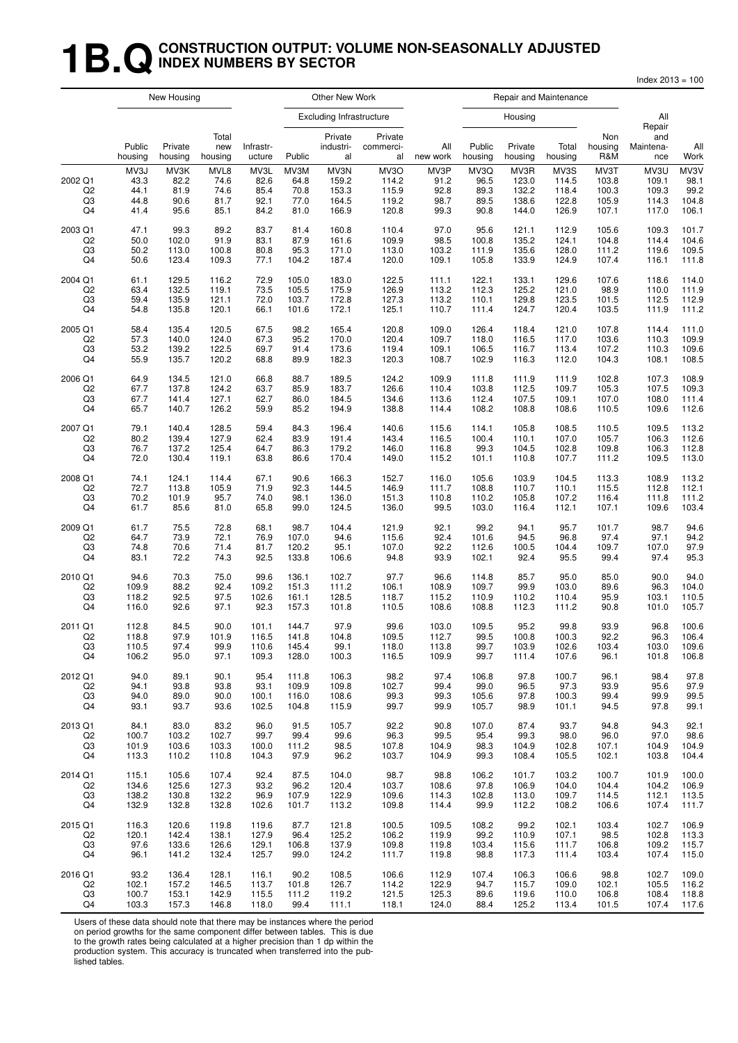# 1B.Q CONSTRUCTION OUTPUT: VOLUME NON-SEASONALLY ADJUSTED INDEX NUMBERS BY SECTOR

Index 2013 = 100

| | New Housing | | | Other New Work | | | | | Repair and Maintenance | | | | | |
|---|---|---|---|---|---|---|---|---|---|---|---|---|---|---|
| | | | | | Excluding Infrastructure | | | | Housing | | | | | |
| | Public housing | Private housing | Total new housing | Infrastr-ucture | Public | Private industri-al | Private commerci-al | All new work | Public housing | Private housing | Total housing | Non housing R&M | All Repair and Maintena-nce | All Work |
| | MV3J | MV3K | MVL8 | MV3L | MV3M | MV3N | MV3O | MV3P | MV3Q | MV3R | MV3S | MV3T | MV3U | MV3V |
| 2002 Q1 | 43.3 | 82.2 | 74.6 | 82.6 | 64.8 | 159.2 | 114.2 | 91.2 | 96.5 | 123.0 | 114.5 | 103.8 | 109.1 | 98.1 |
| Q2 | 44.1 | 81.9 | 74.6 | 85.4 | 70.8 | 153.3 | 115.9 | 92.8 | 89.3 | 132.2 | 118.4 | 100.3 | 109.3 | 99.2 |
| Q3 | 44.8 | 90.6 | 81.7 | 92.1 | 77.0 | 164.5 | 119.2 | 98.7 | 89.5 | 138.6 | 122.8 | 105.9 | 114.3 | 104.8 |
| Q4 | 41.4 | 95.6 | 85.1 | 84.2 | 81.0 | 166.9 | 120.8 | 99.3 | 90.8 | 144.0 | 126.9 | 107.1 | 117.0 | 106.1 |
| 2003 Q1 | 47.1 | 99.3 | 89.2 | 83.7 | 81.4 | 160.8 | 110.4 | 97.0 | 95.6 | 121.1 | 112.9 | 105.6 | 109.3 | 101.7 |
| Q2 | 50.0 | 102.0 | 91.9 | 83.1 | 87.9 | 161.6 | 109.9 | 98.5 | 100.8 | 135.2 | 124.1 | 104.8 | 114.4 | 104.6 |
| Q3 | 50.2 | 113.0 | 100.8 | 80.8 | 95.3 | 171.0 | 113.0 | 103.2 | 111.9 | 135.6 | 128.0 | 111.2 | 119.6 | 109.5 |
| Q4 | 50.6 | 123.4 | 109.3 | 77.1 | 104.2 | 187.4 | 120.0 | 109.1 | 105.8 | 133.9 | 124.9 | 107.4 | 116.1 | 111.8 |
| 2004 Q1 | 61.1 | 129.5 | 116.2 | 72.9 | 105.0 | 183.0 | 122.5 | 111.1 | 122.1 | 133.1 | 129.6 | 107.6 | 118.6 | 114.0 |
| Q2 | 63.4 | 132.5 | 119.1 | 73.5 | 105.5 | 175.9 | 126.9 | 113.2 | 112.3 | 125.2 | 121.0 | 98.9 | 110.0 | 111.9 |
| Q3 | 59.4 | 135.9 | 121.1 | 72.0 | 103.7 | 172.8 | 127.3 | 113.2 | 110.1 | 129.8 | 123.5 | 101.5 | 112.5 | 112.9 |
| Q4 | 54.8 | 135.8 | 120.1 | 66.1 | 101.6 | 172.1 | 125.1 | 110.7 | 111.4 | 124.7 | 120.4 | 103.5 | 111.9 | 111.2 |
| 2005 Q1 | 58.4 | 135.4 | 120.5 | 67.5 | 98.2 | 165.4 | 120.8 | 109.0 | 126.4 | 118.4 | 121.0 | 107.8 | 114.4 | 111.0 |
| Q2 | 57.3 | 140.0 | 124.0 | 67.3 | 95.2 | 170.0 | 120.4 | 109.7 | 118.0 | 116.5 | 117.0 | 103.6 | 110.3 | 109.9 |
| Q3 | 53.2 | 139.2 | 122.5 | 69.7 | 91.4 | 173.6 | 119.4 | 109.1 | 106.5 | 116.7 | 113.4 | 107.2 | 110.3 | 109.6 |
| Q4 | 55.9 | 135.7 | 120.2 | 68.8 | 89.9 | 182.3 | 120.3 | 108.7 | 102.9 | 116.3 | 112.0 | 104.3 | 108.1 | 108.5 |
| 2006 Q1 | 64.9 | 134.5 | 121.0 | 66.8 | 88.7 | 189.5 | 124.2 | 109.9 | 111.8 | 111.9 | 111.9 | 102.8 | 107.3 | 108.9 |
| Q2 | 67.7 | 137.8 | 124.2 | 63.7 | 85.9 | 183.7 | 126.6 | 110.4 | 103.8 | 112.5 | 109.7 | 105.3 | 107.5 | 109.3 |
| Q3 | 67.7 | 141.4 | 127.1 | 62.7 | 86.0 | 184.5 | 134.6 | 113.6 | 112.4 | 107.5 | 109.1 | 107.0 | 108.0 | 111.4 |
| Q4 | 65.7 | 140.7 | 126.2 | 59.9 | 85.2 | 194.9 | 138.8 | 114.4 | 108.2 | 108.8 | 108.6 | 110.5 | 109.6 | 112.6 |
| 2007 Q1 | 79.1 | 140.4 | 128.5 | 59.4 | 84.3 | 196.4 | 140.6 | 115.6 | 114.1 | 105.8 | 108.5 | 110.5 | 109.5 | 113.2 |
| Q2 | 80.2 | 139.4 | 127.9 | 62.4 | 83.9 | 191.4 | 143.4 | 116.5 | 100.4 | 110.1 | 107.0 | 105.7 | 106.3 | 112.6 |
| Q3 | 76.7 | 137.2 | 125.4 | 64.7 | 86.3 | 179.2 | 146.0 | 116.8 | 99.3 | 104.5 | 102.8 | 109.8 | 106.3 | 112.8 |
| Q4 | 72.0 | 130.4 | 119.1 | 63.8 | 86.6 | 170.4 | 149.0 | 115.2 | 101.1 | 110.8 | 107.7 | 111.2 | 109.5 | 113.0 |
| 2008 Q1 | 74.1 | 124.1 | 114.4 | 67.1 | 90.6 | 166.3 | 152.7 | 116.0 | 105.6 | 103.9 | 104.5 | 113.3 | 108.9 | 113.2 |
| Q2 | 72.7 | 113.8 | 105.9 | 71.9 | 92.3 | 144.5 | 146.9 | 111.7 | 108.8 | 110.7 | 110.1 | 115.5 | 112.8 | 112.1 |
| Q3 | 70.2 | 101.9 | 95.7 | 74.0 | 98.1 | 136.0 | 151.3 | 110.8 | 110.2 | 105.8 | 107.2 | 116.4 | 111.8 | 111.2 |
| Q4 | 61.7 | 85.6 | 81.0 | 65.8 | 99.0 | 124.5 | 136.0 | 99.5 | 103.0 | 116.4 | 112.1 | 107.1 | 109.6 | 103.4 |
| 2009 Q1 | 61.7 | 75.5 | 72.8 | 68.1 | 98.7 | 104.4 | 121.9 | 92.1 | 99.2 | 94.1 | 95.7 | 101.7 | 98.7 | 94.6 |
| Q2 | 64.7 | 73.9 | 72.1 | 76.9 | 107.0 | 94.6 | 115.6 | 92.4 | 101.6 | 94.5 | 96.8 | 97.4 | 97.1 | 94.2 |
| Q3 | 74.8 | 70.6 | 71.4 | 81.7 | 120.2 | 95.1 | 107.0 | 92.2 | 112.6 | 100.5 | 104.4 | 109.7 | 107.0 | 97.9 |
| Q4 | 83.1 | 72.2 | 74.3 | 92.5 | 133.8 | 106.6 | 94.8 | 93.9 | 102.1 | 92.4 | 95.5 | 99.4 | 97.4 | 95.3 |
| 2010 Q1 | 94.6 | 70.3 | 75.0 | 99.6 | 136.1 | 102.7 | 97.7 | 96.6 | 114.8 | 85.7 | 95.0 | 85.0 | 90.0 | 94.0 |
| Q2 | 109.9 | 88.2 | 92.4 | 109.2 | 151.3 | 111.2 | 106.1 | 108.9 | 109.7 | 99.9 | 103.0 | 89.6 | 96.3 | 104.0 |
| Q3 | 118.2 | 92.5 | 97.5 | 102.6 | 161.1 | 128.5 | 118.7 | 115.2 | 110.9 | 110.2 | 110.4 | 95.9 | 103.1 | 110.5 |
| Q4 | 116.0 | 92.6 | 97.1 | 92.3 | 157.3 | 101.8 | 110.5 | 108.6 | 108.8 | 112.3 | 111.2 | 90.8 | 101.0 | 105.7 |
| 2011 Q1 | 112.8 | 84.5 | 90.0 | 101.1 | 144.7 | 97.9 | 99.6 | 103.0 | 109.5 | 95.2 | 99.8 | 93.9 | 96.8 | 100.6 |
| Q2 | 118.8 | 97.9 | 101.9 | 116.5 | 141.8 | 104.8 | 109.5 | 112.7 | 99.5 | 100.8 | 100.3 | 92.2 | 96.3 | 106.4 |
| Q3 | 110.5 | 97.4 | 99.9 | 110.6 | 145.4 | 99.1 | 118.0 | 113.8 | 99.7 | 103.9 | 102.6 | 103.4 | 103.0 | 109.6 |
| Q4 | 106.2 | 95.0 | 97.1 | 109.3 | 128.0 | 100.3 | 116.5 | 109.9 | 99.7 | 111.4 | 107.6 | 96.1 | 101.8 | 106.8 |
| 2012 Q1 | 94.0 | 89.1 | 90.1 | 95.4 | 111.8 | 106.3 | 98.2 | 97.4 | 106.8 | 97.8 | 100.7 | 96.1 | 98.4 | 97.8 |
| Q2 | 94.1 | 93.8 | 93.8 | 93.1 | 109.9 | 109.8 | 102.7 | 99.4 | 99.0 | 96.5 | 97.3 | 93.9 | 95.6 | 97.9 |
| Q3 | 94.0 | 89.0 | 90.0 | 100.1 | 116.0 | 108.6 | 99.3 | 99.3 | 105.6 | 97.8 | 100.3 | 99.4 | 99.9 | 99.5 |
| Q4 | 93.1 | 93.7 | 93.6 | 102.5 | 104.8 | 115.9 | 99.7 | 99.9 | 105.7 | 98.9 | 101.1 | 94.5 | 97.8 | 99.1 |
| 2013 Q1 | 84.1 | 83.0 | 83.2 | 96.0 | 91.5 | 105.7 | 92.2 | 90.8 | 107.0 | 87.4 | 93.7 | 94.8 | 94.3 | 92.1 |
| Q2 | 100.7 | 103.2 | 102.7 | 99.7 | 99.4 | 99.6 | 96.3 | 99.5 | 95.4 | 99.3 | 98.0 | 96.0 | 97.0 | 98.6 |
| Q3 | 101.9 | 103.6 | 103.3 | 100.0 | 111.2 | 98.5 | 107.8 | 104.9 | 98.3 | 104.9 | 102.8 | 107.1 | 104.9 | 104.9 |
| Q4 | 113.3 | 110.2 | 110.8 | 104.3 | 97.9 | 96.2 | 103.7 | 104.9 | 99.3 | 108.4 | 105.5 | 102.1 | 103.8 | 104.4 |
| 2014 Q1 | 115.1 | 105.6 | 107.4 | 92.4 | 87.5 | 104.0 | 98.7 | 98.8 | 106.2 | 101.7 | 103.2 | 100.7 | 101.9 | 100.0 |
| Q2 | 134.6 | 125.6 | 127.3 | 93.2 | 96.2 | 120.4 | 103.7 | 108.6 | 97.8 | 106.9 | 104.0 | 104.4 | 104.2 | 106.9 |
| Q3 | 138.2 | 130.8 | 132.2 | 96.9 | 107.9 | 122.9 | 109.6 | 114.3 | 102.8 | 113.0 | 109.7 | 114.5 | 112.1 | 113.5 |
| Q4 | 132.9 | 132.8 | 132.8 | 102.6 | 101.7 | 113.2 | 109.8 | 114.4 | 99.9 | 112.2 | 108.2 | 106.6 | 107.4 | 111.7 |
| 2015 Q1 | 116.3 | 120.6 | 119.8 | 119.6 | 87.7 | 121.8 | 100.5 | 109.5 | 108.2 | 99.2 | 102.1 | 103.4 | 102.7 | 106.9 |
| Q2 | 120.1 | 142.4 | 138.1 | 127.9 | 96.4 | 125.2 | 106.2 | 119.9 | 99.2 | 110.9 | 107.1 | 98.5 | 102.8 | 113.3 |
| Q3 | 97.6 | 133.6 | 126.6 | 129.1 | 106.8 | 137.9 | 109.8 | 119.8 | 103.4 | 115.6 | 111.7 | 106.8 | 109.2 | 115.7 |
| Q4 | 96.1 | 141.2 | 132.4 | 125.7 | 99.0 | 124.2 | 111.7 | 119.8 | 98.8 | 117.3 | 111.4 | 103.4 | 107.4 | 115.0 |
| 2016 Q1 | 93.2 | 136.4 | 128.1 | 116.1 | 90.2 | 108.5 | 106.6 | 112.9 | 107.4 | 106.3 | 106.6 | 98.8 | 102.7 | 109.0 |
| Q2 | 102.1 | 157.2 | 146.5 | 113.7 | 101.8 | 126.7 | 114.2 | 122.9 | 94.7 | 115.7 | 109.0 | 102.1 | 105.5 | 116.2 |
| Q3 | 100.7 | 153.1 | 142.9 | 115.5 | 111.2 | 119.2 | 121.5 | 125.3 | 89.6 | 119.6 | 110.0 | 106.8 | 108.4 | 118.8 |
| Q4 | 103.3 | 157.3 | 146.8 | 118.0 | 99.4 | 111.1 | 118.1 | 124.0 | 88.4 | 125.2 | 113.4 | 101.5 | 107.4 | 117.6 |

Users of these data should note that there may be instances where the period on period growths for the same component differ between tables. This is due to the growth rates being calculated at a higher precision than 1 dp within the production system. This accuracy is truncated when transferred into the published tables.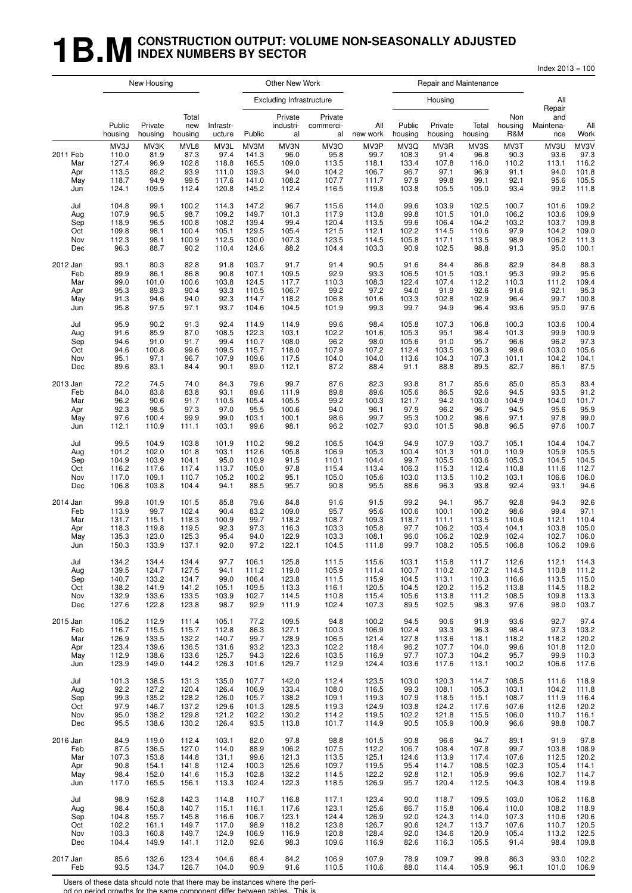# 1B.M CONSTRUCTION OUTPUT: VOLUME NON-SEASONALLY ADJUSTED INDEX NUMBERS BY SECTOR

Index 2013 = 100

| | New Housing | | | | Other New Work | | | | Repair and Maintenance | | | | | |
|---|---|---|---|---|---|---|---|---|---|---|---|---|---|---|
| | | | | | Excluding Infrastructure | | | | Housing | | | | | |
| | Public housing | Private housing | Total new housing | Infrastr-ucture | Public | Private industri-al | Private commerci-al | All new work | Public housing | Private housing | Total housing | Non housing R&M | All Repair and Maintena-nce | All Work |
| | MV3J | MV3K | MVL8 | MV3L | MV3M | MV3N | MV3O | MV3P | MV3Q | MV3R | MV3S | MV3T | MV3U | MV3V |
| 2011 Feb | 110.0 | 81.9 | 87.3 | 97.4 | 141.3 | 96.0 | 95.8 | 99.7 | 108.3 | 91.4 | 96.8 | 90.3 | 93.6 | 97.3 |
| Mar | 127.4 | 96.9 | 102.8 | 118.8 | 165.5 | 109.0 | 113.5 | 118.1 | 133.4 | 107.8 | 116.0 | 110.2 | 113.1 | 116.2 |
| Apr | 113.5 | 89.2 | 93.9 | 111.0 | 139.3 | 94.0 | 104.2 | 106.7 | 96.7 | 97.1 | 96.9 | 91.1 | 94.0 | 101.8 |
| May | 118.7 | 94.9 | 99.5 | 117.6 | 141.0 | 108.2 | 107.7 | 111.7 | 97.9 | 99.8 | 99.1 | 92.1 | 95.6 | 105.5 |
| Jun | 124.1 | 109.5 | 112.4 | 120.8 | 145.2 | 112.4 | 116.5 | 119.8 | 103.8 | 105.5 | 105.0 | 93.4 | 99.2 | 111.8 |
| Jul | 104.8 | 99.1 | 100.2 | 114.3 | 147.2 | 96.7 | 115.6 | 114.0 | 99.6 | 103.9 | 102.5 | 100.7 | 101.6 | 109.2 |
| Aug | 107.9 | 96.5 | 98.7 | 109.2 | 149.7 | 101.3 | 117.9 | 113.8 | 99.8 | 101.5 | 101.0 | 106.2 | 103.6 | 109.9 |
| Sep | 118.9 | 96.5 | 100.8 | 108.2 | 139.4 | 99.4 | 120.4 | 113.5 | 99.6 | 106.4 | 104.2 | 103.2 | 103.7 | 109.8 |
| Oct | 109.8 | 98.1 | 100.4 | 105.1 | 129.5 | 105.4 | 121.5 | 112.1 | 102.2 | 114.5 | 110.6 | 97.9 | 104.2 | 109.0 |
| Nov | 112.3 | 98.1 | 100.9 | 112.5 | 130.0 | 107.3 | 123.5 | 114.5 | 105.8 | 117.1 | 113.5 | 98.9 | 106.2 | 111.3 |
| Dec | 96.3 | 88.7 | 90.2 | 110.4 | 124.6 | 88.2 | 104.4 | 103.3 | 90.9 | 102.5 | 98.8 | 91.3 | 95.0 | 100.1 |
| 2012 Jan | 93.1 | 80.3 | 82.8 | 91.8 | 103.7 | 91.7 | 91.4 | 90.5 | 91.6 | 84.4 | 86.8 | 82.9 | 84.8 | 88.3 |
| Feb | 89.9 | 86.1 | 86.8 | 90.8 | 107.1 | 109.5 | 92.9 | 93.3 | 106.5 | 101.5 | 103.1 | 95.3 | 99.2 | 95.6 |
| Mar | 99.0 | 101.0 | 100.6 | 103.8 | 124.5 | 117.7 | 110.3 | 108.3 | 122.4 | 107.4 | 112.2 | 110.3 | 111.2 | 109.4 |
| Apr | 95.3 | 89.3 | 90.4 | 93.3 | 110.5 | 106.7 | 99.2 | 97.2 | 94.0 | 91.9 | 92.6 | 91.6 | 92.1 | 95.3 |
| May | 91.3 | 94.6 | 94.0 | 92.3 | 114.7 | 118.2 | 106.8 | 101.6 | 103.3 | 102.8 | 102.9 | 96.4 | 99.7 | 100.8 |
| Jun | 95.8 | 97.5 | 97.1 | 93.7 | 104.6 | 104.5 | 101.9 | 99.3 | 99.7 | 94.9 | 96.4 | 93.6 | 95.0 | 97.6 |
| Jul | 95.9 | 90.2 | 91.3 | 92.4 | 114.9 | 114.9 | 99.6 | 98.4 | 105.8 | 107.3 | 106.8 | 100.3 | 103.6 | 100.4 |
| Aug | 91.6 | 85.9 | 87.0 | 108.5 | 122.3 | 103.1 | 102.2 | 101.6 | 105.3 | 95.1 | 98.4 | 101.3 | 99.9 | 100.9 |
| Sep | 94.6 | 91.0 | 91.7 | 99.4 | 110.7 | 108.0 | 96.2 | 98.0 | 105.6 | 91.0 | 95.7 | 96.6 | 96.2 | 97.3 |
| Oct | 94.6 | 100.8 | 99.6 | 109.5 | 115.7 | 118.0 | 107.9 | 107.2 | 112.4 | 103.5 | 106.3 | 99.6 | 103.0 | 105.6 |
| Nov | 95.1 | 97.1 | 96.7 | 107.9 | 109.6 | 117.5 | 104.0 | 104.0 | 113.6 | 104.3 | 107.3 | 101.1 | 104.2 | 104.1 |
| Dec | 89.6 | 83.1 | 84.4 | 90.1 | 89.0 | 112.1 | 87.2 | 88.4 | 91.1 | 88.8 | 89.5 | 82.7 | 86.1 | 87.5 |
| 2013 Jan | 72.2 | 74.5 | 74.0 | 84.3 | 79.6 | 99.7 | 87.6 | 82.3 | 93.8 | 81.7 | 85.6 | 85.0 | 85.3 | 83.4 |
| Feb | 84.0 | 83.8 | 83.8 | 93.1 | 89.6 | 111.9 | 89.8 | 89.6 | 105.6 | 86.5 | 92.6 | 94.5 | 93.5 | 91.2 |
| Mar | 96.2 | 90.6 | 91.7 | 110.5 | 105.4 | 105.5 | 99.2 | 100.3 | 121.7 | 94.2 | 103.0 | 104.9 | 104.0 | 101.7 |
| Apr | 92.3 | 98.5 | 97.3 | 97.0 | 95.5 | 100.6 | 94.0 | 96.1 | 97.9 | 96.2 | 96.7 | 94.5 | 95.6 | 95.9 |
| May | 97.6 | 100.4 | 99.9 | 99.0 | 103.1 | 100.1 | 98.6 | 99.7 | 95.3 | 100.2 | 98.6 | 97.1 | 97.8 | 99.0 |
| Jun | 112.1 | 110.9 | 111.1 | 103.1 | 99.6 | 98.1 | 96.2 | 102.7 | 93.0 | 101.5 | 98.8 | 96.5 | 97.6 | 100.7 |
| Jul | 99.5 | 104.9 | 103.8 | 101.9 | 110.2 | 98.2 | 106.5 | 104.9 | 94.9 | 107.9 | 103.7 | 105.1 | 104.4 | 104.7 |
| Aug | 101.2 | 102.0 | 101.8 | 103.1 | 112.6 | 105.8 | 106.9 | 105.3 | 100.4 | 101.3 | 101.0 | 110.9 | 105.9 | 105.5 |
| Sep | 104.9 | 103.9 | 104.1 | 95.0 | 110.9 | 91.5 | 110.1 | 104.4 | 99.7 | 105.5 | 103.6 | 105.3 | 104.5 | 104.5 |
| Oct | 116.2 | 117.6 | 117.4 | 113.7 | 105.0 | 97.8 | 115.4 | 113.4 | 106.3 | 115.3 | 112.4 | 110.8 | 111.6 | 112.7 |
| Nov | 117.0 | 109.1 | 110.7 | 105.2 | 100.2 | 95.1 | 105.0 | 105.6 | 103.0 | 113.5 | 110.2 | 103.1 | 106.6 | 106.0 |
| Dec | 106.8 | 103.8 | 104.4 | 94.1 | 88.5 | 95.7 | 90.8 | 95.5 | 88.6 | 96.3 | 93.8 | 92.4 | 93.1 | 94.6 |
| 2014 Jan | 99.8 | 101.9 | 101.5 | 85.8 | 79.6 | 84.8 | 91.6 | 91.5 | 99.2 | 94.1 | 95.7 | 92.8 | 94.3 | 92.6 |
| Feb | 113.9 | 99.7 | 102.4 | 90.4 | 83.2 | 109.0 | 95.7 | 95.6 | 100.6 | 100.1 | 100.2 | 98.6 | 99.4 | 97.1 |
| Mar | 131.7 | 115.1 | 118.3 | 100.9 | 99.7 | 118.2 | 108.7 | 109.3 | 118.7 | 111.1 | 113.5 | 110.6 | 112.1 | 110.4 |
| Apr | 118.3 | 119.8 | 119.5 | 92.3 | 97.3 | 116.3 | 103.3 | 105.8 | 97.7 | 106.2 | 103.4 | 104.1 | 103.8 | 105.0 |
| May | 135.3 | 123.0 | 125.3 | 95.4 | 94.0 | 122.9 | 103.3 | 108.1 | 96.0 | 106.2 | 102.9 | 102.4 | 102.7 | 106.0 |
| Jun | 150.3 | 133.9 | 137.1 | 92.0 | 97.2 | 122.1 | 104.5 | 111.8 | 99.7 | 108.2 | 105.5 | 106.8 | 106.2 | 109.6 |
| Jul | 134.2 | 134.4 | 134.4 | 97.7 | 106.1 | 125.8 | 111.5 | 115.6 | 103.1 | 115.8 | 111.7 | 112.6 | 112.1 | 114.3 |
| Aug | 139.5 | 124.7 | 127.5 | 94.1 | 111.2 | 119.0 | 105.9 | 111.4 | 100.7 | 110.2 | 107.2 | 114.5 | 110.8 | 111.2 |
| Sep | 140.7 | 133.2 | 134.7 | 99.0 | 106.4 | 123.8 | 111.5 | 115.9 | 104.5 | 113.1 | 110.3 | 116.6 | 113.5 | 115.0 |
| Oct | 138.2 | 141.9 | 141.2 | 105.1 | 109.5 | 113.3 | 116.1 | 120.5 | 104.5 | 120.2 | 115.2 | 113.8 | 114.5 | 118.2 |
| Nov | 132.9 | 133.6 | 133.5 | 103.9 | 102.7 | 114.5 | 110.8 | 115.4 | 105.6 | 113.8 | 111.2 | 108.5 | 109.8 | 113.3 |
| Dec | 127.6 | 122.8 | 123.8 | 98.7 | 92.9 | 111.9 | 102.4 | 107.3 | 89.5 | 102.5 | 98.3 | 97.6 | 98.0 | 103.7 |
| 2015 Jan | 105.2 | 112.9 | 111.4 | 105.1 | 77.2 | 109.5 | 94.8 | 100.2 | 94.5 | 90.6 | 91.9 | 93.6 | 92.7 | 97.4 |
| Feb | 116.7 | 115.5 | 115.7 | 112.8 | 86.3 | 127.1 | 100.3 | 106.9 | 102.4 | 93.3 | 96.3 | 98.4 | 97.3 | 103.2 |
| Mar | 126.9 | 133.5 | 132.2 | 140.7 | 99.7 | 128.9 | 106.5 | 121.4 | 127.8 | 113.6 | 118.1 | 118.2 | 118.2 | 120.2 |
| Apr | 123.4 | 139.6 | 136.5 | 131.6 | 93.2 | 123.3 | 102.2 | 118.4 | 96.2 | 107.7 | 104.0 | 99.6 | 101.8 | 112.0 |
| May | 112.9 | 138.6 | 133.6 | 125.7 | 94.3 | 122.6 | 103.5 | 116.9 | 97.7 | 107.3 | 104.2 | 95.7 | 99.9 | 110.3 |
| Jun | 123.9 | 149.0 | 144.2 | 126.3 | 101.6 | 129.7 | 112.9 | 124.4 | 103.6 | 117.6 | 113.1 | 100.2 | 106.6 | 117.6 |
| Jul | 101.3 | 138.5 | 131.3 | 135.0 | 107.7 | 142.0 | 112.4 | 123.5 | 103.0 | 120.3 | 114.7 | 108.5 | 111.6 | 118.9 |
| Aug | 92.2 | 127.2 | 120.4 | 126.4 | 106.9 | 133.4 | 108.0 | 116.5 | 99.3 | 108.1 | 105.3 | 103.1 | 104.2 | 111.8 |
| Sep | 99.3 | 135.2 | 128.2 | 126.0 | 105.7 | 138.2 | 109.1 | 119.3 | 107.9 | 118.5 | 115.1 | 108.7 | 111.9 | 116.4 |
| Oct | 97.9 | 146.7 | 137.2 | 129.6 | 101.3 | 128.5 | 119.3 | 124.9 | 103.8 | 124.2 | 117.6 | 107.6 | 112.6 | 120.2 |
| Nov | 95.0 | 138.2 | 129.8 | 121.2 | 102.2 | 130.2 | 114.2 | 119.5 | 102.2 | 121.8 | 115.5 | 106.0 | 110.7 | 116.1 |
| Dec | 95.5 | 138.6 | 130.2 | 126.4 | 93.5 | 113.8 | 101.7 | 114.9 | 90.5 | 105.9 | 100.9 | 96.6 | 98.8 | 108.7 |
| 2016 Jan | 84.9 | 119.0 | 112.4 | 103.1 | 82.0 | 97.8 | 98.8 | 101.5 | 90.8 | 96.6 | 94.7 | 89.1 | 91.9 | 97.8 |
| Feb | 87.5 | 136.5 | 127.0 | 114.0 | 88.9 | 106.2 | 107.5 | 112.2 | 106.7 | 108.4 | 107.8 | 99.7 | 103.8 | 108.9 |
| Mar | 107.3 | 153.8 | 144.8 | 131.1 | 99.6 | 121.3 | 113.5 | 125.1 | 124.6 | 113.9 | 117.4 | 107.6 | 112.5 | 120.2 |
| Apr | 90.8 | 154.1 | 141.8 | 112.4 | 100.3 | 125.6 | 109.7 | 119.5 | 95.4 | 114.7 | 108.5 | 102.3 | 105.4 | 114.1 |
| May | 98.4 | 152.0 | 141.6 | 115.3 | 102.8 | 132.2 | 114.5 | 122.2 | 92.8 | 112.1 | 105.9 | 99.6 | 102.7 | 114.7 |
| Jun | 117.0 | 165.5 | 156.1 | 113.3 | 102.4 | 122.3 | 118.5 | 126.9 | 95.7 | 120.4 | 112.5 | 104.3 | 108.4 | 119.8 |
| Jul | 98.9 | 152.8 | 142.3 | 114.8 | 110.7 | 116.8 | 117.1 | 123.4 | 90.0 | 118.7 | 109.5 | 103.0 | 106.2 | 116.8 |
| Aug | 98.4 | 150.8 | 140.7 | 115.1 | 116.1 | 117.6 | 123.1 | 125.6 | 86.7 | 115.8 | 106.4 | 110.0 | 108.2 | 118.9 |
| Sep | 104.8 | 155.7 | 145.8 | 116.6 | 106.7 | 123.1 | 124.4 | 126.9 | 92.0 | 124.3 | 114.0 | 107.3 | 110.6 | 120.6 |
| Oct | 102.2 | 161.1 | 149.7 | 117.0 | 98.9 | 118.2 | 123.8 | 126.7 | 90.6 | 124.7 | 113.7 | 107.6 | 110.7 | 120.5 |
| Nov | 103.3 | 160.8 | 149.7 | 124.9 | 106.9 | 116.9 | 120.8 | 128.4 | 92.0 | 134.6 | 120.9 | 105.4 | 113.2 | 122.5 |
| Dec | 104.4 | 149.9 | 141.1 | 112.0 | 92.6 | 98.3 | 109.6 | 116.9 | 82.6 | 116.3 | 105.5 | 91.4 | 98.4 | 109.8 |
| 2017 Jan | 85.6 | 132.6 | 123.4 | 104.6 | 88.4 | 84.2 | 106.9 | 107.9 | 78.9 | 109.7 | 99.8 | 86.3 | 93.0 | 102.2 |
| Feb | 93.5 | 134.7 | 126.7 | 104.0 | 90.9 | 91.6 | 110.5 | 110.6 | 88.0 | 114.4 | 105.9 | 96.1 | 101.0 | 106.9 |

Users of these data should note that there may be instances where the period on period growths for the same component differ between tables. This is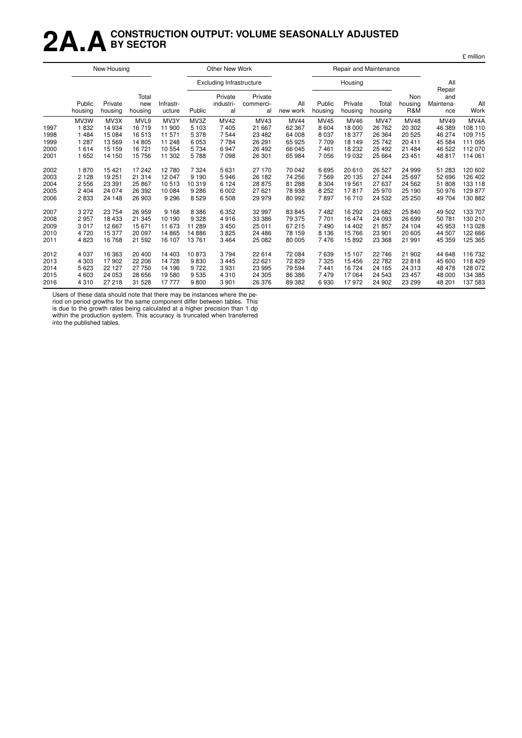# 2A.A CONSTRUCTION OUTPUT: VOLUME SEASONALLY ADJUSTED BY SECTOR

£ million

| | New Housing | | | Other New Work | | | | | Repair and Maintenance | | | | | |
|---|---|---|---|---|---|---|---|---|---|---|---|---|---|---|
| | | | | | Excluding Infrastructure | | | | Housing | | | | All Repair and Maintenance | |
| | Public housing | Private housing | Total new housing | Infrastructure | Public | Private industrial | Private commercial | All new work | Public housing | Private housing | Total housing | Non housing R&M | | All Work |
| | MV3W | MV3X | MVL9 | MV3Y | MV3Z | MV42 | MV43 | MV44 | MV45 | MV46 | MV47 | MV48 | MV49 | MV4A |
| 1997 | 1 832 | 14 934 | 16 719 | 11 900 | 5 103 | 7 405 | 21 667 | 62 367 | 8 604 | 18 000 | 26 762 | 20 302 | 46 389 | 108 110 |
| 1998 | 1 484 | 15 084 | 16 513 | 11 571 | 5 378 | 7 544 | 23 482 | 64 008 | 8 037 | 18 377 | 26 364 | 20 525 | 46 274 | 109 715 |
| 1999 | 1 287 | 13 569 | 14 805 | 11 248 | 6 053 | 7 784 | 26 291 | 65 925 | 7 709 | 18 149 | 25 742 | 20 411 | 45 584 | 111 095 |
| 2000 | 1 614 | 15 159 | 16 721 | 10 554 | 5 734 | 6 947 | 26 492 | 66 045 | 7 461 | 18 232 | 25 492 | 21 484 | 46 522 | 112 070 |
| 2001 | 1 652 | 14 150 | 15 756 | 11 302 | 5 788 | 7 098 | 26 301 | 65 984 | 7 056 | 19 032 | 25 664 | 23 451 | 48 817 | 114 061 |
| 2002 | 1 870 | 15 421 | 17 242 | 12 780 | 7 324 | 5 631 | 27 170 | 70 042 | 6 695 | 20 610 | 26 527 | 24 999 | 51 283 | 120 602 |
| 2003 | 2 128 | 19 251 | 21 314 | 12 047 | 9 190 | 5 946 | 26 182 | 74 256 | 7 569 | 20 135 | 27 244 | 25 697 | 52 696 | 126 402 |
| 2004 | 2 556 | 23 391 | 25 867 | 10 513 | 10 319 | 6 124 | 28 875 | 81 288 | 8 304 | 19 561 | 27 637 | 24 562 | 51 808 | 133 118 |
| 2005 | 2 404 | 24 074 | 26 392 | 10 084 | 9 286 | 6 002 | 27 621 | 78 938 | 8 252 | 17 817 | 25 970 | 25 190 | 50 976 | 129 877 |
| 2006 | 2 833 | 24 148 | 26 903 | 9 296 | 8 529 | 6 508 | 29 979 | 80 992 | 7 897 | 16 710 | 24 532 | 25 250 | 49 704 | 130 882 |
| 2007 | 3 272 | 23 754 | 26 959 | 9 168 | 8 386 | 6 352 | 32 997 | 83 845 | 7 482 | 16 292 | 23 682 | 25 840 | 49 502 | 133 707 |
| 2008 | 2 957 | 18 433 | 21 345 | 10 190 | 9 328 | 4 916 | 33 386 | 79 375 | 7 701 | 16 474 | 24 093 | 26 699 | 50 781 | 130 210 |
| 2009 | 3 017 | 12 667 | 15 671 | 11 673 | 11 289 | 3 450 | 25 011 | 67 215 | 7 490 | 14 402 | 21 857 | 24 104 | 45 953 | 113 028 |
| 2010 | 4 720 | 15 377 | 20 097 | 14 865 | 14 886 | 3 825 | 24 486 | 78 159 | 8 136 | 15 766 | 23 901 | 20 605 | 44 507 | 122 666 |
| 2011 | 4 823 | 16 768 | 21 592 | 16 107 | 13 761 | 3 464 | 25 082 | 80 005 | 7 476 | 15 892 | 23 368 | 21 991 | 45 359 | 125 365 |
| 2012 | 4 037 | 16 363 | 20 400 | 14 403 | 10 873 | 3 794 | 22 614 | 72 084 | 7 639 | 15 107 | 22 746 | 21 902 | 44 648 | 116 732 |
| 2013 | 4 303 | 17 902 | 22 206 | 14 728 | 9 830 | 3 445 | 22 621 | 72 829 | 7 325 | 15 456 | 22 782 | 22 818 | 45 600 | 118 429 |
| 2014 | 5 623 | 22 127 | 27 750 | 14 196 | 9 722 | 3 931 | 23 995 | 79 594 | 7 441 | 16 724 | 24 165 | 24 313 | 48 478 | 128 072 |
| 2015 | 4 603 | 24 053 | 28 656 | 19 580 | 9 535 | 4 310 | 24 305 | 86 386 | 7 479 | 17 064 | 24 543 | 23 457 | 48 000 | 134 385 |
| 2016 | 4 310 | 27 218 | 31 528 | 17 777 | 9 800 | 3 901 | 26 376 | 89 382 | 6 930 | 17 972 | 24 902 | 23 299 | 48 201 | 137 583 |

Users of these data should note that there may be instances where the period on period growths for the same component differ between tables. This is due to the growth rates being calculated at a higher precision than 1 dp within the production system. This accuracy is truncated when transferred into the published tables.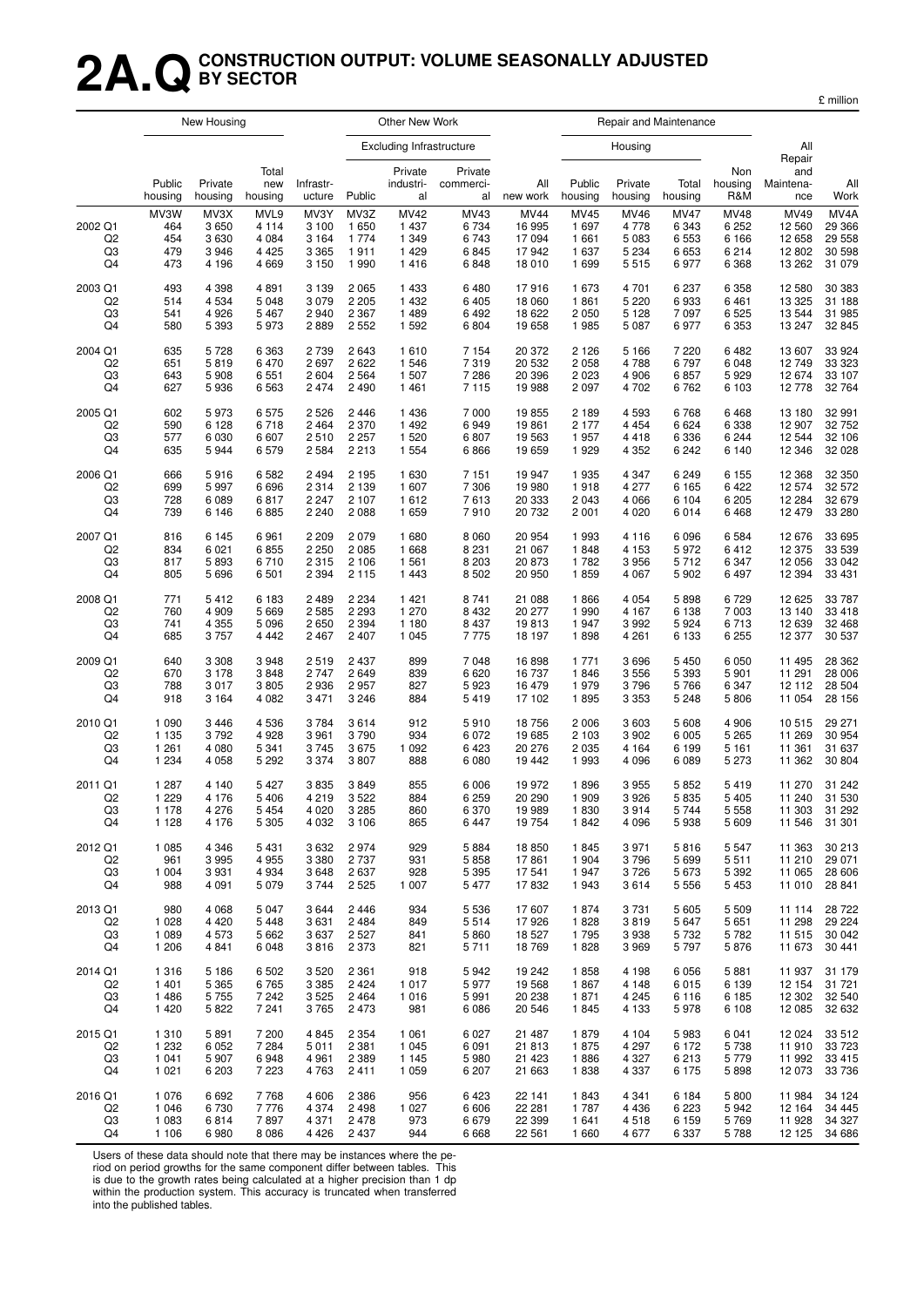# 2A.Q CONSTRUCTION OUTPUT: VOLUME SEASONALLY ADJUSTED BY SECTOR

£ million

| | New Housing | | | Other New Work | | | | | Repair and Maintenance | | | | | |
|---|---|---|---|---|---|---|---|---|---|---|---|---|---|---|
| | | | | | Excluding Infrastructure | | | | Housing | | | | | |
| | Public housing | Private housing | Total new housing | Infrastr-ucture | Public | Private industri-al | Private commerci-al | All new work | Public housing | Private housing | Total housing | Non housing R&M | All Repair and Maintena-nce | All Work |
| | MV3W | MV3X | MVL9 | MV3Y | MV3Z | MV42 | MV43 | MV44 | MV45 | MV46 | MV47 | MV48 | MV49 | MV4A |
| 2002 Q1 | 464 | 3 650 | 4 114 | 3 100 | 1 650 | 1 437 | 6 734 | 16 995 | 1 697 | 4 778 | 6 343 | 6 252 | 12 560 | 29 366 |
| Q2 | 454 | 3 630 | 4 084 | 3 164 | 1 774 | 1 349 | 6 743 | 17 094 | 1 661 | 5 083 | 6 553 | 6 166 | 12 658 | 29 558 |
| Q3 | 479 | 3 946 | 4 425 | 3 365 | 1 911 | 1 429 | 6 845 | 17 942 | 1 637 | 5 234 | 6 653 | 6 214 | 12 802 | 30 598 |
| Q4 | 473 | 4 196 | 4 669 | 3 150 | 1 990 | 1 416 | 6 848 | 18 010 | 1 699 | 5 515 | 6 977 | 6 368 | 13 262 | 31 079 |
| 2003 Q1 | 493 | 4 398 | 4 891 | 3 139 | 2 065 | 1 433 | 6 480 | 17 916 | 1 673 | 4 701 | 6 237 | 6 358 | 12 580 | 30 383 |
| Q2 | 514 | 4 534 | 5 048 | 3 079 | 2 205 | 1 432 | 6 405 | 18 060 | 1 861 | 5 220 | 6 933 | 6 461 | 13 325 | 31 188 |
| Q3 | 541 | 4 926 | 5 467 | 2 940 | 2 367 | 1 489 | 6 492 | 18 622 | 2 050 | 5 128 | 7 097 | 6 525 | 13 544 | 31 985 |
| Q4 | 580 | 5 393 | 5 973 | 2 889 | 2 552 | 1 592 | 6 804 | 19 658 | 1 985 | 5 087 | 6 977 | 6 353 | 13 247 | 32 845 |
| 2004 Q1 | 635 | 5 728 | 6 363 | 2 739 | 2 643 | 1 610 | 7 154 | 20 372 | 2 126 | 5 166 | 7 220 | 6 482 | 13 607 | 33 924 |
| Q2 | 651 | 5 819 | 6 470 | 2 697 | 2 622 | 1 546 | 7 319 | 20 532 | 2 058 | 4 788 | 6 797 | 6 048 | 12 749 | 33 323 |
| Q3 | 643 | 5 908 | 6 551 | 2 604 | 2 564 | 1 507 | 7 286 | 20 396 | 2 023 | 4 906 | 6 857 | 5 929 | 12 674 | 33 107 |
| Q4 | 627 | 5 936 | 6 563 | 2 474 | 2 490 | 1 461 | 7 115 | 19 988 | 2 097 | 4 702 | 6 762 | 6 103 | 12 778 | 32 764 |
| 2005 Q1 | 602 | 5 973 | 6 575 | 2 526 | 2 446 | 1 436 | 7 000 | 19 855 | 2 189 | 4 593 | 6 768 | 6 468 | 13 180 | 32 991 |
| Q2 | 590 | 6 128 | 6 718 | 2 464 | 2 370 | 1 492 | 6 949 | 19 861 | 2 177 | 4 454 | 6 624 | 6 338 | 12 907 | 32 752 |
| Q3 | 577 | 6 030 | 6 607 | 2 510 | 2 257 | 1 520 | 6 807 | 19 563 | 1 957 | 4 418 | 6 336 | 6 244 | 12 544 | 32 106 |
| Q4 | 635 | 5 944 | 6 579 | 2 584 | 2 213 | 1 554 | 6 866 | 19 659 | 1 929 | 4 352 | 6 242 | 6 140 | 12 346 | 32 028 |
| 2006 Q1 | 666 | 5 916 | 6 582 | 2 494 | 2 195 | 1 630 | 7 151 | 19 947 | 1 935 | 4 347 | 6 249 | 6 155 | 12 368 | 32 350 |
| Q2 | 699 | 5 997 | 6 696 | 2 314 | 2 139 | 1 607 | 7 306 | 19 980 | 1 918 | 4 277 | 6 165 | 6 422 | 12 574 | 32 572 |
| Q3 | 728 | 6 089 | 6 817 | 2 247 | 2 107 | 1 612 | 7 613 | 20 333 | 2 043 | 4 066 | 6 104 | 6 205 | 12 284 | 32 679 |
| Q4 | 739 | 6 146 | 6 885 | 2 240 | 2 088 | 1 659 | 7 910 | 20 732 | 2 001 | 4 020 | 6 014 | 6 468 | 12 479 | 33 280 |
| 2007 Q1 | 816 | 6 145 | 6 961 | 2 209 | 2 079 | 1 680 | 8 060 | 20 954 | 1 993 | 4 116 | 6 096 | 6 584 | 12 676 | 33 695 |
| Q2 | 834 | 6 021 | 6 855 | 2 250 | 2 085 | 1 668 | 8 231 | 21 067 | 1 848 | 4 153 | 5 972 | 6 412 | 12 375 | 33 539 |
| Q3 | 817 | 5 893 | 6 710 | 2 315 | 2 106 | 1 561 | 8 203 | 20 873 | 1 782 | 3 956 | 5 712 | 6 347 | 12 056 | 33 042 |
| Q4 | 805 | 5 696 | 6 501 | 2 394 | 2 115 | 1 443 | 8 502 | 20 950 | 1 859 | 4 067 | 5 902 | 6 497 | 12 394 | 33 431 |
| 2008 Q1 | 771 | 5 412 | 6 183 | 2 489 | 2 234 | 1 421 | 8 741 | 21 088 | 1 866 | 4 054 | 5 898 | 6 729 | 12 625 | 33 787 |
| Q2 | 760 | 4 909 | 5 669 | 2 585 | 2 293 | 1 270 | 8 432 | 20 277 | 1 990 | 4 167 | 6 138 | 7 003 | 13 140 | 33 418 |
| Q3 | 741 | 4 355 | 5 096 | 2 650 | 2 394 | 1 180 | 8 437 | 19 813 | 1 947 | 3 992 | 5 924 | 6 713 | 12 639 | 32 468 |
| Q4 | 685 | 3 757 | 4 442 | 2 467 | 2 407 | 1 045 | 7 775 | 18 197 | 1 898 | 4 261 | 6 133 | 6 255 | 12 377 | 30 537 |
| 2009 Q1 | 640 | 3 308 | 3 948 | 2 519 | 2 437 | 899 | 7 048 | 16 898 | 1 771 | 3 696 | 5 450 | 6 050 | 11 495 | 28 362 |
| Q2 | 670 | 3 178 | 3 848 | 2 747 | 2 649 | 839 | 6 620 | 16 737 | 1 846 | 3 556 | 5 393 | 5 901 | 11 291 | 28 006 |
| Q3 | 788 | 3 017 | 3 805 | 2 936 | 2 957 | 827 | 5 923 | 16 479 | 1 979 | 3 796 | 5 766 | 6 347 | 12 112 | 28 504 |
| Q4 | 918 | 3 164 | 4 082 | 3 471 | 3 246 | 884 | 5 419 | 17 102 | 1 895 | 3 353 | 5 248 | 5 806 | 11 054 | 28 156 |
| 2010 Q1 | 1 090 | 3 446 | 4 536 | 3 784 | 3 614 | 912 | 5 910 | 18 756 | 2 006 | 3 603 | 5 608 | 4 906 | 10 515 | 29 271 |
| Q2 | 1 135 | 3 792 | 4 928 | 3 961 | 3 790 | 934 | 6 072 | 19 685 | 2 103 | 3 902 | 6 005 | 5 265 | 11 269 | 30 954 |
| Q3 | 1 261 | 4 080 | 5 341 | 3 745 | 3 675 | 1 092 | 6 423 | 20 276 | 2 035 | 4 164 | 6 199 | 5 161 | 11 361 | 31 637 |
| Q4 | 1 234 | 4 058 | 5 292 | 3 374 | 3 807 | 888 | 6 080 | 19 442 | 1 993 | 4 096 | 6 089 | 5 273 | 11 362 | 30 804 |
| 2011 Q1 | 1 287 | 4 140 | 5 427 | 3 835 | 3 849 | 855 | 6 006 | 19 972 | 1 896 | 3 955 | 5 852 | 5 419 | 11 270 | 31 242 |
| Q2 | 1 229 | 4 176 | 5 406 | 4 219 | 3 522 | 884 | 6 259 | 20 290 | 1 909 | 3 926 | 5 835 | 5 405 | 11 240 | 31 530 |
| Q3 | 1 178 | 4 276 | 5 454 | 4 020 | 3 285 | 860 | 6 370 | 19 989 | 1 830 | 3 914 | 5 744 | 5 558 | 11 303 | 31 292 |
| Q4 | 1 128 | 4 176 | 5 305 | 4 032 | 3 106 | 865 | 6 447 | 19 754 | 1 842 | 4 096 | 5 938 | 5 609 | 11 546 | 31 301 |
| 2012 Q1 | 1 085 | 4 346 | 5 431 | 3 632 | 2 974 | 929 | 5 884 | 18 850 | 1 845 | 3 971 | 5 816 | 5 547 | 11 363 | 30 213 |
| Q2 | 961 | 3 995 | 4 955 | 3 380 | 2 737 | 931 | 5 858 | 17 861 | 1 904 | 3 796 | 5 699 | 5 511 | 11 210 | 29 071 |
| Q3 | 1 004 | 3 931 | 4 934 | 3 648 | 2 637 | 928 | 5 395 | 17 541 | 1 947 | 3 726 | 5 673 | 5 392 | 11 065 | 28 606 |
| Q4 | 988 | 4 091 | 5 079 | 3 744 | 2 525 | 1 007 | 5 477 | 17 832 | 1 943 | 3 614 | 5 556 | 5 453 | 11 010 | 28 841 |
| 2013 Q1 | 980 | 4 068 | 5 047 | 3 644 | 2 446 | 934 | 5 536 | 17 607 | 1 874 | 3 731 | 5 605 | 5 509 | 11 114 | 28 722 |
| Q2 | 1 028 | 4 420 | 5 448 | 3 631 | 2 484 | 849 | 5 514 | 17 926 | 1 828 | 3 819 | 5 647 | 5 651 | 11 298 | 29 224 |
| Q3 | 1 089 | 4 573 | 5 662 | 3 637 | 2 527 | 841 | 5 860 | 18 527 | 1 795 | 3 938 | 5 732 | 5 782 | 11 515 | 30 042 |
| Q4 | 1 206 | 4 841 | 6 048 | 3 816 | 2 373 | 821 | 5 711 | 18 769 | 1 828 | 3 969 | 5 797 | 5 876 | 11 673 | 30 441 |
| 2014 Q1 | 1 316 | 5 186 | 6 502 | 3 520 | 2 361 | 918 | 5 942 | 19 242 | 1 858 | 4 198 | 6 056 | 5 881 | 11 937 | 31 179 |
| Q2 | 1 401 | 5 365 | 6 765 | 3 385 | 2 424 | 1 017 | 5 977 | 19 568 | 1 867 | 4 148 | 6 015 | 6 139 | 12 154 | 31 721 |
| Q3 | 1 486 | 5 755 | 7 242 | 3 525 | 2 464 | 1 016 | 5 991 | 20 238 | 1 871 | 4 245 | 6 116 | 6 185 | 12 302 | 32 540 |
| Q4 | 1 420 | 5 822 | 7 241 | 3 765 | 2 473 | 981 | 6 086 | 20 546 | 1 845 | 4 133 | 5 978 | 6 108 | 12 085 | 32 632 |
| 2015 Q1 | 1 310 | 5 891 | 7 200 | 4 845 | 2 354 | 1 061 | 6 027 | 21 487 | 1 879 | 4 104 | 5 983 | 6 041 | 12 024 | 33 512 |
| Q2 | 1 232 | 6 052 | 7 284 | 5 011 | 2 381 | 1 045 | 6 091 | 21 813 | 1 875 | 4 297 | 6 172 | 5 738 | 11 910 | 33 723 |
| Q3 | 1 041 | 5 907 | 6 948 | 4 961 | 2 389 | 1 145 | 5 980 | 21 423 | 1 886 | 4 327 | 6 213 | 5 779 | 11 992 | 33 415 |
| Q4 | 1 021 | 6 203 | 7 223 | 4 763 | 2 411 | 1 059 | 6 207 | 21 663 | 1 838 | 4 337 | 6 175 | 5 898 | 12 073 | 33 736 |
| 2016 Q1 | 1 076 | 6 692 | 7 768 | 4 606 | 2 386 | 956 | 6 423 | 22 141 | 1 843 | 4 341 | 6 184 | 5 800 | 11 984 | 34 124 |
| Q2 | 1 046 | 6 730 | 7 776 | 4 374 | 2 498 | 1 027 | 6 606 | 22 281 | 1 787 | 4 436 | 6 223 | 5 942 | 12 164 | 34 445 |
| Q3 | 1 083 | 6 814 | 7 897 | 4 371 | 2 478 | 973 | 6 679 | 22 399 | 1 641 | 4 518 | 6 159 | 5 769 | 11 928 | 34 327 |
| Q4 | 1 106 | 6 980 | 8 086 | 4 426 | 2 437 | 944 | 6 668 | 22 561 | 1 660 | 4 677 | 6 337 | 5 788 | 12 125 | 34 686 |

Users of these data should note that there may be instances where the period on period growths for the same component differ between tables. This is due to the growth rates being calculated at a higher precision than 1 dp within the production system. This accuracy is truncated when transferred into the published tables.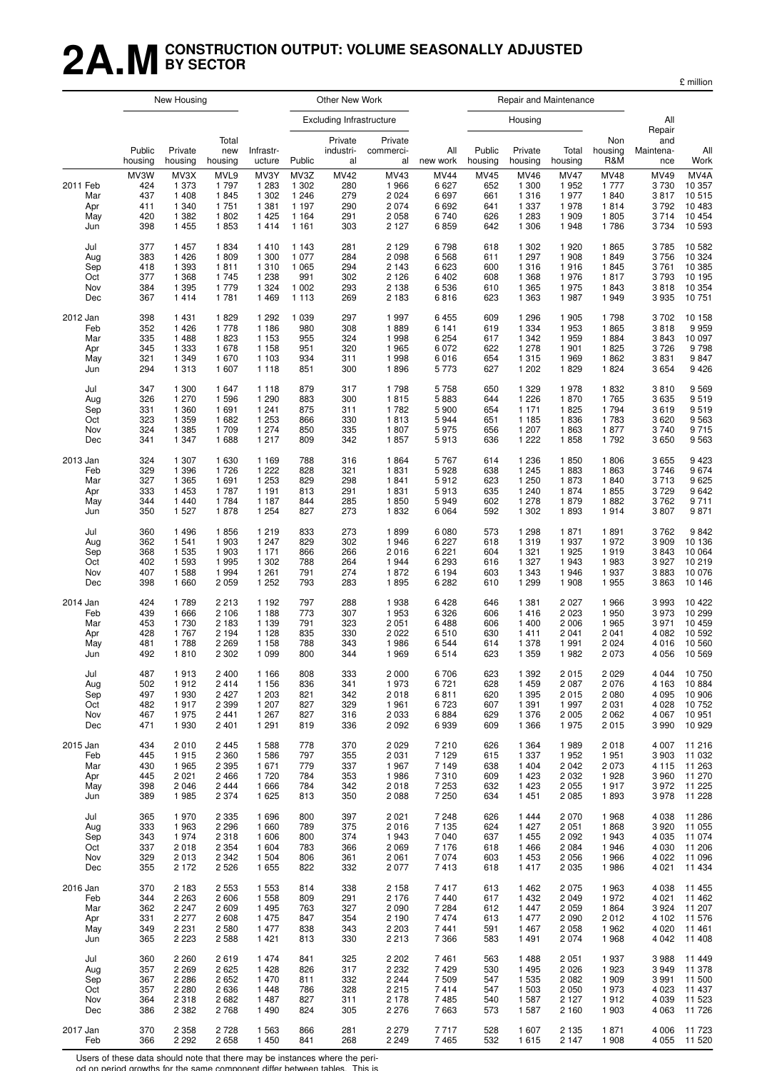# 2A.M CONSTRUCTION OUTPUT: VOLUME SEASONALLY ADJUSTED BY SECTOR

£ million

| | New Housing | | | Other New Work | | | | | Repair and Maintenance | | | | | |
|---|---|---|---|---|---|---|---|---|---|---|---|---|---|---|
| | | | | | Excluding Infrastructure | | | | Housing | | | | | |
| | Public housing | Private housing | Total new housing | Infrastr-ucture | Public | Private industri-al | Private commerci-al | All new work | Public housing | Private housing | Total housing | Non housing R&M | All Repair and Maintena-nce | All Work |
| | MV3W | MV3X | MVL9 | MV3Y | MV3Z | MV42 | MV43 | MV44 | MV45 | MV46 | MV47 | MV48 | MV49 | MV4A |
| 2011 Feb | 424 | 1 373 | 1 797 | 1 283 | 1 302 | 280 | 1 966 | 6 627 | 652 | 1 300 | 1 952 | 1 777 | 3 730 | 10 357 |
| Mar | 437 | 1 408 | 1 845 | 1 302 | 1 246 | 279 | 2 024 | 6 697 | 661 | 1 316 | 1 977 | 1 840 | 3 817 | 10 515 |
| Apr | 411 | 1 340 | 1 751 | 1 381 | 1 197 | 290 | 2 074 | 6 692 | 641 | 1 337 | 1 978 | 1 814 | 3 792 | 10 483 |
| May | 420 | 1 382 | 1 802 | 1 425 | 1 164 | 291 | 2 058 | 6 740 | 626 | 1 283 | 1 909 | 1 805 | 3 714 | 10 454 |
| Jun | 398 | 1 455 | 1 853 | 1 414 | 1 161 | 303 | 2 127 | 6 859 | 642 | 1 306 | 1 948 | 1 786 | 3 734 | 10 593 |
| Jul | 377 | 1 457 | 1 834 | 1 410 | 1 143 | 281 | 2 129 | 6 798 | 618 | 1 302 | 1 920 | 1 865 | 3 785 | 10 582 |
| Aug | 383 | 1 426 | 1 809 | 1 300 | 1 077 | 284 | 2 098 | 6 568 | 611 | 1 297 | 1 908 | 1 849 | 3 756 | 10 324 |
| Sep | 418 | 1 393 | 1 811 | 1 310 | 1 065 | 294 | 2 143 | 6 623 | 600 | 1 316 | 1 916 | 1 845 | 3 761 | 10 385 |
| Oct | 377 | 1 368 | 1 745 | 1 238 | 991 | 302 | 2 126 | 6 402 | 608 | 1 368 | 1 976 | 1 817 | 3 793 | 10 195 |
| Nov | 384 | 1 395 | 1 779 | 1 324 | 1 002 | 293 | 2 138 | 6 536 | 610 | 1 365 | 1 975 | 1 843 | 3 818 | 10 354 |
| Dec | 367 | 1 414 | 1 781 | 1 469 | 1 113 | 269 | 2 183 | 6 816 | 623 | 1 363 | 1 987 | 1 949 | 3 935 | 10 751 |
| 2012 Jan | 398 | 1 431 | 1 829 | 1 292 | 1 039 | 297 | 1 997 | 6 455 | 609 | 1 296 | 1 905 | 1 798 | 3 702 | 10 158 |
| Feb | 352 | 1 426 | 1 778 | 1 186 | 980 | 308 | 1 889 | 6 141 | 619 | 1 334 | 1 953 | 1 865 | 3 818 | 9 959 |
| Mar | 335 | 1 488 | 1 823 | 1 153 | 955 | 324 | 1 998 | 6 254 | 617 | 1 342 | 1 959 | 1 884 | 3 843 | 10 097 |
| Apr | 345 | 1 333 | 1 678 | 1 158 | 951 | 320 | 1 965 | 6 072 | 622 | 1 278 | 1 901 | 1 825 | 3 726 | 9 798 |
| May | 321 | 1 349 | 1 670 | 1 103 | 934 | 311 | 1 998 | 6 016 | 654 | 1 315 | 1 969 | 1 862 | 3 831 | 9 847 |
| Jun | 294 | 1 313 | 1 607 | 1 118 | 851 | 300 | 1 896 | 5 773 | 627 | 1 202 | 1 829 | 1 824 | 3 654 | 9 426 |
| Jul | 347 | 1 300 | 1 647 | 1 118 | 879 | 317 | 1 798 | 5 758 | 650 | 1 329 | 1 978 | 1 832 | 3 810 | 9 569 |
| Aug | 326 | 1 270 | 1 596 | 1 290 | 883 | 300 | 1 815 | 5 883 | 644 | 1 226 | 1 870 | 1 765 | 3 635 | 9 519 |
| Sep | 331 | 1 360 | 1 691 | 1 241 | 875 | 311 | 1 782 | 5 900 | 654 | 1 171 | 1 825 | 1 794 | 3 619 | 9 519 |
| Oct | 323 | 1 359 | 1 682 | 1 253 | 866 | 330 | 1 813 | 5 944 | 651 | 1 185 | 1 836 | 1 783 | 3 620 | 9 563 |
| Nov | 324 | 1 385 | 1 709 | 1 274 | 850 | 335 | 1 807 | 5 975 | 656 | 1 207 | 1 863 | 1 877 | 3 740 | 9 715 |
| Dec | 341 | 1 347 | 1 688 | 1 217 | 809 | 342 | 1 857 | 5 913 | 636 | 1 222 | 1 858 | 1 792 | 3 650 | 9 563 |
| 2013 Jan | 324 | 1 307 | 1 630 | 1 169 | 788 | 316 | 1 864 | 5 767 | 614 | 1 236 | 1 850 | 1 806 | 3 655 | 9 423 |
| Feb | 329 | 1 396 | 1 726 | 1 222 | 828 | 321 | 1 831 | 5 928 | 638 | 1 245 | 1 883 | 1 863 | 3 746 | 9 674 |
| Mar | 327 | 1 365 | 1 691 | 1 253 | 829 | 298 | 1 841 | 5 912 | 623 | 1 250 | 1 873 | 1 840 | 3 713 | 9 625 |
| Apr | 333 | 1 453 | 1 787 | 1 191 | 813 | 291 | 1 831 | 5 913 | 635 | 1 240 | 1 874 | 1 855 | 3 729 | 9 642 |
| May | 344 | 1 440 | 1 784 | 1 187 | 844 | 285 | 1 850 | 5 949 | 602 | 1 278 | 1 879 | 1 882 | 3 762 | 9 711 |
| Jun | 350 | 1 527 | 1 878 | 1 254 | 827 | 273 | 1 832 | 6 064 | 592 | 1 302 | 1 893 | 1 914 | 3 807 | 9 871 |
| Jul | 360 | 1 496 | 1 856 | 1 219 | 833 | 273 | 1 899 | 6 080 | 573 | 1 298 | 1 871 | 1 891 | 3 762 | 9 842 |
| Aug | 362 | 1 541 | 1 903 | 1 247 | 829 | 302 | 1 946 | 6 227 | 618 | 1 319 | 1 937 | 1 972 | 3 909 | 10 136 |
| Sep | 368 | 1 535 | 1 903 | 1 171 | 866 | 266 | 2 016 | 6 221 | 604 | 1 321 | 1 925 | 1 919 | 3 843 | 10 064 |
| Oct | 402 | 1 593 | 1 995 | 1 302 | 788 | 264 | 1 944 | 6 293 | 616 | 1 327 | 1 943 | 1 983 | 3 927 | 10 219 |
| Nov | 407 | 1 588 | 1 994 | 1 261 | 791 | 274 | 1 872 | 6 194 | 603 | 1 343 | 1 946 | 1 937 | 3 883 | 10 076 |
| Dec | 398 | 1 660 | 2 059 | 1 252 | 793 | 283 | 1 895 | 6 282 | 610 | 1 299 | 1 908 | 1 955 | 3 863 | 10 146 |
| 2014 Jan | 424 | 1 789 | 2 213 | 1 192 | 797 | 288 | 1 938 | 6 428 | 646 | 1 381 | 2 027 | 1 966 | 3 993 | 10 422 |
| Feb | 439 | 1 666 | 2 106 | 1 188 | 773 | 307 | 1 953 | 6 326 | 606 | 1 416 | 2 023 | 1 950 | 3 973 | 10 299 |
| Mar | 453 | 1 730 | 2 183 | 1 139 | 791 | 323 | 2 051 | 6 488 | 606 | 1 400 | 2 006 | 1 965 | 3 971 | 10 459 |
| Apr | 428 | 1 767 | 2 194 | 1 128 | 835 | 330 | 2 022 | 6 510 | 630 | 1 411 | 2 041 | 2 041 | 4 082 | 10 592 |
| May | 481 | 1 788 | 2 269 | 1 158 | 788 | 343 | 1 986 | 6 544 | 614 | 1 378 | 1 991 | 2 024 | 4 016 | 10 560 |
| Jun | 492 | 1 810 | 2 302 | 1 099 | 800 | 344 | 1 969 | 6 514 | 623 | 1 359 | 1 982 | 2 073 | 4 056 | 10 569 |
| Jul | 487 | 1 913 | 2 400 | 1 166 | 808 | 333 | 2 000 | 6 706 | 623 | 1 392 | 2 015 | 2 029 | 4 044 | 10 750 |
| Aug | 502 | 1 912 | 2 414 | 1 156 | 836 | 341 | 1 973 | 6 721 | 628 | 1 459 | 2 087 | 2 076 | 4 163 | 10 884 |
| Sep | 497 | 1 930 | 2 427 | 1 203 | 821 | 342 | 2 018 | 6 811 | 620 | 1 395 | 2 015 | 2 080 | 4 095 | 10 906 |
| Oct | 482 | 1 917 | 2 399 | 1 207 | 827 | 329 | 1 961 | 6 723 | 607 | 1 391 | 1 997 | 2 031 | 4 028 | 10 752 |
| Nov | 467 | 1 975 | 2 441 | 1 267 | 827 | 316 | 2 033 | 6 884 | 629 | 1 376 | 2 005 | 2 062 | 4 067 | 10 951 |
| Dec | 471 | 1 930 | 2 401 | 1 291 | 819 | 336 | 2 092 | 6 939 | 609 | 1 366 | 1 975 | 2 015 | 3 990 | 10 929 |
| 2015 Jan | 434 | 2 010 | 2 445 | 1 588 | 778 | 370 | 2 029 | 7 210 | 626 | 1 364 | 1 989 | 2 018 | 4 007 | 11 216 |
| Feb | 445 | 1 915 | 2 360 | 1 586 | 797 | 355 | 2 031 | 7 129 | 615 | 1 337 | 1 952 | 1 951 | 3 903 | 11 032 |
| Mar | 430 | 1 965 | 2 395 | 1 671 | 779 | 337 | 1 967 | 7 149 | 638 | 1 404 | 2 042 | 2 073 | 4 115 | 11 263 |
| Apr | 445 | 2 021 | 2 466 | 1 720 | 784 | 353 | 1 986 | 7 310 | 609 | 1 423 | 2 032 | 1 928 | 3 960 | 11 270 |
| May | 398 | 2 046 | 2 444 | 1 666 | 784 | 342 | 2 018 | 7 253 | 632 | 1 423 | 2 055 | 1 917 | 3 972 | 11 225 |
| Jun | 389 | 1 985 | 2 374 | 1 625 | 813 | 350 | 2 088 | 7 250 | 634 | 1 451 | 2 085 | 1 893 | 3 978 | 11 228 |
| Jul | 365 | 1 970 | 2 335 | 1 696 | 800 | 397 | 2 021 | 7 248 | 626 | 1 444 | 2 070 | 1 968 | 4 038 | 11 286 |
| Aug | 333 | 1 963 | 2 296 | 1 660 | 789 | 375 | 2 016 | 7 135 | 624 | 1 427 | 2 051 | 1 868 | 3 920 | 11 055 |
| Sep | 343 | 1 974 | 2 318 | 1 606 | 800 | 374 | 1 943 | 7 040 | 637 | 1 455 | 2 092 | 1 943 | 4 035 | 11 074 |
| Oct | 337 | 2 018 | 2 354 | 1 604 | 783 | 366 | 2 069 | 7 176 | 618 | 1 466 | 2 084 | 1 946 | 4 030 | 11 206 |
| Nov | 329 | 2 013 | 2 342 | 1 504 | 806 | 361 | 2 061 | 7 074 | 603 | 1 453 | 2 056 | 1 966 | 4 022 | 11 096 |
| Dec | 355 | 2 172 | 2 526 | 1 655 | 822 | 332 | 2 077 | 7 413 | 618 | 1 417 | 2 035 | 1 986 | 4 021 | 11 434 |
| 2016 Jan | 370 | 2 183 | 2 553 | 1 553 | 814 | 338 | 2 158 | 7 417 | 613 | 1 462 | 2 075 | 1 963 | 4 038 | 11 455 |
| Feb | 344 | 2 263 | 2 606 | 1 558 | 809 | 291 | 2 176 | 7 440 | 617 | 1 432 | 2 049 | 1 972 | 4 021 | 11 462 |
| Mar | 362 | 2 247 | 2 609 | 1 495 | 763 | 327 | 2 090 | 7 284 | 612 | 1 447 | 2 059 | 1 864 | 3 924 | 11 207 |
| Apr | 331 | 2 277 | 2 608 | 1 475 | 847 | 354 | 2 190 | 7 474 | 613 | 1 477 | 2 090 | 2 012 | 4 102 | 11 576 |
| May | 349 | 2 231 | 2 580 | 1 477 | 838 | 343 | 2 203 | 7 441 | 591 | 1 467 | 2 058 | 1 962 | 4 020 | 11 461 |
| Jun | 365 | 2 223 | 2 588 | 1 421 | 813 | 330 | 2 213 | 7 366 | 583 | 1 491 | 2 074 | 1 968 | 4 042 | 11 408 |
| Jul | 360 | 2 260 | 2 619 | 1 474 | 841 | 325 | 2 202 | 7 461 | 563 | 1 488 | 2 051 | 1 937 | 3 988 | 11 449 |
| Aug | 357 | 2 269 | 2 625 | 1 428 | 826 | 317 | 2 232 | 7 429 | 530 | 1 495 | 2 026 | 1 923 | 3 949 | 11 378 |
| Sep | 367 | 2 286 | 2 652 | 1 470 | 811 | 332 | 2 244 | 7 509 | 547 | 1 535 | 2 082 | 1 909 | 3 991 | 11 500 |
| Oct | 357 | 2 280 | 2 636 | 1 448 | 786 | 328 | 2 215 | 7 414 | 547 | 1 503 | 2 050 | 1 973 | 4 023 | 11 437 |
| Nov | 364 | 2 318 | 2 682 | 1 487 | 827 | 311 | 2 178 | 7 485 | 540 | 1 587 | 2 127 | 1 912 | 4 039 | 11 523 |
| Dec | 386 | 2 382 | 2 768 | 1 490 | 824 | 305 | 2 276 | 7 663 | 573 | 1 587 | 2 160 | 1 903 | 4 063 | 11 726 |
| 2017 Jan | 370 | 2 358 | 2 728 | 1 563 | 866 | 281 | 2 279 | 7 717 | 528 | 1 607 | 2 135 | 1 871 | 4 006 | 11 723 |
| Feb | 366 | 2 292 | 2 658 | 1 450 | 841 | 268 | 2 249 | 7 465 | 532 | 1 615 | 2 147 | 1 908 | 4 055 | 11 520 |

Users of these data should note that there may be instances where the period on period growths for the same component differ between tables. This is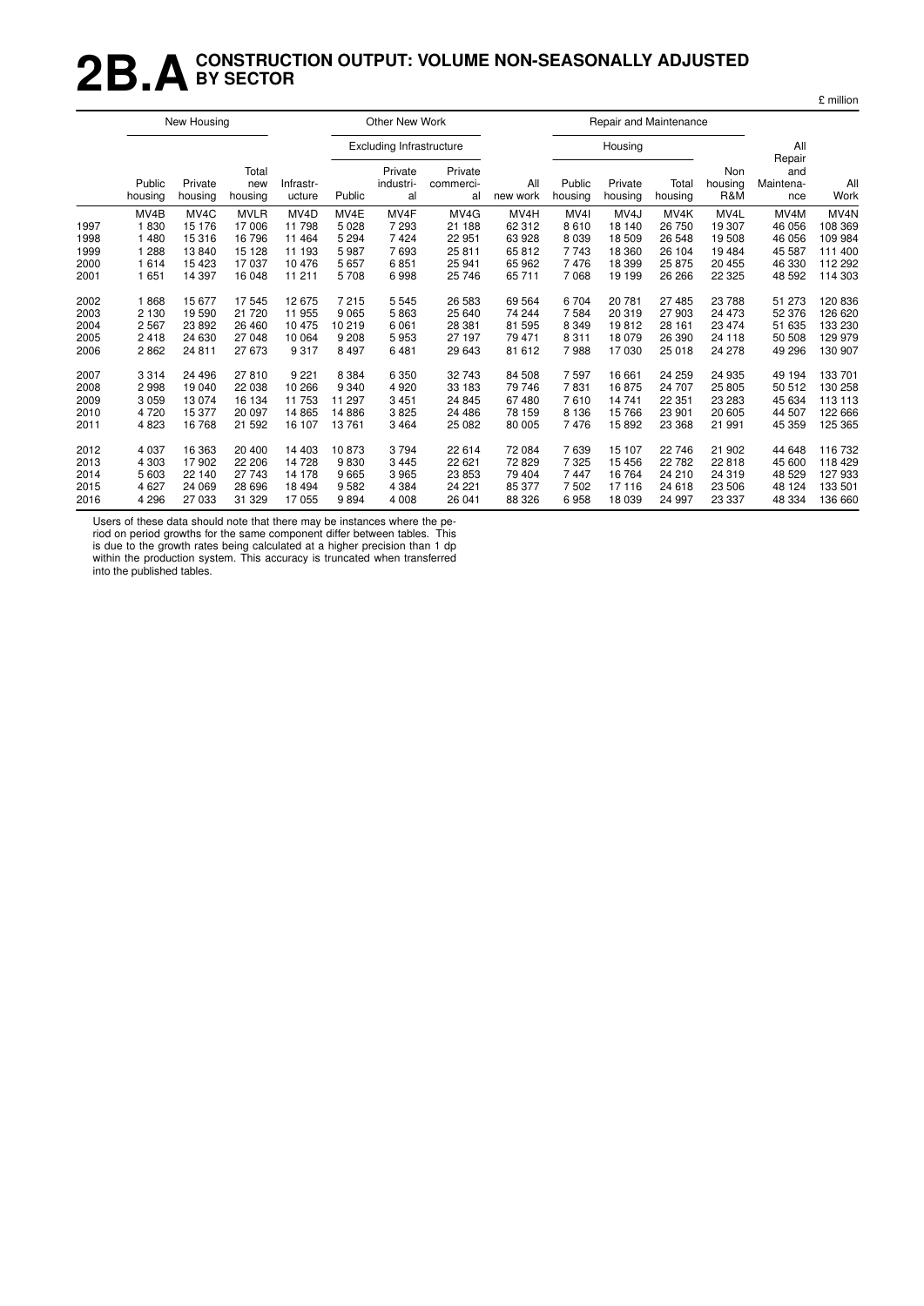# 2B.A CONSTRUCTION OUTPUT: VOLUME NON-SEASONALLY ADJUSTED BY SECTOR

£ million

| | New Housing | | | Other New Work | | | | | Repair and Maintenance | | | | | |
|---|---|---|---|---|---|---|---|---|---|---|---|---|---|---|
| | | | | | Excluding Infrastructure | | | | Housing | | | | All Repair and Maintenance | All Work |
| | Public housing | Private housing | Total new housing | Infrastructure | Public | Private industrial | Private commercial | All new work | Public housing | Private housing | Total housing | Non housing R&M | | |
| | MV4B | MV4C | MVLR | MV4D | MV4E | MV4F | MV4G | MV4H | MV4I | MV4J | MV4K | MV4L | MV4M | MV4N |
| 1997 | 1 830 | 15 176 | 17 006 | 11 798 | 5 028 | 7 293 | 21 188 | 62 312 | 8 610 | 18 140 | 26 750 | 19 307 | 46 056 | 108 369 |
| 1998 | 1 480 | 15 316 | 16 796 | 11 464 | 5 294 | 7 424 | 22 951 | 63 928 | 8 039 | 18 509 | 26 548 | 19 508 | 46 056 | 109 984 |
| 1999 | 1 288 | 13 840 | 15 128 | 11 193 | 5 987 | 7 693 | 25 811 | 65 812 | 7 743 | 18 360 | 26 104 | 19 484 | 45 587 | 111 400 |
| 2000 | 1 614 | 15 423 | 17 037 | 10 476 | 5 657 | 6 851 | 25 941 | 65 962 | 7 476 | 18 399 | 25 875 | 20 455 | 46 330 | 112 292 |
| 2001 | 1 651 | 14 397 | 16 048 | 11 211 | 5 708 | 6 998 | 25 746 | 65 711 | 7 068 | 19 199 | 26 266 | 22 325 | 48 592 | 114 303 |
| 2002 | 1 868 | 15 677 | 17 545 | 12 675 | 7 215 | 5 545 | 26 583 | 69 564 | 6 704 | 20 781 | 27 485 | 23 788 | 51 273 | 120 836 |
| 2003 | 2 130 | 19 590 | 21 720 | 11 955 | 9 065 | 5 863 | 25 640 | 74 244 | 7 584 | 20 319 | 27 903 | 24 473 | 52 376 | 126 620 |
| 2004 | 2 567 | 23 892 | 26 460 | 10 475 | 10 219 | 6 061 | 28 381 | 81 595 | 8 349 | 19 812 | 28 161 | 23 474 | 51 635 | 133 230 |
| 2005 | 2 418 | 24 630 | 27 048 | 10 064 | 9 208 | 5 953 | 27 197 | 79 471 | 8 311 | 18 079 | 26 390 | 24 118 | 50 508 | 129 979 |
| 2006 | 2 862 | 24 811 | 27 673 | 9 317 | 8 497 | 6 481 | 29 643 | 81 612 | 7 988 | 17 030 | 25 018 | 24 278 | 49 296 | 130 907 |
| 2007 | 3 314 | 24 496 | 27 810 | 9 221 | 8 384 | 6 350 | 32 743 | 84 508 | 7 597 | 16 661 | 24 259 | 24 935 | 49 194 | 133 701 |
| 2008 | 2 998 | 19 040 | 22 038 | 10 266 | 9 340 | 4 920 | 33 183 | 79 746 | 7 831 | 16 875 | 24 707 | 25 805 | 50 512 | 130 258 |
| 2009 | 3 059 | 13 074 | 16 134 | 11 753 | 11 297 | 3 451 | 24 845 | 67 480 | 7 610 | 14 741 | 22 351 | 23 283 | 45 634 | 113 113 |
| 2010 | 4 720 | 15 377 | 20 097 | 14 865 | 14 886 | 3 825 | 24 486 | 78 159 | 8 136 | 15 766 | 23 901 | 20 605 | 44 507 | 122 666 |
| 2011 | 4 823 | 16 768 | 21 592 | 16 107 | 13 761 | 3 464 | 25 082 | 80 005 | 7 476 | 15 892 | 23 368 | 21 991 | 45 359 | 125 365 |
| 2012 | 4 037 | 16 363 | 20 400 | 14 403 | 10 873 | 3 794 | 22 614 | 72 084 | 7 639 | 15 107 | 22 746 | 21 902 | 44 648 | 116 732 |
| 2013 | 4 303 | 17 902 | 22 206 | 14 728 | 9 830 | 3 445 | 22 621 | 72 829 | 7 325 | 15 456 | 22 782 | 22 818 | 45 600 | 118 429 |
| 2014 | 5 603 | 22 140 | 27 743 | 14 178 | 9 665 | 3 965 | 23 853 | 79 404 | 7 447 | 16 764 | 24 210 | 24 319 | 48 529 | 127 933 |
| 2015 | 4 627 | 24 069 | 28 696 | 18 494 | 9 582 | 4 384 | 24 221 | 85 377 | 7 502 | 17 116 | 24 618 | 23 506 | 48 124 | 133 501 |
| 2016 | 4 296 | 27 033 | 31 329 | 17 055 | 9 894 | 4 008 | 26 041 | 88 326 | 6 958 | 18 039 | 24 997 | 23 337 | 48 334 | 136 660 |

Users of these data should note that there may be instances where the period on period growths for the same component differ between tables. This is due to the growth rates being calculated at a higher precision than 1 dp within the production system. This accuracy is truncated when transferred into the published tables.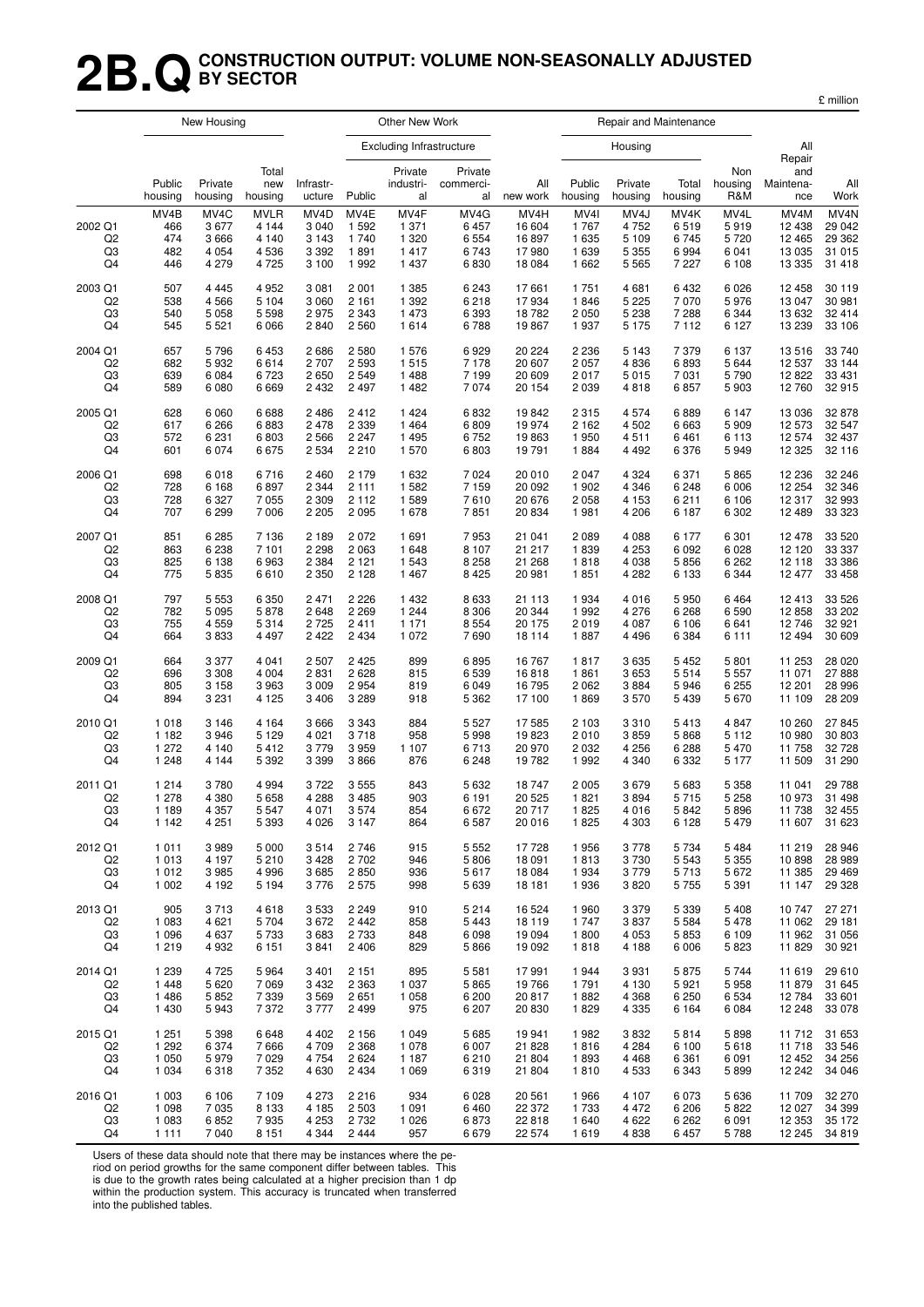# 2B.Q CONSTRUCTION OUTPUT: VOLUME NON-SEASONALLY ADJUSTED BY SECTOR

£ million

| | New Housing | | | Other New Work | | | | | Repair and Maintenance | | | | | |
|---|---|---|---|---|---|---|---|---|---|---|---|---|---|---|
| | | | | | Excluding Infrastructure | | | | Housing | | | | All Repair and Maintenance | |
| | Public housing | Private housing | Total new housing | Infrastructure | Public | Private industrial | Private commercial | All new work | Public housing | Private housing | Total housing | Non housing R&M | All Repair and Maintenance | All Work |
| | MV4B | MV4C | MVLR | MV4D | MV4E | MV4F | MV4G | MV4H | MV4I | MV4J | MV4K | MV4L | MV4M | MV4N |
| 2002 Q1 | 466 | 3 677 | 4 144 | 3 040 | 1 592 | 1 371 | 6 457 | 16 604 | 1 767 | 4 752 | 6 519 | 5 919 | 12 438 | 29 042 |
| Q2 | 474 | 3 666 | 4 140 | 3 143 | 1 740 | 1 320 | 6 554 | 16 897 | 1 635 | 5 109 | 6 745 | 5 720 | 12 465 | 29 362 |
| Q3 | 482 | 4 054 | 4 536 | 3 392 | 1 891 | 1 417 | 6 743 | 17 980 | 1 639 | 5 355 | 6 994 | 6 041 | 13 035 | 31 015 |
| Q4 | 446 | 4 279 | 4 725 | 3 100 | 1 992 | 1 437 | 6 830 | 18 084 | 1 662 | 5 565 | 7 227 | 6 108 | 13 335 | 31 418 |
| 2003 Q1 | 507 | 4 445 | 4 952 | 3 081 | 2 001 | 1 385 | 6 243 | 17 661 | 1 751 | 4 681 | 6 432 | 6 026 | 12 458 | 30 119 |
| Q2 | 538 | 4 566 | 5 104 | 3 060 | 2 161 | 1 392 | 6 218 | 17 934 | 1 846 | 5 225 | 7 070 | 5 976 | 13 047 | 30 981 |
| Q3 | 540 | 5 058 | 5 598 | 2 975 | 2 343 | 1 473 | 6 393 | 18 782 | 2 050 | 5 238 | 7 288 | 6 344 | 13 632 | 32 414 |
| Q4 | 545 | 5 521 | 6 066 | 2 840 | 2 560 | 1 614 | 6 788 | 19 867 | 1 937 | 5 175 | 7 112 | 6 127 | 13 239 | 33 106 |
| 2004 Q1 | 657 | 5 796 | 6 453 | 2 686 | 2 580 | 1 576 | 6 929 | 20 224 | 2 236 | 5 143 | 7 379 | 6 137 | 13 516 | 33 740 |
| Q2 | 682 | 5 932 | 6 614 | 2 707 | 2 593 | 1 515 | 7 178 | 20 607 | 2 057 | 4 836 | 6 893 | 5 644 | 12 537 | 33 144 |
| Q3 | 639 | 6 084 | 6 723 | 2 650 | 2 549 | 1 488 | 7 199 | 20 609 | 2 017 | 5 015 | 7 031 | 5 790 | 12 822 | 33 431 |
| Q4 | 589 | 6 080 | 6 669 | 2 432 | 2 497 | 1 482 | 7 074 | 20 154 | 2 039 | 4 818 | 6 857 | 5 903 | 12 760 | 32 915 |
| 2005 Q1 | 628 | 6 060 | 6 688 | 2 486 | 2 412 | 1 424 | 6 832 | 19 842 | 2 315 | 4 574 | 6 889 | 6 147 | 13 036 | 32 878 |
| Q2 | 617 | 6 266 | 6 883 | 2 478 | 2 339 | 1 464 | 6 809 | 19 974 | 2 162 | 4 502 | 6 663 | 5 909 | 12 573 | 32 547 |
| Q3 | 572 | 6 231 | 6 803 | 2 566 | 2 247 | 1 495 | 6 752 | 19 863 | 1 950 | 4 511 | 6 461 | 6 113 | 12 574 | 32 437 |
| Q4 | 601 | 6 074 | 6 675 | 2 534 | 2 210 | 1 570 | 6 803 | 19 791 | 1 884 | 4 492 | 6 376 | 5 949 | 12 325 | 32 116 |
| 2006 Q1 | 698 | 6 018 | 6 716 | 2 460 | 2 179 | 1 632 | 7 024 | 20 010 | 2 047 | 4 324 | 6 371 | 5 865 | 12 236 | 32 246 |
| Q2 | 728 | 6 168 | 6 897 | 2 344 | 2 111 | 1 582 | 7 159 | 20 092 | 1 902 | 4 346 | 6 248 | 6 006 | 12 254 | 32 346 |
| Q3 | 728 | 6 327 | 7 055 | 2 309 | 2 112 | 1 589 | 7 610 | 20 676 | 2 058 | 4 153 | 6 211 | 6 106 | 12 317 | 32 993 |
| Q4 | 707 | 6 299 | 7 006 | 2 205 | 2 095 | 1 678 | 7 851 | 20 834 | 1 981 | 4 206 | 6 187 | 6 302 | 12 489 | 33 323 |
| 2007 Q1 | 851 | 6 285 | 7 136 | 2 189 | 2 072 | 1 691 | 7 953 | 21 041 | 2 089 | 4 088 | 6 177 | 6 301 | 12 478 | 33 520 |
| Q2 | 863 | 6 238 | 7 101 | 2 298 | 2 063 | 1 648 | 8 107 | 21 217 | 1 839 | 4 253 | 6 092 | 6 028 | 12 120 | 33 337 |
| Q3 | 825 | 6 138 | 6 963 | 2 384 | 2 121 | 1 543 | 8 258 | 21 268 | 1 818 | 4 038 | 5 856 | 6 262 | 12 118 | 33 386 |
| Q4 | 775 | 5 835 | 6 610 | 2 350 | 2 128 | 1 467 | 8 425 | 20 981 | 1 851 | 4 282 | 6 133 | 6 344 | 12 477 | 33 458 |
| 2008 Q1 | 797 | 5 553 | 6 350 | 2 471 | 2 226 | 1 432 | 8 633 | 21 113 | 1 934 | 4 016 | 5 950 | 6 464 | 12 413 | 33 526 |
| Q2 | 782 | 5 095 | 5 878 | 2 648 | 2 269 | 1 244 | 8 306 | 20 344 | 1 992 | 4 276 | 6 268 | 6 590 | 12 858 | 33 202 |
| Q3 | 755 | 4 559 | 5 314 | 2 725 | 2 411 | 1 171 | 8 554 | 20 175 | 2 019 | 4 087 | 6 106 | 6 641 | 12 746 | 32 921 |
| Q4 | 664 | 3 833 | 4 497 | 2 422 | 2 434 | 1 072 | 7 690 | 18 114 | 1 887 | 4 496 | 6 384 | 6 111 | 12 494 | 30 609 |
| 2009 Q1 | 664 | 3 377 | 4 041 | 2 507 | 2 425 | 899 | 6 895 | 16 767 | 1 817 | 3 635 | 5 452 | 5 801 | 11 253 | 28 020 |
| Q2 | 696 | 3 308 | 4 004 | 2 831 | 2 628 | 815 | 6 539 | 16 818 | 1 861 | 3 653 | 5 514 | 5 557 | 11 071 | 27 888 |
| Q3 | 805 | 3 158 | 3 963 | 3 009 | 2 954 | 819 | 6 049 | 16 795 | 2 062 | 3 884 | 5 946 | 6 255 | 12 201 | 28 996 |
| Q4 | 894 | 3 231 | 4 125 | 3 406 | 3 289 | 918 | 5 362 | 17 100 | 1 869 | 3 570 | 5 439 | 5 670 | 11 109 | 28 209 |
| 2010 Q1 | 1 018 | 3 146 | 4 164 | 3 666 | 3 343 | 884 | 5 527 | 17 585 | 2 103 | 3 310 | 5 413 | 4 847 | 10 260 | 27 845 |
| Q2 | 1 182 | 3 946 | 5 129 | 4 021 | 3 718 | 958 | 5 998 | 19 823 | 2 010 | 3 859 | 5 868 | 5 112 | 10 980 | 30 803 |
| Q3 | 1 272 | 4 140 | 5 412 | 3 779 | 3 959 | 1 107 | 6 713 | 20 970 | 2 032 | 4 256 | 6 288 | 5 470 | 11 758 | 32 728 |
| Q4 | 1 248 | 4 144 | 5 392 | 3 399 | 3 866 | 876 | 6 248 | 19 782 | 1 992 | 4 340 | 6 332 | 5 177 | 11 509 | 31 290 |
| 2011 Q1 | 1 214 | 3 780 | 4 994 | 3 722 | 3 555 | 843 | 5 632 | 18 747 | 2 005 | 3 679 | 5 683 | 5 358 | 11 041 | 29 788 |
| Q2 | 1 278 | 4 380 | 5 658 | 4 288 | 3 485 | 903 | 6 191 | 20 525 | 1 821 | 3 894 | 5 715 | 5 258 | 10 973 | 31 498 |
| Q3 | 1 189 | 4 357 | 5 547 | 4 071 | 3 574 | 854 | 6 672 | 20 717 | 1 825 | 4 016 | 5 842 | 5 896 | 11 738 | 32 455 |
| Q4 | 1 142 | 4 251 | 5 393 | 4 026 | 3 147 | 864 | 6 587 | 20 016 | 1 825 | 4 303 | 6 128 | 5 479 | 11 607 | 31 623 |
| 2012 Q1 | 1 011 | 3 989 | 5 000 | 3 514 | 2 746 | 915 | 5 552 | 17 728 | 1 956 | 3 778 | 5 734 | 5 484 | 11 219 | 28 946 |
| Q2 | 1 013 | 4 197 | 5 210 | 3 428 | 2 702 | 946 | 5 806 | 18 091 | 1 813 | 3 730 | 5 543 | 5 355 | 10 898 | 28 989 |
| Q3 | 1 012 | 3 985 | 4 996 | 3 685 | 2 850 | 936 | 5 617 | 18 084 | 1 934 | 3 779 | 5 713 | 5 672 | 11 385 | 29 469 |
| Q4 | 1 002 | 4 192 | 5 194 | 3 776 | 2 575 | 998 | 5 639 | 18 181 | 1 936 | 3 820 | 5 755 | 5 391 | 11 147 | 29 328 |
| 2013 Q1 | 905 | 3 713 | 4 618 | 3 533 | 2 249 | 910 | 5 214 | 16 524 | 1 960 | 3 379 | 5 339 | 5 408 | 10 747 | 27 271 |
| Q2 | 1 083 | 4 621 | 5 704 | 3 672 | 2 442 | 858 | 5 443 | 18 119 | 1 747 | 3 837 | 5 584 | 5 478 | 11 062 | 29 181 |
| Q3 | 1 096 | 4 637 | 5 733 | 3 683 | 2 733 | 848 | 6 098 | 19 094 | 1 800 | 4 053 | 5 853 | 6 109 | 11 962 | 31 056 |
| Q4 | 1 219 | 4 932 | 6 151 | 3 841 | 2 406 | 829 | 5 866 | 19 092 | 1 818 | 4 188 | 6 006 | 5 823 | 11 829 | 30 921 |
| 2014 Q1 | 1 239 | 4 725 | 5 964 | 3 401 | 2 151 | 895 | 5 581 | 17 991 | 1 944 | 3 931 | 5 875 | 5 744 | 11 619 | 29 610 |
| Q2 | 1 448 | 5 620 | 7 069 | 3 432 | 2 363 | 1 037 | 5 865 | 19 766 | 1 791 | 4 130 | 5 921 | 5 958 | 11 879 | 31 645 |
| Q3 | 1 486 | 5 852 | 7 339 | 3 569 | 2 651 | 1 058 | 6 200 | 20 817 | 1 882 | 4 368 | 6 250 | 6 534 | 12 784 | 33 601 |
| Q4 | 1 430 | 5 943 | 7 372 | 3 777 | 2 499 | 975 | 6 207 | 20 830 | 1 829 | 4 335 | 6 164 | 6 084 | 12 248 | 33 078 |
| 2015 Q1 | 1 251 | 5 398 | 6 648 | 4 402 | 2 156 | 1 049 | 5 685 | 19 941 | 1 982 | 3 832 | 5 814 | 5 898 | 11 712 | 31 653 |
| Q2 | 1 292 | 6 374 | 7 666 | 4 709 | 2 368 | 1 078 | 6 007 | 21 828 | 1 816 | 4 284 | 6 100 | 5 618 | 11 718 | 33 546 |
| Q3 | 1 050 | 5 979 | 7 029 | 4 754 | 2 624 | 1 187 | 6 210 | 21 804 | 1 893 | 4 468 | 6 361 | 6 091 | 12 452 | 34 256 |
| Q4 | 1 034 | 6 318 | 7 352 | 4 630 | 2 434 | 1 069 | 6 319 | 21 804 | 1 810 | 4 533 | 6 343 | 5 899 | 12 242 | 34 046 |
| 2016 Q1 | 1 003 | 6 106 | 7 109 | 4 273 | 2 216 | 934 | 6 028 | 20 561 | 1 966 | 4 107 | 6 073 | 5 636 | 11 709 | 32 270 |
| Q2 | 1 098 | 7 035 | 8 133 | 4 185 | 2 503 | 1 091 | 6 460 | 22 372 | 1 733 | 4 472 | 6 206 | 5 822 | 12 027 | 34 399 |
| Q3 | 1 083 | 6 852 | 7 935 | 4 253 | 2 732 | 1 026 | 6 873 | 22 818 | 1 640 | 4 622 | 6 262 | 6 091 | 12 353 | 35 172 |
| Q4 | 1 111 | 7 040 | 8 151 | 4 344 | 2 444 | 957 | 6 679 | 22 574 | 1 619 | 4 838 | 6 457 | 5 788 | 12 245 | 34 819 |

Users of these data should note that there may be instances where the period on period growths for the same component differ between tables. This is due to the growth rates being calculated at a higher precision than 1 dp within the production system. This accuracy is truncated when transferred into the published tables.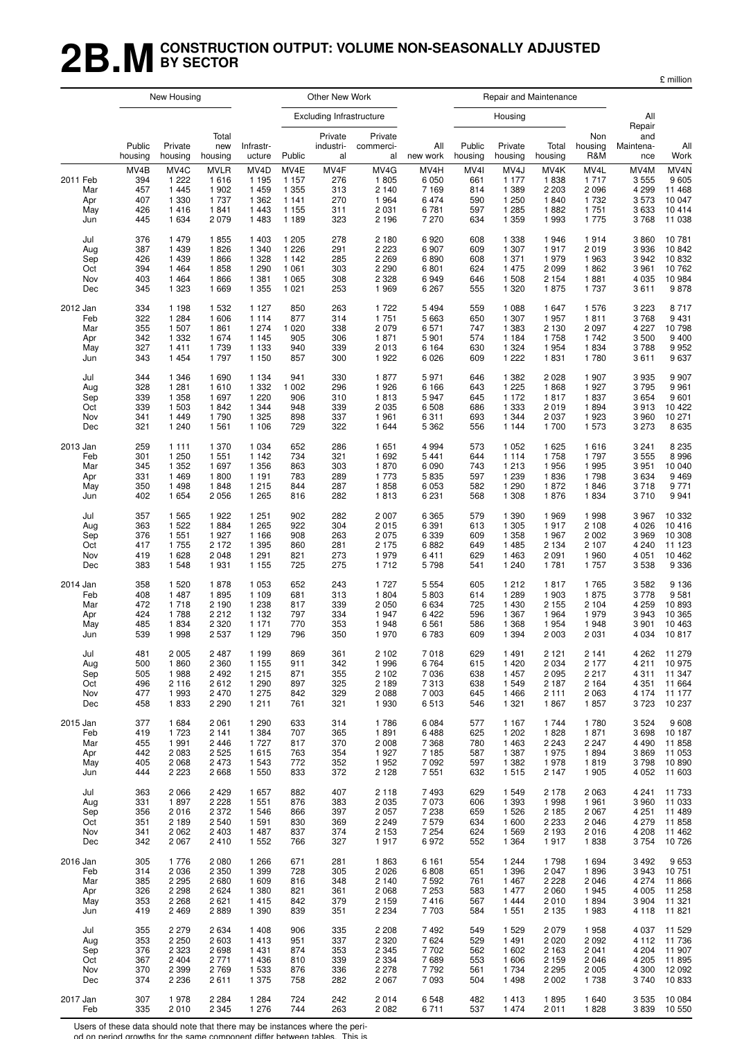# 2B.M CONSTRUCTION OUTPUT: VOLUME NON-SEASONALLY ADJUSTED BY SECTOR

£ million

| | New Housing | | | Other New Work | | | | | Repair and Maintenance | | | | | |
|---|---|---|---|---|---|---|---|---|---|---|---|---|---|---|
| | | | | | Excluding Infrastructure | | | | Housing | | | | | |
| | Public housing | Private housing | Total new housing | Infrastr-ucture | Public | Private industri-al | Private commerci-al | All new work | Public housing | Private housing | Total housing | Non housing R&M | All Repair and Maintena-nce | All Work |
| | MV4B | MV4C | MVLR | MV4D | MV4E | MV4F | MV4G | MV4H | MV4I | MV4J | MV4K | MV4L | MV4M | MV4N |
| 2011 Feb | 394 | 1 222 | 1 616 | 1 195 | 1 157 | 276 | 1 805 | 6 050 | 661 | 1 177 | 1 838 | 1 717 | 3 555 | 9 605 |
| Mar | 457 | 1 445 | 1 902 | 1 459 | 1 355 | 313 | 2 140 | 7 169 | 814 | 1 389 | 2 203 | 2 096 | 4 299 | 11 468 |
| Apr | 407 | 1 330 | 1 737 | 1 362 | 1 141 | 270 | 1 964 | 6 474 | 590 | 1 250 | 1 840 | 1 732 | 3 573 | 10 047 |
| May | 426 | 1 416 | 1 841 | 1 443 | 1 155 | 311 | 2 031 | 6 781 | 597 | 1 285 | 1 882 | 1 751 | 3 633 | 10 414 |
| Jun | 445 | 1 634 | 2 079 | 1 483 | 1 189 | 323 | 2 196 | 7 270 | 634 | 1 359 | 1 993 | 1 775 | 3 768 | 11 038 |
| Jul | 376 | 1 479 | 1 855 | 1 403 | 1 205 | 278 | 2 180 | 6 920 | 608 | 1 338 | 1 946 | 1 914 | 3 860 | 10 781 |
| Aug | 387 | 1 439 | 1 826 | 1 340 | 1 226 | 291 | 2 223 | 6 907 | 609 | 1 307 | 1 917 | 2 019 | 3 936 | 10 842 |
| Sep | 426 | 1 439 | 1 866 | 1 328 | 1 142 | 285 | 2 269 | 6 890 | 608 | 1 371 | 1 979 | 1 963 | 3 942 | 10 832 |
| Oct | 394 | 1 464 | 1 858 | 1 290 | 1 061 | 303 | 2 290 | 6 801 | 624 | 1 475 | 2 099 | 1 862 | 3 961 | 10 762 |
| Nov | 403 | 1 464 | 1 866 | 1 381 | 1 065 | 308 | 2 328 | 6 949 | 646 | 1 508 | 2 154 | 1 881 | 4 035 | 10 984 |
| Dec | 345 | 1 323 | 1 669 | 1 355 | 1 021 | 253 | 1 969 | 6 267 | 555 | 1 320 | 1 875 | 1 737 | 3 611 | 9 878 |
| 2012 Jan | 334 | 1 198 | 1 532 | 1 127 | 850 | 263 | 1 722 | 5 494 | 559 | 1 088 | 1 647 | 1 576 | 3 223 | 8 717 |
| Feb | 322 | 1 284 | 1 606 | 1 114 | 877 | 314 | 1 751 | 5 663 | 650 | 1 307 | 1 957 | 1 811 | 3 768 | 9 431 |
| Mar | 355 | 1 507 | 1 861 | 1 274 | 1 020 | 338 | 2 079 | 6 571 | 747 | 1 383 | 2 130 | 2 097 | 4 227 | 10 798 |
| Apr | 342 | 1 332 | 1 674 | 1 145 | 905 | 306 | 1 871 | 5 901 | 574 | 1 184 | 1 758 | 1 742 | 3 500 | 9 400 |
| May | 327 | 1 411 | 1 739 | 1 133 | 940 | 339 | 2 013 | 6 164 | 630 | 1 324 | 1 954 | 1 834 | 3 788 | 9 952 |
| Jun | 343 | 1 454 | 1 797 | 1 150 | 857 | 300 | 1 922 | 6 026 | 609 | 1 222 | 1 831 | 1 780 | 3 611 | 9 637 |
| Jul | 344 | 1 346 | 1 690 | 1 134 | 941 | 330 | 1 877 | 5 971 | 646 | 1 382 | 2 028 | 1 907 | 3 935 | 9 907 |
| Aug | 328 | 1 281 | 1 610 | 1 332 | 1 002 | 296 | 1 926 | 6 166 | 643 | 1 225 | 1 868 | 1 927 | 3 795 | 9 961 |
| Sep | 339 | 1 358 | 1 697 | 1 220 | 906 | 310 | 1 813 | 5 947 | 645 | 1 172 | 1 817 | 1 837 | 3 654 | 9 601 |
| Oct | 339 | 1 503 | 1 842 | 1 344 | 948 | 339 | 2 035 | 6 508 | 686 | 1 333 | 2 019 | 1 894 | 3 913 | 10 422 |
| Nov | 341 | 1 449 | 1 790 | 1 325 | 898 | 337 | 1 961 | 6 311 | 693 | 1 344 | 2 037 | 1 923 | 3 960 | 10 271 |
| Dec | 321 | 1 240 | 1 561 | 1 106 | 729 | 322 | 1 644 | 5 362 | 556 | 1 144 | 1 700 | 1 573 | 3 273 | 8 635 |
| 2013 Jan | 259 | 1 111 | 1 370 | 1 034 | 652 | 286 | 1 651 | 4 994 | 573 | 1 052 | 1 625 | 1 616 | 3 241 | 8 235 |
| Feb | 301 | 1 250 | 1 551 | 1 142 | 734 | 321 | 1 692 | 5 441 | 644 | 1 114 | 1 758 | 1 797 | 3 555 | 8 996 |
| Mar | 345 | 1 352 | 1 697 | 1 356 | 863 | 303 | 1 870 | 6 090 | 743 | 1 213 | 1 956 | 1 995 | 3 951 | 10 040 |
| Apr | 331 | 1 469 | 1 800 | 1 191 | 783 | 289 | 1 773 | 5 835 | 597 | 1 239 | 1 836 | 1 798 | 3 634 | 9 469 |
| May | 350 | 1 498 | 1 848 | 1 215 | 844 | 287 | 1 858 | 6 053 | 582 | 1 290 | 1 872 | 1 846 | 3 718 | 9 771 |
| Jun | 402 | 1 654 | 2 056 | 1 265 | 816 | 282 | 1 813 | 6 231 | 568 | 1 308 | 1 876 | 1 834 | 3 710 | 9 941 |
| Jul | 357 | 1 565 | 1 922 | 1 251 | 902 | 282 | 2 007 | 6 365 | 579 | 1 390 | 1 969 | 1 998 | 3 967 | 10 332 |
| Aug | 363 | 1 522 | 1 884 | 1 265 | 922 | 304 | 2 015 | 6 391 | 613 | 1 305 | 1 917 | 2 108 | 4 026 | 10 416 |
| Sep | 376 | 1 551 | 1 927 | 1 166 | 908 | 263 | 2 075 | 6 339 | 609 | 1 358 | 1 967 | 2 002 | 3 969 | 10 308 |
| Oct | 417 | 1 755 | 2 172 | 1 395 | 860 | 281 | 2 175 | 6 882 | 649 | 1 485 | 2 134 | 2 107 | 4 240 | 11 123 |
| Nov | 419 | 1 628 | 2 048 | 1 291 | 821 | 273 | 1 979 | 6 411 | 629 | 1 463 | 2 091 | 1 960 | 4 051 | 10 462 |
| Dec | 383 | 1 548 | 1 931 | 1 155 | 725 | 275 | 1 712 | 5 798 | 541 | 1 240 | 1 781 | 1 757 | 3 538 | 9 336 |
| 2014 Jan | 358 | 1 520 | 1 878 | 1 053 | 652 | 243 | 1 727 | 5 554 | 605 | 1 212 | 1 817 | 1 765 | 3 582 | 9 136 |
| Feb | 408 | 1 487 | 1 895 | 1 109 | 681 | 313 | 1 804 | 5 803 | 614 | 1 289 | 1 903 | 1 875 | 3 778 | 9 581 |
| Mar | 472 | 1 718 | 2 190 | 1 238 | 817 | 339 | 2 050 | 6 634 | 725 | 1 430 | 2 155 | 2 104 | 4 259 | 10 893 |
| Apr | 424 | 1 788 | 2 212 | 1 132 | 797 | 334 | 1 947 | 6 422 | 596 | 1 367 | 1 964 | 1 979 | 3 943 | 10 365 |
| May | 485 | 1 834 | 2 320 | 1 171 | 770 | 353 | 1 948 | 6 561 | 586 | 1 368 | 1 954 | 1 948 | 3 901 | 10 463 |
| Jun | 539 | 1 998 | 2 537 | 1 129 | 796 | 350 | 1 970 | 6 783 | 609 | 1 394 | 2 003 | 2 031 | 4 034 | 10 817 |
| Jul | 481 | 2 005 | 2 487 | 1 199 | 869 | 361 | 2 102 | 7 018 | 629 | 1 491 | 2 121 | 2 141 | 4 262 | 11 279 |
| Aug | 500 | 1 860 | 2 360 | 1 155 | 911 | 342 | 1 996 | 6 764 | 615 | 1 420 | 2 034 | 2 177 | 4 211 | 10 975 |
| Sep | 505 | 1 988 | 2 492 | 1 215 | 871 | 355 | 2 102 | 7 036 | 638 | 1 457 | 2 095 | 2 217 | 4 311 | 11 347 |
| Oct | 496 | 2 116 | 2 612 | 1 290 | 897 | 325 | 2 189 | 7 313 | 638 | 1 549 | 2 187 | 2 164 | 4 351 | 11 664 |
| Nov | 477 | 1 993 | 2 470 | 1 275 | 842 | 329 | 2 088 | 7 003 | 645 | 1 466 | 2 111 | 2 063 | 4 174 | 11 177 |
| Dec | 458 | 1 833 | 2 290 | 1 211 | 761 | 321 | 1 930 | 6 513 | 546 | 1 321 | 1 867 | 1 857 | 3 723 | 10 237 |
| 2015 Jan | 377 | 1 684 | 2 061 | 1 290 | 633 | 314 | 1 786 | 6 084 | 577 | 1 167 | 1 744 | 1 780 | 3 524 | 9 608 |
| Feb | 419 | 1 723 | 2 141 | 1 384 | 707 | 365 | 1 891 | 6 488 | 625 | 1 202 | 1 828 | 1 871 | 3 698 | 10 187 |
| Mar | 455 | 1 991 | 2 446 | 1 727 | 817 | 370 | 2 008 | 7 368 | 780 | 1 463 | 2 243 | 2 247 | 4 490 | 11 858 |
| Apr | 442 | 2 083 | 2 525 | 1 615 | 763 | 354 | 1 927 | 7 185 | 587 | 1 387 | 1 975 | 1 894 | 3 869 | 11 053 |
| May | 405 | 2 068 | 2 473 | 1 543 | 772 | 352 | 1 952 | 7 092 | 597 | 1 382 | 1 978 | 1 819 | 3 798 | 10 890 |
| Jun | 444 | 2 223 | 2 668 | 1 550 | 833 | 372 | 2 128 | 7 551 | 632 | 1 515 | 2 147 | 1 905 | 4 052 | 11 603 |
| Jul | 363 | 2 066 | 2 429 | 1 657 | 882 | 407 | 2 118 | 7 493 | 629 | 1 549 | 2 178 | 2 063 | 4 241 | 11 733 |
| Aug | 331 | 1 897 | 2 228 | 1 551 | 876 | 383 | 2 035 | 7 073 | 606 | 1 393 | 1 998 | 1 961 | 3 960 | 11 033 |
| Sep | 356 | 2 016 | 2 372 | 1 546 | 866 | 397 | 2 057 | 7 238 | 659 | 1 526 | 2 185 | 2 067 | 4 251 | 11 489 |
| Oct | 351 | 2 189 | 2 540 | 1 591 | 830 | 369 | 2 249 | 7 579 | 634 | 1 600 | 2 233 | 2 046 | 4 279 | 11 858 |
| Nov | 341 | 2 062 | 2 403 | 1 487 | 837 | 374 | 2 153 | 7 254 | 624 | 1 569 | 2 193 | 2 016 | 4 208 | 11 462 |
| Dec | 342 | 2 067 | 2 410 | 1 552 | 766 | 327 | 1 917 | 6 972 | 552 | 1 364 | 1 917 | 1 838 | 3 754 | 10 726 |
| 2016 Jan | 305 | 1 776 | 2 080 | 1 266 | 671 | 281 | 1 863 | 6 161 | 554 | 1 244 | 1 798 | 1 694 | 3 492 | 9 653 |
| Feb | 314 | 2 036 | 2 350 | 1 399 | 728 | 305 | 2 026 | 6 808 | 651 | 1 396 | 2 047 | 1 896 | 3 943 | 10 751 |
| Mar | 385 | 2 295 | 2 680 | 1 609 | 816 | 348 | 2 140 | 7 592 | 761 | 1 467 | 2 228 | 2 046 | 4 274 | 11 866 |
| Apr | 326 | 2 298 | 2 624 | 1 380 | 821 | 361 | 2 068 | 7 253 | 583 | 1 477 | 2 060 | 1 945 | 4 005 | 11 258 |
| May | 353 | 2 268 | 2 621 | 1 415 | 842 | 379 | 2 159 | 7 416 | 567 | 1 444 | 2 010 | 1 894 | 3 904 | 11 321 |
| Jun | 419 | 2 469 | 2 889 | 1 390 | 839 | 351 | 2 234 | 7 703 | 584 | 1 551 | 2 135 | 1 983 | 4 118 | 11 821 |
| Jul | 355 | 2 279 | 2 634 | 1 408 | 906 | 335 | 2 208 | 7 492 | 549 | 1 529 | 2 079 | 1 958 | 4 037 | 11 529 |
| Aug | 353 | 2 250 | 2 603 | 1 413 | 951 | 337 | 2 320 | 7 624 | 529 | 1 491 | 2 020 | 2 092 | 4 112 | 11 736 |
| Sep | 376 | 2 323 | 2 698 | 1 431 | 874 | 353 | 2 345 | 7 702 | 562 | 1 602 | 2 163 | 2 041 | 4 204 | 11 907 |
| Oct | 367 | 2 404 | 2 771 | 1 436 | 810 | 339 | 2 334 | 7 689 | 553 | 1 606 | 2 159 | 2 046 | 4 205 | 11 895 |
| Nov | 370 | 2 399 | 2 769 | 1 533 | 876 | 336 | 2 278 | 7 792 | 561 | 1 734 | 2 295 | 2 005 | 4 300 | 12 092 |
| Dec | 374 | 2 236 | 2 611 | 1 375 | 758 | 282 | 2 067 | 7 093 | 504 | 1 498 | 2 002 | 1 738 | 3 740 | 10 833 |
| 2017 Jan | 307 | 1 978 | 2 284 | 1 284 | 724 | 242 | 2 014 | 6 548 | 482 | 1 413 | 1 895 | 1 640 | 3 535 | 10 084 |
| Feb | 335 | 2 010 | 2 345 | 1 276 | 744 | 263 | 2 082 | 6 711 | 537 | 1 474 | 2 011 | 1 828 | 3 839 | 10 550 |

Users of these data should note that there may be instances where the period on period growths for the same component differ between tables. This is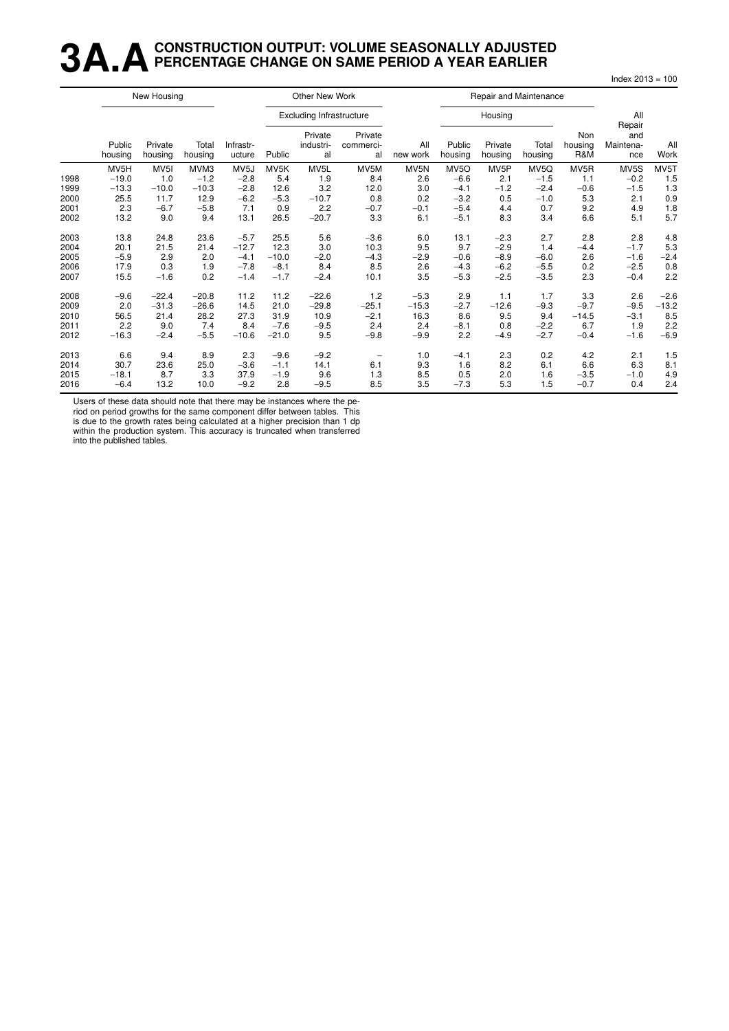# 3A.A CONSTRUCTION OUTPUT: VOLUME SEASONALLY ADJUSTED PERCENTAGE CHANGE ON SAME PERIOD A YEAR EARLIER

Index 2013 = 100

| | New Housing | | | Other New Work | | | | | Repair and Maintenance | | | | | |
|---|---|---|---|---|---|---|---|---|---|---|---|---|---|---|
| | | | | | Excluding Infrastructure | | | | Housing | | | | All Repair and Maintenance | All Work |
| | Public housing | Private housing | Total housing | Infrastructure | Public | Private industrial | Private commercial | All new work | Public housing | Private housing | Total housing | Non housing R&M | | |
| | MV5H | MV5I | MVM3 | MV5J | MV5K | MV5L | MV5M | MV5N | MV5O | MV5P | MV5Q | MV5R | MV5S | MV5T |
| 1998 | −19.0 | 1.0 | −1.2 | −2.8 | 5.4 | 1.9 | 8.4 | 2.6 | −6.6 | 2.1 | −1.5 | 1.1 | −0.2 | 1.5 |
| 1999 | −13.3 | −10.0 | −10.3 | −2.8 | 12.6 | 3.2 | 12.0 | 3.0 | −4.1 | −1.2 | −2.4 | −0.6 | −1.5 | 1.3 |
| 2000 | 25.5 | 11.7 | 12.9 | −6.2 | −5.3 | −10.7 | 0.8 | 0.2 | −3.2 | 0.5 | −1.0 | 5.3 | 2.1 | 0.9 |
| 2001 | 2.3 | −6.7 | −5.8 | 7.1 | 0.9 | 2.2 | −0.7 | −0.1 | −5.4 | 4.4 | 0.7 | 9.2 | 4.9 | 1.8 |
| 2002 | 13.2 | 9.0 | 9.4 | 13.1 | 26.5 | −20.7 | 3.3 | 6.1 | −5.1 | 8.3 | 3.4 | 6.6 | 5.1 | 5.7 |
| 2003 | 13.8 | 24.8 | 23.6 | −5.7 | 25.5 | 5.6 | −3.6 | 6.0 | 13.1 | −2.3 | 2.7 | 2.8 | 2.8 | 4.8 |
| 2004 | 20.1 | 21.5 | 21.4 | −12.7 | 12.3 | 3.0 | 10.3 | 9.5 | 9.7 | −2.9 | 1.4 | −4.4 | −1.7 | 5.3 |
| 2005 | −5.9 | 2.9 | 2.0 | −4.1 | −10.0 | −2.0 | −4.3 | −2.9 | −0.6 | −8.9 | −6.0 | 2.6 | −1.6 | −2.4 |
| 2006 | 17.9 | 0.3 | 1.9 | −7.8 | −8.1 | 8.4 | 8.5 | 2.6 | −4.3 | −6.2 | −5.5 | 0.2 | −2.5 | 0.8 |
| 2007 | 15.5 | −1.6 | 0.2 | −1.4 | −1.7 | −2.4 | 10.1 | 3.5 | −5.3 | −2.5 | −3.5 | 2.3 | −0.4 | 2.2 |
| 2008 | −9.6 | −22.4 | −20.8 | 11.2 | 11.2 | −22.6 | 1.2 | −5.3 | 2.9 | 1.1 | 1.7 | 3.3 | 2.6 | −2.6 |
| 2009 | 2.0 | −31.3 | −26.6 | 14.5 | 21.0 | −29.8 | −25.1 | −15.3 | −2.7 | −12.6 | −9.3 | −9.7 | −9.5 | −13.2 |
| 2010 | 56.5 | 21.4 | 28.2 | 27.3 | 31.9 | 10.9 | −2.1 | 16.3 | 8.6 | 9.5 | 9.4 | −14.5 | −3.1 | 8.5 |
| 2011 | 2.2 | 9.0 | 7.4 | 8.4 | −7.6 | −9.5 | 2.4 | 2.4 | −8.1 | 0.8 | −2.2 | 6.7 | 1.9 | 2.2 |
| 2012 | −16.3 | −2.4 | −5.5 | −10.6 | −21.0 | 9.5 | −9.8 | −9.9 | 2.2 | −4.9 | −2.7 | −0.4 | −1.6 | −6.9 |
| 2013 | 6.6 | 9.4 | 8.9 | 2.3 | −9.6 | −9.2 | – | 1.0 | −4.1 | 2.3 | 0.2 | 4.2 | 2.1 | 1.5 |
| 2014 | 30.7 | 23.6 | 25.0 | −3.6 | −1.1 | 14.1 | 6.1 | 9.3 | 1.6 | 8.2 | 6.1 | 6.6 | 6.3 | 8.1 |
| 2015 | −18.1 | 8.7 | 3.3 | 37.9 | −1.9 | 9.6 | 1.3 | 8.5 | 0.5 | 2.0 | 1.6 | −3.5 | −1.0 | 4.9 |
| 2016 | −6.4 | 13.2 | 10.0 | −9.2 | 2.8 | −9.5 | 8.5 | 3.5 | −7.3 | 5.3 | 1.5 | −0.7 | 0.4 | 2.4 |

Users of these data should note that there may be instances where the period on period growths for the same component differ between tables. This is due to the growth rates being calculated at a higher precision than 1 dp within the production system. This accuracy is truncated when transferred into the published tables.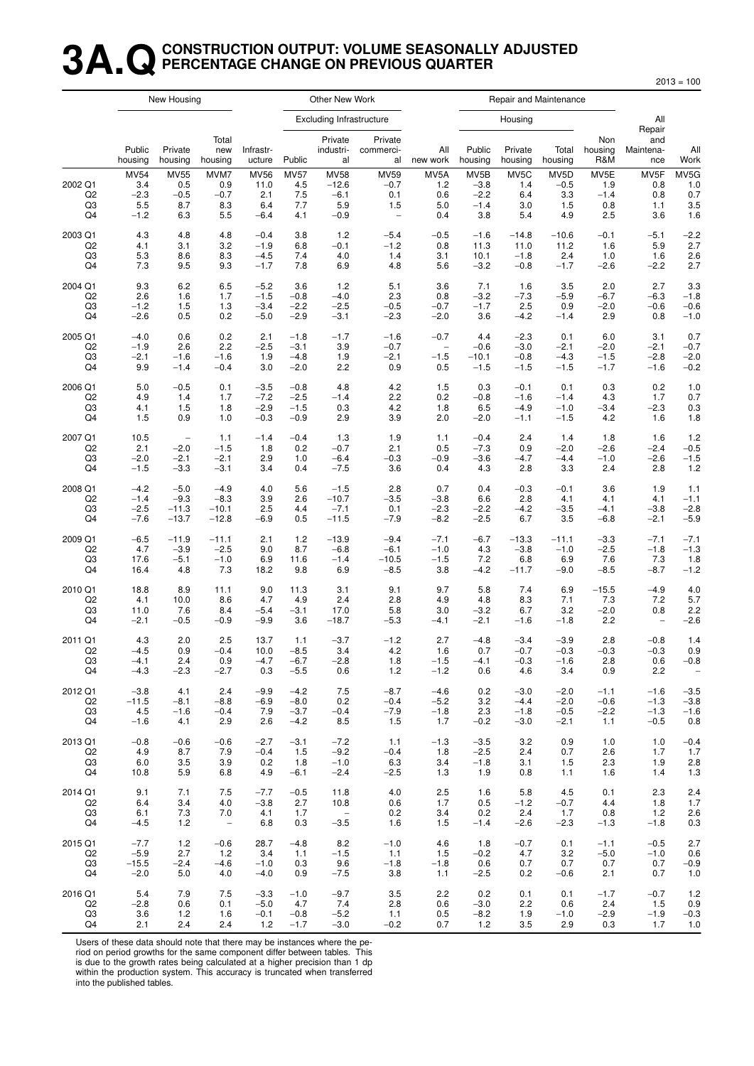# 3A.Q CONSTRUCTION OUTPUT: VOLUME SEASONALLY ADJUSTED PERCENTAGE CHANGE ON PREVIOUS QUARTER

2013 = 100

| | New Housing | | | | Other New Work | | | | Repair and Maintenance | | | | | |
|---|---|---|---|---|---|---|---|---|---|---|---|---|---|---|
| | | | | | Excluding Infrastructure | | | | Housing | | | | | |
| | Public housing | Private housing | Total new housing | Infrastr-ucture | Public | Private industri-al | Private commerci-al | All new work | Public housing | Private housing | Total housing | Non housing R&M | All Repair and Maintena-nce | All Work |
| | MV54 | MV55 | MVM7 | MV56 | MV57 | MV58 | MV59 | MV5A | MV5B | MV5C | MV5D | MV5E | MV5F | MV5G |
| 2002 Q1 | 3.4 | 0.5 | 0.9 | 11.0 | 4.5 | −12.6 | −0.7 | 1.2 | −3.8 | 1.4 | −0.5 | 1.9 | 0.8 | 1.0 |
| Q2 | −2.3 | −0.5 | −0.7 | 2.1 | 7.5 | −6.1 | 0.1 | 0.6 | −2.2 | 6.4 | 3.3 | −1.4 | 0.8 | 0.7 |
| Q3 | 5.5 | 8.7 | 8.3 | 6.4 | 7.7 | 5.9 | 1.5 | 5.0 | −1.4 | 3.0 | 1.5 | 0.8 | 1.1 | 3.5 |
| Q4 | −1.2 | 6.3 | 5.5 | −6.4 | 4.1 | −0.9 | − | 0.4 | 3.8 | 5.4 | 4.9 | 2.5 | 3.6 | 1.6 |
| 2003 Q1 | 4.3 | 4.8 | 4.8 | −0.4 | 3.8 | 1.2 | −5.4 | −0.5 | −1.6 | −14.8 | −10.6 | −0.1 | −5.1 | −2.2 |
| Q2 | 4.1 | 3.1 | 3.2 | −1.9 | 6.8 | −0.1 | −1.2 | 0.8 | 11.3 | 11.0 | 11.2 | 1.6 | 5.9 | 2.7 |
| Q3 | 5.3 | 8.6 | 8.3 | −4.5 | 7.4 | 4.0 | 1.4 | 3.1 | 10.1 | −1.8 | 2.4 | 1.0 | 1.6 | 2.6 |
| Q4 | 7.3 | 9.5 | 9.3 | −1.7 | 7.8 | 6.9 | 4.8 | 5.6 | −3.2 | −0.8 | −1.7 | −2.6 | −2.2 | 2.7 |
| 2004 Q1 | 9.3 | 6.2 | 6.5 | −5.2 | 3.6 | 1.2 | 5.1 | 3.6 | 7.1 | 1.6 | 3.5 | 2.0 | 2.7 | 3.3 |
| Q2 | 2.6 | 1.6 | 1.7 | −1.5 | −0.8 | −4.0 | 2.3 | 0.8 | −3.2 | −7.3 | −5.9 | −6.7 | −6.3 | −1.8 |
| Q3 | −1.2 | 1.5 | 1.3 | −3.4 | −2.2 | −2.5 | −0.5 | −0.7 | −1.7 | 2.5 | 0.9 | −2.0 | −0.6 | −0.6 |
| Q4 | −2.6 | 0.5 | 0.2 | −5.0 | −2.9 | −3.1 | −2.3 | −2.0 | 3.6 | −4.2 | −1.4 | 2.9 | 0.8 | −1.0 |
| 2005 Q1 | −4.0 | 0.6 | 0.2 | 2.1 | −1.8 | −1.7 | −1.6 | −0.7 | 4.4 | −2.3 | 0.1 | 6.0 | 3.1 | 0.7 |
| Q2 | −1.9 | 2.6 | 2.2 | −2.5 | −3.1 | 3.9 | −0.7 | − | −0.6 | −3.0 | −2.1 | −2.0 | −2.1 | −0.7 |
| Q3 | −2.1 | −1.6 | −1.6 | 1.9 | −4.8 | 1.9 | −2.1 | −1.5 | −10.1 | −0.8 | −4.3 | −1.5 | −2.8 | −2.0 |
| Q4 | 9.9 | −1.4 | −0.4 | 3.0 | −2.0 | 2.2 | 0.9 | 0.5 | −1.5 | −1.5 | −1.5 | −1.7 | −1.6 | −0.2 |
| 2006 Q1 | 5.0 | −0.5 | 0.1 | −3.5 | −0.8 | 4.8 | 4.2 | 1.5 | 0.3 | −0.1 | 0.1 | 0.3 | 0.2 | 1.0 |
| Q2 | 4.9 | 1.4 | 1.7 | −7.2 | −2.5 | −1.4 | 2.2 | 0.2 | −0.8 | −1.6 | −1.4 | 4.3 | 1.7 | 0.7 |
| Q3 | 4.1 | 1.5 | 1.8 | −2.9 | −1.5 | 0.3 | 4.2 | 1.8 | 6.5 | −4.9 | −1.0 | −3.4 | −2.3 | 0.3 |
| Q4 | 1.5 | 0.9 | 1.0 | −0.3 | −0.9 | 2.9 | 3.9 | 2.0 | −2.0 | −1.1 | −1.5 | 4.2 | 1.6 | 1.8 |
| 2007 Q1 | 10.5 | − | 1.1 | −1.4 | −0.4 | 1.3 | 1.9 | 1.1 | −0.4 | 2.4 | 1.4 | 1.8 | 1.6 | 1.2 |
| Q2 | 2.1 | −2.0 | −1.5 | 1.8 | 0.2 | −0.7 | 2.1 | 0.5 | −7.3 | 0.9 | −2.0 | −2.6 | −2.4 | −0.5 |
| Q3 | −2.0 | −2.1 | −2.1 | 2.9 | 1.0 | −6.4 | −0.3 | −0.9 | −3.6 | −4.7 | −4.4 | −1.0 | −2.6 | −1.5 |
| Q4 | −1.5 | −3.3 | −3.1 | 3.4 | 0.4 | −7.5 | 3.6 | 0.4 | 4.3 | 2.8 | 3.3 | 2.4 | 2.8 | 1.2 |
| 2008 Q1 | −4.2 | −5.0 | −4.9 | 4.0 | 5.6 | −1.5 | 2.8 | 0.7 | 0.4 | −0.3 | −0.1 | 3.6 | 1.9 | 1.1 |
| Q2 | −1.4 | −9.3 | −8.3 | 3.9 | 2.6 | −10.7 | −3.5 | −3.8 | 6.6 | 2.8 | 4.1 | 4.1 | 4.1 | −1.1 |
| Q3 | −2.5 | −11.3 | −10.1 | 2.5 | 4.4 | −7.1 | 0.1 | −2.3 | −2.2 | −4.2 | −3.5 | −4.1 | −3.8 | −2.8 |
| Q4 | −7.6 | −13.7 | −12.8 | −6.9 | 0.5 | −11.5 | −7.9 | −8.2 | −2.5 | 6.7 | 3.5 | −6.8 | −2.1 | −5.9 |
| 2009 Q1 | −6.5 | −11.9 | −11.1 | 2.1 | 1.2 | −13.9 | −9.4 | −7.1 | −6.7 | −13.3 | −11.1 | −3.3 | −7.1 | −7.1 |
| Q2 | 4.7 | −3.9 | −2.5 | 9.0 | 8.7 | −6.8 | −6.1 | −1.0 | 4.3 | −3.8 | −1.0 | −2.5 | −1.8 | −1.3 |
| Q3 | 17.6 | −5.1 | −1.0 | 6.9 | 11.6 | −1.4 | −10.5 | −1.5 | 7.2 | 6.8 | 6.9 | 7.6 | 7.3 | 1.8 |
| Q4 | 16.4 | 4.8 | 7.3 | 18.2 | 9.8 | 6.9 | −8.5 | 3.8 | −4.2 | −11.7 | −9.0 | −8.5 | −8.7 | −1.2 |
| 2010 Q1 | 18.8 | 8.9 | 11.1 | 9.0 | 11.3 | 3.1 | 9.1 | 9.7 | 5.8 | 7.4 | 6.9 | −15.5 | −4.9 | 4.0 |
| Q2 | 4.1 | 10.0 | 8.6 | 4.7 | 4.9 | 2.4 | 2.8 | 4.9 | 4.8 | 8.3 | 7.1 | 7.3 | 7.2 | 5.7 |
| Q3 | 11.0 | 7.6 | 8.4 | −5.4 | −3.1 | 17.0 | 5.8 | 3.0 | −3.2 | 6.7 | 3.2 | −2.0 | 0.8 | 2.2 |
| Q4 | −2.1 | −0.5 | −0.9 | −9.9 | 3.6 | −18.7 | −5.3 | −4.1 | −2.1 | −1.6 | −1.8 | 2.2 | − | −2.6 |
| 2011 Q1 | 4.3 | 2.0 | 2.5 | 13.7 | 1.1 | −3.7 | −1.2 | 2.7 | −4.8 | −3.4 | −3.9 | 2.8 | −0.8 | 1.4 |
| Q2 | −4.5 | 0.9 | −0.4 | 10.0 | −8.5 | 3.4 | 4.2 | 1.6 | 0.7 | −0.7 | −0.3 | −0.3 | −0.3 | 0.9 |
| Q3 | −4.1 | 2.4 | 0.9 | −4.7 | −6.7 | −2.8 | 1.8 | −1.5 | −4.1 | −0.3 | −1.6 | 2.8 | 0.6 | −0.8 |
| Q4 | −4.3 | −2.3 | −2.7 | 0.3 | −5.5 | 0.6 | 1.2 | −1.2 | 0.6 | 4.6 | 3.4 | 0.9 | 2.2 | − |
| 2012 Q1 | −3.8 | 4.1 | 2.4 | −9.9 | −4.2 | 7.5 | −8.7 | −4.6 | 0.2 | −3.0 | −2.0 | −1.1 | −1.6 | −3.5 |
| Q2 | −11.5 | −8.1 | −8.8 | −6.9 | −8.0 | 0.2 | −0.4 | −5.2 | 3.2 | −4.4 | −2.0 | −0.6 | −1.3 | −3.8 |
| Q3 | 4.5 | −1.6 | −0.4 | 7.9 | −3.7 | −0.4 | −7.9 | −1.8 | 2.3 | −1.8 | −0.5 | −2.2 | −1.3 | −1.6 |
| Q4 | −1.6 | 4.1 | 2.9 | 2.6 | −4.2 | 8.5 | 1.5 | 1.7 | −0.2 | −3.0 | −2.1 | 1.1 | −0.5 | 0.8 |
| 2013 Q1 | −0.8 | −0.6 | −0.6 | −2.7 | −3.1 | −7.2 | 1.1 | −1.3 | −3.5 | 3.2 | 0.9 | 1.0 | 1.0 | −0.4 |
| Q2 | 4.9 | 8.7 | 7.9 | −0.4 | 1.5 | −9.2 | −0.4 | 1.8 | −2.5 | 2.4 | 0.7 | 2.6 | 1.7 | 1.7 |
| Q3 | 6.0 | 3.5 | 3.9 | 0.2 | 1.8 | −1.0 | 6.3 | 3.4 | −1.8 | 3.1 | 1.5 | 2.3 | 1.9 | 2.8 |
| Q4 | 10.8 | 5.9 | 6.8 | 4.9 | −6.1 | −2.4 | −2.5 | 1.3 | 1.9 | 0.8 | 1.1 | 1.6 | 1.4 | 1.3 |
| 2014 Q1 | 9.1 | 7.1 | 7.5 | −7.7 | −0.5 | 11.8 | 4.0 | 2.5 | 1.6 | 5.8 | 4.5 | 0.1 | 2.3 | 2.4 |
| Q2 | 6.4 | 3.4 | 4.0 | −3.8 | 2.7 | 10.8 | 0.6 | 1.7 | 0.5 | −1.2 | −0.7 | 4.4 | 1.8 | 1.7 |
| Q3 | 6.1 | 7.3 | 7.0 | 4.1 | 1.7 | − | 0.2 | 3.4 | 0.2 | 2.4 | 1.7 | 0.8 | 1.2 | 2.6 |
| Q4 | −4.5 | 1.2 | − | 6.8 | 0.3 | −3.5 | 1.6 | 1.5 | −1.4 | −2.6 | −2.3 | −1.3 | −1.8 | 0.3 |
| 2015 Q1 | −7.7 | 1.2 | −0.6 | 28.7 | −4.8 | 8.2 | −1.0 | 4.6 | 1.8 | −0.7 | 0.1 | −1.1 | −0.5 | 2.7 |
| Q2 | −5.9 | 2.7 | 1.2 | 3.4 | 1.1 | −1.5 | 1.1 | 1.5 | −0.2 | 4.7 | 3.2 | −5.0 | −1.0 | 0.6 |
| Q3 | −15.5 | −2.4 | −4.6 | −1.0 | 0.3 | 9.6 | −1.8 | −1.8 | 0.6 | 0.7 | 0.7 | 0.7 | 0.7 | −0.9 |
| Q4 | −2.0 | 5.0 | 4.0 | −4.0 | 0.9 | −7.5 | 3.8 | 1.1 | −2.5 | 0.2 | −0.6 | 2.1 | 0.7 | 1.0 |
| 2016 Q1 | 5.4 | 7.9 | 7.5 | −3.3 | −1.0 | −9.7 | 3.5 | 2.2 | 0.2 | 0.1 | 0.1 | −1.7 | −0.7 | 1.2 |
| Q2 | −2.8 | 0.6 | 0.1 | −5.0 | 4.7 | 7.4 | 2.8 | 0.6 | −3.0 | 2.2 | 0.6 | 2.4 | 1.5 | 0.9 |
| Q3 | 3.6 | 1.2 | 1.6 | −0.1 | −0.8 | −5.2 | 1.1 | 0.5 | −8.2 | 1.9 | −1.0 | −2.9 | −1.9 | −0.3 |
| Q4 | 2.1 | 2.4 | 2.4 | 1.2 | −1.7 | −3.0 | −0.2 | 0.7 | 1.2 | 3.5 | 2.9 | 0.3 | 1.7 | 1.0 |

Users of these data should note that there may be instances where the period on period growths for the same component differ between tables. This is due to the growth rates being calculated at a higher precision than 1 dp within the production system. This accuracy is truncated when transferred into the published tables.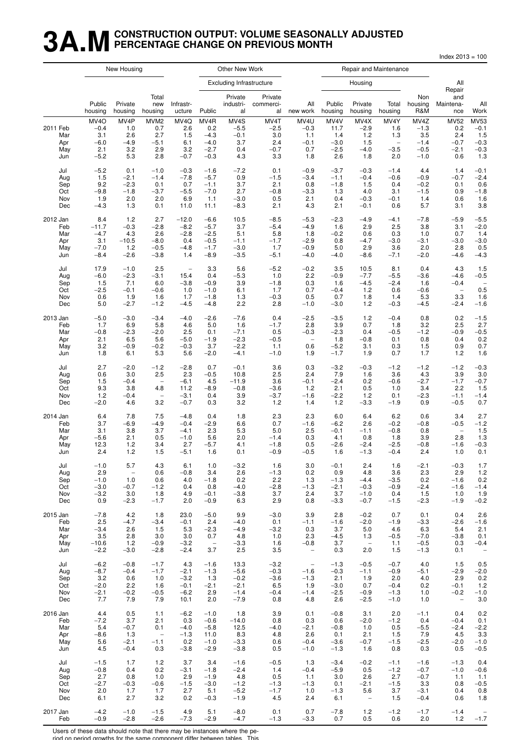# 3A.M CONSTRUCTION OUTPUT: VOLUME SEASONALLY ADJUSTED PERCENTAGE CHANGE ON PREVIOUS MONTH

Index 2013 = 100

| | New Housing | | | Other New Work | | | | | Repair and Maintenance | | | | | |
|---|---|---|---|---|---|---|---|---|---|---|---|---|---|---|
| | | | | | Excluding Infrastructure | | | | Housing | | | | | |
| | Public housing | Private housing | Total new housing | Infrastructure | Public | Private industrial | Private commercial | All new work | Public housing | Private housing | Total housing | Non housing R&M | All Repair and Maintenance | All Work |
| | MV4O | MV4P | MVM2 | MV4Q | MV4R | MV4S | MV4T | MV4U | MV4V | MV4X | MV4Y | MV4Z | MV52 | MV53 |
| 2011 Feb | −0.4 | 1.0 | 0.7 | 2.6 | 0.2 | −5.5 | −2.5 | −0.3 | 11.7 | −2.9 | 1.6 | −1.3 | 0.2 | −0.1 |
| Mar | 3.1 | 2.6 | 2.7 | 1.5 | −4.3 | −0.1 | 3.0 | 1.1 | 1.4 | 1.2 | 1.3 | 3.5 | 2.4 | 1.5 |
| Apr | −6.0 | −4.9 | −5.1 | 6.1 | −4.0 | 3.7 | 2.4 | −0.1 | −3.0 | 1.5 | – | −1.4 | −0.7 | −0.3 |
| May | 2.1 | 3.2 | 2.9 | 3.2 | −2.7 | 0.4 | −0.7 | 0.7 | −2.5 | −4.0 | −3.5 | −0.5 | −2.1 | −0.3 |
| Jun | −5.2 | 5.3 | 2.8 | −0.7 | −0.3 | 4.3 | 3.3 | 1.8 | 2.6 | 1.8 | 2.0 | −1.0 | 0.6 | 1.3 |
| Jul | −5.2 | 0.1 | −1.0 | −0.3 | −1.6 | −7.2 | 0.1 | −0.9 | −3.7 | −0.3 | −1.4 | 4.4 | 1.4 | −0.1 |
| Aug | 1.5 | −2.1 | −1.4 | −7.8 | −5.7 | 0.9 | −1.5 | −3.4 | −1.1 | −0.4 | −0.6 | −0.9 | −0.7 | −2.4 |
| Sep | 9.2 | −2.3 | 0.1 | 0.7 | −1.1 | 3.7 | 2.1 | 0.8 | −1.8 | 1.5 | 0.4 | −0.2 | 0.1 | 0.6 |
| Oct | −9.8 | −1.8 | −3.7 | −5.5 | −7.0 | 2.7 | −0.8 | −3.3 | 1.3 | 4.0 | 3.1 | −1.5 | 0.9 | −1.8 |
| Nov | 1.9 | 2.0 | 2.0 | 6.9 | 1.1 | −3.0 | 0.5 | 2.1 | 0.4 | −0.3 | −0.1 | 1.4 | 0.6 | 1.6 |
| Dec | −4.3 | 1.3 | 0.1 | 11.0 | 11.1 | −8.3 | 2.1 | 4.3 | 2.1 | −0.1 | 0.6 | 5.7 | 3.1 | 3.8 |
| 2012 Jan | 8.4 | 1.2 | 2.7 | −12.0 | −6.6 | 10.5 | −8.5 | −5.3 | −2.3 | −4.9 | −4.1 | −7.8 | −5.9 | −5.5 |
| Feb | −11.7 | −0.3 | −2.8 | −8.2 | −5.7 | 3.7 | −5.4 | −4.9 | 1.6 | 2.9 | 2.5 | 3.8 | 3.1 | −2.0 |
| Mar | −4.7 | 4.3 | 2.6 | −2.8 | −2.5 | 5.1 | 5.8 | 1.8 | −0.2 | 0.6 | 0.3 | 1.0 | 0.7 | 1.4 |
| Apr | 3.1 | −10.5 | −8.0 | 0.4 | −0.5 | −1.1 | −1.7 | −2.9 | 0.8 | −4.7 | −3.0 | −3.1 | −3.0 | −3.0 |
| May | −7.0 | 1.2 | −0.5 | −4.8 | −1.7 | −3.0 | 1.7 | −0.9 | 5.0 | 2.9 | 3.6 | 2.0 | 2.8 | 0.5 |
| Jun | −8.4 | −2.6 | −3.8 | 1.4 | −8.9 | −3.5 | −5.1 | −4.0 | −4.0 | −8.6 | −7.1 | −2.0 | −4.6 | −4.3 |
| Jul | 17.9 | −1.0 | 2.5 | – | 3.3 | 5.6 | −5.2 | −0.2 | 3.5 | 10.5 | 8.1 | 0.4 | 4.3 | 1.5 |
| Aug | −6.0 | −2.3 | −3.1 | 15.4 | 0.4 | −5.3 | 1.0 | 2.2 | −0.9 | −7.7 | −5.5 | −3.6 | −4.6 | −0.5 |
| Sep | 1.5 | 7.1 | 6.0 | −3.8 | −0.9 | 3.9 | −1.8 | 0.3 | 1.6 | −4.5 | −2.4 | 1.6 | −0.4 | – |
| Oct | −2.5 | −0.1 | −0.6 | 1.0 | −1.0 | 6.1 | 1.7 | 0.7 | −0.4 | 1.2 | 0.6 | −0.6 | – | 0.5 |
| Nov | 0.6 | 1.9 | 1.6 | 1.7 | −1.8 | 1.3 | −0.3 | 0.5 | 0.7 | 1.8 | 1.4 | 5.3 | 3.3 | 1.6 |
| Dec | 5.0 | −2.7 | −1.2 | −4.5 | −4.8 | 2.2 | 2.8 | −1.0 | −3.0 | 1.2 | −0.3 | −4.5 | −2.4 | −1.6 |
| 2013 Jan | −5.0 | −3.0 | −3.4 | −4.0 | −2.6 | −7.6 | 0.4 | −2.5 | −3.5 | 1.2 | −0.4 | 0.8 | 0.2 | −1.5 |
| Feb | 1.7 | 6.9 | 5.8 | 4.6 | 5.0 | 1.6 | −1.7 | 2.8 | 3.9 | 0.7 | 1.8 | 3.2 | 2.5 | 2.7 |
| Mar | −0.8 | −2.3 | −2.0 | 2.5 | 0.1 | −7.1 | 0.5 | −0.3 | −2.3 | 0.4 | −0.5 | −1.2 | −0.9 | −0.5 |
| Apr | 2.1 | 6.5 | 5.6 | −5.0 | −1.9 | −2.3 | −0.5 | – | 1.8 | −0.8 | 0.1 | 0.8 | 0.4 | 0.2 |
| May | 3.2 | −0.9 | −0.2 | −0.3 | 3.7 | −2.2 | 1.1 | 0.6 | −5.2 | 3.1 | 0.3 | 1.5 | 0.9 | 0.7 |
| Jun | 1.8 | 6.1 | 5.3 | 5.6 | −2.0 | −4.1 | −1.0 | 1.9 | −1.7 | 1.9 | 0.7 | 1.7 | 1.2 | 1.6 |
| Jul | 2.7 | −2.0 | −1.2 | −2.8 | 0.7 | −0.1 | 3.6 | 0.3 | −3.2 | −0.3 | −1.2 | −1.2 | −1.2 | −0.3 |
| Aug | 0.6 | 3.0 | 2.5 | 2.3 | −0.5 | 10.8 | 2.5 | 2.4 | 7.9 | 1.6 | 3.6 | 4.3 | 3.9 | 3.0 |
| Sep | 1.5 | −0.4 | – | −6.1 | 4.5 | −11.9 | 3.6 | −0.1 | −2.4 | 0.2 | −0.6 | −2.7 | −1.7 | −0.7 |
| Oct | 9.3 | 3.8 | 4.8 | 11.2 | −8.9 | −0.8 | −3.6 | 1.2 | 2.1 | 0.5 | 1.0 | 3.4 | 2.2 | 1.5 |
| Nov | 1.2 | −0.4 | – | −3.1 | 0.4 | 3.9 | −3.7 | −1.6 | −2.2 | 1.2 | 0.1 | −2.3 | −1.1 | −1.4 |
| Dec | −2.0 | 4.6 | 3.2 | −0.7 | 0.3 | 3.2 | 1.2 | 1.4 | 1.2 | −3.3 | −1.9 | 0.9 | −0.5 | 0.7 |
| 2014 Jan | 6.4 | 7.8 | 7.5 | −4.8 | 0.4 | 1.8 | 2.3 | 2.3 | 6.0 | 6.4 | 6.2 | 0.6 | 3.4 | 2.7 |
| Feb | 3.7 | −6.9 | −4.9 | −0.4 | −2.9 | 6.6 | 0.7 | −1.6 | −6.2 | 2.6 | −0.2 | −0.8 | −0.5 | −1.2 |
| Mar | 3.1 | 3.8 | 3.7 | −4.1 | 2.3 | 5.3 | 5.0 | 2.5 | −0.1 | −1.1 | −0.8 | 0.8 | – | 1.5 |
| Apr | −5.6 | 2.1 | 0.5 | −1.0 | 5.6 | 2.0 | −1.4 | 0.3 | 4.1 | 0.8 | 1.8 | 3.9 | 2.8 | 1.3 |
| May | 12.3 | 1.2 | 3.4 | 2.7 | −5.7 | 4.1 | −1.8 | 0.5 | −2.6 | −2.4 | −2.5 | −0.8 | −1.6 | −0.3 |
| Jun | 2.4 | 1.2 | 1.5 | −5.1 | 1.6 | 0.1 | −0.9 | −0.5 | 1.6 | −1.3 | −0.4 | 2.4 | 1.0 | 0.1 |
| Jul | −1.0 | 5.7 | 4.3 | 6.1 | 1.0 | −3.2 | 1.6 | 3.0 | −0.1 | 2.4 | 1.6 | −2.1 | −0.3 | 1.7 |
| Aug | 2.9 | – | 0.6 | −0.8 | 3.4 | 2.6 | −1.3 | 0.2 | 0.9 | 4.8 | 3.6 | 2.3 | 2.9 | 1.2 |
| Sep | −1.0 | 1.0 | 0.6 | 4.0 | −1.8 | 0.2 | 2.2 | 1.3 | −1.3 | −4.4 | −3.5 | 0.2 | −1.6 | 0.2 |
| Oct | −3.0 | −0.7 | −1.2 | 0.4 | 0.8 | −4.0 | −2.8 | −1.3 | −2.1 | −0.3 | −0.9 | −2.4 | −1.6 | −1.4 |
| Nov | −3.2 | 3.0 | 1.8 | 4.9 | −0.1 | −3.8 | 3.7 | 2.4 | 3.7 | −1.0 | 0.4 | 1.5 | 1.0 | 1.9 |
| Dec | 0.9 | −2.3 | −1.7 | 2.0 | −0.9 | 6.3 | 2.9 | 0.8 | −3.3 | −0.7 | −1.5 | −2.3 | −1.9 | −0.2 |
| 2015 Jan | −7.8 | 4.2 | 1.8 | 23.0 | −5.0 | 9.9 | −3.0 | 3.9 | 2.8 | −0.2 | 0.7 | 0.1 | 0.4 | 2.6 |
| Feb | 2.5 | −4.7 | −3.4 | −0.1 | 2.4 | −4.0 | 0.1 | −1.1 | −1.6 | −2.0 | −1.9 | −3.3 | −2.6 | −1.6 |
| Mar | −3.4 | 2.6 | 1.5 | 5.3 | −2.3 | −4.9 | −3.2 | 0.3 | 3.7 | 5.0 | 4.6 | 6.3 | 5.4 | 2.1 |
| Apr | 3.5 | 2.8 | 3.0 | 3.0 | 0.7 | 4.8 | 1.0 | 2.3 | −4.5 | 1.3 | −0.5 | −7.0 | −3.8 | 0.1 |
| May | −10.6 | 1.2 | −0.9 | −3.2 | – | −3.3 | 1.6 | −0.8 | 3.7 | – | 1.1 | −0.5 | 0.3 | −0.4 |
| Jun | −2.2 | −3.0 | −2.8 | −2.4 | 3.7 | 2.5 | 3.5 | – | 0.3 | 2.0 | 1.5 | −1.3 | 0.1 | – |
| Jul | −6.2 | −0.8 | −1.7 | 4.3 | −1.6 | 13.3 | −3.2 | – | −1.3 | −0.5 | −0.7 | 4.0 | 1.5 | 0.5 |
| Aug | −8.7 | −0.4 | −1.7 | −2.1 | −1.3 | −5.6 | −0.3 | −1.6 | −0.3 | −1.1 | −0.9 | −5.1 | −2.9 | −2.0 |
| Sep | 3.2 | 0.6 | 1.0 | −3.2 | 1.3 | −0.2 | −3.6 | −1.3 | 2.1 | 1.9 | 2.0 | 4.0 | 2.9 | 0.2 |
| Oct | −2.0 | 2.2 | 1.6 | −0.1 | −2.1 | −2.1 | 6.5 | 1.9 | −3.0 | 0.7 | −0.4 | 0.2 | −0.1 | 1.2 |
| Nov | −2.1 | −0.2 | −0.5 | −6.2 | 2.9 | −1.4 | −0.4 | −1.4 | −2.5 | −0.9 | −1.3 | 1.0 | −0.2 | −1.0 |
| Dec | 7.7 | 7.9 | 7.9 | 10.1 | 2.0 | −7.9 | 0.8 | 4.8 | 2.6 | −2.5 | −1.0 | 1.0 | – | 3.0 |
| 2016 Jan | 4.4 | 0.5 | 1.1 | −6.2 | −1.0 | 1.8 | 3.9 | 0.1 | −0.8 | 3.1 | 2.0 | −1.1 | 0.4 | 0.2 |
| Feb | −7.2 | 3.7 | 2.1 | 0.3 | −0.6 | −14.0 | 0.8 | 0.3 | 0.6 | −2.0 | −1.2 | 0.4 | −0.4 | 0.1 |
| Mar | 5.4 | −0.7 | 0.1 | −4.0 | −5.8 | 12.5 | −4.0 | −2.1 | −0.8 | 1.0 | 0.5 | −5.5 | −2.4 | −2.2 |
| Apr | −8.6 | 1.3 | – | −1.3 | 11.0 | 8.3 | 4.8 | 2.6 | 0.1 | 2.1 | 1.5 | 7.9 | 4.5 | 3.3 |
| May | 5.6 | −2.1 | −1.1 | 0.2 | −1.0 | −3.3 | 0.6 | −0.4 | −3.6 | −0.7 | −1.5 | −2.5 | −2.0 | −1.0 |
| Jun | 4.5 | −0.4 | 0.3 | −3.8 | −2.9 | −3.8 | 0.5 | −1.0 | −1.3 | 1.6 | 0.8 | 0.3 | 0.5 | −0.5 |
| Jul | −1.5 | 1.7 | 1.2 | 3.7 | 3.4 | −1.6 | −0.5 | 1.3 | −3.4 | −0.2 | −1.1 | −1.6 | −1.3 | 0.4 |
| Aug | −0.8 | 0.4 | 0.2 | −3.1 | −1.8 | −2.4 | 1.4 | −0.4 | −5.9 | 0.5 | −1.2 | −0.7 | −1.0 | −0.6 |
| Sep | 2.7 | 0.8 | 1.0 | 2.9 | −1.9 | 4.8 | 0.5 | 1.1 | 3.0 | 2.6 | 2.7 | −0.7 | 1.1 | 1.1 |
| Oct | −2.7 | −0.3 | −0.6 | −1.5 | −3.0 | −1.2 | −1.3 | −1.3 | 0.1 | −2.1 | −1.5 | 3.3 | 0.8 | −0.5 |
| Nov | 2.0 | 1.7 | 1.7 | 2.7 | 5.1 | −5.2 | −1.7 | 1.0 | −1.3 | 5.6 | 3.7 | −3.1 | 0.4 | 0.8 |
| Dec | 6.1 | 2.7 | 3.2 | 0.2 | −0.3 | −1.9 | 4.5 | 2.4 | 6.1 | – | 1.5 | −0.4 | 0.6 | 1.8 |
| 2017 Jan | −4.2 | −1.0 | −1.5 | 4.9 | 5.1 | −8.0 | 0.1 | 0.7 | −7.8 | 1.2 | −1.2 | −1.7 | −1.4 | – |
| Feb | −0.9 | −2.8 | −2.6 | −7.3 | −2.9 | −4.7 | −1.3 | −3.3 | 0.7 | 0.5 | 0.6 | 2.0 | 1.2 | −1.7 |

Users of these data should note that there may be instances where the period on period growths for the same component differ between tables. This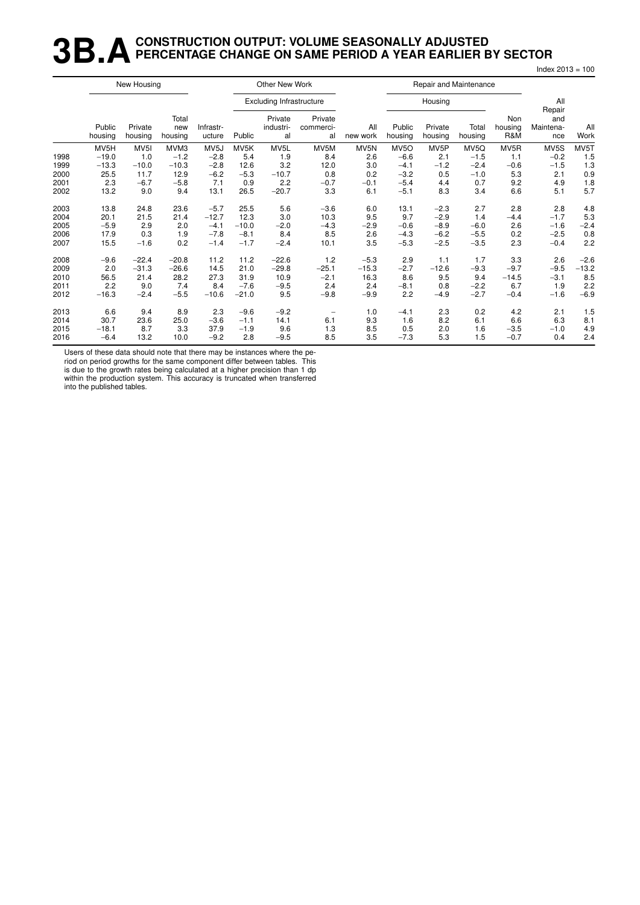# 3B.A CONSTRUCTION OUTPUT: VOLUME SEASONALLY ADJUSTED PERCENTAGE CHANGE ON SAME PERIOD A YEAR EARLIER BY SECTOR

Index 2013 = 100

| | New Housing | | | Other New Work | | | | | Repair and Maintenance | | | | | |
|---|---|---|---|---|---|---|---|---|---|---|---|---|---|---|
| | | | | | Excluding Infrastructure | | | | Housing | | | | | |
| | Public housing | Private housing | Total new housing | Infrastructure | Public | Private industrial | Private commercial | All new work | Public housing | Private housing | Total housing | Non housing R&M | All Repair and Maintenance | All Work |
| | MV5H | MV5I | MVM3 | MV5J | MV5K | MV5L | MV5M | MV5N | MV5O | MV5P | MV5Q | MV5R | MV5S | MV5T |
| 1998 | −19.0 | 1.0 | −1.2 | −2.8 | 5.4 | 1.9 | 8.4 | 2.6 | −6.6 | 2.1 | −1.5 | 1.1 | −0.2 | 1.5 |
| 1999 | −13.3 | −10.0 | −10.3 | −2.8 | 12.6 | 3.2 | 12.0 | 3.0 | −4.1 | −1.2 | −2.4 | −0.6 | −1.5 | 1.3 |
| 2000 | 25.5 | 11.7 | 12.9 | −6.2 | −5.3 | −10.7 | 0.8 | 0.2 | −3.2 | 0.5 | −1.0 | 5.3 | 2.1 | 0.9 |
| 2001 | 2.3 | −6.7 | −5.8 | 7.1 | 0.9 | 2.2 | −0.7 | −0.1 | −5.4 | 4.4 | 0.7 | 9.2 | 4.9 | 1.8 |
| 2002 | 13.2 | 9.0 | 9.4 | 13.1 | 26.5 | −20.7 | 3.3 | 6.1 | −5.1 | 8.3 | 3.4 | 6.6 | 5.1 | 5.7 |
| 2003 | 13.8 | 24.8 | 23.6 | −5.7 | 25.5 | 5.6 | −3.6 | 6.0 | 13.1 | −2.3 | 2.7 | 2.8 | 2.8 | 4.8 |
| 2004 | 20.1 | 21.5 | 21.4 | −12.7 | 12.3 | 3.0 | 10.3 | 9.5 | 9.7 | −2.9 | 1.4 | −4.4 | −1.7 | 5.3 |
| 2005 | −5.9 | 2.9 | 2.0 | −4.1 | −10.0 | −2.0 | −4.3 | −2.9 | −0.6 | −8.9 | −6.0 | 2.6 | −1.6 | −2.4 |
| 2006 | 17.9 | 0.3 | 1.9 | −7.8 | −8.1 | 8.4 | 8.5 | 2.6 | −4.3 | −6.2 | −5.5 | 0.2 | −2.5 | 0.8 |
| 2007 | 15.5 | −1.6 | 0.2 | −1.4 | −1.7 | −2.4 | 10.1 | 3.5 | −5.3 | −2.5 | −3.5 | 2.3 | −0.4 | 2.2 |
| 2008 | −9.6 | −22.4 | −20.8 | 11.2 | 11.2 | −22.6 | 1.2 | −5.3 | 2.9 | 1.1 | 1.7 | 3.3 | 2.6 | −2.6 |
| 2009 | 2.0 | −31.3 | −26.6 | 14.5 | 21.0 | −29.8 | −25.1 | −15.3 | −2.7 | −12.6 | −9.3 | −9.7 | −9.5 | −13.2 |
| 2010 | 56.5 | 21.4 | 28.2 | 27.3 | 31.9 | 10.9 | −2.1 | 16.3 | 8.6 | 9.5 | 9.4 | −14.5 | −3.1 | 8.5 |
| 2011 | 2.2 | 9.0 | 7.4 | 8.4 | −7.6 | −9.5 | 2.4 | 2.4 | −8.1 | 0.8 | −2.2 | 6.7 | 1.9 | 2.2 |
| 2012 | −16.3 | −2.4 | −5.5 | −10.6 | −21.0 | 9.5 | −9.8 | −9.9 | 2.2 | −4.9 | −2.7 | −0.4 | −1.6 | −6.9 |
| 2013 | 6.6 | 9.4 | 8.9 | 2.3 | −9.6 | −9.2 | − | 1.0 | −4.1 | 2.3 | 0.2 | 4.2 | 2.1 | 1.5 |
| 2014 | 30.7 | 23.6 | 25.0 | −3.6 | −1.1 | 14.1 | 6.1 | 9.3 | 1.6 | 8.2 | 6.1 | 6.6 | 6.3 | 8.1 |
| 2015 | −18.1 | 8.7 | 3.3 | 37.9 | −1.9 | 9.6 | 1.3 | 8.5 | 0.5 | 2.0 | 1.6 | −3.5 | −1.0 | 4.9 |
| 2016 | −6.4 | 13.2 | 10.0 | −9.2 | 2.8 | −9.5 | 8.5 | 3.5 | −7.3 | 5.3 | 1.5 | −0.7 | 0.4 | 2.4 |

Users of these data should note that there may be instances where the period on period growths for the same component differ between tables. This is due to the growth rates being calculated at a higher precision than 1 dp within the production system. This accuracy is truncated when transferred into the published tables.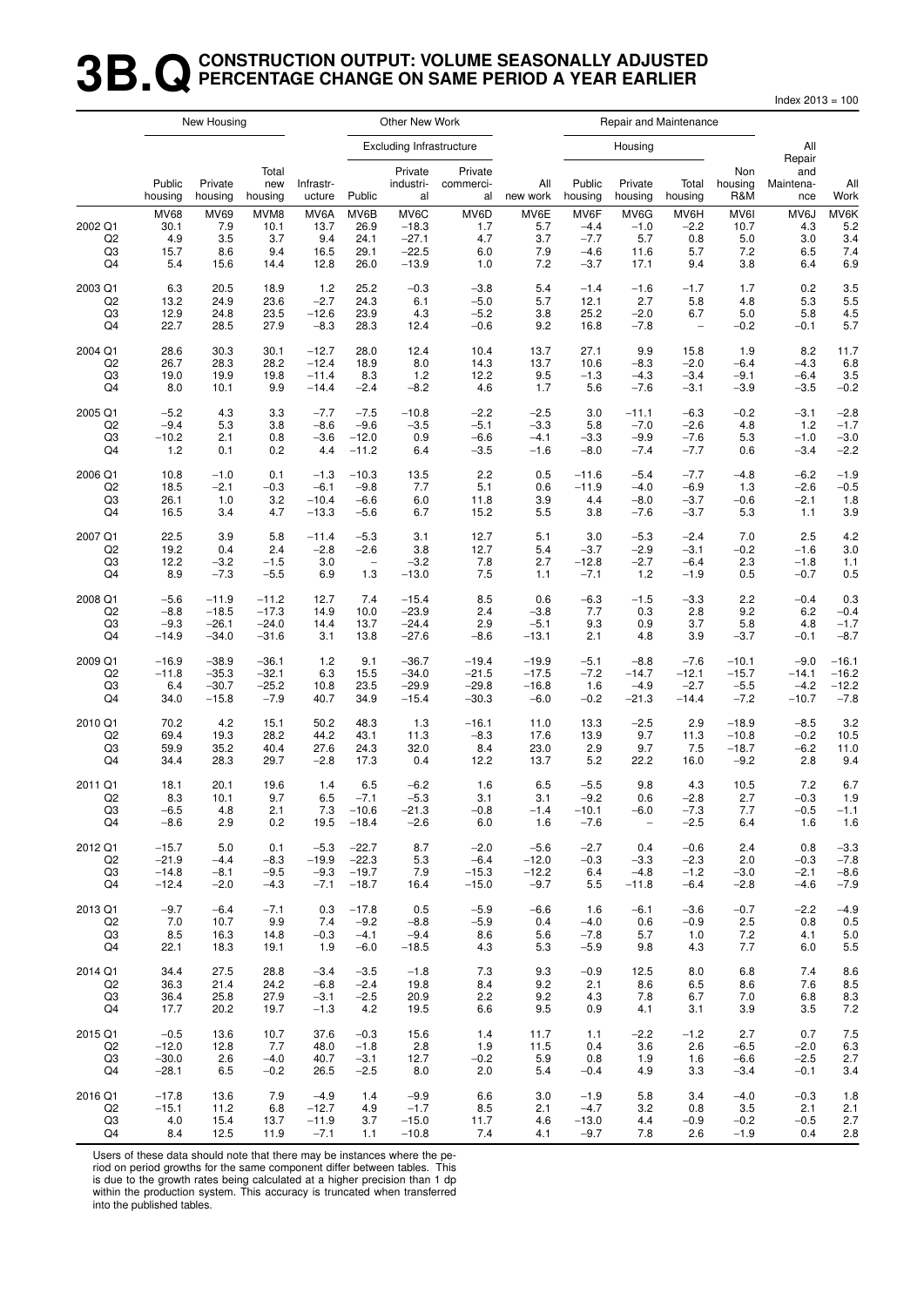# 3B.Q CONSTRUCTION OUTPUT: VOLUME SEASONALLY ADJUSTED PERCENTAGE CHANGE ON SAME PERIOD A YEAR EARLIER

Index 2013 = 100

| | New Housing | | | Other New Work | | | | | Repair and Maintenance | | | | | |
|---|---|---|---|---|---|---|---|---|---|---|---|---|---|---|
| | | | | | Excluding Infrastructure | | | | Housing | | | | | |
| | Public housing | Private housing | Total new housing | Infrastr-ucture | Public | Private industri-al | Private commerci-al | All new work | Public housing | Private housing | Total housing | Non housing R&M | All Repair and Maintena-nce | All Work |
| | MV68 | MV69 | MVM8 | MV6A | MV6B | MV6C | MV6D | MV6E | MV6F | MV6G | MV6H | MV6I | MV6J | MV6K |
| 2002 Q1 | 30.1 | 7.9 | 10.1 | 13.7 | 26.9 | −18.3 | 1.7 | 5.7 | −4.4 | −1.0 | −2.2 | 10.7 | 4.3 | 5.2 |
| Q2 | 4.9 | 3.5 | 3.7 | 9.4 | 24.1 | −27.1 | 4.7 | 3.7 | −7.7 | 5.7 | 0.8 | 5.0 | 3.0 | 3.4 |
| Q3 | 15.7 | 8.6 | 9.4 | 16.5 | 29.1 | −22.5 | 6.0 | 7.9 | −4.6 | 11.6 | 5.7 | 7.2 | 6.5 | 7.4 |
| Q4 | 5.4 | 15.6 | 14.4 | 12.8 | 26.0 | −13.9 | 1.0 | 7.2 | −3.7 | 17.1 | 9.4 | 3.8 | 6.4 | 6.9 |
| 2003 Q1 | 6.3 | 20.5 | 18.9 | 1.2 | 25.2 | −0.3 | −3.8 | 5.4 | −1.4 | −1.6 | −1.7 | 1.7 | 0.2 | 3.5 |
| Q2 | 13.2 | 24.9 | 23.6 | −2.7 | 24.3 | 6.1 | −5.0 | 5.7 | 12.1 | 2.7 | 5.8 | 4.8 | 5.3 | 5.5 |
| Q3 | 12.9 | 24.8 | 23.5 | −12.6 | 23.9 | 4.3 | −5.2 | 3.8 | 25.2 | −2.0 | 6.7 | 5.0 | 5.8 | 4.5 |
| Q4 | 22.7 | 28.5 | 27.9 | −8.3 | 28.3 | 12.4 | −0.6 | 9.2 | 16.8 | −7.8 | – | −0.2 | −0.1 | 5.7 |
| 2004 Q1 | 28.6 | 30.3 | 30.1 | −12.7 | 28.0 | 12.4 | 10.4 | 13.7 | 27.1 | 9.9 | 15.8 | 1.9 | 8.2 | 11.7 |
| Q2 | 26.7 | 28.3 | 28.2 | −12.4 | 18.9 | 8.0 | 14.3 | 13.7 | 10.6 | −8.3 | −2.0 | −6.4 | −4.3 | 6.8 |
| Q3 | 19.0 | 19.9 | 19.8 | −11.4 | 8.3 | 1.2 | 12.2 | 9.5 | −1.3 | −4.3 | −3.4 | −9.1 | −6.4 | 3.5 |
| Q4 | 8.0 | 10.1 | 9.9 | −14.4 | −2.4 | −8.2 | 4.6 | 1.7 | 5.6 | −7.6 | −3.1 | −3.9 | −3.5 | −0.2 |
| 2005 Q1 | −5.2 | 4.3 | 3.3 | −7.7 | −7.5 | −10.8 | −2.2 | −2.5 | 3.0 | −11.1 | −6.3 | −0.2 | −3.1 | −2.8 |
| Q2 | −9.4 | 5.3 | 3.8 | −8.6 | −9.6 | −3.5 | −5.1 | −3.3 | 5.8 | −7.0 | −2.6 | 4.8 | 1.2 | −1.7 |
| Q3 | −10.2 | 2.1 | 0.8 | −3.6 | −12.0 | 0.9 | −6.6 | −4.1 | −3.3 | −9.9 | −7.6 | 5.3 | −1.0 | −3.0 |
| Q4 | 1.2 | 0.1 | 0.2 | 4.4 | −11.2 | 6.4 | −3.5 | −1.6 | −8.0 | −7.4 | −7.7 | 0.6 | −3.4 | −2.2 |
| 2006 Q1 | 10.8 | −1.0 | 0.1 | −1.3 | −10.3 | 13.5 | 2.2 | 0.5 | −11.6 | −5.4 | −7.7 | −4.8 | −6.2 | −1.9 |
| Q2 | 18.5 | −2.1 | −0.3 | −6.1 | −9.8 | 7.7 | 5.1 | 0.6 | −11.9 | −4.0 | −6.9 | 1.3 | −2.6 | −0.5 |
| Q3 | 26.1 | 1.0 | 3.2 | −10.4 | −6.6 | 6.0 | 11.8 | 3.9 | 4.4 | −8.0 | −3.7 | −0.6 | −2.1 | 1.8 |
| Q4 | 16.5 | 3.4 | 4.7 | −13.3 | −5.6 | 6.7 | 15.2 | 5.5 | 3.8 | −7.6 | −3.7 | 5.3 | 1.1 | 3.9 |
| 2007 Q1 | 22.5 | 3.9 | 5.8 | −11.4 | −5.3 | 3.1 | 12.7 | 5.1 | 3.0 | −5.3 | −2.4 | 7.0 | 2.5 | 4.2 |
| Q2 | 19.2 | 0.4 | 2.4 | −2.8 | −2.6 | 3.8 | 12.7 | 5.4 | −3.7 | −2.9 | −3.1 | −0.2 | −1.6 | 3.0 |
| Q3 | 12.2 | −3.2 | −1.5 | 3.0 | – | −3.2 | 7.8 | 2.7 | −12.8 | −2.7 | −6.4 | 2.3 | −1.8 | 1.1 |
| Q4 | 8.9 | −7.3 | −5.5 | 6.9 | 1.3 | −13.0 | 7.5 | 1.1 | −7.1 | 1.2 | −1.9 | 0.5 | −0.7 | 0.5 |
| 2008 Q1 | −5.6 | −11.9 | −11.2 | 12.7 | 7.4 | −15.4 | 8.5 | 0.6 | −6.3 | −1.5 | −3.3 | 2.2 | −0.4 | 0.3 |
| Q2 | −8.8 | −18.5 | −17.3 | 14.9 | 10.0 | −23.9 | 2.4 | −3.8 | 7.7 | 0.3 | 2.8 | 9.2 | 6.2 | −0.4 |
| Q3 | −9.3 | −26.1 | −24.0 | 14.4 | 13.7 | −24.4 | 2.9 | −5.1 | 9.3 | 0.9 | 3.7 | 5.8 | 4.8 | −1.7 |
| Q4 | −14.9 | −34.0 | −31.6 | 3.1 | 13.8 | −27.6 | −8.6 | −13.1 | 2.1 | 4.8 | 3.9 | −3.7 | −0.1 | −8.7 |
| 2009 Q1 | −16.9 | −38.9 | −36.1 | 1.2 | 9.1 | −36.7 | −19.4 | −19.9 | −5.1 | −8.8 | −7.6 | −10.1 | −9.0 | −16.1 |
| Q2 | −11.8 | −35.3 | −32.1 | 6.3 | 15.5 | −34.0 | −21.5 | −17.5 | −7.2 | −14.7 | −12.1 | −15.7 | −14.1 | −16.2 |
| Q3 | 6.4 | −30.7 | −25.2 | 10.8 | 23.5 | −29.9 | −29.8 | −16.8 | 1.6 | −4.9 | −2.7 | −5.5 | −4.2 | −12.2 |
| Q4 | 34.0 | −15.8 | −7.9 | 40.7 | 34.9 | −15.4 | −30.3 | −6.0 | −0.2 | −21.3 | −14.4 | −7.2 | −10.7 | −7.8 |
| 2010 Q1 | 70.2 | 4.2 | 15.1 | 50.2 | 48.3 | 1.3 | −16.1 | 11.0 | 13.3 | −2.5 | 2.9 | −18.9 | −8.5 | 3.2 |
| Q2 | 69.4 | 19.3 | 28.2 | 44.2 | 43.1 | 11.3 | −8.3 | 17.6 | 13.9 | 9.7 | 11.3 | −10.8 | −0.2 | 10.5 |
| Q3 | 59.9 | 35.2 | 40.4 | 27.6 | 24.3 | 32.0 | 8.4 | 23.0 | 2.9 | 9.7 | 7.5 | −18.7 | −6.2 | 11.0 |
| Q4 | 34.4 | 28.3 | 29.7 | −2.8 | 17.3 | 0.4 | 12.2 | 13.7 | 5.2 | 22.2 | 16.0 | −9.2 | 2.8 | 9.4 |
| 2011 Q1 | 18.1 | 20.1 | 19.6 | 1.4 | 6.5 | −6.2 | 1.6 | 6.5 | −5.5 | 9.8 | 4.3 | 10.5 | 7.2 | 6.7 |
| Q2 | 8.3 | 10.1 | 9.7 | 6.5 | −7.1 | −5.3 | 3.1 | 3.1 | −9.2 | 0.6 | −2.8 | 2.7 | −0.3 | 1.9 |
| Q3 | −6.5 | 4.8 | 2.1 | 7.3 | −10.6 | −21.3 | −0.8 | −1.4 | −10.1 | −6.0 | −7.3 | 7.7 | −0.5 | −1.1 |
| Q4 | −8.6 | 2.9 | 0.2 | 19.5 | −18.4 | −2.6 | 6.0 | 1.6 | −7.6 | – | −2.5 | 6.4 | 1.6 | 1.6 |
| 2012 Q1 | −15.7 | 5.0 | 0.1 | −5.3 | −22.7 | 8.7 | −2.0 | −5.6 | −2.7 | 0.4 | −0.6 | 2.4 | 0.8 | −3.3 |
| Q2 | −21.9 | −4.4 | −8.3 | −19.9 | −22.3 | 5.3 | −6.4 | −12.0 | −0.3 | −3.3 | −2.3 | 2.0 | −0.3 | −7.8 |
| Q3 | −14.8 | −8.1 | −9.5 | −9.3 | −19.7 | 7.9 | −15.3 | −12.2 | 6.4 | −4.8 | −1.2 | −3.0 | −2.1 | −8.6 |
| Q4 | −12.4 | −2.0 | −4.3 | −7.1 | −18.7 | 16.4 | −15.0 | −9.7 | 5.5 | −11.8 | −6.4 | −2.8 | −4.6 | −7.9 |
| 2013 Q1 | −9.7 | −6.4 | −7.1 | 0.3 | −17.8 | 0.5 | −5.9 | −6.6 | 1.6 | −6.1 | −3.6 | −0.7 | −2.2 | −4.9 |
| Q2 | 7.0 | 10.7 | 9.9 | 7.4 | −9.2 | −8.8 | −5.9 | 0.4 | −4.0 | 0.6 | −0.9 | 2.5 | 0.8 | 0.5 |
| Q3 | 8.5 | 16.3 | 14.8 | −0.3 | −4.1 | −9.4 | 8.6 | 5.6 | −7.8 | 5.7 | 1.0 | 7.2 | 4.1 | 5.0 |
| Q4 | 22.1 | 18.3 | 19.1 | 1.9 | −6.0 | −18.5 | 4.3 | 5.3 | −5.9 | 9.8 | 4.3 | 7.7 | 6.0 | 5.5 |
| 2014 Q1 | 34.4 | 27.5 | 28.8 | −3.4 | −3.5 | −1.8 | 7.3 | 9.3 | −0.9 | 12.5 | 8.0 | 6.8 | 7.4 | 8.6 |
| Q2 | 36.3 | 21.4 | 24.2 | −6.8 | −2.4 | 19.8 | 8.4 | 9.2 | 2.1 | 8.6 | 6.5 | 8.6 | 7.6 | 8.5 |
| Q3 | 36.4 | 25.8 | 27.9 | −3.1 | −2.5 | 20.9 | 2.2 | 9.2 | 4.3 | 7.8 | 6.7 | 7.0 | 6.8 | 8.3 |
| Q4 | 17.7 | 20.2 | 19.7 | −1.3 | 4.2 | 19.5 | 6.6 | 9.5 | 0.9 | 4.1 | 3.1 | 3.9 | 3.5 | 7.2 |
| 2015 Q1 | −0.5 | 13.6 | 10.7 | 37.6 | −0.3 | 15.6 | 1.4 | 11.7 | 1.1 | −2.2 | −1.2 | 2.7 | 0.7 | 7.5 |
| Q2 | −12.0 | 12.8 | 7.7 | 48.0 | −1.8 | 2.8 | 1.9 | 11.5 | 0.4 | 3.6 | 2.6 | −6.5 | −2.0 | 6.3 |
| Q3 | −30.0 | 2.6 | −4.0 | 40.7 | −3.1 | 12.7 | −0.2 | 5.9 | 0.8 | 1.9 | 1.6 | −6.6 | −2.5 | 2.7 |
| Q4 | −28.1 | 6.5 | −0.2 | 26.5 | −2.5 | 8.0 | 2.0 | 5.4 | −0.4 | 4.9 | 3.3 | −3.4 | −0.1 | 3.4 |
| 2016 Q1 | −17.8 | 13.6 | 7.9 | −4.9 | 1.4 | −9.9 | 6.6 | 3.0 | −1.9 | 5.8 | 3.4 | −4.0 | −0.3 | 1.8 |
| Q2 | −15.1 | 11.2 | 6.8 | −12.7 | 4.9 | −1.7 | 8.5 | 2.1 | −4.7 | 3.2 | 0.8 | 3.5 | 2.1 | 2.1 |
| Q3 | 4.0 | 15.4 | 13.7 | −11.9 | 3.7 | −15.0 | 11.7 | 4.6 | −13.0 | 4.4 | −0.9 | −0.2 | −0.5 | 2.7 |
| Q4 | 8.4 | 12.5 | 11.9 | −7.1 | 1.1 | −10.8 | 7.4 | 4.1 | −9.7 | 7.8 | 2.6 | −1.9 | 0.4 | 2.8 |

Users of these data should note that there may be instances where the period on period growths for the same component differ between tables. This is due to the growth rates being calculated at a higher precision than 1 dp within the production system. This accuracy is truncated when transferred into the published tables.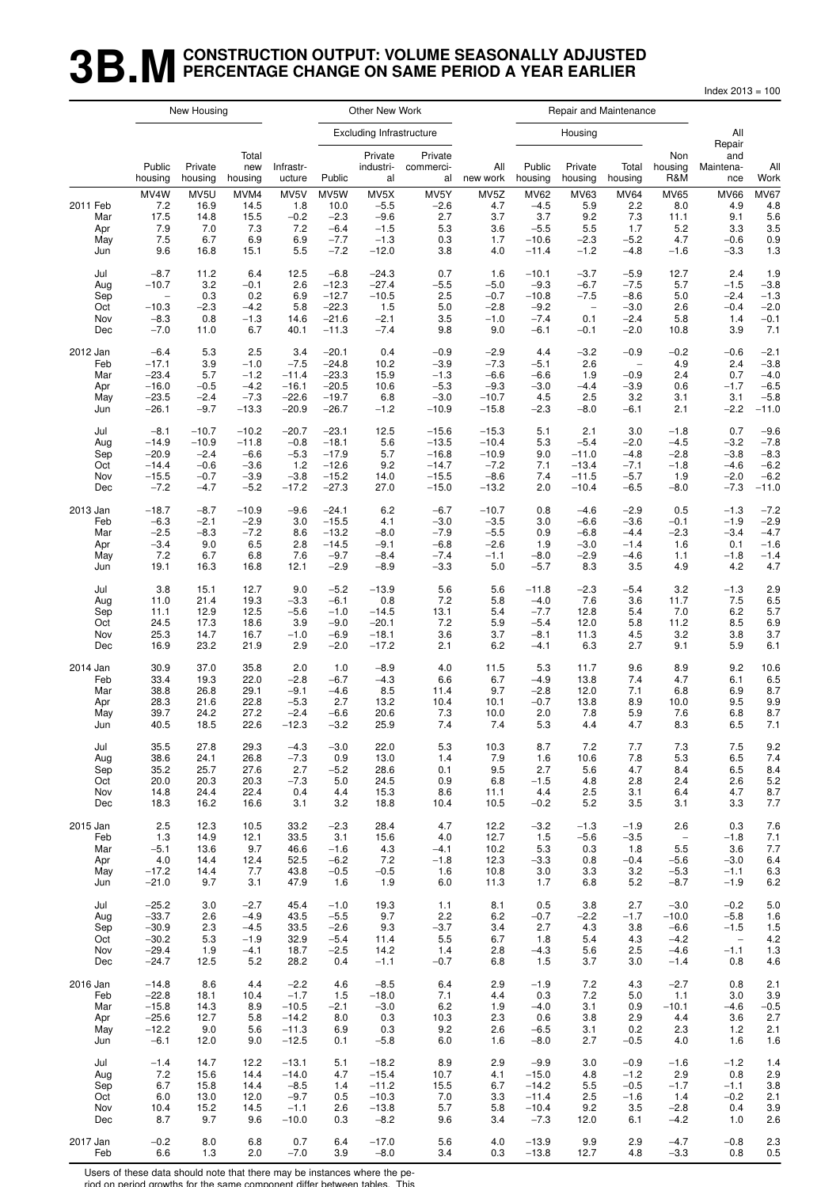# 3B.M CONSTRUCTION OUTPUT: VOLUME SEASONALLY ADJUSTED PERCENTAGE CHANGE ON SAME PERIOD A YEAR EARLIER

Index 2013 = 100

| | New Housing | | | | Other New Work | | | | Repair and Maintenance | | | | | |
|---|---|---|---|---|---|---|---|---|---|---|---|---|---|---|
| | | | | | Excluding Infrastructure | | | | Housing | | | | | |
| | Public housing | Private housing | Total new housing | Infrastr-ucture | Public | Private industri-al | Private commerci-al | All new work | Public housing | Private housing | Total housing | Non housing R&M | All Repair and Maintena-nce | All Work |
| | MV4W | MV5U | MVM4 | MV5V | MV5W | MV5X | MV5Y | MV5Z | MV62 | MV63 | MV64 | MV65 | MV66 | MV67 |
| 2011 Feb | 7.2 | 16.9 | 14.5 | 1.8 | 10.0 | −5.5 | −2.6 | 4.7 | −4.5 | 5.9 | 2.2 | 8.0 | 4.9 | 4.8 |
| Mar | 17.5 | 14.8 | 15.5 | −0.2 | −2.3 | −9.6 | 2.7 | 3.7 | 3.7 | 9.2 | 7.3 | 11.1 | 9.1 | 5.6 |
| Apr | 7.9 | 7.0 | 7.3 | 7.2 | −6.4 | −1.5 | 5.3 | 3.6 | −5.5 | 5.5 | 1.7 | 5.2 | 3.3 | 3.5 |
| May | 7.5 | 6.7 | 6.9 | 6.9 | −7.7 | −1.3 | 0.3 | 1.7 | −10.6 | −2.3 | −5.2 | 4.7 | −0.6 | 0.9 |
| Jun | 9.6 | 16.8 | 15.1 | 5.5 | −7.2 | −12.0 | 3.8 | 4.0 | −11.4 | −1.2 | −4.8 | −1.6 | −3.3 | 1.3 |
| Jul | −8.7 | 11.2 | 6.4 | 12.5 | −6.8 | −24.3 | 0.7 | 1.6 | −10.1 | −3.7 | −5.9 | 12.7 | 2.4 | 1.9 |
| Aug | −10.7 | 3.2 | −0.1 | 2.6 | −12.3 | −27.4 | −5.5 | −5.0 | −9.3 | −6.7 | −7.5 | 5.7 | −1.5 | −3.8 |
| Sep | – | 0.3 | 0.2 | 6.9 | −12.7 | −10.5 | 2.5 | −0.7 | −10.8 | −7.5 | −8.6 | 5.0 | −2.4 | −1.3 |
| Oct | −10.3 | −2.3 | −4.2 | 5.8 | −22.3 | 1.5 | 5.0 | −2.8 | −9.2 | – | −3.0 | 2.6 | −0.4 | −2.0 |
| Nov | −8.3 | 0.8 | −1.3 | 14.6 | −21.6 | −2.1 | 3.5 | −1.0 | −7.4 | 0.1 | −2.4 | 5.8 | 1.4 | −0.1 |
| Dec | −7.0 | 11.0 | 6.7 | 40.1 | −11.3 | −7.4 | 9.8 | 9.0 | −6.1 | −0.1 | −2.0 | 10.8 | 3.9 | 7.1 |
| 2012 Jan | −6.4 | 5.3 | 2.5 | 3.4 | −20.1 | 0.4 | −0.9 | −2.9 | 4.4 | −3.2 | −0.9 | −0.2 | −0.6 | −2.1 |
| Feb | −17.1 | 3.9 | −1.0 | −7.5 | −24.8 | 10.2 | −3.9 | −7.3 | −5.1 | 2.6 | – | 4.9 | 2.4 | −3.8 |
| Mar | −23.4 | 5.7 | −1.2 | −11.4 | −23.3 | 15.9 | −1.3 | −6.6 | −6.6 | 1.9 | −0.9 | 2.4 | 0.7 | −4.0 |
| Apr | −16.0 | −0.5 | −4.2 | −16.1 | −20.5 | 10.6 | −5.3 | −9.3 | −3.0 | −4.4 | −3.9 | 0.6 | −1.7 | −6.5 |
| May | −23.5 | −2.4 | −7.3 | −22.6 | −19.7 | 6.8 | −3.0 | −10.7 | 4.5 | 2.5 | 3.2 | 3.1 | 3.1 | −5.8 |
| Jun | −26.1 | −9.7 | −13.3 | −20.9 | −26.7 | −1.2 | −10.9 | −15.8 | −2.3 | −8.0 | −6.1 | 2.1 | −2.2 | −11.0 |
| Jul | −8.1 | −10.7 | −10.2 | −20.7 | −23.1 | 12.5 | −15.6 | −15.3 | 5.1 | 2.1 | 3.0 | −1.8 | 0.7 | −9.6 |
| Aug | −14.9 | −10.9 | −11.8 | −0.8 | −18.1 | 5.6 | −13.5 | −10.4 | 5.3 | −5.4 | −2.0 | −4.5 | −3.2 | −7.8 |
| Sep | −20.9 | −2.4 | −6.6 | −5.3 | −17.9 | 5.7 | −16.8 | −10.9 | 9.0 | −11.0 | −4.8 | −2.8 | −3.8 | −8.3 |
| Oct | −14.4 | −0.6 | −3.6 | 1.2 | −12.6 | 9.2 | −14.7 | −7.2 | 7.1 | −13.4 | −7.1 | −1.8 | −4.6 | −6.2 |
| Nov | −15.5 | −0.7 | −3.9 | −3.8 | −15.2 | 14.0 | −15.5 | −8.6 | 7.4 | −11.5 | −5.7 | 1.9 | −2.0 | −6.2 |
| Dec | −7.2 | −4.7 | −5.2 | −17.2 | −27.3 | 27.0 | −15.0 | −13.2 | 2.0 | −10.4 | −6.5 | −8.0 | −7.3 | −11.0 |
| 2013 Jan | −18.7 | −8.7 | −10.9 | −9.6 | −24.1 | 6.2 | −6.7 | −10.7 | 0.8 | −4.6 | −2.9 | 0.5 | −1.3 | −7.2 |
| Feb | −6.3 | −2.1 | −2.9 | 3.0 | −15.5 | 4.1 | −3.0 | −3.5 | 3.0 | −6.6 | −3.6 | −0.1 | −1.9 | −2.9 |
| Mar | −2.5 | −8.3 | −7.2 | 8.6 | −13.2 | −8.0 | −7.9 | −5.5 | 0.9 | −6.8 | −4.4 | −2.3 | −3.4 | −4.7 |
| Apr | −3.4 | 9.0 | 6.5 | 2.8 | −14.5 | −9.1 | −6.8 | −2.6 | 1.9 | −3.0 | −1.4 | 1.6 | 0.1 | −1.6 |
| May | 7.2 | 6.7 | 6.8 | 7.6 | −9.7 | −8.4 | −7.4 | −1.1 | −8.0 | −2.9 | −4.6 | 1.1 | −1.8 | −1.4 |
| Jun | 19.1 | 16.3 | 16.8 | 12.1 | −2.9 | −8.9 | −3.3 | 5.0 | −5.7 | 8.3 | 3.5 | 4.9 | 4.2 | 4.7 |
| Jul | 3.8 | 15.1 | 12.7 | 9.0 | −5.2 | −13.9 | 5.6 | 5.6 | −11.8 | −2.3 | −5.4 | 3.2 | −1.3 | 2.9 |
| Aug | 11.0 | 21.4 | 19.3 | −3.3 | −6.1 | 0.8 | 7.2 | 5.8 | −4.0 | 7.6 | 3.6 | 11.7 | 7.5 | 6.5 |
| Sep | 11.1 | 12.9 | 12.5 | −5.6 | −1.0 | −14.5 | 13.1 | 5.4 | −7.7 | 12.8 | 5.4 | 7.0 | 6.2 | 5.7 |
| Oct | 24.5 | 17.3 | 18.6 | 3.9 | −9.0 | −20.1 | 7.2 | 5.9 | −5.4 | 12.0 | 5.8 | 11.2 | 8.5 | 6.9 |
| Nov | 25.3 | 14.7 | 16.7 | −1.0 | −6.9 | −18.1 | 3.6 | 3.7 | −8.1 | 11.3 | 4.5 | 3.2 | 3.8 | 3.7 |
| Dec | 16.9 | 23.2 | 21.9 | 2.9 | −2.0 | −17.2 | 2.1 | 6.2 | −4.1 | 6.3 | 2.7 | 9.1 | 5.9 | 6.1 |
| 2014 Jan | 30.9 | 37.0 | 35.8 | 2.0 | 1.0 | −8.9 | 4.0 | 11.5 | 5.3 | 11.7 | 9.6 | 8.9 | 9.2 | 10.6 |
| Feb | 33.4 | 19.3 | 22.0 | −2.8 | −6.7 | −4.3 | 6.6 | 6.7 | −4.9 | 13.8 | 7.4 | 4.7 | 6.1 | 6.5 |
| Mar | 38.8 | 26.8 | 29.1 | −9.1 | −4.6 | 8.5 | 11.4 | 9.7 | −2.8 | 12.0 | 7.1 | 6.8 | 6.9 | 8.7 |
| Apr | 28.3 | 21.6 | 22.8 | −5.3 | 2.7 | 13.2 | 10.4 | 10.1 | −0.7 | 13.8 | 8.9 | 10.0 | 9.5 | 9.9 |
| May | 39.7 | 24.2 | 27.2 | −2.4 | −6.6 | 20.6 | 7.3 | 10.0 | 2.0 | 7.8 | 5.9 | 7.6 | 6.8 | 8.7 |
| Jun | 40.5 | 18.5 | 22.6 | −12.3 | −3.2 | 25.9 | 7.4 | 7.4 | 5.3 | 4.4 | 4.7 | 8.3 | 6.5 | 7.1 |
| Jul | 35.5 | 27.8 | 29.3 | −4.3 | −3.0 | 22.0 | 5.3 | 10.3 | 8.7 | 7.2 | 7.7 | 7.3 | 7.5 | 9.2 |
| Aug | 38.6 | 24.1 | 26.8 | −7.3 | 0.9 | 13.0 | 1.4 | 7.9 | 1.6 | 10.6 | 7.8 | 5.3 | 6.5 | 7.4 |
| Sep | 35.2 | 25.7 | 27.6 | 2.7 | −5.2 | 28.6 | 0.1 | 9.5 | 2.7 | 5.6 | 4.7 | 8.4 | 6.5 | 8.4 |
| Oct | 20.0 | 20.3 | 20.3 | −7.3 | 5.0 | 24.5 | 0.9 | 6.8 | −1.5 | 4.8 | 2.8 | 2.4 | 2.6 | 5.2 |
| Nov | 14.8 | 24.4 | 22.4 | 0.4 | 4.4 | 15.3 | 8.6 | 11.1 | 4.4 | 2.5 | 3.1 | 6.4 | 4.7 | 8.7 |
| Dec | 18.3 | 16.2 | 16.6 | 3.1 | 3.2 | 18.8 | 10.4 | 10.5 | −0.2 | 5.2 | 3.5 | 3.1 | 3.3 | 7.7 |
| 2015 Jan | 2.5 | 12.3 | 10.5 | 33.2 | −2.3 | 28.4 | 4.7 | 12.2 | −3.2 | −1.3 | −1.9 | 2.6 | 0.3 | 7.6 |
| Feb | 1.3 | 14.9 | 12.1 | 33.5 | 3.1 | 15.6 | 4.0 | 12.7 | 1.5 | −5.6 | −3.5 | – | −1.8 | 7.1 |
| Mar | −5.1 | 13.6 | 9.7 | 46.6 | −1.6 | 4.3 | −4.1 | 10.2 | 5.3 | 0.3 | 1.8 | 5.5 | 3.6 | 7.7 |
| Apr | 4.0 | 14.4 | 12.4 | 52.5 | −6.2 | 7.2 | −1.8 | 12.3 | −3.3 | 0.8 | −0.4 | −5.6 | −3.0 | 6.4 |
| May | −17.2 | 14.4 | 7.7 | 43.8 | −0.5 | −0.5 | 1.6 | 10.8 | 3.0 | 3.3 | 3.2 | −5.3 | −1.1 | 6.3 |
| Jun | −21.0 | 9.7 | 3.1 | 47.9 | 1.6 | 1.9 | 6.0 | 11.3 | 1.7 | 6.8 | 5.2 | −8.7 | −1.9 | 6.2 |
| Jul | −25.2 | 3.0 | −2.7 | 45.4 | −1.0 | 19.3 | 1.1 | 8.1 | 0.5 | 3.8 | 2.7 | −3.0 | −0.2 | 5.0 |
| Aug | −33.7 | 2.6 | −4.9 | 43.5 | −5.5 | 9.7 | 2.2 | 6.2 | −0.7 | −2.2 | −1.7 | −10.0 | −5.8 | 1.6 |
| Sep | −30.9 | 2.3 | −4.5 | 33.5 | −2.6 | 9.3 | −3.7 | 3.4 | 2.7 | 4.3 | 3.8 | −6.6 | −1.5 | 1.5 |
| Oct | −30.2 | 5.3 | −1.9 | 32.9 | −5.4 | 11.4 | 5.5 | 6.7 | 1.8 | 5.4 | 4.3 | −4.2 | – | 4.2 |
| Nov | −29.4 | 1.9 | −4.1 | 18.7 | −2.5 | 14.2 | 1.4 | 2.8 | −4.3 | 5.6 | 2.5 | −4.6 | −1.1 | 1.3 |
| Dec | −24.7 | 12.5 | 5.2 | 28.2 | 0.4 | −1.1 | −0.7 | 6.8 | 1.5 | 3.7 | 3.0 | −1.4 | 0.8 | 4.6 |
| 2016 Jan | −14.8 | 8.6 | 4.4 | −2.2 | 4.6 | −8.5 | 6.4 | 2.9 | −1.9 | 7.2 | 4.3 | −2.7 | 0.8 | 2.1 |
| Feb | −22.8 | 18.1 | 10.4 | −1.7 | 1.5 | −18.0 | 7.1 | 4.4 | 0.3 | 7.2 | 5.0 | 1.1 | 3.0 | 3.9 |
| Mar | −15.8 | 14.3 | 8.9 | −10.5 | −2.1 | −3.0 | 6.2 | 1.9 | −4.0 | 3.1 | 0.9 | −10.1 | −4.6 | −0.5 |
| Apr | −25.6 | 12.7 | 5.8 | −14.2 | 8.0 | 0.3 | 10.3 | 2.3 | 0.6 | 3.8 | 2.9 | 4.4 | 3.6 | 2.7 |
| May | −12.2 | 9.0 | 5.6 | −11.3 | 6.9 | 0.3 | 9.2 | 2.6 | −6.5 | 3.1 | 0.2 | 2.3 | 1.2 | 2.1 |
| Jun | −6.1 | 12.0 | 9.0 | −12.5 | 0.1 | −5.8 | 6.0 | 1.6 | −8.0 | 2.7 | −0.5 | 4.0 | 1.6 | 1.6 |
| Jul | −1.4 | 14.7 | 12.2 | −13.1 | 5.1 | −18.2 | 8.9 | 2.9 | −9.9 | 3.0 | −0.9 | −1.6 | −1.2 | 1.4 |
| Aug | 7.2 | 15.6 | 14.4 | −14.0 | 4.7 | −15.4 | 10.7 | 4.1 | −15.0 | 4.8 | −1.2 | 2.9 | 0.8 | 2.9 |
| Sep | 6.7 | 15.8 | 14.4 | −8.5 | 1.4 | −11.2 | 15.5 | 6.7 | −14.2 | 5.5 | −0.5 | −1.7 | −1.1 | 3.8 |
| Oct | 6.0 | 13.0 | 12.0 | −9.7 | 0.5 | −10.3 | 7.0 | 3.3 | −11.4 | 2.5 | −1.6 | 1.4 | −0.2 | 2.1 |
| Nov | 10.4 | 15.2 | 14.5 | −1.1 | 2.6 | −13.8 | 5.7 | 5.8 | −10.4 | 9.2 | 3.5 | −2.8 | 0.4 | 3.9 |
| Dec | 8.7 | 9.7 | 9.6 | −10.0 | 0.3 | −8.2 | 9.6 | 3.4 | −7.3 | 12.0 | 6.1 | −4.2 | 1.0 | 2.6 |
| 2017 Jan | −0.2 | 8.0 | 6.8 | 0.7 | 6.4 | −17.0 | 5.6 | 4.0 | −13.9 | 9.9 | 2.9 | −4.7 | −0.8 | 2.3 |
| Feb | 6.6 | 1.3 | 2.0 | −7.0 | 3.9 | −8.0 | 3.4 | 0.3 | −13.8 | 12.7 | 4.8 | −3.3 | 0.8 | 0.5 |

Users of these data should note that there may be instances where the period on period growths for the same component differ between tables. This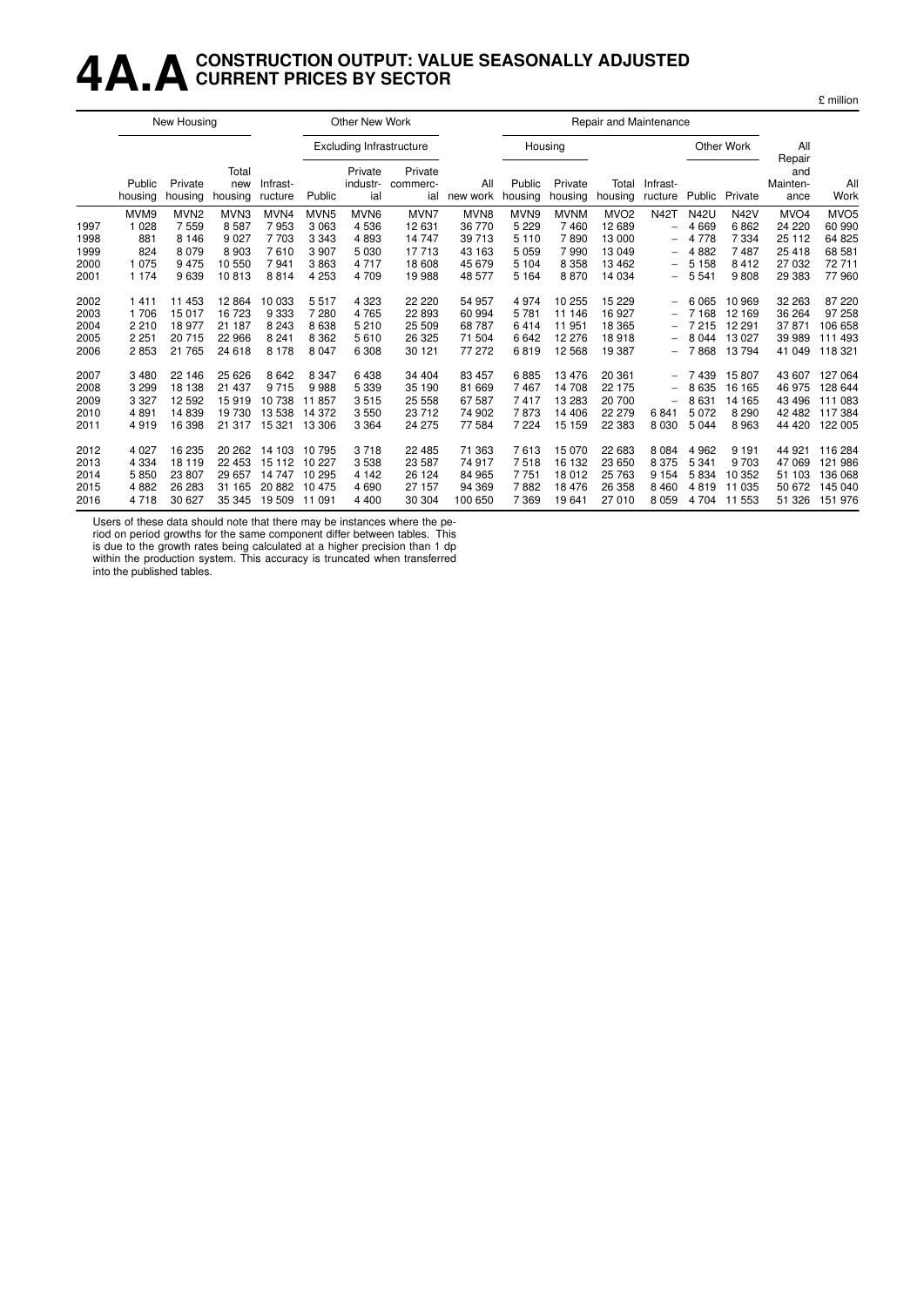# 4A.A CONSTRUCTION OUTPUT: VALUE SEASONALLY ADJUSTED CURRENT PRICES BY SECTOR

£ million

| | New Housing | | | Other New Work | | | | | Repair and Maintenance | | | | | | | |
|---|---|---|---|---|---|---|---|---|---|---|---|---|---|---|---|---|
| | | | | | Excluding Infrastructure | | | | Housing | | | | Other Work | | | |
| | Public housing | Private housing | Total new housing | Infrast-ructure | Public | Private industr-ial | Private commerc-ial | All new work | Public housing | Private housing | Total housing | Infrast-ructure | Public | Private | All Repair and Mainten-ance | All Work |
| | MVM9 | MVN2 | MVN3 | MVN4 | MVN5 | MVN6 | MVN7 | MVN8 | MVN9 | MVNM | MVO2 | N42T | N42U | N42V | MVO4 | MVO5 |
| 1997 | 1 028 | 7 559 | 8 587 | 7 953 | 3 063 | 4 536 | 12 631 | 36 770 | 5 229 | 7 460 | 12 689 | – | 4 669 | 6 862 | 24 220 | 60 990 |
| 1998 | 881 | 8 146 | 9 027 | 7 703 | 3 343 | 4 893 | 14 747 | 39 713 | 5 110 | 7 890 | 13 000 | – | 4 778 | 7 334 | 25 112 | 64 825 |
| 1999 | 824 | 8 079 | 8 903 | 7 610 | 3 907 | 5 030 | 17 713 | 43 163 | 5 059 | 7 990 | 13 049 | – | 4 882 | 7 487 | 25 418 | 68 581 |
| 2000 | 1 075 | 9 475 | 10 550 | 7 941 | 3 863 | 4 717 | 18 608 | 45 679 | 5 104 | 8 358 | 13 462 | – | 5 158 | 8 412 | 27 032 | 72 711 |
| 2001 | 1 174 | 9 639 | 10 813 | 8 814 | 4 253 | 4 709 | 19 988 | 48 577 | 5 164 | 8 870 | 14 034 | – | 5 541 | 9 808 | 29 383 | 77 960 |
| 2002 | 1 411 | 11 453 | 12 864 | 10 033 | 5 517 | 4 323 | 22 220 | 54 957 | 4 974 | 10 255 | 15 229 | – | 6 065 | 10 969 | 32 263 | 87 220 |
| 2003 | 1 706 | 15 017 | 16 723 | 9 333 | 7 280 | 4 765 | 22 893 | 60 994 | 5 781 | 11 146 | 16 927 | – | 7 168 | 12 169 | 36 264 | 97 258 |
| 2004 | 2 210 | 18 977 | 21 187 | 8 243 | 8 638 | 5 210 | 25 509 | 68 787 | 6 414 | 11 951 | 18 365 | – | 7 215 | 12 291 | 37 871 | 106 658 |
| 2005 | 2 251 | 20 715 | 22 966 | 8 241 | 8 362 | 5 610 | 26 325 | 71 504 | 6 642 | 12 276 | 18 918 | – | 8 044 | 13 027 | 39 989 | 111 493 |
| 2006 | 2 853 | 21 765 | 24 618 | 8 178 | 8 047 | 6 308 | 30 121 | 77 272 | 6 819 | 12 568 | 19 387 | – | 7 868 | 13 794 | 41 049 | 118 321 |
| 2007 | 3 480 | 22 146 | 25 626 | 8 642 | 8 347 | 6 438 | 34 404 | 83 457 | 6 885 | 13 476 | 20 361 | – | 7 439 | 15 807 | 43 607 | 127 064 |
| 2008 | 3 299 | 18 138 | 21 437 | 9 715 | 9 988 | 5 339 | 35 190 | 81 669 | 7 467 | 14 708 | 22 175 | – | 8 635 | 16 165 | 46 975 | 128 644 |
| 2009 | 3 327 | 12 592 | 15 919 | 10 738 | 11 857 | 3 515 | 25 558 | 67 587 | 7 417 | 13 283 | 20 700 | – | 8 631 | 14 165 | 43 496 | 111 083 |
| 2010 | 4 891 | 14 839 | 19 730 | 13 538 | 14 372 | 3 550 | 23 712 | 74 902 | 7 873 | 14 406 | 22 279 | 6 841 | 5 072 | 8 290 | 42 482 | 117 384 |
| 2011 | 4 919 | 16 398 | 21 317 | 15 321 | 13 306 | 3 364 | 24 275 | 77 584 | 7 224 | 15 159 | 22 383 | 8 030 | 5 044 | 8 963 | 44 420 | 122 005 |
| 2012 | 4 027 | 16 235 | 20 262 | 14 103 | 10 795 | 3 718 | 22 485 | 71 363 | 7 613 | 15 070 | 22 683 | 8 084 | 4 962 | 9 191 | 44 921 | 116 284 |
| 2013 | 4 334 | 18 119 | 22 453 | 15 112 | 10 227 | 3 538 | 23 587 | 74 917 | 7 518 | 16 132 | 23 650 | 8 375 | 5 341 | 9 703 | 47 069 | 121 986 |
| 2014 | 5 850 | 23 807 | 29 657 | 14 747 | 10 295 | 4 142 | 26 124 | 84 965 | 7 751 | 18 012 | 25 763 | 9 154 | 5 834 | 10 352 | 51 103 | 136 068 |
| 2015 | 4 882 | 26 283 | 31 165 | 20 882 | 10 475 | 4 690 | 27 157 | 94 369 | 7 882 | 18 476 | 26 358 | 8 460 | 4 819 | 11 035 | 50 672 | 145 040 |
| 2016 | 4 718 | 30 627 | 35 345 | 19 509 | 11 091 | 4 400 | 30 304 | 100 650 | 7 369 | 19 641 | 27 010 | 8 059 | 4 704 | 11 553 | 51 326 | 151 976 |

Users of these data should note that there may be instances where the period on period growths for the same component differ between tables. This is due to the growth rates being calculated at a higher precision than 1 dp within the production system. This accuracy is truncated when transferred into the published tables.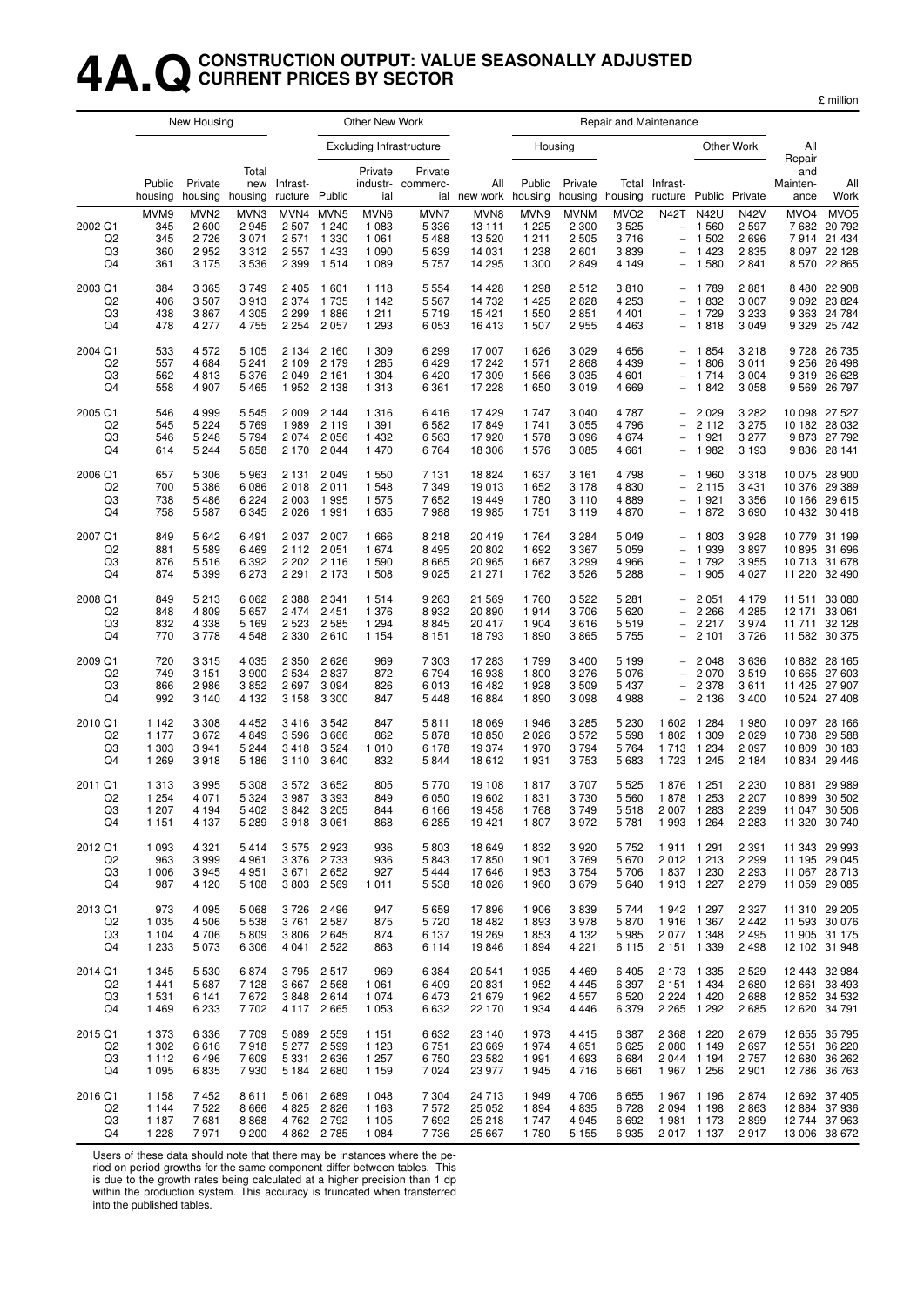# 4A.Q CONSTRUCTION OUTPUT: VALUE SEASONALLY ADJUSTED CURRENT PRICES BY SECTOR

£ million

| | New Housing | | | Other New Work | | | | | Repair and Maintenance | | | | | | | |
|---|---|---|---|---|---|---|---|---|---|---|---|---|---|---|---|---|
| | | | | | Excluding Infrastructure | | | | Housing | | | | Other Work | | All Repair and Mainten-ance | All Work |
| | Public housing | Private housing | Total new housing | Infrast-ructure | Public | Private industr-ial | Private commerc-ial | All new work | Public housing | Private housing | Total housing | Infrast-ructure | Public | Private | | |
| | MVM9 | MVN2 | MVN3 | MVN4 | MVN5 | MVN6 | MVN7 | MVN8 | MVN9 | MVNM | MVO2 | N42T | N42U | N42V | MVO4 | MVO5 |
| 2002 Q1 | 345 | 2 600 | 2 945 | 2 507 | 1 240 | 1 083 | 5 336 | 13 111 | 1 225 | 2 300 | 3 525 | – | 1 560 | 2 597 | 7 682 | 20 792 |
| Q2 | 345 | 2 726 | 3 071 | 2 571 | 1 330 | 1 061 | 5 488 | 13 520 | 1 211 | 2 505 | 3 716 | – | 1 502 | 2 696 | 7 914 | 21 434 |
| Q3 | 360 | 2 952 | 3 312 | 2 557 | 1 433 | 1 090 | 5 639 | 14 031 | 1 238 | 2 601 | 3 839 | – | 1 423 | 2 835 | 8 097 | 22 128 |
| Q4 | 361 | 3 175 | 3 536 | 2 399 | 1 514 | 1 089 | 5 757 | 14 295 | 1 300 | 2 849 | 4 149 | – | 1 580 | 2 841 | 8 570 | 22 865 |
| 2003 Q1 | 384 | 3 365 | 3 749 | 2 405 | 1 601 | 1 118 | 5 554 | 14 428 | 1 298 | 2 512 | 3 810 | – | 1 789 | 2 881 | 8 480 | 22 908 |
| Q2 | 406 | 3 507 | 3 913 | 2 374 | 1 735 | 1 142 | 5 567 | 14 732 | 1 425 | 2 828 | 4 253 | – | 1 832 | 3 007 | 9 092 | 23 824 |
| Q3 | 438 | 3 867 | 4 305 | 2 299 | 1 886 | 1 211 | 5 719 | 15 421 | 1 550 | 2 851 | 4 401 | – | 1 729 | 3 233 | 9 363 | 24 784 |
| Q4 | 478 | 4 277 | 4 755 | 2 254 | 2 057 | 1 293 | 6 053 | 16 413 | 1 507 | 2 955 | 4 463 | – | 1 818 | 3 049 | 9 329 | 25 742 |
| 2004 Q1 | 533 | 4 572 | 5 105 | 2 134 | 2 160 | 1 309 | 6 299 | 17 007 | 1 626 | 3 029 | 4 656 | – | 1 854 | 3 218 | 9 728 | 26 735 |
| Q2 | 557 | 4 684 | 5 241 | 2 109 | 2 179 | 1 285 | 6 429 | 17 242 | 1 571 | 2 868 | 4 439 | – | 1 806 | 3 011 | 9 256 | 26 498 |
| Q3 | 562 | 4 813 | 5 376 | 2 049 | 2 161 | 1 304 | 6 420 | 17 309 | 1 566 | 3 035 | 4 601 | – | 1 714 | 3 004 | 9 319 | 26 628 |
| Q4 | 558 | 4 907 | 5 465 | 1 952 | 2 138 | 1 313 | 6 361 | 17 228 | 1 650 | 3 019 | 4 669 | – | 1 842 | 3 058 | 9 569 | 26 797 |
| 2005 Q1 | 546 | 4 999 | 5 545 | 2 009 | 2 144 | 1 316 | 6 416 | 17 429 | 1 747 | 3 040 | 4 787 | – | 2 029 | 3 282 | 10 098 | 27 527 |
| Q2 | 545 | 5 224 | 5 769 | 1 989 | 2 119 | 1 391 | 6 582 | 17 849 | 1 741 | 3 055 | 4 796 | – | 2 112 | 3 275 | 10 182 | 28 032 |
| Q3 | 546 | 5 248 | 5 794 | 2 074 | 2 056 | 1 432 | 6 563 | 17 920 | 1 578 | 3 096 | 4 674 | – | 1 921 | 3 277 | 9 873 | 27 792 |
| Q4 | 614 | 5 244 | 5 858 | 2 170 | 2 044 | 1 470 | 6 764 | 18 306 | 1 576 | 3 085 | 4 661 | – | 1 982 | 3 193 | 9 836 | 28 141 |
| 2006 Q1 | 657 | 5 306 | 5 963 | 2 131 | 2 049 | 1 550 | 7 131 | 18 824 | 1 637 | 3 161 | 4 798 | – | 1 960 | 3 318 | 10 075 | 28 900 |
| Q2 | 700 | 5 386 | 6 086 | 2 018 | 2 011 | 1 548 | 7 349 | 19 013 | 1 652 | 3 178 | 4 830 | – | 2 115 | 3 431 | 10 376 | 29 389 |
| Q3 | 738 | 5 486 | 6 224 | 2 003 | 1 995 | 1 575 | 7 652 | 19 449 | 1 780 | 3 110 | 4 889 | – | 1 921 | 3 356 | 10 166 | 29 615 |
| Q4 | 758 | 5 587 | 6 345 | 2 026 | 1 991 | 1 635 | 7 988 | 19 985 | 1 751 | 3 119 | 4 870 | – | 1 872 | 3 690 | 10 432 | 30 418 |
| 2007 Q1 | 849 | 5 642 | 6 491 | 2 037 | 2 007 | 1 666 | 8 218 | 20 419 | 1 764 | 3 284 | 5 049 | – | 1 803 | 3 928 | 10 779 | 31 199 |
| Q2 | 881 | 5 589 | 6 469 | 2 112 | 2 051 | 1 674 | 8 495 | 20 802 | 1 692 | 3 367 | 5 059 | – | 1 939 | 3 897 | 10 895 | 31 696 |
| Q3 | 876 | 5 516 | 6 392 | 2 202 | 2 116 | 1 590 | 8 665 | 20 965 | 1 667 | 3 299 | 4 966 | – | 1 792 | 3 955 | 10 713 | 31 678 |
| Q4 | 874 | 5 399 | 6 273 | 2 291 | 2 173 | 1 508 | 9 025 | 21 271 | 1 762 | 3 526 | 5 288 | – | 1 905 | 4 027 | 11 220 | 32 490 |
| 2008 Q1 | 849 | 5 213 | 6 062 | 2 388 | 2 341 | 1 514 | 9 263 | 21 569 | 1 760 | 3 522 | 5 281 | – | 2 051 | 4 179 | 11 511 | 33 080 |
| Q2 | 848 | 4 809 | 5 657 | 2 474 | 2 451 | 1 376 | 8 932 | 20 890 | 1 914 | 3 706 | 5 620 | – | 2 266 | 4 285 | 12 171 | 33 061 |
| Q3 | 832 | 4 338 | 5 169 | 2 523 | 2 585 | 1 294 | 8 845 | 20 417 | 1 904 | 3 616 | 5 519 | – | 2 217 | 3 974 | 11 711 | 32 128 |
| Q4 | 770 | 3 778 | 4 548 | 2 330 | 2 610 | 1 154 | 8 151 | 18 793 | 1 890 | 3 865 | 5 755 | – | 2 101 | 3 726 | 11 582 | 30 375 |
| 2009 Q1 | 720 | 3 315 | 4 035 | 2 350 | 2 626 | 969 | 7 303 | 17 283 | 1 799 | 3 400 | 5 199 | – | 2 048 | 3 636 | 10 882 | 28 165 |
| Q2 | 749 | 3 151 | 3 900 | 2 534 | 2 837 | 872 | 6 794 | 16 938 | 1 800 | 3 276 | 5 076 | – | 2 070 | 3 519 | 10 665 | 27 603 |
| Q3 | 866 | 2 986 | 3 852 | 2 697 | 3 094 | 826 | 6 013 | 16 482 | 1 928 | 3 509 | 5 437 | – | 2 378 | 3 611 | 11 425 | 27 907 |
| Q4 | 992 | 3 140 | 4 132 | 3 158 | 3 300 | 847 | 5 448 | 16 884 | 1 890 | 3 098 | 4 988 | – | 2 136 | 3 400 | 10 524 | 27 408 |
| 2010 Q1 | 1 142 | 3 308 | 4 452 | 3 416 | 3 542 | 847 | 5 811 | 18 069 | 1 946 | 3 285 | 5 230 | 1 602 | 1 284 | 1 980 | 10 097 | 28 166 |
| Q2 | 1 177 | 3 672 | 4 849 | 3 596 | 3 666 | 862 | 5 878 | 18 850 | 2 026 | 3 572 | 5 598 | 1 802 | 1 309 | 2 029 | 10 738 | 29 588 |
| Q3 | 1 303 | 3 941 | 5 244 | 3 418 | 3 524 | 1 010 | 6 178 | 19 374 | 1 970 | 3 794 | 5 764 | 1 713 | 1 234 | 2 097 | 10 809 | 30 183 |
| Q4 | 1 269 | 3 918 | 5 186 | 3 110 | 3 640 | 832 | 5 844 | 18 612 | 1 931 | 3 753 | 5 683 | 1 723 | 1 245 | 2 184 | 10 834 | 29 446 |
| 2011 Q1 | 1 313 | 3 995 | 5 308 | 3 572 | 3 652 | 805 | 5 770 | 19 108 | 1 817 | 3 707 | 5 525 | 1 876 | 1 251 | 2 230 | 10 881 | 29 989 |
| Q2 | 1 254 | 4 071 | 5 324 | 3 987 | 3 393 | 849 | 6 050 | 19 602 | 1 831 | 3 730 | 5 560 | 1 878 | 1 253 | 2 207 | 10 899 | 30 502 |
| Q3 | 1 207 | 4 194 | 5 402 | 3 842 | 3 205 | 844 | 6 166 | 19 458 | 1 768 | 3 749 | 5 518 | 2 007 | 1 283 | 2 239 | 11 047 | 30 506 |
| Q4 | 1 151 | 4 137 | 5 289 | 3 918 | 3 061 | 868 | 6 285 | 19 421 | 1 807 | 3 972 | 5 781 | 1 993 | 1 264 | 2 283 | 11 320 | 30 740 |
| 2012 Q1 | 1 093 | 4 321 | 5 414 | 3 575 | 2 923 | 936 | 5 803 | 18 649 | 1 832 | 3 920 | 5 752 | 1 911 | 1 291 | 2 391 | 11 343 | 29 993 |
| Q2 | 963 | 3 999 | 4 961 | 3 376 | 2 733 | 936 | 5 843 | 17 850 | 1 901 | 3 769 | 5 670 | 2 012 | 1 213 | 2 299 | 11 195 | 29 045 |
| Q3 | 1 006 | 3 945 | 4 951 | 3 671 | 2 652 | 927 | 5 444 | 17 646 | 1 953 | 3 754 | 5 706 | 1 837 | 1 230 | 2 293 | 11 067 | 28 713 |
| Q4 | 987 | 4 120 | 5 108 | 3 803 | 2 569 | 1 011 | 5 538 | 18 026 | 1 960 | 3 679 | 5 640 | 1 913 | 1 227 | 2 279 | 11 059 | 29 085 |
| 2013 Q1 | 973 | 4 095 | 5 068 | 3 726 | 2 496 | 947 | 5 659 | 17 896 | 1 906 | 3 839 | 5 744 | 1 942 | 1 297 | 2 327 | 11 310 | 29 205 |
| Q2 | 1 035 | 4 506 | 5 538 | 3 761 | 2 587 | 875 | 5 720 | 18 482 | 1 893 | 3 978 | 5 870 | 1 916 | 1 367 | 2 442 | 11 593 | 30 076 |
| Q3 | 1 104 | 4 706 | 5 809 | 3 806 | 2 645 | 874 | 6 137 | 19 269 | 1 853 | 4 132 | 5 985 | 2 077 | 1 348 | 2 495 | 11 905 | 31 175 |
| Q4 | 1 233 | 5 073 | 6 306 | 4 041 | 2 522 | 863 | 6 114 | 19 846 | 1 894 | 4 221 | 6 115 | 2 151 | 1 339 | 2 498 | 12 102 | 31 948 |
| 2014 Q1 | 1 345 | 5 530 | 6 874 | 3 795 | 2 517 | 969 | 6 384 | 20 541 | 1 935 | 4 469 | 6 405 | 2 173 | 1 335 | 2 529 | 12 443 | 32 984 |
| Q2 | 1 441 | 5 687 | 7 128 | 3 667 | 2 568 | 1 061 | 6 409 | 20 831 | 1 952 | 4 445 | 6 397 | 2 151 | 1 434 | 2 680 | 12 661 | 33 493 |
| Q3 | 1 531 | 6 141 | 7 672 | 3 848 | 2 614 | 1 074 | 6 473 | 21 679 | 1 962 | 4 557 | 6 520 | 2 224 | 1 420 | 2 688 | 12 852 | 34 532 |
| Q4 | 1 469 | 6 233 | 7 702 | 4 117 | 2 665 | 1 053 | 6 632 | 22 170 | 1 934 | 4 446 | 6 379 | 2 265 | 1 292 | 2 685 | 12 620 | 34 791 |
| 2015 Q1 | 1 373 | 6 336 | 7 709 | 5 089 | 2 559 | 1 151 | 6 632 | 23 140 | 1 973 | 4 415 | 6 387 | 2 368 | 1 220 | 2 679 | 12 655 | 35 795 |
| Q2 | 1 302 | 6 616 | 7 918 | 5 277 | 2 599 | 1 123 | 6 751 | 23 669 | 1 974 | 4 651 | 6 625 | 2 080 | 1 149 | 2 697 | 12 551 | 36 220 |
| Q3 | 1 112 | 6 496 | 7 609 | 5 331 | 2 636 | 1 257 | 6 750 | 23 582 | 1 991 | 4 693 | 6 684 | 2 044 | 1 194 | 2 757 | 12 680 | 36 262 |
| Q4 | 1 095 | 6 835 | 7 930 | 5 184 | 2 680 | 1 159 | 7 024 | 23 977 | 1 945 | 4 716 | 6 661 | 1 967 | 1 256 | 2 901 | 12 786 | 36 763 |
| 2016 Q1 | 1 158 | 7 452 | 8 611 | 5 061 | 2 689 | 1 048 | 7 304 | 24 713 | 1 949 | 4 706 | 6 655 | 1 967 | 1 196 | 2 874 | 12 692 | 37 405 |
| Q2 | 1 144 | 7 522 | 8 666 | 4 825 | 2 826 | 1 163 | 7 572 | 25 052 | 1 894 | 4 835 | 6 728 | 2 094 | 1 198 | 2 863 | 12 884 | 37 936 |
| Q3 | 1 187 | 7 681 | 8 868 | 4 762 | 2 792 | 1 105 | 7 692 | 25 218 | 1 747 | 4 945 | 6 692 | 1 981 | 1 173 | 2 899 | 12 744 | 37 963 |
| Q4 | 1 228 | 7 971 | 9 200 | 4 862 | 2 785 | 1 084 | 7 736 | 25 667 | 1 780 | 5 155 | 6 935 | 2 017 | 1 137 | 2 917 | 13 006 | 38 672 |

Users of these data should note that there may be instances where the period on period growths for the same component differ between tables. This is due to the growth rates being calculated at a higher precision than 1 dp within the production system. This accuracy is truncated when transferred into the published tables.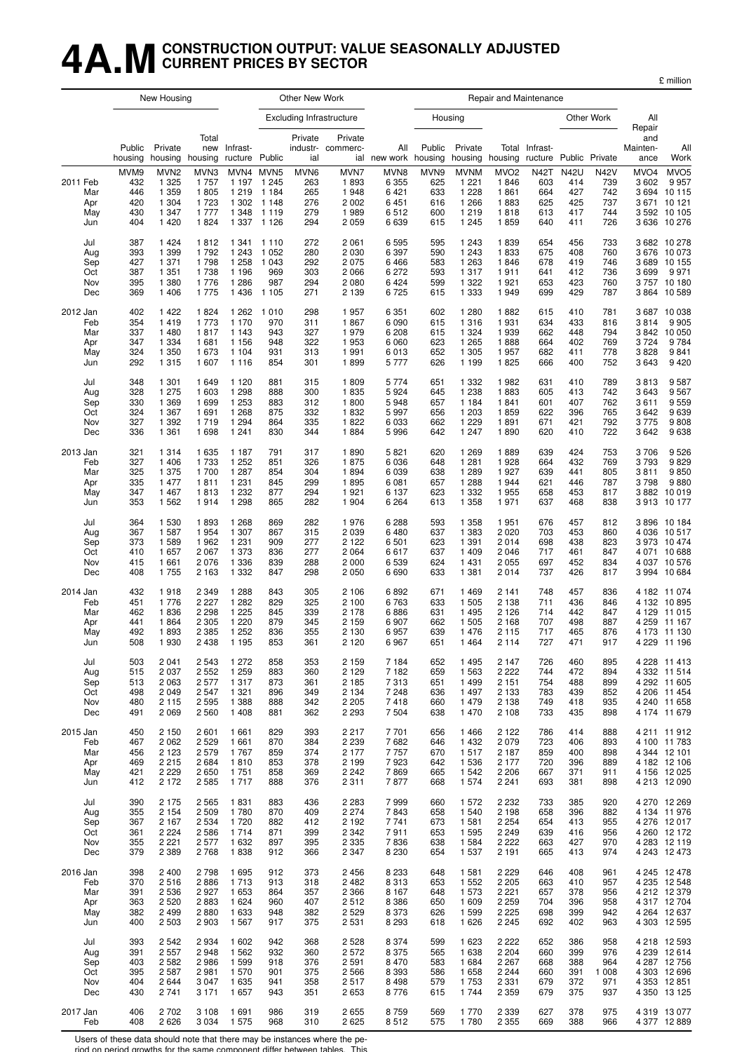# 4A.M CONSTRUCTION OUTPUT: VALUE SEASONALLY ADJUSTED CURRENT PRICES BY SECTOR

£ million

| | New Housing | | | Other New Work | | | | | Repair and Maintenance | | | | | | | |
|---|---|---|---|---|---|---|---|---|---|---|---|---|---|---|---|---|
| | | | | | Excluding Infrastructure | | | | Housing | | | | Other Work | | | |
| | Public housing | Private housing | Total new housing | Infrastructure | Public | Private industrial | Private commercial | All new work | Public housing | Private housing | Total housing | Infrastructure | Public | Private | All Repair and Maintenance | All Work |
| | MVM9 | MVN2 | MVN3 | MVN4 | MVN5 | MVN6 | MVN7 | MVN8 | MVN9 | MVNM | MVO2 | N42T | N42U | N42V | MVO4 | MVO5 |
| 2011 Feb | 432 | 1 325 | 1 757 | 1 197 | 1 245 | 263 | 1 893 | 6 355 | 625 | 1 221 | 1 846 | 603 | 414 | 739 | 3 602 | 9 957 |
| Mar | 446 | 1 359 | 1 805 | 1 219 | 1 184 | 265 | 1 948 | 6 421 | 633 | 1 228 | 1 861 | 664 | 427 | 742 | 3 694 | 10 115 |
| Apr | 420 | 1 304 | 1 723 | 1 302 | 1 148 | 276 | 2 002 | 6 451 | 616 | 1 266 | 1 883 | 625 | 425 | 737 | 3 671 | 10 121 |
| May | 430 | 1 347 | 1 777 | 1 348 | 1 119 | 279 | 1 989 | 6 512 | 600 | 1 219 | 1 818 | 613 | 417 | 744 | 3 592 | 10 105 |
| Jun | 404 | 1 420 | 1 824 | 1 337 | 1 126 | 294 | 2 059 | 6 639 | 615 | 1 245 | 1 859 | 640 | 411 | 726 | 3 636 | 10 276 |
| Jul | 387 | 1 424 | 1 812 | 1 341 | 1 110 | 272 | 2 061 | 6 595 | 595 | 1 243 | 1 839 | 654 | 456 | 733 | 3 682 | 10 278 |
| Aug | 393 | 1 399 | 1 792 | 1 243 | 1 052 | 280 | 2 030 | 6 397 | 590 | 1 243 | 1 833 | 675 | 408 | 760 | 3 676 | 10 073 |
| Sep | 427 | 1 371 | 1 798 | 1 258 | 1 043 | 292 | 2 075 | 6 466 | 583 | 1 263 | 1 846 | 678 | 419 | 746 | 3 689 | 10 155 |
| Oct | 387 | 1 351 | 1 738 | 1 196 | 969 | 303 | 2 066 | 6 272 | 593 | 1 317 | 1 911 | 641 | 412 | 736 | 3 699 | 9 971 |
| Nov | 395 | 1 380 | 1 776 | 1 286 | 987 | 294 | 2 080 | 6 424 | 599 | 1 322 | 1 921 | 653 | 423 | 760 | 3 757 | 10 180 |
| Dec | 369 | 1 406 | 1 775 | 1 436 | 1 105 | 271 | 2 139 | 6 725 | 615 | 1 333 | 1 949 | 699 | 429 | 787 | 3 864 | 10 589 |
| 2012 Jan | 402 | 1 422 | 1 824 | 1 262 | 1 010 | 298 | 1 957 | 6 351 | 602 | 1 280 | 1 882 | 615 | 410 | 781 | 3 687 | 10 038 |
| Feb | 354 | 1 419 | 1 773 | 1 170 | 970 | 311 | 1 867 | 6 090 | 615 | 1 316 | 1 931 | 634 | 433 | 816 | 3 814 | 9 905 |
| Mar | 337 | 1 480 | 1 817 | 1 143 | 943 | 327 | 1 979 | 6 208 | 615 | 1 324 | 1 939 | 662 | 448 | 794 | 3 842 | 10 050 |
| Apr | 347 | 1 334 | 1 681 | 1 156 | 948 | 322 | 1 953 | 6 060 | 623 | 1 265 | 1 888 | 664 | 402 | 769 | 3 724 | 9 784 |
| May | 324 | 1 350 | 1 673 | 1 104 | 931 | 313 | 1 991 | 6 013 | 652 | 1 305 | 1 957 | 682 | 411 | 778 | 3 828 | 9 841 |
| Jun | 292 | 1 315 | 1 607 | 1 116 | 854 | 301 | 1 899 | 5 777 | 626 | 1 199 | 1 825 | 666 | 400 | 752 | 3 643 | 9 420 |
| Jul | 348 | 1 301 | 1 649 | 1 120 | 881 | 315 | 1 809 | 5 774 | 651 | 1 332 | 1 982 | 631 | 410 | 789 | 3 813 | 9 587 |
| Aug | 328 | 1 275 | 1 603 | 1 298 | 888 | 300 | 1 835 | 5 924 | 645 | 1 238 | 1 883 | 605 | 413 | 742 | 3 643 | 9 567 |
| Sep | 330 | 1 369 | 1 699 | 1 253 | 883 | 312 | 1 800 | 5 948 | 657 | 1 184 | 1 841 | 601 | 407 | 762 | 3 611 | 9 559 |
| Oct | 324 | 1 367 | 1 691 | 1 268 | 875 | 332 | 1 832 | 5 997 | 656 | 1 203 | 1 859 | 622 | 396 | 765 | 3 642 | 9 639 |
| Nov | 327 | 1 392 | 1 719 | 1 294 | 864 | 335 | 1 822 | 6 033 | 662 | 1 229 | 1 891 | 671 | 421 | 792 | 3 775 | 9 808 |
| Dec | 336 | 1 361 | 1 698 | 1 241 | 830 | 344 | 1 884 | 5 996 | 642 | 1 247 | 1 890 | 620 | 410 | 722 | 3 642 | 9 638 |
| 2013 Jan | 321 | 1 314 | 1 635 | 1 187 | 791 | 317 | 1 890 | 5 821 | 620 | 1 269 | 1 889 | 639 | 424 | 753 | 3 706 | 9 526 |
| Feb | 327 | 1 406 | 1 733 | 1 252 | 851 | 326 | 1 875 | 6 036 | 648 | 1 281 | 1 928 | 664 | 432 | 769 | 3 793 | 9 829 |
| Mar | 325 | 1 375 | 1 700 | 1 287 | 854 | 304 | 1 894 | 6 039 | 638 | 1 289 | 1 927 | 639 | 441 | 805 | 3 811 | 9 850 |
| Apr | 335 | 1 477 | 1 811 | 1 231 | 845 | 299 | 1 895 | 6 081 | 657 | 1 288 | 1 944 | 621 | 446 | 787 | 3 798 | 9 880 |
| May | 347 | 1 467 | 1 813 | 1 232 | 877 | 294 | 1 921 | 6 137 | 623 | 1 332 | 1 955 | 658 | 453 | 817 | 3 882 | 10 019 |
| Jun | 353 | 1 562 | 1 914 | 1 298 | 865 | 282 | 1 904 | 6 264 | 613 | 1 358 | 1 971 | 637 | 468 | 838 | 3 913 | 10 177 |
| Jul | 364 | 1 530 | 1 893 | 1 268 | 869 | 282 | 1 976 | 6 288 | 593 | 1 358 | 1 951 | 676 | 457 | 812 | 3 896 | 10 184 |
| Aug | 367 | 1 587 | 1 954 | 1 307 | 867 | 315 | 2 039 | 6 480 | 637 | 1 383 | 2 020 | 703 | 453 | 860 | 4 036 | 10 517 |
| Sep | 373 | 1 589 | 1 962 | 1 231 | 909 | 277 | 2 122 | 6 501 | 623 | 1 391 | 2 014 | 698 | 438 | 823 | 3 973 | 10 474 |
| Oct | 410 | 1 657 | 2 067 | 1 373 | 836 | 277 | 2 064 | 6 617 | 637 | 1 409 | 2 046 | 717 | 461 | 847 | 4 071 | 10 688 |
| Nov | 415 | 1 661 | 2 076 | 1 336 | 839 | 288 | 2 000 | 6 539 | 624 | 1 431 | 2 055 | 697 | 452 | 834 | 4 037 | 10 576 |
| Dec | 408 | 1 755 | 2 163 | 1 332 | 847 | 298 | 2 050 | 6 690 | 633 | 1 381 | 2 014 | 737 | 426 | 817 | 3 994 | 10 684 |
| 2014 Jan | 432 | 1 918 | 2 349 | 1 288 | 843 | 305 | 2 106 | 6 892 | 671 | 1 469 | 2 141 | 748 | 457 | 836 | 4 182 | 11 074 |
| Feb | 451 | 1 776 | 2 227 | 1 282 | 829 | 325 | 2 100 | 6 763 | 633 | 1 505 | 2 138 | 711 | 436 | 846 | 4 132 | 10 895 |
| Mar | 462 | 1 836 | 2 298 | 1 225 | 845 | 339 | 2 178 | 6 886 | 631 | 1 495 | 2 126 | 714 | 442 | 847 | 4 129 | 11 015 |
| Apr | 441 | 1 864 | 2 305 | 1 220 | 879 | 345 | 2 159 | 6 907 | 662 | 1 505 | 2 168 | 707 | 498 | 887 | 4 259 | 11 167 |
| May | 492 | 1 893 | 2 385 | 1 252 | 836 | 355 | 2 130 | 6 957 | 639 | 1 476 | 2 115 | 717 | 465 | 876 | 4 173 | 11 130 |
| Jun | 508 | 1 930 | 2 438 | 1 195 | 853 | 361 | 2 120 | 6 967 | 651 | 1 464 | 2 114 | 727 | 471 | 917 | 4 229 | 11 196 |
| Jul | 503 | 2 041 | 2 543 | 1 272 | 858 | 353 | 2 159 | 7 184 | 652 | 1 495 | 2 147 | 726 | 460 | 895 | 4 228 | 11 413 |
| Aug | 515 | 2 037 | 2 552 | 1 259 | 883 | 360 | 2 129 | 7 182 | 659 | 1 563 | 2 222 | 744 | 472 | 894 | 4 332 | 11 514 |
| Sep | 513 | 2 063 | 2 577 | 1 317 | 873 | 361 | 2 185 | 7 313 | 651 | 1 499 | 2 151 | 754 | 488 | 899 | 4 292 | 11 605 |
| Oct | 498 | 2 049 | 2 547 | 1 321 | 896 | 349 | 2 134 | 7 248 | 636 | 1 497 | 2 133 | 783 | 439 | 852 | 4 206 | 11 454 |
| Nov | 480 | 2 115 | 2 595 | 1 388 | 888 | 342 | 2 205 | 7 418 | 660 | 1 479 | 2 138 | 749 | 418 | 935 | 4 240 | 11 658 |
| Dec | 491 | 2 069 | 2 560 | 1 408 | 881 | 362 | 2 293 | 7 504 | 638 | 1 470 | 2 108 | 733 | 435 | 898 | 4 174 | 11 679 |
| 2015 Jan | 450 | 2 150 | 2 601 | 1 661 | 829 | 393 | 2 217 | 7 701 | 656 | 1 466 | 2 122 | 786 | 414 | 888 | 4 211 | 11 912 |
| Feb | 467 | 2 062 | 2 529 | 1 661 | 870 | 384 | 2 239 | 7 682 | 646 | 1 432 | 2 079 | 723 | 406 | 893 | 4 100 | 11 783 |
| Mar | 456 | 2 123 | 2 579 | 1 767 | 859 | 374 | 2 177 | 7 757 | 670 | 1 517 | 2 187 | 859 | 400 | 898 | 4 344 | 12 101 |
| Apr | 469 | 2 215 | 2 684 | 1 810 | 853 | 378 | 2 199 | 7 923 | 642 | 1 536 | 2 177 | 720 | 396 | 889 | 4 182 | 12 106 |
| May | 421 | 2 229 | 2 650 | 1 751 | 858 | 369 | 2 242 | 7 869 | 665 | 1 542 | 2 206 | 667 | 371 | 911 | 4 156 | 12 025 |
| Jun | 412 | 2 172 | 2 585 | 1 717 | 888 | 376 | 2 311 | 7 877 | 668 | 1 574 | 2 241 | 693 | 381 | 898 | 4 213 | 12 090 |
| Jul | 390 | 2 175 | 2 565 | 1 831 | 883 | 436 | 2 283 | 7 999 | 660 | 1 572 | 2 232 | 733 | 385 | 920 | 4 270 | 12 269 |
| Aug | 355 | 2 154 | 2 509 | 1 780 | 870 | 409 | 2 274 | 7 843 | 658 | 1 540 | 2 198 | 658 | 396 | 882 | 4 134 | 11 976 |
| Sep | 367 | 2 167 | 2 534 | 1 720 | 882 | 412 | 2 192 | 7 741 | 673 | 1 581 | 2 254 | 654 | 413 | 955 | 4 276 | 12 017 |
| Oct | 361 | 2 224 | 2 586 | 1 714 | 871 | 399 | 2 342 | 7 911 | 653 | 1 595 | 2 249 | 639 | 416 | 956 | 4 260 | 12 172 |
| Nov | 355 | 2 221 | 2 577 | 1 632 | 897 | 395 | 2 335 | 7 836 | 638 | 1 584 | 2 222 | 663 | 427 | 970 | 4 283 | 12 119 |
| Dec | 379 | 2 389 | 2 768 | 1 838 | 912 | 366 | 2 347 | 8 230 | 654 | 1 537 | 2 191 | 665 | 413 | 974 | 4 243 | 12 473 |
| 2016 Jan | 398 | 2 400 | 2 798 | 1 695 | 912 | 373 | 2 456 | 8 233 | 648 | 1 581 | 2 229 | 646 | 408 | 961 | 4 245 | 12 478 |
| Feb | 370 | 2 516 | 2 886 | 1 713 | 913 | 318 | 2 482 | 8 313 | 653 | 1 552 | 2 205 | 663 | 410 | 957 | 4 235 | 12 548 |
| Mar | 391 | 2 536 | 2 927 | 1 653 | 864 | 357 | 2 366 | 8 167 | 648 | 1 573 | 2 221 | 657 | 378 | 956 | 4 212 | 12 379 |
| Apr | 363 | 2 520 | 2 883 | 1 624 | 960 | 407 | 2 512 | 8 386 | 650 | 1 609 | 2 259 | 704 | 396 | 958 | 4 317 | 12 704 |
| May | 382 | 2 499 | 2 880 | 1 633 | 948 | 382 | 2 529 | 8 373 | 626 | 1 599 | 2 225 | 698 | 399 | 942 | 4 264 | 12 637 |
| Jun | 400 | 2 503 | 2 903 | 1 567 | 917 | 375 | 2 531 | 8 293 | 618 | 1 626 | 2 245 | 692 | 402 | 963 | 4 303 | 12 595 |
| Jul | 393 | 2 542 | 2 934 | 1 602 | 942 | 368 | 2 528 | 8 374 | 599 | 1 623 | 2 222 | 652 | 386 | 958 | 4 218 | 12 593 |
| Aug | 391 | 2 557 | 2 948 | 1 562 | 932 | 360 | 2 572 | 8 375 | 565 | 1 638 | 2 204 | 660 | 399 | 976 | 4 239 | 12 614 |
| Sep | 403 | 2 582 | 2 986 | 1 599 | 918 | 376 | 2 591 | 8 470 | 583 | 1 684 | 2 267 | 668 | 388 | 964 | 4 287 | 12 756 |
| Oct | 395 | 2 587 | 2 981 | 1 570 | 901 | 375 | 2 566 | 8 393 | 586 | 1 658 | 2 244 | 660 | 391 | 1 008 | 4 303 | 12 696 |
| Nov | 404 | 2 644 | 3 047 | 1 635 | 941 | 358 | 2 517 | 8 498 | 579 | 1 753 | 2 331 | 679 | 372 | 971 | 4 353 | 12 851 |
| Dec | 430 | 2 741 | 3 171 | 1 657 | 943 | 351 | 2 653 | 8 776 | 615 | 1 744 | 2 359 | 679 | 375 | 937 | 4 350 | 13 125 |
| 2017 Jan | 406 | 2 702 | 3 108 | 1 691 | 986 | 319 | 2 655 | 8 759 | 569 | 1 770 | 2 339 | 627 | 378 | 975 | 4 319 | 13 077 |
| Feb | 408 | 2 626 | 3 034 | 1 575 | 968 | 310 | 2 625 | 8 512 | 575 | 1 780 | 2 355 | 669 | 388 | 966 | 4 377 | 12 889 |

Users of these data should note that there may be instances where the period on period growths for the same component differ between tables. This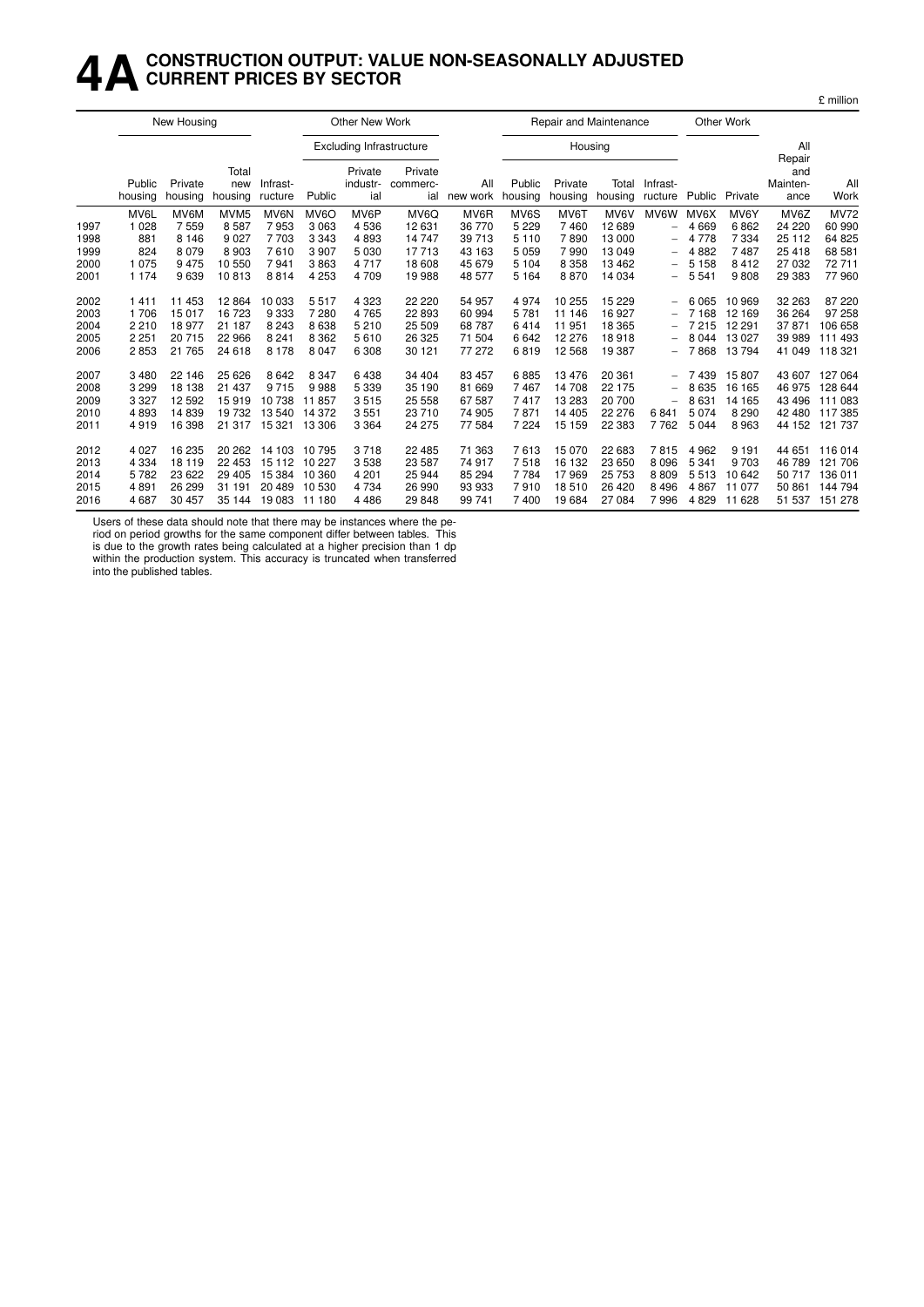# 4A CONSTRUCTION OUTPUT: VALUE NON-SEASONALLY ADJUSTED CURRENT PRICES BY SECTOR

£ million

| | New Housing | | | Other New Work | | | | | Repair and Maintenance | | | | Other Work | | | |
|---|---|---|---|---|---|---|---|---|---|---|---|---|---|---|---|---|
| | | | | | Excluding Infrastructure | | | | Housing | | | | | | | |
| | Public housing | Private housing | Total new housing | Infrast-ructure | Public | Private industr-ial | Private commerc-ial | All new work | Public housing | Private housing | Total housing | Infrast-ructure | Public | Private | All Repair and Mainten-ance | All Work |
| | MV6L | MV6M | MVM5 | MV6N | MV6O | MV6P | MV6Q | MV6R | MV6S | MV6T | MV6V | MV6W | MV6X | MV6Y | MV6Z | MV72 |
| 1997 | 1 028 | 7 559 | 8 587 | 7 953 | 3 063 | 4 536 | 12 631 | 36 770 | 5 229 | 7 460 | 12 689 | – | 4 669 | 6 862 | 24 220 | 60 990 |
| 1998 | 881 | 8 146 | 9 027 | 7 703 | 3 343 | 4 893 | 14 747 | 39 713 | 5 110 | 7 890 | 13 000 | – | 4 778 | 7 334 | 25 112 | 64 825 |
| 1999 | 824 | 8 079 | 8 903 | 7 610 | 3 907 | 5 030 | 17 713 | 43 163 | 5 059 | 7 990 | 13 049 | – | 4 882 | 7 487 | 25 418 | 68 581 |
| 2000 | 1 075 | 9 475 | 10 550 | 7 941 | 3 863 | 4 717 | 18 608 | 45 679 | 5 104 | 8 358 | 13 462 | – | 5 158 | 8 412 | 27 032 | 72 711 |
| 2001 | 1 174 | 9 639 | 10 813 | 8 814 | 4 253 | 4 709 | 19 988 | 48 577 | 5 164 | 8 870 | 14 034 | – | 5 541 | 9 808 | 29 383 | 77 960 |
| 2002 | 1 411 | 11 453 | 12 864 | 10 033 | 5 517 | 4 323 | 22 220 | 54 957 | 4 974 | 10 255 | 15 229 | – | 6 065 | 10 969 | 32 263 | 87 220 |
| 2003 | 1 706 | 15 017 | 16 723 | 9 333 | 7 280 | 4 765 | 22 893 | 60 994 | 5 781 | 11 146 | 16 927 | – | 7 168 | 12 169 | 36 264 | 97 258 |
| 2004 | 2 210 | 18 977 | 21 187 | 8 243 | 8 638 | 5 210 | 25 509 | 68 787 | 6 414 | 11 951 | 18 365 | – | 7 215 | 12 291 | 37 871 | 106 658 |
| 2005 | 2 251 | 20 715 | 22 966 | 8 241 | 8 362 | 5 610 | 26 325 | 71 504 | 6 642 | 12 276 | 18 918 | – | 8 044 | 13 027 | 39 989 | 111 493 |
| 2006 | 2 853 | 21 765 | 24 618 | 8 178 | 8 047 | 6 308 | 30 121 | 77 272 | 6 819 | 12 568 | 19 387 | – | 7 868 | 13 794 | 41 049 | 118 321 |
| 2007 | 3 480 | 22 146 | 25 626 | 8 642 | 8 347 | 6 438 | 34 404 | 83 457 | 6 885 | 13 476 | 20 361 | – | 7 439 | 15 807 | 43 607 | 127 064 |
| 2008 | 3 299 | 18 138 | 21 437 | 9 715 | 9 988 | 5 339 | 35 190 | 81 669 | 7 467 | 14 708 | 22 175 | – | 8 635 | 16 165 | 46 975 | 128 644 |
| 2009 | 3 327 | 12 592 | 15 919 | 10 738 | 11 857 | 3 515 | 25 558 | 67 587 | 7 417 | 13 283 | 20 700 | – | 8 631 | 14 165 | 43 496 | 111 083 |
| 2010 | 4 893 | 14 839 | 19 732 | 13 540 | 14 372 | 3 551 | 23 710 | 74 905 | 7 871 | 14 405 | 22 276 | 6 841 | 5 074 | 8 290 | 42 480 | 117 385 |
| 2011 | 4 919 | 16 398 | 21 317 | 15 321 | 13 306 | 3 364 | 24 275 | 77 584 | 7 224 | 15 159 | 22 383 | 7 762 | 5 044 | 8 963 | 44 152 | 121 737 |
| 2012 | 4 027 | 16 235 | 20 262 | 14 103 | 10 795 | 3 718 | 22 485 | 71 363 | 7 613 | 15 070 | 22 683 | 7 815 | 4 962 | 9 191 | 44 651 | 116 014 |
| 2013 | 4 334 | 18 119 | 22 453 | 15 112 | 10 227 | 3 538 | 23 587 | 74 917 | 7 518 | 16 132 | 23 650 | 8 096 | 5 341 | 9 703 | 46 789 | 121 706 |
| 2014 | 5 782 | 23 622 | 29 405 | 15 384 | 10 360 | 4 201 | 25 944 | 85 294 | 7 784 | 17 969 | 25 753 | 8 809 | 5 513 | 10 642 | 50 717 | 136 011 |
| 2015 | 4 891 | 26 299 | 31 191 | 20 489 | 10 530 | 4 734 | 26 990 | 93 933 | 7 910 | 18 510 | 26 420 | 8 496 | 4 867 | 11 077 | 50 861 | 144 794 |
| 2016 | 4 687 | 30 457 | 35 144 | 19 083 | 11 180 | 4 486 | 29 848 | 99 741 | 7 400 | 19 684 | 27 084 | 7 996 | 4 829 | 11 628 | 51 537 | 151 278 |

Users of these data should note that there may be instances where the period on period growths for the same component differ between tables. This is due to the growth rates being calculated at a higher precision than 1 dp within the production system. This accuracy is truncated when transferred into the published tables.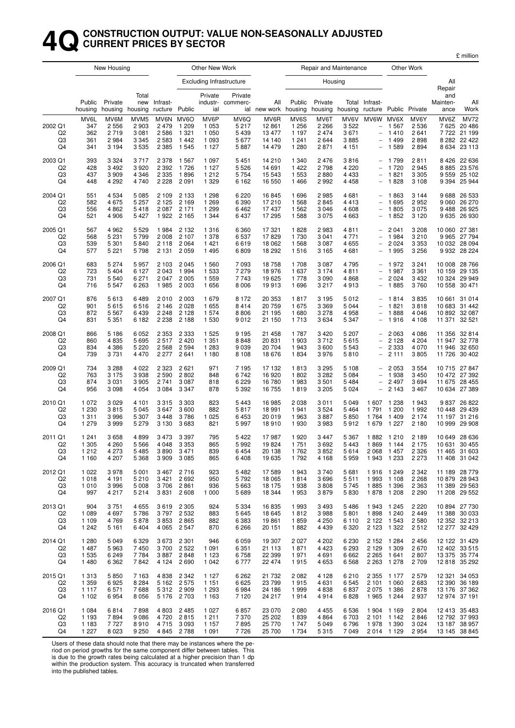# 4Q CONSTRUCTION OUTPUT: VALUE NON-SEASONALLY ADJUSTED CURRENT PRICES BY SECTOR

£ million

| | New Housing | | | Other New Work | | | | | Repair and Maintenance | | | | Other Work | | | |
|---|---|---|---|---|---|---|---|---|---|---|---|---|---|---|---|---|
| | | | | | Excluding Infrastructure | | | | Housing | | | | | | | |
| | Public housing | Private housing | Total new housing | Infrast-ructure | Public | Private industr-ial | Private commerc-ial | All new work | Public housing | Private housing | Total housing | Infrast-ructure | Public | Private | All Repair and Mainten-ance | All Work |
| | MV6L | MV6M | MVM5 | MV6N | MV6O | MV6P | MV6Q | MV6R | MV6S | MV6T | MV6V | MV6W | MV6X | MV6Y | MV6Z | MV72 |
| 2002 Q1 | 347 | 2 556 | 2 903 | 2 479 | 1 209 | 1 053 | 5 217 | 12 861 | 1 256 | 2 266 | 3 522 | – | 1 567 | 2 536 | 7 625 | 20 486 |
| Q2 | 362 | 2 719 | 3 081 | 2 586 | 1 321 | 1 050 | 5 439 | 13 477 | 1 197 | 2 474 | 3 671 | – | 1 410 | 2 641 | 7 722 | 21 199 |
| Q3 | 361 | 2 984 | 3 345 | 2 583 | 1 442 | 1 093 | 5 677 | 14 140 | 1 241 | 2 644 | 3 885 | – | 1 499 | 2 898 | 8 282 | 22 422 |
| Q4 | 341 | 3 194 | 3 535 | 2 385 | 1 545 | 1 127 | 5 887 | 14 479 | 1 280 | 2 871 | 4 151 | – | 1 589 | 2 894 | 8 634 | 23 113 |
| 2003 Q1 | 393 | 3 324 | 3 717 | 2 378 | 1 567 | 1 097 | 5 451 | 14 210 | 1 340 | 2 476 | 3 816 | – | 1 799 | 2 811 | 8 426 | 22 636 |
| Q2 | 428 | 3 492 | 3 920 | 2 392 | 1 726 | 1 127 | 5 526 | 14 691 | 1 422 | 2 798 | 4 220 | – | 1 720 | 2 945 | 8 885 | 23 576 |
| Q3 | 437 | 3 909 | 4 346 | 2 335 | 1 896 | 1 212 | 5 754 | 15 543 | 1 553 | 2 880 | 4 433 | – | 1 821 | 3 305 | 9 559 | 25 102 |
| Q4 | 448 | 4 292 | 4 740 | 2 228 | 2 091 | 1 329 | 6 162 | 16 550 | 1 466 | 2 992 | 4 458 | – | 1 828 | 3 108 | 9 394 | 25 944 |
| 2004 Q1 | 551 | 4 534 | 5 085 | 2 109 | 2 133 | 1 298 | 6 220 | 16 845 | 1 696 | 2 985 | 4 681 | – | 1 863 | 3 144 | 9 688 | 26 533 |
| Q2 | 582 | 4 675 | 5 257 | 2 125 | 2 169 | 1 269 | 6 390 | 17 210 | 1 568 | 2 845 | 4 413 | – | 1 695 | 2 952 | 9 060 | 26 270 |
| Q3 | 556 | 4 862 | 5 418 | 2 087 | 2 171 | 1 299 | 6 462 | 17 437 | 1 562 | 3 046 | 4 608 | – | 1 805 | 3 075 | 9 488 | 26 925 |
| Q4 | 521 | 4 906 | 5 427 | 1 922 | 2 165 | 1 344 | 6 437 | 17 295 | 1 588 | 3 075 | 4 663 | – | 1 852 | 3 120 | 9 635 | 26 930 |
| 2005 Q1 | 567 | 4 962 | 5 529 | 1 984 | 2 132 | 1 316 | 6 360 | 17 321 | 1 828 | 2 983 | 4 811 | – | 2 041 | 3 208 | 10 060 | 27 381 |
| Q2 | 568 | 5 231 | 5 799 | 2 008 | 2 107 | 1 378 | 6 537 | 17 829 | 1 730 | 3 041 | 4 771 | – | 1 984 | 3 210 | 9 965 | 27 794 |
| Q3 | 539 | 5 301 | 5 840 | 2 118 | 2 064 | 1 421 | 6 619 | 18 062 | 1 568 | 3 087 | 4 655 | – | 2 024 | 3 353 | 10 032 | 28 094 |
| Q4 | 577 | 5 221 | 5 798 | 2 131 | 2 059 | 1 495 | 6 809 | 18 292 | 1 516 | 3 165 | 4 681 | – | 1 995 | 3 256 | 9 932 | 28 224 |
| 2006 Q1 | 683 | 5 274 | 5 957 | 2 103 | 2 045 | 1 560 | 7 093 | 18 758 | 1 708 | 3 087 | 4 795 | – | 1 972 | 3 241 | 10 008 | 28 766 |
| Q2 | 723 | 5 404 | 6 127 | 2 043 | 1 994 | 1 533 | 7 279 | 18 976 | 1 637 | 3 174 | 4 811 | – | 1 987 | 3 361 | 10 159 | 29 135 |
| Q3 | 731 | 5 540 | 6 271 | 2 047 | 2 005 | 1 559 | 7 743 | 19 625 | 1 778 | 3 090 | 4 868 | – | 2 024 | 3 432 | 10 324 | 29 949 |
| Q4 | 716 | 5 547 | 6 263 | 1 985 | 2 003 | 1 656 | 8 006 | 19 913 | 1 696 | 3 217 | 4 913 | – | 1 885 | 3 760 | 10 558 | 30 471 |
| 2007 Q1 | 876 | 5 613 | 6 489 | 2 010 | 2 003 | 1 679 | 8 172 | 20 353 | 1 817 | 3 195 | 5 012 | – | 1 814 | 3 835 | 10 661 | 31 014 |
| Q2 | 901 | 5 615 | 6 516 | 2 146 | 2 028 | 1 655 | 8 414 | 20 759 | 1 675 | 3 369 | 5 044 | – | 1 821 | 3 818 | 10 683 | 31 442 |
| Q3 | 872 | 5 567 | 6 439 | 2 248 | 2 128 | 1 574 | 8 806 | 21 195 | 1 680 | 3 278 | 4 958 | – | 1 888 | 4 046 | 10 892 | 32 087 |
| Q4 | 831 | 5 351 | 6 182 | 2 238 | 2 188 | 1 530 | 9 012 | 21 150 | 1 713 | 3 634 | 5 347 | – | 1 916 | 4 108 | 11 371 | 32 521 |
| 2008 Q1 | 866 | 5 186 | 6 052 | 2 353 | 2 333 | 1 525 | 9 195 | 21 458 | 1 787 | 3 420 | 5 207 | – | 2 063 | 4 086 | 11 356 | 32 814 |
| Q2 | 860 | 4 835 | 5 695 | 2 517 | 2 420 | 1 351 | 8 848 | 20 831 | 1 903 | 3 712 | 5 615 | – | 2 128 | 4 204 | 11 947 | 32 778 |
| Q3 | 834 | 4 386 | 5 220 | 2 568 | 2 594 | 1 283 | 9 039 | 20 704 | 1 943 | 3 600 | 5 543 | – | 2 333 | 4 070 | 11 946 | 32 650 |
| Q4 | 739 | 3 731 | 4 470 | 2 277 | 2 641 | 1 180 | 8 108 | 18 676 | 1 834 | 3 976 | 5 810 | – | 2 111 | 3 805 | 11 726 | 30 402 |
| 2009 Q1 | 734 | 3 288 | 4 022 | 2 323 | 2 621 | 971 | 7 195 | 17 132 | 1 813 | 3 295 | 5 108 | – | 2 053 | 3 554 | 10 715 | 27 847 |
| Q2 | 763 | 3 175 | 3 938 | 2 590 | 2 802 | 848 | 6 742 | 16 920 | 1 802 | 3 282 | 5 084 | – | 1 938 | 3 450 | 10 472 | 27 392 |
| Q3 | 874 | 3 031 | 3 905 | 2 741 | 3 087 | 818 | 6 229 | 16 780 | 1 983 | 3 501 | 5 484 | – | 2 497 | 3 694 | 11 675 | 28 455 |
| Q4 | 956 | 3 098 | 4 054 | 3 084 | 3 347 | 878 | 5 392 | 16 755 | 1 819 | 3 205 | 5 024 | – | 2 143 | 3 467 | 10 634 | 27 389 |
| 2010 Q1 | 1 072 | 3 029 | 4 101 | 3 315 | 3 303 | 823 | 5 443 | 16 985 | 2 038 | 3 011 | 5 049 | 1 607 | 1 238 | 1 943 | 9 837 | 26 822 |
| Q2 | 1 230 | 3 815 | 5 045 | 3 647 | 3 600 | 882 | 5 817 | 18 991 | 1 941 | 3 524 | 5 464 | 1 791 | 1 200 | 1 992 | 10 448 | 29 439 |
| Q3 | 1 311 | 3 996 | 5 307 | 3 448 | 3 786 | 1 025 | 6 453 | 20 019 | 1 963 | 3 887 | 5 850 | 1 764 | 1 409 | 2 174 | 11 197 | 31 216 |
| Q4 | 1 279 | 3 999 | 5 279 | 3 130 | 3 683 | 821 | 5 997 | 18 910 | 1 930 | 3 983 | 5 912 | 1 679 | 1 227 | 2 180 | 10 999 | 29 908 |
| 2011 Q1 | 1 241 | 3 658 | 4 899 | 3 473 | 3 397 | 795 | 5 422 | 17 987 | 1 920 | 3 447 | 5 367 | 1 882 | 1 210 | 2 189 | 10 649 | 28 636 |
| Q2 | 1 305 | 4 260 | 5 566 | 4 048 | 3 353 | 865 | 5 992 | 19 824 | 1 751 | 3 692 | 5 443 | 1 869 | 1 144 | 2 175 | 10 631 | 30 455 |
| Q3 | 1 212 | 4 273 | 5 485 | 3 890 | 3 471 | 839 | 6 454 | 20 138 | 1 762 | 3 852 | 5 614 | 2 068 | 1 457 | 2 326 | 11 465 | 31 603 |
| Q4 | 1 160 | 4 207 | 5 368 | 3 909 | 3 085 | 865 | 6 408 | 19 635 | 1 792 | 4 168 | 5 959 | 1 943 | 1 233 | 2 273 | 11 408 | 31 042 |
| 2012 Q1 | 1 022 | 3 978 | 5 001 | 3 467 | 2 716 | 923 | 5 482 | 17 589 | 1 943 | 3 740 | 5 681 | 1 916 | 1 249 | 2 342 | 11 189 | 28 779 |
| Q2 | 1 018 | 4 191 | 5 210 | 3 421 | 2 692 | 950 | 5 792 | 18 065 | 1 814 | 3 696 | 5 511 | 1 993 | 1 108 | 2 268 | 10 879 | 28 943 |
| Q3 | 1 010 | 3 996 | 5 008 | 3 706 | 2 861 | 936 | 5 663 | 18 175 | 1 938 | 3 808 | 5 745 | 1 885 | 1 396 | 2 363 | 11 389 | 29 563 |
| Q4 | 997 | 4 217 | 5 214 | 3 831 | 2 608 | 1 000 | 5 689 | 18 344 | 1 953 | 3 879 | 5 830 | 1 878 | 1 208 | 2 290 | 11 208 | 29 552 |
| 2013 Q1 | 904 | 3 751 | 4 655 | 3 619 | 2 305 | 924 | 5 334 | 16 835 | 1 993 | 3 493 | 5 486 | 1 943 | 1 245 | 2 220 | 10 894 | 27 730 |
| Q2 | 1 089 | 4 697 | 5 786 | 3 797 | 2 532 | 883 | 5 645 | 18 645 | 1 812 | 3 988 | 5 801 | 1 898 | 1 240 | 2 449 | 11 388 | 30 033 |
| Q3 | 1 109 | 4 769 | 5 878 | 3 853 | 2 865 | 882 | 6 383 | 19 861 | 1 859 | 4 250 | 6 110 | 2 122 | 1 543 | 2 580 | 12 352 | 32 213 |
| Q4 | 1 242 | 5 161 | 6 404 | 4 065 | 2 547 | 870 | 6 266 | 20 151 | 1 882 | 4 439 | 6 320 | 2 123 | 1 322 | 2 512 | 12 277 | 32 429 |
| 2014 Q1 | 1 280 | 5 049 | 6 329 | 3 673 | 2 301 | 946 | 6 059 | 19 307 | 2 027 | 4 202 | 6 230 | 2 152 | 1 284 | 2 456 | 12 122 | 31 429 |
| Q2 | 1 487 | 5 963 | 7 450 | 3 700 | 2 522 | 1 091 | 6 351 | 21 113 | 1 871 | 4 423 | 6 293 | 2 129 | 1 309 | 2 670 | 12 402 | 33 515 |
| Q3 | 1 535 | 6 249 | 7 784 | 3 887 | 2 848 | 1 123 | 6 758 | 22 399 | 1 971 | 4 691 | 6 662 | 2 265 | 1 641 | 2 807 | 13 375 | 35 774 |
| Q4 | 1 480 | 6 362 | 7 842 | 4 124 | 2 690 | 1 042 | 6 777 | 22 474 | 1 915 | 4 653 | 6 568 | 2 263 | 1 278 | 2 709 | 12 818 | 35 292 |
| 2015 Q1 | 1 313 | 5 850 | 7 163 | 4 838 | 2 342 | 1 127 | 6 262 | 21 732 | 2 082 | 4 128 | 6 210 | 2 355 | 1 177 | 2 579 | 12 321 | 34 053 |
| Q2 | 1 359 | 6 925 | 8 284 | 5 162 | 2 575 | 1 151 | 6 625 | 23 799 | 1 915 | 4 631 | 6 545 | 2 101 | 1 060 | 2 683 | 12 390 | 36 189 |
| Q3 | 1 117 | 6 571 | 7 688 | 5 312 | 2 909 | 1 293 | 6 984 | 24 186 | 1 999 | 4 838 | 6 837 | 2 075 | 1 386 | 2 878 | 13 176 | 37 362 |
| Q4 | 1 102 | 6 954 | 8 056 | 5 176 | 2 703 | 1 163 | 7 120 | 24 217 | 1 914 | 4 914 | 6 828 | 1 965 | 1 244 | 2 937 | 12 974 | 37 191 |
| 2016 Q1 | 1 084 | 6 814 | 7 898 | 4 803 | 2 485 | 1 027 | 6 857 | 23 070 | 2 080 | 4 455 | 6 536 | 1 904 | 1 169 | 2 804 | 12 413 | 35 483 |
| Q2 | 1 193 | 7 894 | 9 086 | 4 720 | 2 815 | 1 211 | 7 370 | 25 202 | 1 839 | 4 864 | 6 703 | 2 101 | 1 142 | 2 846 | 12 792 | 37 993 |
| Q3 | 1 183 | 7 727 | 8 910 | 4 715 | 3 093 | 1 157 | 7 895 | 25 770 | 1 747 | 5 049 | 6 796 | 1 978 | 1 390 | 3 024 | 13 187 | 38 957 |
| Q4 | 1 227 | 8 023 | 9 250 | 4 845 | 2 788 | 1 091 | 7 726 | 25 700 | 1 734 | 5 315 | 7 049 | 2 014 | 1 129 | 2 954 | 13 145 | 38 845 |

Users of these data should note that there may be instances where the period on period growths for the same component differ between tables. This is due to the growth rates being calculated at a higher precision than 1 dp within the production system. This accuracy is truncated when transferred into the published tables.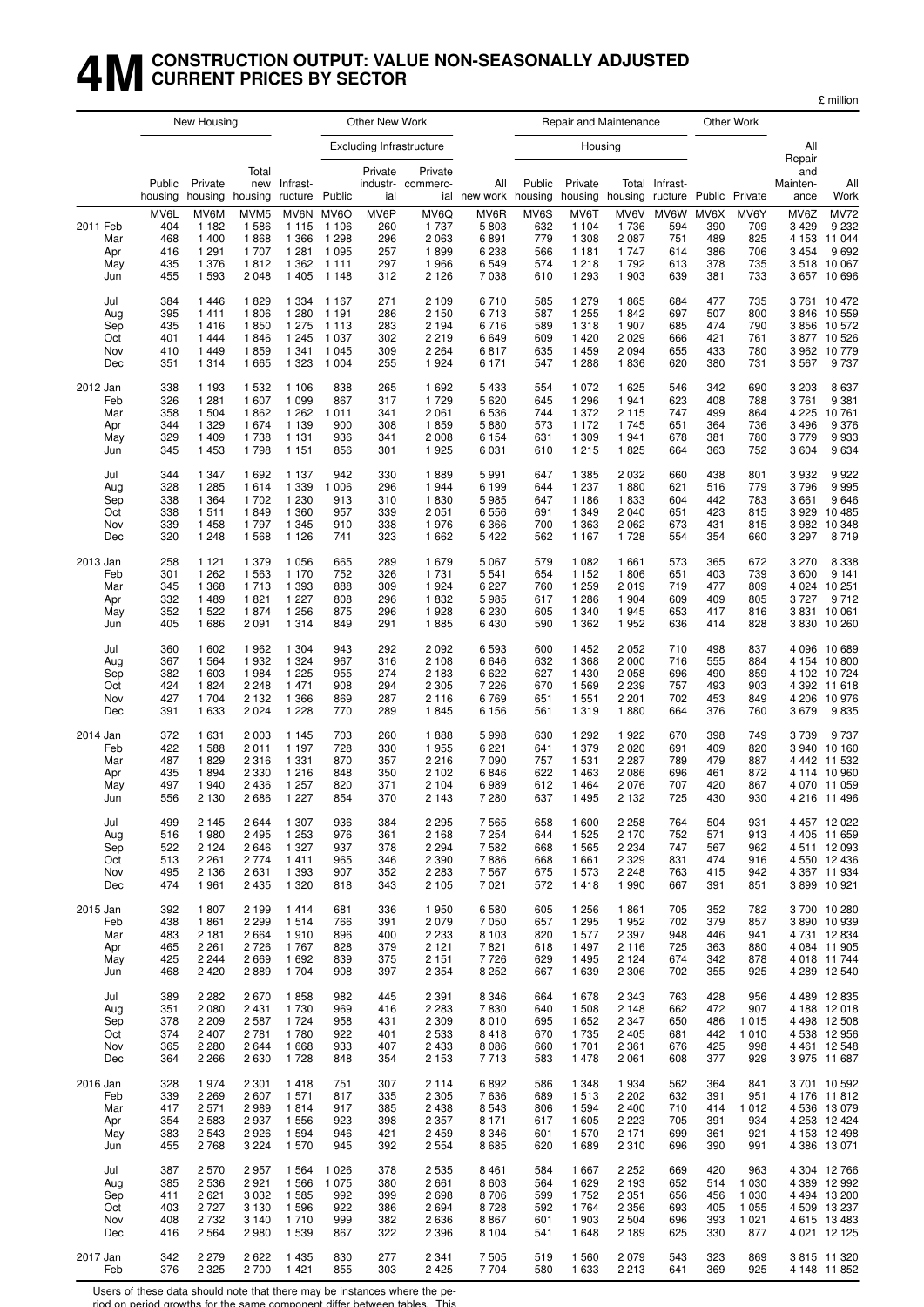# 4M CONSTRUCTION OUTPUT: VALUE NON-SEASONALLY ADJUSTED CURRENT PRICES BY SECTOR

£ million

| | New Housing | | | Other New Work | | | | | Repair and Maintenance | | | | Other Work | | | |
|---|---|---|---|---|---|---|---|---|---|---|---|---|---|---|---|---|
| | | | | | Excluding Infrastructure | | | | Housing | | | | | | | |
| | Public housing | Private housing | Total new housing | Infrast-ructure | Public | Private industr-ial | Private commerc-ial | All new work | Public housing | Private housing | Total housing | Infrast-ructure | Public | Private | All Repair and Mainten-ance | All Work |
| | MV6L | MV6M | MVM5 | MV6N | MV6O | MV6P | MV6Q | MV6R | MV6S | MV6T | MV6V | MV6W | MV6X | MV6Y | MV6Z | MV72 |
| 2011 Feb | 404 | 1 182 | 1 586 | 1 115 | 1 106 | 260 | 1 737 | 5 803 | 632 | 1 104 | 1 736 | 594 | 390 | 709 | 3 429 | 9 232 |
| Mar | 468 | 1 400 | 1 868 | 1 366 | 1 298 | 296 | 2 063 | 6 891 | 779 | 1 308 | 2 087 | 751 | 489 | 825 | 4 153 | 11 044 |
| Apr | 416 | 1 291 | 1 707 | 1 281 | 1 095 | 257 | 1 899 | 6 238 | 566 | 1 181 | 1 747 | 614 | 386 | 706 | 3 454 | 9 692 |
| May | 435 | 1 376 | 1 812 | 1 362 | 1 111 | 297 | 1 966 | 6 549 | 574 | 1 218 | 1 792 | 613 | 378 | 735 | 3 518 | 10 067 |
| Jun | 455 | 1 593 | 2 048 | 1 405 | 1 148 | 312 | 2 126 | 7 038 | 610 | 1 293 | 1 903 | 639 | 381 | 733 | 3 657 | 10 696 |
| Jul | 384 | 1 446 | 1 829 | 1 334 | 1 167 | 271 | 2 109 | 6 710 | 585 | 1 279 | 1 865 | 684 | 477 | 735 | 3 761 | 10 472 |
| Aug | 395 | 1 411 | 1 806 | 1 280 | 1 191 | 286 | 2 150 | 6 713 | 587 | 1 255 | 1 842 | 697 | 507 | 800 | 3 846 | 10 559 |
| Sep | 435 | 1 416 | 1 850 | 1 275 | 1 113 | 283 | 2 194 | 6 716 | 589 | 1 318 | 1 907 | 685 | 474 | 790 | 3 856 | 10 572 |
| Oct | 401 | 1 444 | 1 846 | 1 245 | 1 037 | 302 | 2 219 | 6 649 | 609 | 1 420 | 2 029 | 666 | 421 | 761 | 3 877 | 10 526 |
| Nov | 410 | 1 449 | 1 859 | 1 341 | 1 045 | 309 | 2 264 | 6 817 | 635 | 1 459 | 2 094 | 655 | 433 | 780 | 3 962 | 10 779 |
| Dec | 351 | 1 314 | 1 665 | 1 323 | 1 004 | 255 | 1 924 | 6 171 | 547 | 1 288 | 1 836 | 620 | 380 | 731 | 3 567 | 9 737 |
| 2012 Jan | 338 | 1 193 | 1 532 | 1 106 | 838 | 265 | 1 692 | 5 433 | 554 | 1 072 | 1 625 | 546 | 342 | 690 | 3 203 | 8 637 |
| Feb | 326 | 1 281 | 1 607 | 1 099 | 867 | 317 | 1 729 | 5 620 | 645 | 1 296 | 1 941 | 623 | 408 | 788 | 3 761 | 9 381 |
| Mar | 358 | 1 504 | 1 862 | 1 262 | 1 011 | 341 | 2 061 | 6 536 | 744 | 1 372 | 2 115 | 747 | 499 | 864 | 4 225 | 10 761 |
| Apr | 344 | 1 329 | 1 674 | 1 139 | 900 | 308 | 1 859 | 5 880 | 573 | 1 172 | 1 745 | 651 | 364 | 736 | 3 496 | 9 376 |
| May | 329 | 1 409 | 1 738 | 1 131 | 936 | 341 | 2 008 | 6 154 | 631 | 1 309 | 1 941 | 678 | 381 | 780 | 3 779 | 9 933 |
| Jun | 345 | 1 453 | 1 798 | 1 151 | 856 | 301 | 1 925 | 6 031 | 610 | 1 215 | 1 825 | 664 | 363 | 752 | 3 604 | 9 634 |
| Jul | 344 | 1 347 | 1 692 | 1 137 | 942 | 330 | 1 889 | 5 991 | 647 | 1 385 | 2 032 | 660 | 438 | 801 | 3 932 | 9 922 |
| Aug | 328 | 1 285 | 1 614 | 1 339 | 1 006 | 296 | 1 944 | 6 199 | 644 | 1 237 | 1 880 | 621 | 516 | 779 | 3 796 | 9 995 |
| Sep | 338 | 1 364 | 1 702 | 1 230 | 913 | 310 | 1 830 | 5 985 | 647 | 1 186 | 1 833 | 604 | 442 | 783 | 3 661 | 9 646 |
| Oct | 338 | 1 511 | 1 849 | 1 360 | 957 | 339 | 2 051 | 6 556 | 691 | 1 349 | 2 040 | 651 | 423 | 815 | 3 929 | 10 485 |
| Nov | 339 | 1 458 | 1 797 | 1 345 | 910 | 338 | 1 976 | 6 366 | 700 | 1 363 | 2 062 | 673 | 431 | 815 | 3 982 | 10 348 |
| Dec | 320 | 1 248 | 1 568 | 1 126 | 741 | 323 | 1 662 | 5 422 | 562 | 1 167 | 1 728 | 554 | 354 | 660 | 3 297 | 8 719 |
| 2013 Jan | 258 | 1 121 | 1 379 | 1 056 | 665 | 289 | 1 679 | 5 067 | 579 | 1 082 | 1 661 | 573 | 365 | 672 | 3 270 | 8 338 |
| Feb | 301 | 1 262 | 1 563 | 1 170 | 752 | 326 | 1 731 | 5 541 | 654 | 1 152 | 1 806 | 651 | 403 | 739 | 3 600 | 9 141 |
| Mar | 345 | 1 368 | 1 713 | 1 393 | 888 | 309 | 1 924 | 6 227 | 760 | 1 259 | 2 019 | 719 | 477 | 809 | 4 024 | 10 251 |
| Apr | 332 | 1 489 | 1 821 | 1 227 | 808 | 296 | 1 832 | 5 985 | 617 | 1 286 | 1 904 | 609 | 409 | 805 | 3 727 | 9 712 |
| May | 352 | 1 522 | 1 874 | 1 256 | 875 | 296 | 1 928 | 6 230 | 605 | 1 340 | 1 945 | 653 | 417 | 816 | 3 831 | 10 061 |
| Jun | 405 | 1 686 | 2 091 | 1 314 | 849 | 291 | 1 885 | 6 430 | 590 | 1 362 | 1 952 | 636 | 414 | 828 | 3 830 | 10 260 |
| Jul | 360 | 1 602 | 1 962 | 1 304 | 943 | 292 | 2 092 | 6 593 | 600 | 1 452 | 2 052 | 710 | 498 | 837 | 4 096 | 10 689 |
| Aug | 367 | 1 564 | 1 932 | 1 324 | 967 | 316 | 2 108 | 6 646 | 632 | 1 368 | 2 000 | 716 | 555 | 884 | 4 154 | 10 800 |
| Sep | 382 | 1 603 | 1 984 | 1 225 | 955 | 274 | 2 183 | 6 622 | 627 | 1 430 | 2 058 | 696 | 490 | 859 | 4 102 | 10 724 |
| Oct | 424 | 1 824 | 2 248 | 1 471 | 908 | 294 | 2 305 | 7 226 | 670 | 1 569 | 2 239 | 757 | 493 | 903 | 4 392 | 11 618 |
| Nov | 427 | 1 704 | 2 132 | 1 366 | 869 | 287 | 2 116 | 6 769 | 651 | 1 551 | 2 201 | 702 | 453 | 849 | 4 206 | 10 976 |
| Dec | 391 | 1 633 | 2 024 | 1 228 | 770 | 289 | 1 845 | 6 156 | 561 | 1 319 | 1 880 | 664 | 376 | 760 | 3 679 | 9 835 |
| 2014 Jan | 372 | 1 631 | 2 003 | 1 145 | 703 | 260 | 1 888 | 5 998 | 630 | 1 292 | 1 922 | 670 | 398 | 749 | 3 739 | 9 737 |
| Feb | 422 | 1 588 | 2 011 | 1 197 | 728 | 330 | 1 955 | 6 221 | 641 | 1 379 | 2 020 | 691 | 409 | 820 | 3 940 | 10 160 |
| Mar | 487 | 1 829 | 2 316 | 1 331 | 870 | 357 | 2 216 | 7 090 | 757 | 1 531 | 2 287 | 789 | 479 | 887 | 4 442 | 11 532 |
| Apr | 435 | 1 894 | 2 330 | 1 216 | 848 | 350 | 2 102 | 6 846 | 622 | 1 463 | 2 086 | 696 | 461 | 872 | 4 114 | 10 960 |
| May | 497 | 1 940 | 2 436 | 1 257 | 820 | 371 | 2 104 | 6 989 | 612 | 1 464 | 2 076 | 707 | 420 | 867 | 4 070 | 11 059 |
| Jun | 556 | 2 130 | 2 686 | 1 227 | 854 | 370 | 2 143 | 7 280 | 637 | 1 495 | 2 132 | 725 | 430 | 930 | 4 216 | 11 496 |
| Jul | 499 | 2 145 | 2 644 | 1 307 | 936 | 384 | 2 295 | 7 565 | 658 | 1 600 | 2 258 | 764 | 504 | 931 | 4 457 | 12 022 |
| Aug | 516 | 1 980 | 2 495 | 1 253 | 976 | 361 | 2 168 | 7 254 | 644 | 1 525 | 2 170 | 752 | 571 | 913 | 4 405 | 11 659 |
| Sep | 522 | 2 124 | 2 646 | 1 327 | 937 | 378 | 2 294 | 7 582 | 668 | 1 565 | 2 234 | 747 | 567 | 962 | 4 511 | 12 093 |
| Oct | 513 | 2 261 | 2 774 | 1 411 | 965 | 346 | 2 390 | 7 886 | 668 | 1 661 | 2 329 | 831 | 474 | 916 | 4 550 | 12 436 |
| Nov | 495 | 2 136 | 2 631 | 1 393 | 907 | 352 | 2 283 | 7 567 | 675 | 1 573 | 2 248 | 763 | 415 | 942 | 4 367 | 11 934 |
| Dec | 474 | 1 961 | 2 435 | 1 320 | 818 | 343 | 2 105 | 7 021 | 572 | 1 418 | 1 990 | 667 | 391 | 851 | 3 899 | 10 921 |
| 2015 Jan | 392 | 1 807 | 2 199 | 1 414 | 681 | 336 | 1 950 | 6 580 | 605 | 1 256 | 1 861 | 705 | 352 | 782 | 3 700 | 10 280 |
| Feb | 438 | 1 861 | 2 299 | 1 514 | 766 | 391 | 2 079 | 7 050 | 657 | 1 295 | 1 952 | 702 | 379 | 857 | 3 890 | 10 939 |
| Mar | 483 | 2 181 | 2 664 | 1 910 | 896 | 400 | 2 233 | 8 103 | 820 | 1 577 | 2 397 | 948 | 446 | 941 | 4 731 | 12 834 |
| Apr | 465 | 2 261 | 2 726 | 1 767 | 828 | 379 | 2 121 | 7 821 | 618 | 1 497 | 2 116 | 725 | 363 | 880 | 4 084 | 11 905 |
| May | 425 | 2 244 | 2 669 | 1 692 | 839 | 375 | 2 151 | 7 726 | 629 | 1 495 | 2 124 | 674 | 342 | 878 | 4 018 | 11 744 |
| Jun | 468 | 2 420 | 2 889 | 1 704 | 908 | 397 | 2 354 | 8 252 | 667 | 1 639 | 2 306 | 702 | 355 | 925 | 4 289 | 12 540 |
| Jul | 389 | 2 282 | 2 670 | 1 858 | 982 | 445 | 2 391 | 8 346 | 664 | 1 678 | 2 343 | 763 | 428 | 956 | 4 489 | 12 835 |
| Aug | 351 | 2 080 | 2 431 | 1 730 | 969 | 416 | 2 283 | 7 830 | 640 | 1 508 | 2 148 | 662 | 472 | 907 | 4 188 | 12 018 |
| Sep | 378 | 2 209 | 2 587 | 1 724 | 958 | 431 | 2 309 | 8 010 | 695 | 1 652 | 2 347 | 650 | 486 | 1 015 | 4 498 | 12 508 |
| Oct | 374 | 2 407 | 2 781 | 1 780 | 922 | 401 | 2 533 | 8 418 | 670 | 1 735 | 2 405 | 681 | 442 | 1 010 | 4 538 | 12 956 |
| Nov | 365 | 2 280 | 2 644 | 1 668 | 933 | 407 | 2 433 | 8 086 | 660 | 1 701 | 2 361 | 676 | 425 | 998 | 4 461 | 12 548 |
| Dec | 364 | 2 266 | 2 630 | 1 728 | 848 | 354 | 2 153 | 7 713 | 583 | 1 478 | 2 061 | 608 | 377 | 929 | 3 975 | 11 687 |
| 2016 Jan | 328 | 1 974 | 2 301 | 1 418 | 751 | 307 | 2 114 | 6 892 | 586 | 1 348 | 1 934 | 562 | 364 | 841 | 3 701 | 10 592 |
| Feb | 339 | 2 269 | 2 607 | 1 571 | 817 | 335 | 2 305 | 7 636 | 689 | 1 513 | 2 202 | 632 | 391 | 951 | 4 176 | 11 812 |
| Mar | 417 | 2 571 | 2 989 | 1 814 | 917 | 385 | 2 438 | 8 543 | 806 | 1 594 | 2 400 | 710 | 414 | 1 012 | 4 536 | 13 079 |
| Apr | 354 | 2 583 | 2 937 | 1 556 | 923 | 398 | 2 357 | 8 171 | 617 | 1 605 | 2 223 | 705 | 391 | 934 | 4 253 | 12 424 |
| May | 383 | 2 543 | 2 926 | 1 594 | 946 | 421 | 2 459 | 8 346 | 601 | 1 570 | 2 171 | 699 | 361 | 921 | 4 153 | 12 498 |
| Jun | 455 | 2 768 | 3 224 | 1 570 | 945 | 392 | 2 554 | 8 685 | 620 | 1 689 | 2 310 | 696 | 390 | 991 | 4 386 | 13 071 |
| Jul | 387 | 2 570 | 2 957 | 1 564 | 1 026 | 378 | 2 535 | 8 461 | 584 | 1 667 | 2 252 | 669 | 420 | 963 | 4 304 | 12 766 |
| Aug | 385 | 2 536 | 2 921 | 1 566 | 1 075 | 380 | 2 661 | 8 603 | 564 | 1 629 | 2 193 | 652 | 514 | 1 030 | 4 389 | 12 992 |
| Sep | 411 | 2 621 | 3 032 | 1 585 | 992 | 399 | 2 698 | 8 706 | 599 | 1 752 | 2 351 | 656 | 456 | 1 030 | 4 494 | 13 200 |
| Oct | 403 | 2 727 | 3 130 | 1 596 | 922 | 386 | 2 694 | 8 728 | 592 | 1 764 | 2 356 | 693 | 405 | 1 055 | 4 509 | 13 237 |
| Nov | 408 | 2 732 | 3 140 | 1 710 | 999 | 382 | 2 636 | 8 867 | 601 | 1 903 | 2 504 | 696 | 393 | 1 021 | 4 615 | 13 483 |
| Dec | 416 | 2 564 | 2 980 | 1 539 | 867 | 322 | 2 396 | 8 104 | 541 | 1 648 | 2 189 | 625 | 330 | 877 | 4 021 | 12 125 |
| 2017 Jan | 342 | 2 279 | 2 622 | 1 435 | 830 | 277 | 2 341 | 7 505 | 519 | 1 560 | 2 079 | 543 | 323 | 869 | 3 815 | 11 320 |
| Feb | 376 | 2 325 | 2 700 | 1 421 | 855 | 303 | 2 425 | 7 704 | 580 | 1 633 | 2 213 | 641 | 369 | 925 | 4 148 | 11 852 |

Users of these data should note that there may be instances where the period on period growths for the same component differ between tables. This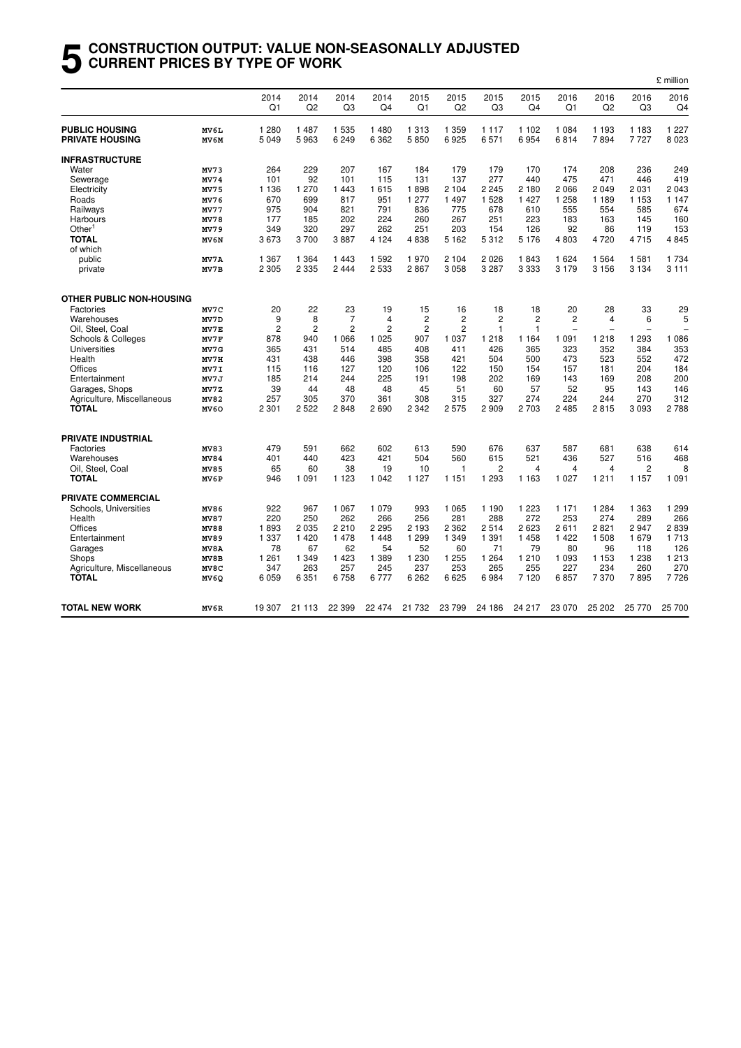# 5 CONSTRUCTION OUTPUT: VALUE NON-SEASONALLY ADJUSTED CURRENT PRICES BY TYPE OF WORK

£ million

| | | 2014 Q1 | 2014 Q2 | 2014 Q3 | 2014 Q4 | 2015 Q1 | 2015 Q2 | 2015 Q3 | 2015 Q4 | 2016 Q1 | 2016 Q2 | 2016 Q3 | 2016 Q4 |
|---|---|---|---|---|---|---|---|---|---|---|---|---|---|
| **PUBLIC HOUSING** | MV6L | 1 280 | 1 487 | 1 535 | 1 480 | 1 313 | 1 359 | 1 117 | 1 102 | 1 084 | 1 193 | 1 183 | 1 227 |
| **PRIVATE HOUSING** | MV6M | 5 049 | 5 963 | 6 249 | 6 362 | 5 850 | 6 925 | 6 571 | 6 954 | 6 814 | 7 894 | 7 727 | 8 023 |
| **INFRASTRUCTURE** | | | | | | | | | | | | | |
| Water | MV73 | 264 | 229 | 207 | 167 | 184 | 179 | 179 | 170 | 174 | 208 | 236 | 249 |
| Sewerage | MV74 | 101 | 92 | 101 | 115 | 131 | 137 | 277 | 440 | 475 | 471 | 446 | 419 |
| Electricity | MV75 | 1 136 | 1 270 | 1 443 | 1 615 | 1 898 | 2 104 | 2 245 | 2 180 | 2 066 | 2 049 | 2 031 | 2 043 |
| Roads | MV76 | 670 | 699 | 817 | 951 | 1 277 | 1 497 | 1 528 | 1 427 | 1 258 | 1 189 | 1 153 | 1 147 |
| Railways | MV77 | 975 | 904 | 821 | 791 | 836 | 775 | 678 | 610 | 555 | 554 | 585 | 674 |
| Harbours | MV78 | 177 | 185 | 202 | 224 | 260 | 267 | 251 | 223 | 183 | 163 | 145 | 160 |
| Other[1] | MV79 | 349 | 320 | 297 | 262 | 251 | 203 | 154 | 126 | 92 | 86 | 119 | 153 |
| **TOTAL** | MV6N | 3 673 | 3 700 | 3 887 | 4 124 | 4 838 | 5 162 | 5 312 | 5 176 | 4 803 | 4 720 | 4 715 | 4 845 |
| of which | | | | | | | | | | | | | |
| public | MV7A | 1 367 | 1 364 | 1 443 | 1 592 | 1 970 | 2 104 | 2 026 | 1 843 | 1 624 | 1 564 | 1 581 | 1 734 |
| private | MV7B | 2 305 | 2 335 | 2 444 | 2 533 | 2 867 | 3 058 | 3 287 | 3 333 | 3 179 | 3 156 | 3 134 | 3 111 |
| **OTHER PUBLIC NON-HOUSING** | | | | | | | | | | | | | |
| Factories | MV7C | 20 | 22 | 23 | 19 | 15 | 16 | 18 | 18 | 20 | 28 | 33 | 29 |
| Warehouses | MV7D | 9 | 8 | 7 | 4 | 2 | 2 | 2 | 2 | 2 | 4 | 6 | 5 |
| Oil, Steel, Coal | MV7E | 2 | 2 | 2 | 2 | 2 | 2 | 1 | 1 | – | – | – | – |
| Schools & Colleges | MV7F | 878 | 940 | 1 066 | 1 025 | 907 | 1 037 | 1 218 | 1 164 | 1 091 | 1 218 | 1 293 | 1 086 |
| Universities | MV7G | 365 | 431 | 514 | 485 | 408 | 411 | 426 | 365 | 323 | 352 | 384 | 353 |
| Health | MV7H | 431 | 438 | 446 | 398 | 358 | 421 | 504 | 500 | 473 | 523 | 552 | 472 |
| Offices | MV7I | 115 | 116 | 127 | 120 | 106 | 122 | 150 | 154 | 157 | 181 | 204 | 184 |
| Entertainment | MV7J | 185 | 214 | 244 | 225 | 191 | 198 | 202 | 169 | 143 | 169 | 208 | 200 |
| Garages, Shops | MV7Z | 39 | 44 | 48 | 48 | 45 | 51 | 60 | 57 | 52 | 95 | 143 | 146 |
| Agriculture, Miscellaneous | MV82 | 257 | 305 | 370 | 361 | 308 | 315 | 327 | 274 | 224 | 244 | 270 | 312 |
| **TOTAL** | MV6O | 2 301 | 2 522 | 2 848 | 2 690 | 2 342 | 2 575 | 2 909 | 2 703 | 2 485 | 2 815 | 3 093 | 2 788 |
| **PRIVATE INDUSTRIAL** | | | | | | | | | | | | | |
| Factories | MV83 | 479 | 591 | 662 | 602 | 613 | 590 | 676 | 637 | 587 | 681 | 638 | 614 |
| Warehouses | MV84 | 401 | 440 | 423 | 421 | 504 | 560 | 615 | 521 | 436 | 527 | 516 | 468 |
| Oil, Steel, Coal | MV85 | 65 | 60 | 38 | 19 | 10 | 1 | 2 | 4 | 4 | 4 | 2 | 8 |
| **TOTAL** | MV6P | 946 | 1 091 | 1 123 | 1 042 | 1 127 | 1 151 | 1 293 | 1 163 | 1 027 | 1 211 | 1 157 | 1 091 |
| **PRIVATE COMMERCIAL** | | | | | | | | | | | | | |
| Schools, Universities | MV86 | 922 | 967 | 1 067 | 1 079 | 993 | 1 065 | 1 190 | 1 223 | 1 171 | 1 284 | 1 363 | 1 299 |
| Health | MV87 | 220 | 250 | 262 | 266 | 256 | 281 | 288 | 272 | 253 | 274 | 289 | 266 |
| Offices | MV88 | 1 893 | 2 035 | 2 210 | 2 295 | 2 193 | 2 362 | 2 514 | 2 623 | 2 611 | 2 821 | 2 947 | 2 839 |
| Entertainment | MV89 | 1 337 | 1 420 | 1 478 | 1 448 | 1 299 | 1 349 | 1 391 | 1 458 | 1 422 | 1 508 | 1 679 | 1 713 |
| Garages | MV8A | 78 | 67 | 62 | 54 | 52 | 60 | 71 | 79 | 80 | 96 | 118 | 126 |
| Shops | MV8B | 1 261 | 1 349 | 1 423 | 1 389 | 1 230 | 1 255 | 1 264 | 1 210 | 1 093 | 1 153 | 1 238 | 1 213 |
| Agriculture, Miscellaneous | MV8C | 347 | 263 | 257 | 245 | 237 | 253 | 265 | 255 | 227 | 234 | 260 | 270 |
| **TOTAL** | MV6Q | 6 059 | 6 351 | 6 758 | 6 777 | 6 262 | 6 625 | 6 984 | 7 120 | 6 857 | 7 370 | 7 895 | 7 726 |
| **TOTAL NEW WORK** | MV6R | 19 307 | 21 113 | 22 399 | 22 474 | 21 732 | 23 799 | 24 186 | 24 217 | 23 070 | 25 202 | 25 770 | 25 700 |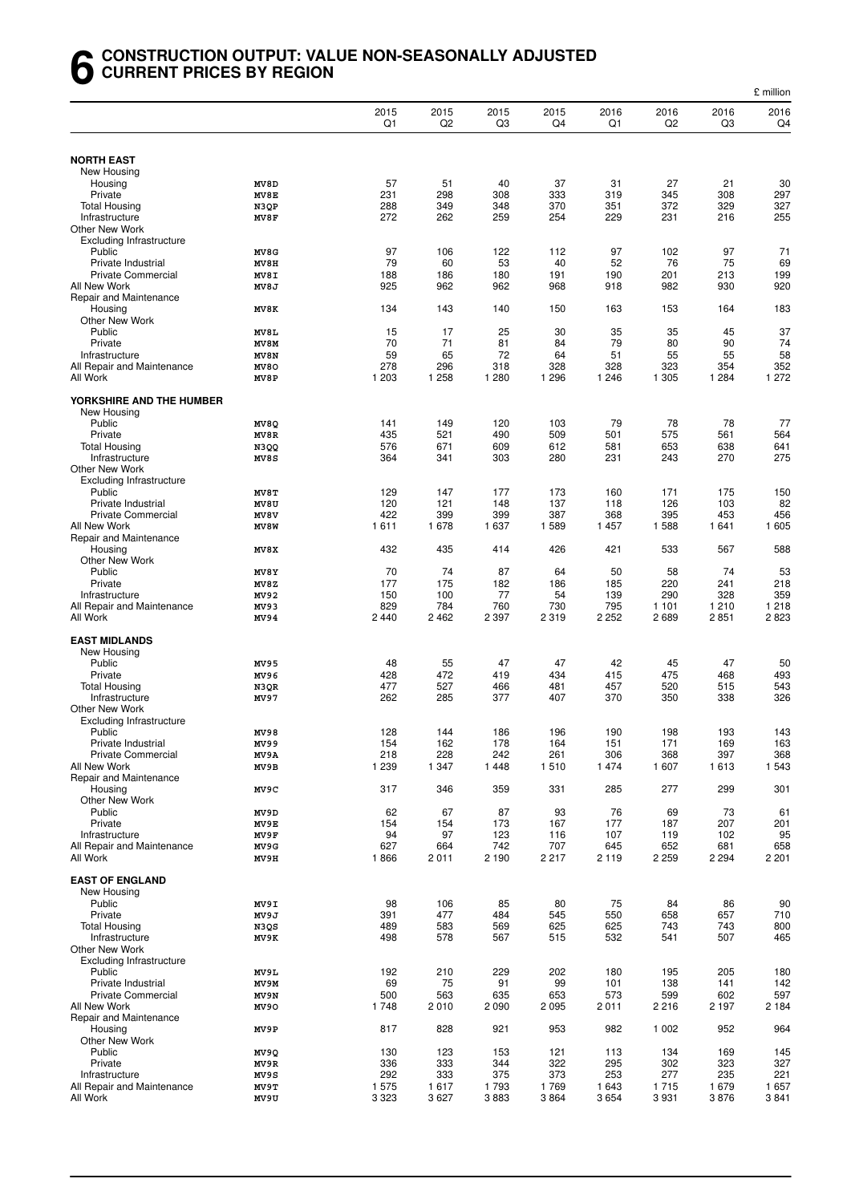# 6 CONSTRUCTION OUTPUT: VALUE NON-SEASONALLY ADJUSTED CURRENT PRICES BY REGION

£ million

| | | 2015 Q1 | 2015 Q2 | 2015 Q3 | 2015 Q4 | 2016 Q1 | 2016 Q2 | 2016 Q3 | 2016 Q4 |
|---|---|---|---|---|---|---|---|---|---|
| **NORTH EAST** | | | | | | | | | |
| New Housing | | | | | | | | | |
| Housing | MV8D | 57 | 51 | 40 | 37 | 31 | 27 | 21 | 30 |
| Private | MV8E | 231 | 298 | 308 | 333 | 319 | 345 | 308 | 297 |
| Total Housing | N3QP | 288 | 349 | 348 | 370 | 351 | 372 | 329 | 327 |
| Infrastructure | MV8F | 272 | 262 | 259 | 254 | 229 | 231 | 216 | 255 |
| Other New Work | | | | | | | | | |
| Excluding Infrastructure | | | | | | | | | |
| Public | MV8G | 97 | 106 | 122 | 112 | 97 | 102 | 97 | 71 |
| Private Industrial | MV8H | 79 | 60 | 53 | 40 | 52 | 76 | 75 | 69 |
| Private Commercial | MV8I | 188 | 186 | 180 | 191 | 190 | 201 | 213 | 199 |
| All New Work | MV8J | 925 | 962 | 962 | 968 | 918 | 982 | 930 | 920 |
| Repair and Maintenance | | | | | | | | | |
| Housing | MV8K | 134 | 143 | 140 | 150 | 163 | 153 | 164 | 183 |
| Other New Work | | | | | | | | | |
| Public | MV8L | 15 | 17 | 25 | 30 | 35 | 35 | 45 | 37 |
| Private | MV8M | 70 | 71 | 81 | 84 | 79 | 80 | 90 | 74 |
| Infrastructure | MV8N | 59 | 65 | 72 | 64 | 51 | 55 | 55 | 58 |
| All Repair and Maintenance | MV8O | 278 | 296 | 318 | 328 | 328 | 323 | 354 | 352 |
| All Work | MV8P | 1 203 | 1 258 | 1 280 | 1 296 | 1 246 | 1 305 | 1 284 | 1 272 |
| **YORKSHIRE AND THE HUMBER** | | | | | | | | | |
| New Housing | | | | | | | | | |
| Public | MV8Q | 141 | 149 | 120 | 103 | 79 | 78 | 78 | 77 |
| Private | MV8R | 435 | 521 | 490 | 509 | 501 | 575 | 561 | 564 |
| Total Housing | N3QQ | 576 | 671 | 609 | 612 | 581 | 653 | 638 | 641 |
| Infrastructure | MV8S | 364 | 341 | 303 | 280 | 231 | 243 | 270 | 275 |
| Other New Work | | | | | | | | | |
| Excluding Infrastructure | | | | | | | | | |
| Public | MV8T | 129 | 147 | 177 | 173 | 160 | 171 | 175 | 150 |
| Private Industrial | MV8U | 120 | 121 | 148 | 137 | 118 | 126 | 103 | 82 |
| Private Commercial | MV8V | 422 | 399 | 399 | 387 | 368 | 395 | 453 | 456 |
| All New Work | MV8W | 1 611 | 1 678 | 1 637 | 1 589 | 1 457 | 1 588 | 1 641 | 1 605 |
| Repair and Maintenance | | | | | | | | | |
| Housing | MV8X | 432 | 435 | 414 | 426 | 421 | 533 | 567 | 588 |
| Other New Work | | | | | | | | | |
| Public | MV8Y | 70 | 74 | 87 | 64 | 50 | 58 | 74 | 53 |
| Private | MV8Z | 177 | 175 | 182 | 186 | 185 | 220 | 241 | 218 |
| Infrastructure | MV92 | 150 | 100 | 77 | 54 | 139 | 290 | 328 | 359 |
| All Repair and Maintenance | MV93 | 829 | 784 | 760 | 730 | 795 | 1 101 | 1 210 | 1 218 |
| All Work | MV94 | 2 440 | 2 462 | 2 397 | 2 319 | 2 252 | 2 689 | 2 851 | 2 823 |
| **EAST MIDLANDS** | | | | | | | | | |
| New Housing | | | | | | | | | |
| Public | MV95 | 48 | 55 | 47 | 47 | 42 | 45 | 47 | 50 |
| Private | MV96 | 428 | 472 | 419 | 434 | 415 | 475 | 468 | 493 |
| Total Housing | N3QR | 477 | 527 | 466 | 481 | 457 | 520 | 515 | 543 |
| Infrastructure | MV97 | 262 | 285 | 377 | 407 | 370 | 350 | 338 | 326 |
| Other New Work | | | | | | | | | |
| Excluding Infrastructure | | | | | | | | | |
| Public | MV98 | 128 | 144 | 186 | 196 | 190 | 198 | 193 | 143 |
| Private Industrial | MV99 | 154 | 162 | 178 | 164 | 151 | 171 | 169 | 163 |
| Private Commercial | MV9A | 218 | 228 | 242 | 261 | 306 | 368 | 397 | 368 |
| All New Work | MV9B | 1 239 | 1 347 | 1 448 | 1 510 | 1 474 | 1 607 | 1 613 | 1 543 |
| Repair and Maintenance | | | | | | | | | |
| Housing | MV9C | 317 | 346 | 359 | 331 | 285 | 277 | 299 | 301 |
| Other New Work | | | | | | | | | |
| Public | MV9D | 62 | 67 | 87 | 93 | 76 | 69 | 73 | 61 |
| Private | MV9E | 154 | 154 | 173 | 167 | 177 | 187 | 207 | 201 |
| Infrastructure | MV9F | 94 | 97 | 123 | 116 | 107 | 119 | 102 | 95 |
| All Repair and Maintenance | MV9G | 627 | 664 | 742 | 707 | 645 | 652 | 681 | 658 |
| All Work | MV9H | 1 866 | 2 011 | 2 190 | 2 217 | 2 119 | 2 259 | 2 294 | 2 201 |
| **EAST OF ENGLAND** | | | | | | | | | |
| New Housing | | | | | | | | | |
| Public | MV9I | 98 | 106 | 85 | 80 | 75 | 84 | 86 | 90 |
| Private | MV9J | 391 | 477 | 484 | 545 | 550 | 658 | 657 | 710 |
| Total Housing | N3QS | 489 | 583 | 569 | 625 | 625 | 743 | 743 | 800 |
| Infrastructure | MV9K | 498 | 578 | 567 | 515 | 532 | 541 | 507 | 465 |
| Other New Work | | | | | | | | | |
| Excluding Infrastructure | | | | | | | | | |
| Public | MV9L | 192 | 210 | 229 | 202 | 180 | 195 | 205 | 180 |
| Private Industrial | MV9M | 69 | 75 | 91 | 99 | 101 | 138 | 141 | 142 |
| Private Commercial | MV9N | 500 | 563 | 635 | 653 | 573 | 599 | 602 | 597 |
| All New Work | MV9O | 1 748 | 2 010 | 2 090 | 2 095 | 2 011 | 2 216 | 2 197 | 2 184 |
| Repair and Maintenance | | | | | | | | | |
| Housing | MV9P | 817 | 828 | 921 | 953 | 982 | 1 002 | 952 | 964 |
| Other New Work | | | | | | | | | |
| Public | MV9Q | 130 | 123 | 153 | 121 | 113 | 134 | 169 | 145 |
| Private | MV9R | 336 | 333 | 344 | 322 | 295 | 302 | 323 | 327 |
| Infrastructure | MV9S | 292 | 333 | 375 | 373 | 253 | 277 | 235 | 221 |
| All Repair and Maintenance | MV9T | 1 575 | 1 617 | 1 793 | 1 769 | 1 643 | 1 715 | 1 679 | 1 657 |
| All Work | MV9U | 3 323 | 3 627 | 3 883 | 3 864 | 3 654 | 3 931 | 3 876 | 3 841 |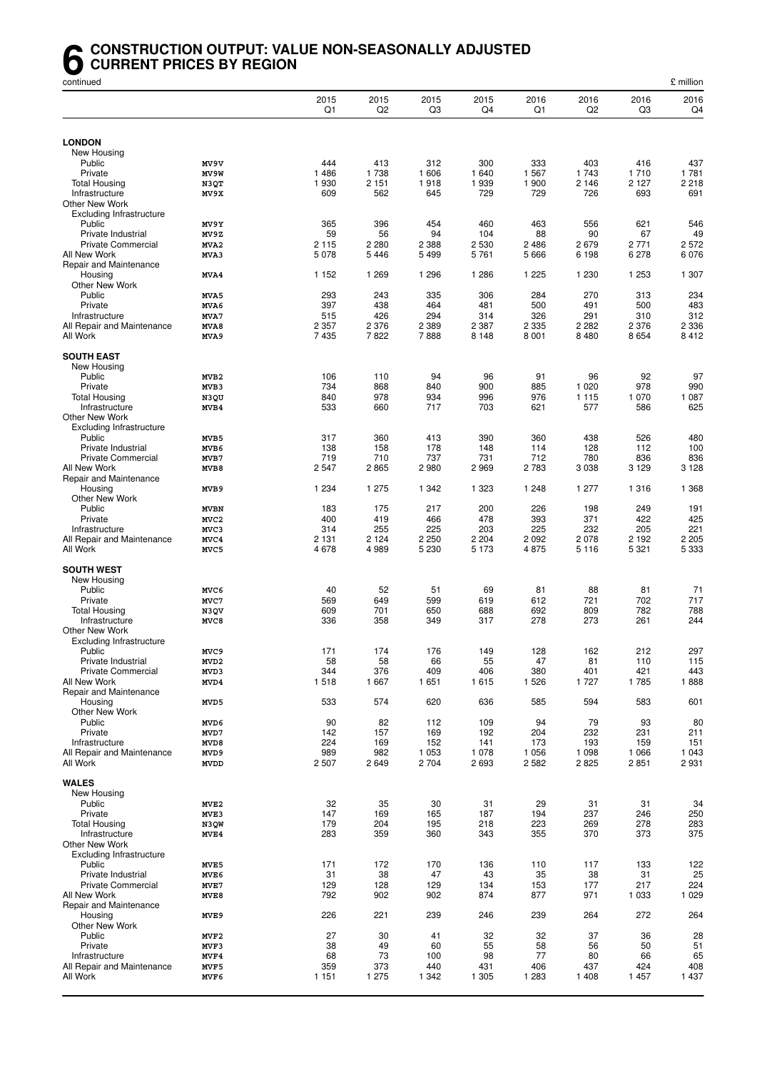# 6 CONSTRUCTION OUTPUT: VALUE NON-SEASONALLY ADJUSTED CURRENT PRICES BY REGION

continued

£ million

| | | 2015 Q1 | 2015 Q2 | 2015 Q3 | 2015 Q4 | 2016 Q1 | 2016 Q2 | 2016 Q3 | 2016 Q4 |
|---|---|---|---|---|---|---|---|---|---|
| **LONDON** | | | | | | | | | |
| New Housing | | | | | | | | | |
| Public | MV9V | 444 | 413 | 312 | 300 | 333 | 403 | 416 | 437 |
| Private | MV9W | 1 486 | 1 738 | 1 606 | 1 640 | 1 567 | 1 743 | 1 710 | 1 781 |
| Total Housing | N3QT | 1 930 | 2 151 | 1 918 | 1 939 | 1 900 | 2 146 | 2 127 | 2 218 |
| Infrastructure | MV9X | 609 | 562 | 645 | 729 | 729 | 726 | 693 | 691 |
| Other New Work | | | | | | | | | |
| Excluding Infrastructure | | | | | | | | | |
| Public | MV9Y | 365 | 396 | 454 | 460 | 463 | 556 | 621 | 546 |
| Private Industrial | MV9Z | 59 | 56 | 94 | 104 | 88 | 90 | 67 | 49 |
| Private Commercial | MVA2 | 2 115 | 2 280 | 2 388 | 2 530 | 2 486 | 2 679 | 2 771 | 2 572 |
| All New Work | MVA3 | 5 078 | 5 446 | 5 499 | 5 761 | 5 666 | 6 198 | 6 278 | 6 076 |
| Repair and Maintenance | | | | | | | | | |
| Housing | MVA4 | 1 152 | 1 269 | 1 296 | 1 286 | 1 225 | 1 230 | 1 253 | 1 307 |
| Other New Work | | | | | | | | | |
| Public | MVA5 | 293 | 243 | 335 | 306 | 284 | 270 | 313 | 234 |
| Private | MVA6 | 397 | 438 | 464 | 481 | 500 | 491 | 500 | 483 |
| Infrastructure | MVA7 | 515 | 426 | 294 | 314 | 326 | 291 | 310 | 312 |
| All Repair and Maintenance | MVA8 | 2 357 | 2 376 | 2 389 | 2 387 | 2 335 | 2 282 | 2 376 | 2 336 |
| All Work | MVA9 | 7 435 | 7 822 | 7 888 | 8 148 | 8 001 | 8 480 | 8 654 | 8 412 |
| **SOUTH EAST** | | | | | | | | | |
| New Housing | | | | | | | | | |
| Public | MVB2 | 106 | 110 | 94 | 96 | 91 | 96 | 92 | 97 |
| Private | MVB3 | 734 | 868 | 840 | 900 | 885 | 1 020 | 978 | 990 |
| Total Housing | N3QU | 840 | 978 | 934 | 996 | 976 | 1 115 | 1 070 | 1 087 |
| Infrastructure | MVB4 | 533 | 660 | 717 | 703 | 621 | 577 | 586 | 625 |
| Other New Work | | | | | | | | | |
| Excluding Infrastructure | | | | | | | | | |
| Public | MVB5 | 317 | 360 | 413 | 390 | 360 | 438 | 526 | 480 |
| Private Industrial | MVB6 | 138 | 158 | 178 | 148 | 114 | 128 | 112 | 100 |
| Private Commercial | MVB7 | 719 | 710 | 737 | 731 | 712 | 780 | 836 | 836 |
| All New Work | MVB8 | 2 547 | 2 865 | 2 980 | 2 969 | 2 783 | 3 038 | 3 129 | 3 128 |
| Repair and Maintenance | | | | | | | | | |
| Housing | MVB9 | 1 234 | 1 275 | 1 342 | 1 323 | 1 248 | 1 277 | 1 316 | 1 368 |
| Other New Work | | | | | | | | | |
| Public | MVBN | 183 | 175 | 217 | 200 | 226 | 198 | 249 | 191 |
| Private | MVC2 | 400 | 419 | 466 | 478 | 393 | 371 | 422 | 425 |
| Infrastructure | MVC3 | 314 | 255 | 225 | 203 | 225 | 232 | 205 | 221 |
| All Repair and Maintenance | MVC4 | 2 131 | 2 124 | 2 250 | 2 204 | 2 092 | 2 078 | 2 192 | 2 205 |
| All Work | MVC5 | 4 678 | 4 989 | 5 230 | 5 173 | 4 875 | 5 116 | 5 321 | 5 333 |
| **SOUTH WEST** | | | | | | | | | |
| New Housing | | | | | | | | | |
| Public | MVC6 | 40 | 52 | 51 | 69 | 81 | 88 | 81 | 71 |
| Private | MVC7 | 569 | 649 | 599 | 619 | 612 | 721 | 702 | 717 |
| Total Housing | N3QV | 609 | 701 | 650 | 688 | 692 | 809 | 782 | 788 |
| Infrastructure | MVC8 | 336 | 358 | 349 | 317 | 278 | 273 | 261 | 244 |
| Other New Work | | | | | | | | | |
| Excluding Infrastructure | | | | | | | | | |
| Public | MVC9 | 171 | 174 | 176 | 149 | 128 | 162 | 212 | 297 |
| Private Industrial | MVD2 | 58 | 58 | 66 | 55 | 47 | 81 | 110 | 115 |
| Private Commercial | MVD3 | 344 | 376 | 409 | 406 | 380 | 401 | 421 | 443 |
| All New Work | MVD4 | 1 518 | 1 667 | 1 651 | 1 615 | 1 526 | 1 727 | 1 785 | 1 888 |
| Repair and Maintenance | | | | | | | | | |
| Housing | MVD5 | 533 | 574 | 620 | 636 | 585 | 594 | 583 | 601 |
| Other New Work | | | | | | | | | |
| Public | MVD6 | 90 | 82 | 112 | 109 | 94 | 79 | 93 | 80 |
| Private | MVD7 | 142 | 157 | 169 | 192 | 204 | 232 | 231 | 211 |
| Infrastructure | MVD8 | 224 | 169 | 152 | 141 | 173 | 193 | 159 | 151 |
| All Repair and Maintenance | MVD9 | 989 | 982 | 1 053 | 1 078 | 1 056 | 1 098 | 1 066 | 1 043 |
| All Work | MVDD | 2 507 | 2 649 | 2 704 | 2 693 | 2 582 | 2 825 | 2 851 | 2 931 |
| **WALES** | | | | | | | | | |
| New Housing | | | | | | | | | |
| Public | MVE2 | 32 | 35 | 30 | 31 | 29 | 31 | 31 | 34 |
| Private | MVE3 | 147 | 169 | 165 | 187 | 194 | 237 | 246 | 250 |
| Total Housing | N3QW | 179 | 204 | 195 | 218 | 223 | 269 | 278 | 283 |
| Infrastructure | MVE4 | 283 | 359 | 360 | 343 | 355 | 370 | 373 | 375 |
| Other New Work | | | | | | | | | |
| Excluding Infrastructure | | | | | | | | | |
| Public | MVE5 | 171 | 172 | 170 | 136 | 110 | 117 | 133 | 122 |
| Private Industrial | MVE6 | 31 | 38 | 47 | 43 | 35 | 38 | 31 | 25 |
| Private Commercial | MVE7 | 129 | 128 | 129 | 134 | 153 | 177 | 217 | 224 |
| All New Work | MVE8 | 792 | 902 | 902 | 874 | 877 | 971 | 1 033 | 1 029 |
| Repair and Maintenance | | | | | | | | | |
| Housing | MVE9 | 226 | 221 | 239 | 246 | 239 | 264 | 272 | 264 |
| Other New Work | | | | | | | | | |
| Public | MVF2 | 27 | 30 | 41 | 32 | 32 | 37 | 36 | 28 |
| Private | MVF3 | 38 | 49 | 60 | 55 | 58 | 56 | 50 | 51 |
| Infrastructure | MVF4 | 68 | 73 | 100 | 98 | 77 | 80 | 66 | 65 |
| All Repair and Maintenance | MVF5 | 359 | 373 | 440 | 431 | 406 | 437 | 424 | 408 |
| All Work | MVF6 | 1 151 | 1 275 | 1 342 | 1 305 | 1 283 | 1 408 | 1 457 | 1 437 |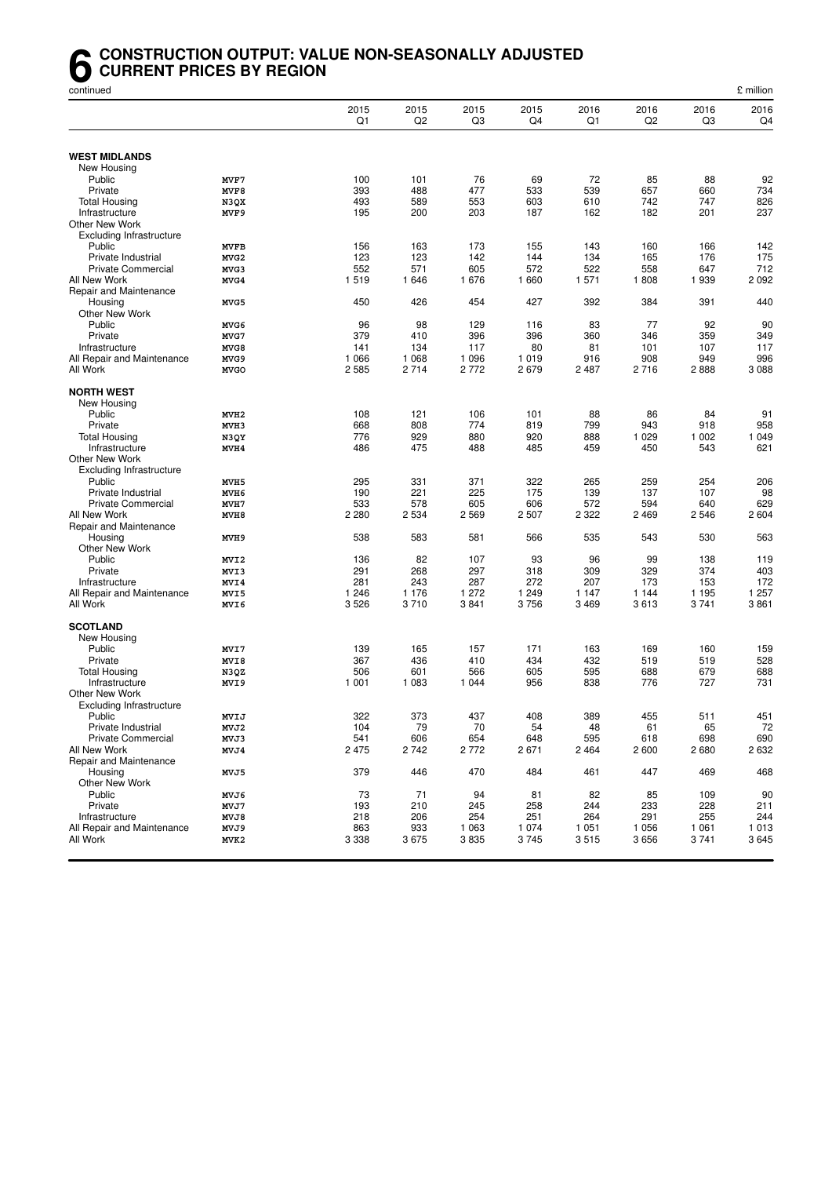# 6 CONSTRUCTION OUTPUT: VALUE NON-SEASONALLY ADJUSTED CURRENT PRICES BY REGION

continued

£ million

| | | 2015 Q1 | 2015 Q2 | 2015 Q3 | 2015 Q4 | 2016 Q1 | 2016 Q2 | 2016 Q3 | 2016 Q4 |
|---|---|---|---|---|---|---|---|---|---|
| **WEST MIDLANDS** | | | | | | | | | |
| New Housing | | | | | | | | | |
| Public | MVF7 | 100 | 101 | 76 | 69 | 72 | 85 | 88 | 92 |
| Private | MVF8 | 393 | 488 | 477 | 533 | 539 | 657 | 660 | 734 |
| Total Housing | N3QX | 493 | 589 | 553 | 603 | 610 | 742 | 747 | 826 |
| Infrastructure | MVF9 | 195 | 200 | 203 | 187 | 162 | 182 | 201 | 237 |
| Other New Work | | | | | | | | | |
| Excluding Infrastructure | | | | | | | | | |
| Public | MVFB | 156 | 163 | 173 | 155 | 143 | 160 | 166 | 142 |
| Private Industrial | MVG2 | 123 | 123 | 142 | 144 | 134 | 165 | 176 | 175 |
| Private Commercial | MVG3 | 552 | 571 | 605 | 572 | 522 | 558 | 647 | 712 |
| All New Work | MVG4 | 1 519 | 1 646 | 1 676 | 1 660 | 1 571 | 1 808 | 1 939 | 2 092 |
| Repair and Maintenance | | | | | | | | | |
| Housing | MVG5 | 450 | 426 | 454 | 427 | 392 | 384 | 391 | 440 |
| Other New Work | | | | | | | | | |
| Public | MVG6 | 96 | 98 | 129 | 116 | 83 | 77 | 92 | 90 |
| Private | MVG7 | 379 | 410 | 396 | 396 | 360 | 346 | 359 | 349 |
| Infrastructure | MVG8 | 141 | 134 | 117 | 80 | 81 | 101 | 107 | 117 |
| All Repair and Maintenance | MVG9 | 1 066 | 1 068 | 1 096 | 1 019 | 916 | 908 | 949 | 996 |
| All Work | MVGO | 2 585 | 2 714 | 2 772 | 2 679 | 2 487 | 2 716 | 2 888 | 3 088 |
| **NORTH WEST** | | | | | | | | | |
| New Housing | | | | | | | | | |
| Public | MVH2 | 108 | 121 | 106 | 101 | 88 | 86 | 84 | 91 |
| Private | MVH3 | 668 | 808 | 774 | 819 | 799 | 943 | 918 | 958 |
| Total Housing | N3QY | 776 | 929 | 880 | 920 | 888 | 1 029 | 1 002 | 1 049 |
| Infrastructure | MVH4 | 486 | 475 | 488 | 485 | 459 | 450 | 543 | 621 |
| Other New Work | | | | | | | | | |
| Excluding Infrastructure | | | | | | | | | |
| Public | MVH5 | 295 | 331 | 371 | 322 | 265 | 259 | 254 | 206 |
| Private Industrial | MVH6 | 190 | 221 | 225 | 175 | 139 | 137 | 107 | 98 |
| Private Commercial | MVH7 | 533 | 578 | 605 | 606 | 572 | 594 | 640 | 629 |
| All New Work | MVH8 | 2 280 | 2 534 | 2 569 | 2 507 | 2 322 | 2 469 | 2 546 | 2 604 |
| Repair and Maintenance | | | | | | | | | |
| Housing | MVH9 | 538 | 583 | 581 | 566 | 535 | 543 | 530 | 563 |
| Other New Work | | | | | | | | | |
| Public | MVI2 | 136 | 82 | 107 | 93 | 96 | 99 | 138 | 119 |
| Private | MVI3 | 291 | 268 | 297 | 318 | 309 | 329 | 374 | 403 |
| Infrastructure | MVI4 | 281 | 243 | 287 | 272 | 207 | 173 | 153 | 172 |
| All Repair and Maintenance | MVI5 | 1 246 | 1 176 | 1 272 | 1 249 | 1 147 | 1 144 | 1 195 | 1 257 |
| All Work | MVI6 | 3 526 | 3 710 | 3 841 | 3 756 | 3 469 | 3 613 | 3 741 | 3 861 |
| **SCOTLAND** | | | | | | | | | |
| New Housing | | | | | | | | | |
| Public | MVI7 | 139 | 165 | 157 | 171 | 163 | 169 | 160 | 159 |
| Private | MVI8 | 367 | 436 | 410 | 434 | 432 | 519 | 519 | 528 |
| Total Housing | N3QZ | 506 | 601 | 566 | 605 | 595 | 688 | 679 | 688 |
| Infrastructure | MVI9 | 1 001 | 1 083 | 1 044 | 956 | 838 | 776 | 727 | 731 |
| Other New Work | | | | | | | | | |
| Excluding Infrastructure | | | | | | | | | |
| Public | MVIJ | 322 | 373 | 437 | 408 | 389 | 455 | 511 | 451 |
| Private Industrial | MVJ2 | 104 | 79 | 70 | 54 | 48 | 61 | 65 | 72 |
| Private Commercial | MVJ3 | 541 | 606 | 654 | 648 | 595 | 618 | 698 | 690 |
| All New Work | MVJ4 | 2 475 | 2 742 | 2 772 | 2 671 | 2 464 | 2 600 | 2 680 | 2 632 |
| Repair and Maintenance | | | | | | | | | |
| Housing | MVJ5 | 379 | 446 | 470 | 484 | 461 | 447 | 469 | 468 |
| Other New Work | | | | | | | | | |
| Public | MVJ6 | 73 | 71 | 94 | 81 | 82 | 85 | 109 | 90 |
| Private | MVJ7 | 193 | 210 | 245 | 258 | 244 | 233 | 228 | 211 |
| Infrastructure | MVJ8 | 218 | 206 | 254 | 251 | 264 | 291 | 255 | 244 |
| All Repair and Maintenance | MVJ9 | 863 | 933 | 1 063 | 1 074 | 1 051 | 1 056 | 1 061 | 1 013 |
| All Work | MVK2 | 3 338 | 3 675 | 3 835 | 3 745 | 3 515 | 3 656 | 3 741 | 3 645 |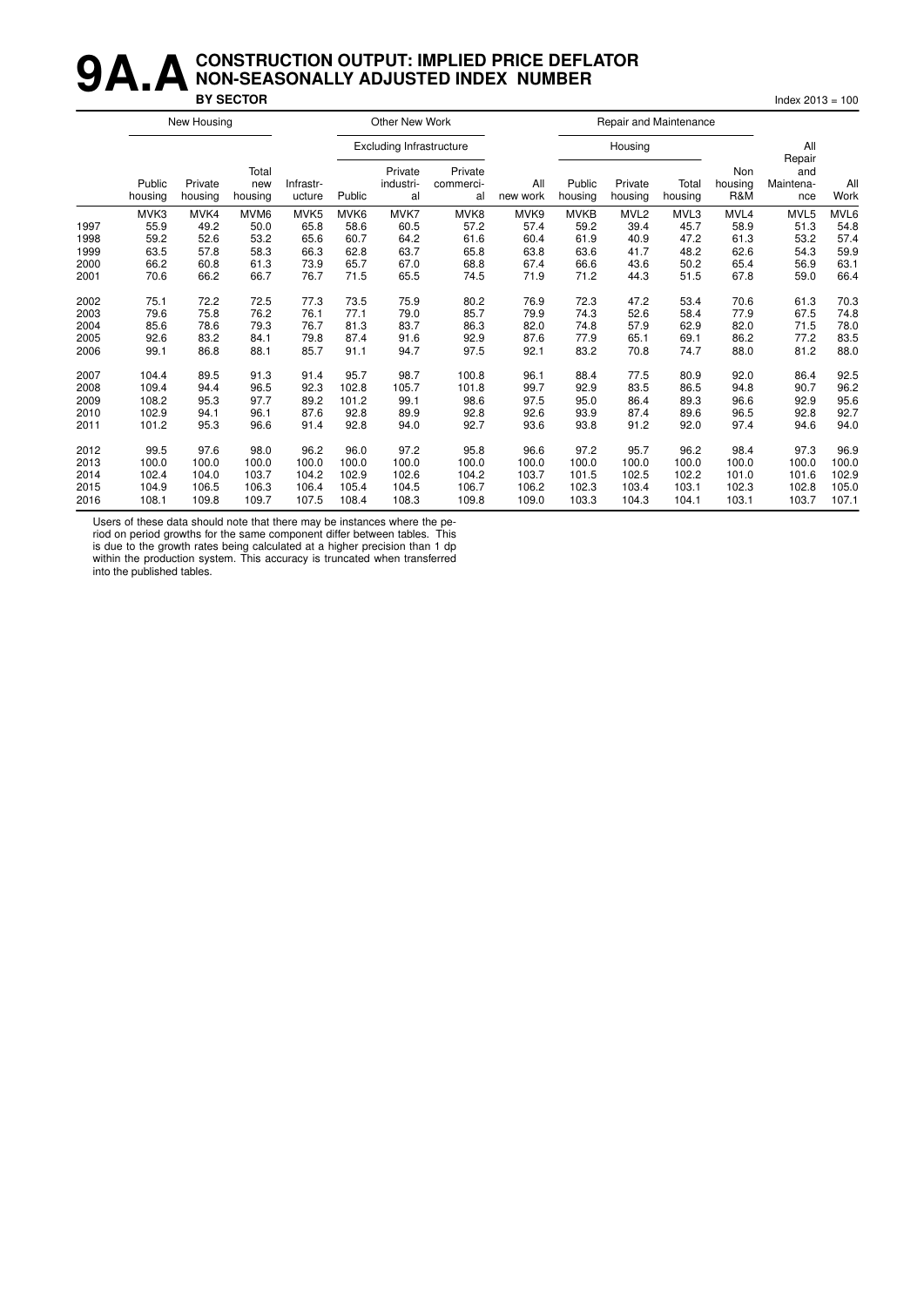# 9A.A CONSTRUCTION OUTPUT: IMPLIED PRICE DEFLATOR NON-SEASONALLY ADJUSTED INDEX NUMBER

## BY SECTOR

Index 2013 = 100

| | New Housing | | | | Other New Work | | | | Repair and Maintenance | | | | | |
|---|---|---|---|---|---|---|---|---|---|---|---|---|---|---|
| | | | | | Excluding Infrastructure | | | | Housing | | | | All Repair | |
| | Public housing | Private housing | Total new housing | Infrastructure | Public | Private industrial | Private commercial | All new work | Public housing | Private housing | Total housing | Non housing R&M | All Repair and Maintenance | All Work |
| | MVK3 | MVK4 | MVM6 | MVK5 | MVK6 | MVK7 | MVK8 | MVK9 | MVKB | MVL2 | MVL3 | MVL4 | MVL5 | MVL6 |
| 1997 | 55.9 | 49.2 | 50.0 | 65.8 | 58.6 | 60.5 | 57.2 | 57.4 | 59.2 | 39.4 | 45.7 | 58.9 | 51.3 | 54.8 |
| 1998 | 59.2 | 52.6 | 53.2 | 65.6 | 60.7 | 64.2 | 61.6 | 60.4 | 61.9 | 40.9 | 47.2 | 61.3 | 53.2 | 57.4 |
| 1999 | 63.5 | 57.8 | 58.3 | 66.3 | 62.8 | 63.7 | 65.8 | 63.8 | 63.6 | 41.7 | 48.2 | 62.6 | 54.3 | 59.9 |
| 2000 | 66.2 | 60.8 | 61.3 | 73.9 | 65.7 | 67.0 | 68.8 | 67.4 | 66.6 | 43.6 | 50.2 | 65.4 | 56.9 | 63.1 |
| 2001 | 70.6 | 66.2 | 66.7 | 76.7 | 71.5 | 65.5 | 74.5 | 71.9 | 71.2 | 44.3 | 51.5 | 67.8 | 59.0 | 66.4 |
| 2002 | 75.1 | 72.2 | 72.5 | 77.3 | 73.5 | 75.9 | 80.2 | 76.9 | 72.3 | 47.2 | 53.4 | 70.6 | 61.3 | 70.3 |
| 2003 | 79.6 | 75.8 | 76.2 | 76.1 | 77.1 | 79.0 | 85.7 | 79.9 | 74.3 | 52.6 | 58.4 | 77.9 | 67.5 | 74.8 |
| 2004 | 85.6 | 78.6 | 79.3 | 76.7 | 81.3 | 83.7 | 86.3 | 82.0 | 74.8 | 57.9 | 62.9 | 82.0 | 71.5 | 78.0 |
| 2005 | 92.6 | 83.2 | 84.1 | 79.8 | 87.4 | 91.6 | 92.9 | 87.6 | 77.9 | 65.1 | 69.1 | 86.2 | 77.2 | 83.5 |
| 2006 | 99.1 | 86.8 | 88.1 | 85.7 | 91.1 | 94.7 | 97.5 | 92.1 | 83.2 | 70.8 | 74.7 | 88.0 | 81.2 | 88.0 |
| 2007 | 104.4 | 89.5 | 91.3 | 91.4 | 95.7 | 98.7 | 100.8 | 96.1 | 88.4 | 77.5 | 80.9 | 92.0 | 86.4 | 92.5 |
| 2008 | 109.4 | 94.4 | 96.5 | 92.3 | 102.8 | 105.7 | 101.8 | 99.7 | 92.9 | 83.5 | 86.5 | 94.8 | 90.7 | 96.2 |
| 2009 | 108.2 | 95.3 | 97.7 | 89.2 | 101.2 | 99.1 | 98.6 | 97.5 | 95.0 | 86.4 | 89.3 | 96.6 | 92.9 | 95.6 |
| 2010 | 102.9 | 94.1 | 96.1 | 87.6 | 92.8 | 89.9 | 92.8 | 92.6 | 93.9 | 87.4 | 89.6 | 96.5 | 92.8 | 92.7 |
| 2011 | 101.2 | 95.3 | 96.6 | 91.4 | 92.8 | 94.0 | 92.7 | 93.6 | 93.8 | 91.2 | 92.0 | 97.4 | 94.6 | 94.0 |
| 2012 | 99.5 | 97.6 | 98.0 | 96.2 | 96.0 | 97.2 | 95.8 | 96.6 | 97.2 | 95.7 | 96.2 | 98.4 | 97.3 | 96.9 |
| 2013 | 100.0 | 100.0 | 100.0 | 100.0 | 100.0 | 100.0 | 100.0 | 100.0 | 100.0 | 100.0 | 100.0 | 100.0 | 100.0 | 100.0 |
| 2014 | 102.4 | 104.0 | 103.7 | 104.2 | 102.9 | 102.6 | 104.2 | 103.7 | 101.5 | 102.5 | 102.2 | 101.0 | 101.6 | 102.9 |
| 2015 | 104.9 | 106.5 | 106.3 | 106.4 | 105.4 | 104.5 | 106.7 | 106.2 | 102.3 | 103.4 | 103.1 | 102.3 | 102.8 | 105.0 |
| 2016 | 108.1 | 109.8 | 109.7 | 107.5 | 108.4 | 108.3 | 109.8 | 109.0 | 103.3 | 104.3 | 104.1 | 103.1 | 103.7 | 107.1 |

Users of these data should note that there may be instances where the period on period growths for the same component differ between tables. This is due to the growth rates being calculated at a higher precision than 1 dp within the production system. This accuracy is truncated when transferred into the published tables.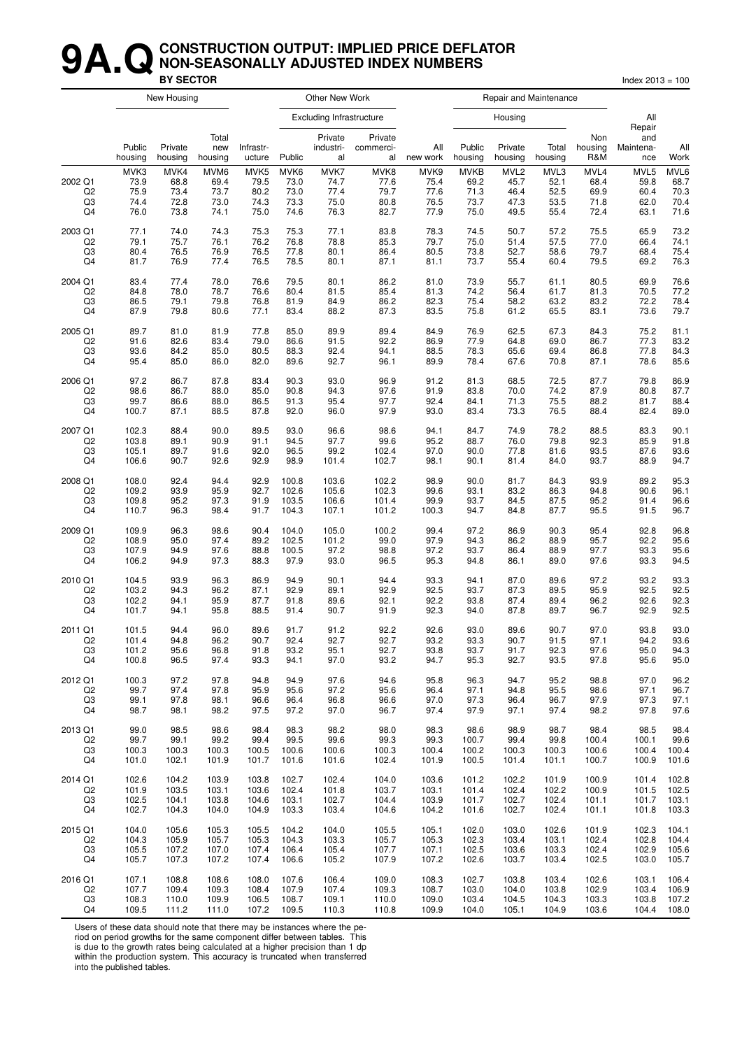# 9A.Q CONSTRUCTION OUTPUT: IMPLIED PRICE DEFLATOR NON-SEASONALLY ADJUSTED INDEX NUMBERS

**BY SECTOR**

Index 2013 = 100

| | New Housing | | | Other New Work | | | | | Repair and Maintenance | | | | | |
|---|---|---|---|---|---|---|---|---|---|---|---|---|---|---|
| | | | | | Excluding Infrastructure | | | | Housing | | | | | |
| | Public housing | Private housing | Total new housing | Infrastr-ucture | Public | Private industri-al | Private commerci-al | All new work | Public housing | Private housing | Total housing | Non housing R&M | All Repair and Maintena-nce | All Work |
| | MVK3 | MVK4 | MVM6 | MVK5 | MVK6 | MVK7 | MVK8 | MVK9 | MVKB | MVL2 | MVL3 | MVL4 | MVL5 | MVL6 |
| 2002 Q1 | 73.9 | 68.8 | 69.4 | 79.5 | 73.0 | 74.7 | 77.6 | 75.4 | 69.2 | 45.7 | 52.1 | 68.4 | 59.8 | 68.7 |
| Q2 | 75.9 | 73.4 | 73.7 | 80.2 | 73.0 | 77.4 | 79.7 | 77.6 | 71.3 | 46.4 | 52.5 | 69.9 | 60.4 | 70.3 |
| Q3 | 74.4 | 72.8 | 73.0 | 74.3 | 73.3 | 75.0 | 80.8 | 76.5 | 73.7 | 47.3 | 53.5 | 71.8 | 62.0 | 70.4 |
| Q4 | 76.0 | 73.8 | 74.1 | 75.0 | 74.6 | 76.3 | 82.7 | 77.9 | 75.0 | 49.5 | 55.4 | 72.4 | 63.1 | 71.6 |
| 2003 Q1 | 77.1 | 74.0 | 74.3 | 75.3 | 75.3 | 77.1 | 83.8 | 78.3 | 74.5 | 50.7 | 57.2 | 75.5 | 65.9 | 73.2 |
| Q2 | 79.1 | 75.7 | 76.1 | 76.2 | 76.8 | 78.8 | 85.3 | 79.7 | 75.0 | 51.4 | 57.5 | 77.0 | 66.4 | 74.1 |
| Q3 | 80.4 | 76.5 | 76.9 | 76.5 | 77.8 | 80.1 | 86.4 | 80.5 | 73.8 | 52.7 | 58.6 | 79.7 | 68.4 | 75.4 |
| Q4 | 81.7 | 76.9 | 77.4 | 76.5 | 78.5 | 80.1 | 87.1 | 81.1 | 73.7 | 55.4 | 60.4 | 79.5 | 69.2 | 76.3 |
| 2004 Q1 | 83.4 | 77.4 | 78.0 | 76.6 | 79.5 | 80.1 | 86.2 | 81.0 | 73.9 | 55.7 | 61.1 | 80.5 | 69.9 | 76.6 |
| Q2 | 84.8 | 78.0 | 78.7 | 76.6 | 80.4 | 81.5 | 85.4 | 81.3 | 74.2 | 56.4 | 61.7 | 81.3 | 70.5 | 77.2 |
| Q3 | 86.5 | 79.1 | 79.8 | 76.8 | 81.9 | 84.9 | 86.2 | 82.3 | 75.4 | 58.2 | 63.2 | 83.2 | 72.2 | 78.4 |
| Q4 | 87.9 | 79.8 | 80.6 | 77.1 | 83.4 | 88.2 | 87.3 | 83.5 | 75.8 | 61.2 | 65.5 | 83.1 | 73.6 | 79.7 |
| 2005 Q1 | 89.7 | 81.0 | 81.9 | 77.8 | 85.0 | 89.9 | 89.4 | 84.9 | 76.9 | 62.5 | 67.3 | 84.3 | 75.2 | 81.1 |
| Q2 | 91.6 | 82.6 | 83.4 | 79.0 | 86.6 | 91.5 | 92.2 | 86.9 | 77.9 | 64.8 | 69.0 | 86.7 | 77.3 | 83.2 |
| Q3 | 93.6 | 84.2 | 85.0 | 80.5 | 88.3 | 92.4 | 94.1 | 88.5 | 78.3 | 65.6 | 69.4 | 86.8 | 77.8 | 84.3 |
| Q4 | 95.4 | 85.0 | 86.0 | 82.0 | 89.6 | 92.7 | 96.1 | 89.9 | 78.4 | 67.6 | 70.8 | 87.1 | 78.6 | 85.6 |
| 2006 Q1 | 97.2 | 86.7 | 87.8 | 83.4 | 90.3 | 93.0 | 96.9 | 91.2 | 81.3 | 68.5 | 72.5 | 87.7 | 79.8 | 86.9 |
| Q2 | 98.6 | 86.7 | 88.0 | 85.0 | 90.8 | 94.3 | 97.6 | 91.9 | 83.8 | 70.0 | 74.2 | 87.9 | 80.8 | 87.7 |
| Q3 | 99.7 | 86.6 | 88.0 | 86.5 | 91.3 | 95.4 | 97.7 | 92.4 | 84.1 | 71.3 | 75.5 | 88.2 | 81.7 | 88.4 |
| Q4 | 100.7 | 87.1 | 88.5 | 87.8 | 92.0 | 96.0 | 97.9 | 93.0 | 83.4 | 73.3 | 76.5 | 88.4 | 82.4 | 89.0 |
| 2007 Q1 | 102.3 | 88.4 | 90.0 | 89.5 | 93.0 | 96.6 | 98.6 | 94.1 | 84.7 | 74.9 | 78.2 | 88.5 | 83.3 | 90.1 |
| Q2 | 103.8 | 89.1 | 90.9 | 91.1 | 94.5 | 97.7 | 99.6 | 95.2 | 88.7 | 76.0 | 79.8 | 92.3 | 85.9 | 91.8 |
| Q3 | 105.1 | 89.7 | 91.6 | 92.0 | 96.5 | 99.2 | 102.4 | 97.0 | 90.0 | 77.8 | 81.6 | 93.5 | 87.6 | 93.6 |
| Q4 | 106.6 | 90.7 | 92.6 | 92.9 | 98.9 | 101.4 | 102.7 | 98.1 | 90.1 | 81.4 | 84.0 | 93.7 | 88.9 | 94.7 |
| 2008 Q1 | 108.0 | 92.4 | 94.4 | 92.9 | 100.8 | 103.6 | 102.2 | 98.9 | 90.0 | 81.7 | 84.3 | 93.9 | 89.2 | 95.3 |
| Q2 | 109.2 | 93.9 | 95.9 | 92.7 | 102.6 | 105.6 | 102.3 | 99.6 | 93.1 | 83.2 | 86.3 | 94.8 | 90.6 | 96.1 |
| Q3 | 109.8 | 95.2 | 97.3 | 91.9 | 103.5 | 106.6 | 101.4 | 99.9 | 93.7 | 84.5 | 87.5 | 95.2 | 91.4 | 96.6 |
| Q4 | 110.7 | 96.3 | 98.4 | 91.7 | 104.3 | 107.1 | 101.2 | 100.3 | 94.7 | 84.8 | 87.7 | 95.5 | 91.5 | 96.7 |
| 2009 Q1 | 109.9 | 96.3 | 98.6 | 90.4 | 104.0 | 105.0 | 100.2 | 99.4 | 97.2 | 86.9 | 90.3 | 95.4 | 92.8 | 96.8 |
| Q2 | 108.9 | 95.0 | 97.4 | 89.2 | 102.5 | 101.2 | 99.0 | 97.9 | 94.3 | 86.2 | 88.9 | 95.7 | 92.2 | 95.6 |
| Q3 | 107.9 | 94.9 | 97.6 | 88.8 | 100.5 | 97.2 | 98.8 | 97.2 | 93.7 | 86.4 | 88.9 | 97.7 | 93.3 | 95.6 |
| Q4 | 106.2 | 94.9 | 97.3 | 88.3 | 97.9 | 93.0 | 96.5 | 95.3 | 94.8 | 86.1 | 89.0 | 97.6 | 93.3 | 94.5 |
| 2010 Q1 | 104.5 | 93.9 | 96.3 | 86.9 | 94.9 | 90.1 | 94.4 | 93.3 | 94.1 | 87.0 | 89.6 | 97.2 | 93.2 | 93.3 |
| Q2 | 103.2 | 94.3 | 96.2 | 87.1 | 92.9 | 89.1 | 92.9 | 92.5 | 93.7 | 87.3 | 89.5 | 95.9 | 92.5 | 92.5 |
| Q3 | 102.2 | 94.1 | 95.9 | 87.7 | 91.8 | 89.6 | 92.1 | 92.2 | 93.8 | 87.4 | 89.4 | 96.2 | 92.6 | 92.3 |
| Q4 | 101.7 | 94.1 | 95.8 | 88.5 | 91.4 | 90.7 | 91.9 | 92.3 | 94.0 | 87.8 | 89.7 | 96.7 | 92.9 | 92.5 |
| 2011 Q1 | 101.5 | 94.4 | 96.0 | 89.6 | 91.7 | 91.2 | 92.2 | 92.6 | 93.0 | 89.6 | 90.7 | 97.0 | 93.8 | 93.0 |
| Q2 | 101.4 | 94.8 | 96.2 | 90.7 | 92.4 | 92.7 | 92.7 | 93.2 | 93.3 | 90.7 | 91.5 | 97.1 | 94.2 | 93.6 |
| Q3 | 101.2 | 95.6 | 96.8 | 91.8 | 93.2 | 95.1 | 92.7 | 93.8 | 93.7 | 91.7 | 92.3 | 97.6 | 95.0 | 94.3 |
| Q4 | 100.8 | 96.5 | 97.4 | 93.3 | 94.1 | 97.0 | 93.2 | 94.7 | 95.3 | 92.7 | 93.5 | 97.8 | 95.6 | 95.0 |
| 2012 Q1 | 100.3 | 97.2 | 97.8 | 94.8 | 94.9 | 97.6 | 94.6 | 95.8 | 96.3 | 94.7 | 95.2 | 98.8 | 97.0 | 96.2 |
| Q2 | 99.7 | 97.4 | 97.8 | 95.9 | 95.6 | 97.2 | 95.6 | 96.4 | 97.1 | 94.8 | 95.5 | 98.6 | 97.1 | 96.7 |
| Q3 | 99.1 | 97.8 | 98.1 | 96.6 | 96.4 | 96.8 | 96.6 | 97.0 | 97.3 | 96.4 | 96.7 | 97.9 | 97.3 | 97.1 |
| Q4 | 98.7 | 98.1 | 98.2 | 97.5 | 97.2 | 97.0 | 96.7 | 97.4 | 97.9 | 97.1 | 97.4 | 98.2 | 97.8 | 97.6 |
| 2013 Q1 | 99.0 | 98.5 | 98.6 | 98.4 | 98.3 | 98.2 | 98.0 | 98.3 | 98.6 | 98.9 | 98.7 | 98.4 | 98.5 | 98.4 |
| Q2 | 99.7 | 99.1 | 99.2 | 99.4 | 99.5 | 99.6 | 99.3 | 99.3 | 100.7 | 99.4 | 99.8 | 100.4 | 100.1 | 99.6 |
| Q3 | 100.3 | 100.3 | 100.3 | 100.5 | 100.6 | 100.6 | 100.3 | 100.4 | 100.2 | 100.3 | 100.3 | 100.6 | 100.4 | 100.4 |
| Q4 | 101.0 | 102.1 | 101.9 | 101.7 | 101.6 | 101.6 | 102.4 | 101.9 | 100.5 | 101.4 | 101.1 | 100.7 | 100.9 | 101.6 |
| 2014 Q1 | 102.6 | 104.2 | 103.9 | 103.8 | 102.7 | 102.4 | 104.0 | 103.6 | 101.2 | 102.2 | 101.9 | 100.9 | 101.4 | 102.8 |
| Q2 | 101.9 | 103.5 | 103.1 | 103.6 | 102.4 | 101.8 | 103.7 | 103.1 | 101.4 | 102.4 | 102.2 | 100.9 | 101.5 | 102.5 |
| Q3 | 102.5 | 104.1 | 103.8 | 104.6 | 103.1 | 102.7 | 104.4 | 103.9 | 101.7 | 102.7 | 102.4 | 101.1 | 101.7 | 103.1 |
| Q4 | 102.7 | 104.3 | 104.0 | 104.9 | 103.3 | 103.4 | 104.6 | 104.2 | 101.6 | 102.7 | 102.4 | 101.1 | 101.8 | 103.3 |
| 2015 Q1 | 104.0 | 105.6 | 105.3 | 105.5 | 104.2 | 104.0 | 105.5 | 105.1 | 102.0 | 103.0 | 102.6 | 101.9 | 102.3 | 104.1 |
| Q2 | 104.3 | 105.9 | 105.7 | 105.3 | 104.3 | 103.3 | 105.7 | 105.3 | 102.3 | 103.4 | 103.1 | 102.4 | 102.8 | 104.4 |
| Q3 | 105.5 | 107.2 | 107.0 | 107.4 | 106.4 | 105.4 | 107.7 | 107.1 | 102.5 | 103.6 | 103.3 | 102.4 | 102.9 | 105.6 |
| Q4 | 105.7 | 107.3 | 107.2 | 107.4 | 106.6 | 105.2 | 107.9 | 107.2 | 102.6 | 103.7 | 103.4 | 102.5 | 103.0 | 105.7 |
| 2016 Q1 | 107.1 | 108.8 | 108.6 | 108.0 | 107.6 | 106.4 | 109.0 | 108.3 | 102.7 | 103.8 | 103.4 | 102.6 | 103.1 | 106.4 |
| Q2 | 107.7 | 109.4 | 109.3 | 108.4 | 107.9 | 107.4 | 109.3 | 108.7 | 103.0 | 104.0 | 103.8 | 102.9 | 103.4 | 106.9 |
| Q3 | 108.3 | 110.0 | 109.9 | 106.5 | 108.7 | 109.1 | 110.0 | 109.0 | 103.4 | 104.5 | 104.3 | 103.3 | 103.8 | 107.2 |
| Q4 | 109.5 | 111.2 | 111.0 | 107.2 | 109.5 | 110.3 | 110.8 | 109.9 | 104.0 | 105.1 | 104.9 | 103.6 | 104.4 | 108.0 |

Users of these data should note that there may be instances where the period on period growths for the same component differ between tables. This is due to the growth rates being calculated at a higher precision than 1 dp within the production system. This accuracy is truncated when transferred into the published tables.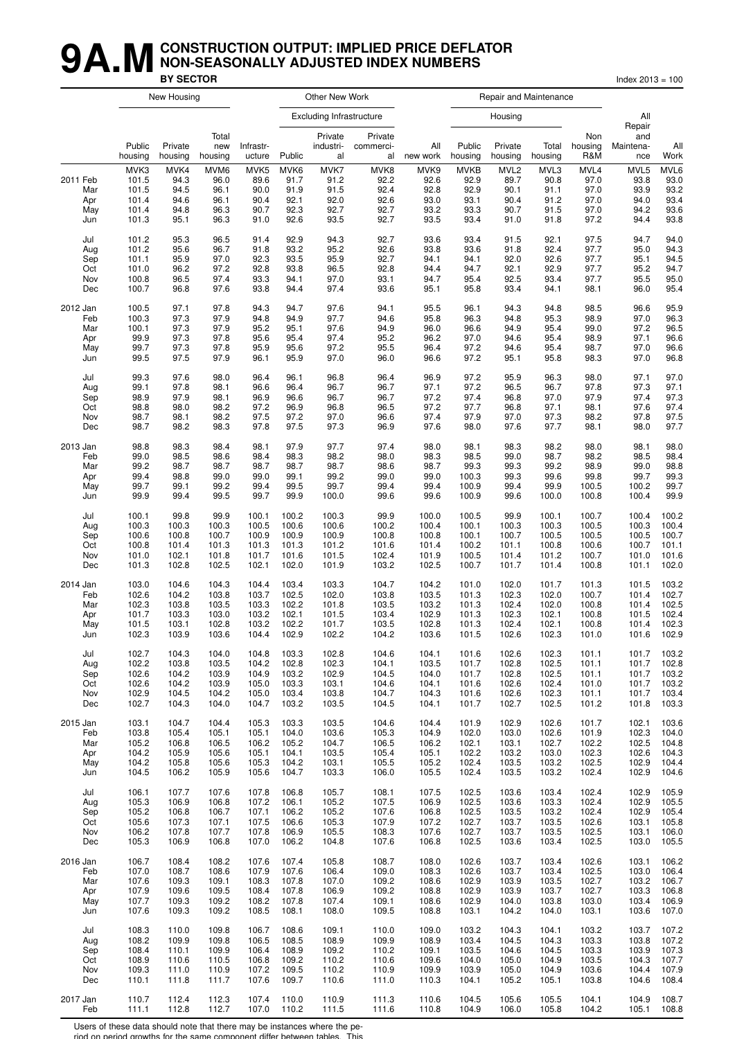# 9A.M CONSTRUCTION OUTPUT: IMPLIED PRICE DEFLATOR NON-SEASONALLY ADJUSTED INDEX NUMBERS

**BY SECTOR**

Index 2013 = 100

| | New Housing | | | Other New Work | | | | | Repair and Maintenance | | | | | |
|---|---|---|---|---|---|---|---|---|---|---|---|---|---|---|
| | | | | | Excluding Infrastructure | | | | Housing | | | | | |
| | Public housing | Private housing | Total new housing | Infrastr-ucture | Public | Private industri-al | Private commerci-al | All new work | Public housing | Private housing | Total housing | Non housing R&M | All Repair and Maintena-nce | All Work |
| | MVK3 | MVK4 | MVM6 | MVK5 | MVK6 | MVK7 | MVK8 | MVK9 | MVKB | MVL2 | MVL3 | MVL4 | MVL5 | MVL6 |
| 2011 Feb | 101.5 | 94.3 | 96.0 | 89.6 | 91.7 | 91.2 | 92.2 | 92.6 | 92.9 | 89.7 | 90.8 | 97.0 | 93.8 | 93.0 |
| Mar | 101.5 | 94.5 | 96.1 | 90.0 | 91.9 | 91.5 | 92.4 | 92.8 | 92.9 | 90.1 | 91.1 | 97.0 | 93.9 | 93.2 |
| Apr | 101.4 | 94.6 | 96.1 | 90.4 | 92.1 | 92.0 | 92.6 | 93.0 | 93.1 | 90.4 | 91.2 | 97.0 | 94.0 | 93.4 |
| May | 101.4 | 94.8 | 96.3 | 90.7 | 92.3 | 92.7 | 92.7 | 93.2 | 93.3 | 90.7 | 91.5 | 97.0 | 94.2 | 93.6 |
| Jun | 101.3 | 95.1 | 96.3 | 91.0 | 92.6 | 93.5 | 92.7 | 93.5 | 93.4 | 91.0 | 91.8 | 97.2 | 94.4 | 93.8 |
| Jul | 101.2 | 95.3 | 96.5 | 91.4 | 92.9 | 94.3 | 92.7 | 93.6 | 93.4 | 91.5 | 92.1 | 97.5 | 94.7 | 94.0 |
| Aug | 101.2 | 95.6 | 96.7 | 91.8 | 93.2 | 95.2 | 92.6 | 93.8 | 93.6 | 91.8 | 92.4 | 97.7 | 95.0 | 94.3 |
| Sep | 101.1 | 95.9 | 97.0 | 92.3 | 93.5 | 95.9 | 92.7 | 94.1 | 94.1 | 92.0 | 92.6 | 97.7 | 95.1 | 94.5 |
| Oct | 101.0 | 96.2 | 97.2 | 92.8 | 93.8 | 96.5 | 92.8 | 94.4 | 94.7 | 92.1 | 92.9 | 97.7 | 95.2 | 94.7 |
| Nov | 100.8 | 96.5 | 97.4 | 93.3 | 94.1 | 97.0 | 93.1 | 94.7 | 95.4 | 92.5 | 93.4 | 97.7 | 95.5 | 95.0 |
| Dec | 100.7 | 96.8 | 97.6 | 93.8 | 94.4 | 97.4 | 93.6 | 95.1 | 95.8 | 93.4 | 94.1 | 98.1 | 96.0 | 95.4 |
| 2012 Jan | 100.5 | 97.1 | 97.8 | 94.3 | 94.7 | 97.6 | 94.1 | 95.5 | 96.1 | 94.3 | 94.8 | 98.5 | 96.6 | 95.9 |
| Feb | 100.3 | 97.3 | 97.9 | 94.8 | 94.9 | 97.7 | 94.6 | 95.8 | 96.3 | 94.8 | 95.3 | 98.9 | 97.0 | 96.3 |
| Mar | 100.1 | 97.3 | 97.9 | 95.2 | 95.1 | 97.6 | 94.9 | 96.0 | 96.6 | 94.9 | 95.4 | 99.0 | 97.2 | 96.5 |
| Apr | 99.9 | 97.3 | 97.8 | 95.6 | 95.4 | 97.4 | 95.2 | 96.2 | 97.0 | 94.6 | 95.4 | 98.9 | 97.1 | 96.6 |
| May | 99.7 | 97.3 | 97.8 | 95.9 | 95.6 | 97.2 | 95.5 | 96.4 | 97.2 | 94.6 | 95.4 | 98.7 | 97.0 | 96.6 |
| Jun | 99.5 | 97.5 | 97.9 | 96.1 | 95.9 | 97.0 | 96.0 | 96.6 | 97.2 | 95.1 | 95.8 | 98.3 | 97.0 | 96.8 |
| Jul | 99.3 | 97.6 | 98.0 | 96.4 | 96.1 | 96.8 | 96.4 | 96.9 | 97.2 | 95.9 | 96.3 | 98.0 | 97.1 | 97.0 |
| Aug | 99.1 | 97.8 | 98.1 | 96.6 | 96.4 | 96.7 | 96.7 | 97.1 | 97.2 | 96.5 | 96.7 | 97.8 | 97.3 | 97.1 |
| Sep | 98.9 | 97.9 | 98.1 | 96.9 | 96.6 | 96.7 | 96.7 | 97.2 | 97.4 | 96.8 | 97.0 | 97.9 | 97.4 | 97.3 |
| Oct | 98.8 | 98.0 | 98.2 | 97.2 | 96.9 | 96.8 | 96.5 | 97.2 | 97.7 | 96.8 | 97.1 | 98.1 | 97.6 | 97.4 |
| Nov | 98.7 | 98.1 | 98.2 | 97.5 | 97.2 | 97.0 | 96.6 | 97.4 | 97.9 | 97.0 | 97.3 | 98.2 | 97.8 | 97.5 |
| Dec | 98.7 | 98.2 | 98.3 | 97.8 | 97.5 | 97.3 | 96.9 | 97.6 | 98.0 | 97.6 | 97.7 | 98.1 | 98.0 | 97.7 |
| 2013 Jan | 98.8 | 98.3 | 98.4 | 98.1 | 97.9 | 97.7 | 97.4 | 98.0 | 98.1 | 98.3 | 98.2 | 98.0 | 98.1 | 98.0 |
| Feb | 99.0 | 98.5 | 98.6 | 98.4 | 98.3 | 98.2 | 98.0 | 98.3 | 98.5 | 99.0 | 98.7 | 98.2 | 98.5 | 98.4 |
| Mar | 99.2 | 98.7 | 98.7 | 98.7 | 98.7 | 98.7 | 98.6 | 98.7 | 99.3 | 99.3 | 99.2 | 98.9 | 99.0 | 98.8 |
| Apr | 99.4 | 98.8 | 99.0 | 99.0 | 99.1 | 99.2 | 99.0 | 99.0 | 100.3 | 99.3 | 99.6 | 99.8 | 99.7 | 99.3 |
| May | 99.7 | 99.1 | 99.2 | 99.4 | 99.5 | 99.7 | 99.4 | 99.4 | 100.9 | 99.4 | 99.9 | 100.5 | 100.2 | 99.7 |
| Jun | 99.9 | 99.4 | 99.5 | 99.7 | 99.9 | 100.0 | 99.6 | 99.6 | 100.9 | 99.6 | 100.0 | 100.8 | 100.4 | 99.9 |
| Jul | 100.1 | 99.8 | 99.9 | 100.1 | 100.2 | 100.3 | 99.9 | 100.0 | 100.5 | 99.9 | 100.1 | 100.7 | 100.4 | 100.2 |
| Aug | 100.3 | 100.3 | 100.3 | 100.5 | 100.6 | 100.6 | 100.2 | 100.4 | 100.1 | 100.3 | 100.3 | 100.5 | 100.3 | 100.4 |
| Sep | 100.6 | 100.8 | 100.7 | 100.9 | 100.9 | 100.9 | 100.8 | 100.8 | 100.1 | 100.7 | 100.5 | 100.5 | 100.5 | 100.7 |
| Oct | 100.8 | 101.4 | 101.3 | 101.3 | 101.3 | 101.2 | 101.6 | 101.4 | 100.2 | 101.1 | 100.8 | 100.6 | 100.7 | 101.1 |
| Nov | 101.0 | 102.1 | 101.8 | 101.7 | 101.6 | 101.5 | 102.4 | 101.9 | 100.5 | 101.4 | 101.2 | 100.7 | 101.0 | 101.6 |
| Dec | 101.3 | 102.8 | 102.5 | 102.1 | 102.0 | 101.9 | 103.2 | 102.5 | 100.7 | 101.7 | 101.4 | 100.8 | 101.1 | 102.0 |
| 2014 Jan | 103.0 | 104.6 | 104.3 | 104.4 | 103.4 | 103.3 | 104.7 | 104.2 | 101.0 | 102.0 | 101.7 | 101.3 | 101.5 | 103.2 |
| Feb | 102.6 | 104.2 | 103.8 | 103.7 | 102.5 | 102.0 | 103.8 | 103.5 | 101.3 | 102.3 | 102.0 | 100.7 | 101.4 | 102.7 |
| Mar | 102.3 | 103.8 | 103.5 | 103.3 | 102.2 | 101.8 | 103.5 | 103.2 | 101.3 | 102.4 | 102.0 | 100.8 | 101.4 | 102.5 |
| Apr | 101.7 | 103.3 | 103.0 | 103.2 | 102.1 | 101.5 | 103.4 | 102.9 | 101.3 | 102.3 | 102.1 | 100.8 | 101.5 | 102.4 |
| May | 101.5 | 103.1 | 102.8 | 103.2 | 102.2 | 101.7 | 103.5 | 102.8 | 101.3 | 102.4 | 102.1 | 100.8 | 101.4 | 102.3 |
| Jun | 102.3 | 103.9 | 103.6 | 104.4 | 102.9 | 102.2 | 104.2 | 103.6 | 101.5 | 102.6 | 102.3 | 101.0 | 101.6 | 102.9 |
| Jul | 102.7 | 104.3 | 104.0 | 104.8 | 103.3 | 102.8 | 104.6 | 104.1 | 101.6 | 102.6 | 102.3 | 101.1 | 101.7 | 103.2 |
| Aug | 102.2 | 103.8 | 103.5 | 104.2 | 102.8 | 102.3 | 104.1 | 103.5 | 101.7 | 102.8 | 102.5 | 101.1 | 101.7 | 102.8 |
| Sep | 102.6 | 104.2 | 103.9 | 104.9 | 103.2 | 102.9 | 104.5 | 104.0 | 101.7 | 102.8 | 102.5 | 101.1 | 101.7 | 103.2 |
| Oct | 102.6 | 104.2 | 103.9 | 105.0 | 103.3 | 103.1 | 104.6 | 104.1 | 101.6 | 102.6 | 102.4 | 101.0 | 101.7 | 103.2 |
| Nov | 102.9 | 104.5 | 104.2 | 105.0 | 103.4 | 103.8 | 104.7 | 104.3 | 101.6 | 102.6 | 102.3 | 101.1 | 101.7 | 103.4 |
| Dec | 102.7 | 104.3 | 104.0 | 104.7 | 103.2 | 103.5 | 104.5 | 104.1 | 101.7 | 102.7 | 102.5 | 101.2 | 101.8 | 103.3 |
| 2015 Jan | 103.1 | 104.7 | 104.4 | 105.3 | 103.3 | 103.5 | 104.6 | 104.4 | 101.9 | 102.9 | 102.6 | 101.7 | 102.1 | 103.6 |
| Feb | 103.8 | 105.4 | 105.1 | 105.1 | 104.0 | 103.6 | 105.3 | 104.9 | 102.0 | 103.0 | 102.6 | 101.9 | 102.3 | 104.0 |
| Mar | 105.2 | 106.8 | 106.5 | 106.2 | 105.2 | 104.7 | 106.5 | 106.2 | 102.1 | 103.1 | 102.7 | 102.2 | 102.5 | 104.8 |
| Apr | 104.2 | 105.9 | 105.6 | 105.1 | 104.1 | 103.5 | 105.4 | 105.1 | 102.2 | 103.2 | 103.0 | 102.3 | 102.6 | 104.3 |
| May | 104.2 | 105.8 | 105.6 | 105.3 | 104.2 | 103.1 | 105.5 | 105.2 | 102.4 | 103.5 | 103.2 | 102.5 | 102.9 | 104.4 |
| Jun | 104.5 | 106.2 | 105.9 | 105.6 | 104.7 | 103.3 | 106.0 | 105.5 | 102.4 | 103.5 | 103.2 | 102.4 | 102.9 | 104.6 |
| Jul | 106.1 | 107.7 | 107.6 | 107.8 | 106.8 | 105.7 | 108.1 | 107.5 | 102.5 | 103.6 | 103.4 | 102.4 | 102.9 | 105.9 |
| Aug | 105.3 | 106.9 | 106.8 | 107.2 | 106.1 | 105.2 | 107.5 | 106.9 | 102.5 | 103.6 | 103.3 | 102.4 | 102.9 | 105.5 |
| Sep | 105.2 | 106.8 | 106.7 | 107.1 | 106.2 | 105.2 | 107.6 | 106.8 | 102.5 | 103.5 | 103.2 | 102.4 | 102.9 | 105.4 |
| Oct | 105.6 | 107.3 | 107.1 | 107.5 | 106.6 | 105.3 | 107.9 | 107.2 | 102.7 | 103.7 | 103.5 | 102.6 | 103.1 | 105.8 |
| Nov | 106.2 | 107.8 | 107.7 | 107.8 | 106.9 | 105.5 | 108.3 | 107.6 | 102.7 | 103.7 | 103.5 | 102.5 | 103.1 | 106.0 |
| Dec | 105.3 | 106.9 | 106.8 | 107.0 | 106.2 | 104.8 | 107.6 | 106.8 | 102.5 | 103.6 | 103.4 | 102.5 | 103.0 | 105.5 |
| 2016 Jan | 106.7 | 108.4 | 108.2 | 107.6 | 107.4 | 105.8 | 108.7 | 108.0 | 102.6 | 103.7 | 103.4 | 102.6 | 103.1 | 106.2 |
| Feb | 107.0 | 108.7 | 108.6 | 107.9 | 107.6 | 106.4 | 109.0 | 108.3 | 102.6 | 103.7 | 103.4 | 102.5 | 103.0 | 106.4 |
| Mar | 107.6 | 109.3 | 109.1 | 108.3 | 107.8 | 107.0 | 109.2 | 108.6 | 102.9 | 103.9 | 103.5 | 102.7 | 103.2 | 106.7 |
| Apr | 107.9 | 109.6 | 109.5 | 108.4 | 107.8 | 106.9 | 109.2 | 108.8 | 102.9 | 103.9 | 103.7 | 102.7 | 103.3 | 106.8 |
| May | 107.7 | 109.3 | 109.2 | 108.2 | 107.8 | 107.4 | 109.1 | 108.6 | 102.9 | 104.0 | 103.8 | 103.0 | 103.4 | 106.9 |
| Jun | 107.6 | 109.3 | 109.2 | 108.5 | 108.1 | 108.0 | 109.5 | 108.8 | 103.1 | 104.2 | 104.0 | 103.1 | 103.6 | 107.0 |
| Jul | 108.3 | 110.0 | 109.8 | 106.7 | 108.6 | 109.1 | 110.0 | 109.0 | 103.2 | 104.3 | 104.1 | 103.2 | 103.7 | 107.2 |
| Aug | 108.2 | 109.9 | 109.8 | 106.5 | 108.5 | 108.9 | 109.9 | 108.9 | 103.4 | 104.5 | 104.3 | 103.3 | 103.8 | 107.2 |
| Sep | 108.4 | 110.1 | 109.9 | 106.4 | 108.9 | 109.2 | 110.2 | 109.1 | 103.5 | 104.6 | 104.5 | 103.3 | 103.9 | 107.3 |
| Oct | 108.9 | 110.6 | 110.5 | 106.8 | 109.2 | 110.2 | 110.6 | 109.6 | 104.0 | 105.0 | 104.9 | 103.5 | 104.3 | 107.7 |
| Nov | 109.3 | 111.0 | 110.9 | 107.2 | 109.5 | 110.2 | 110.9 | 109.9 | 103.9 | 105.0 | 104.9 | 103.6 | 104.4 | 107.9 |
| Dec | 110.1 | 111.8 | 111.7 | 107.6 | 109.7 | 110.6 | 111.0 | 110.3 | 104.1 | 105.2 | 105.1 | 103.8 | 104.6 | 108.4 |
| 2017 Jan | 110.7 | 112.4 | 112.3 | 107.4 | 110.0 | 110.9 | 111.3 | 110.6 | 104.5 | 105.6 | 105.5 | 104.1 | 104.9 | 108.7 |
| Feb | 111.1 | 112.8 | 112.7 | 107.0 | 110.2 | 111.5 | 111.6 | 110.8 | 104.9 | 106.0 | 105.8 | 104.2 | 105.1 | 108.8 |

Users of these data should note that there may be instances where the period on period growths for the same component differ between tables. This